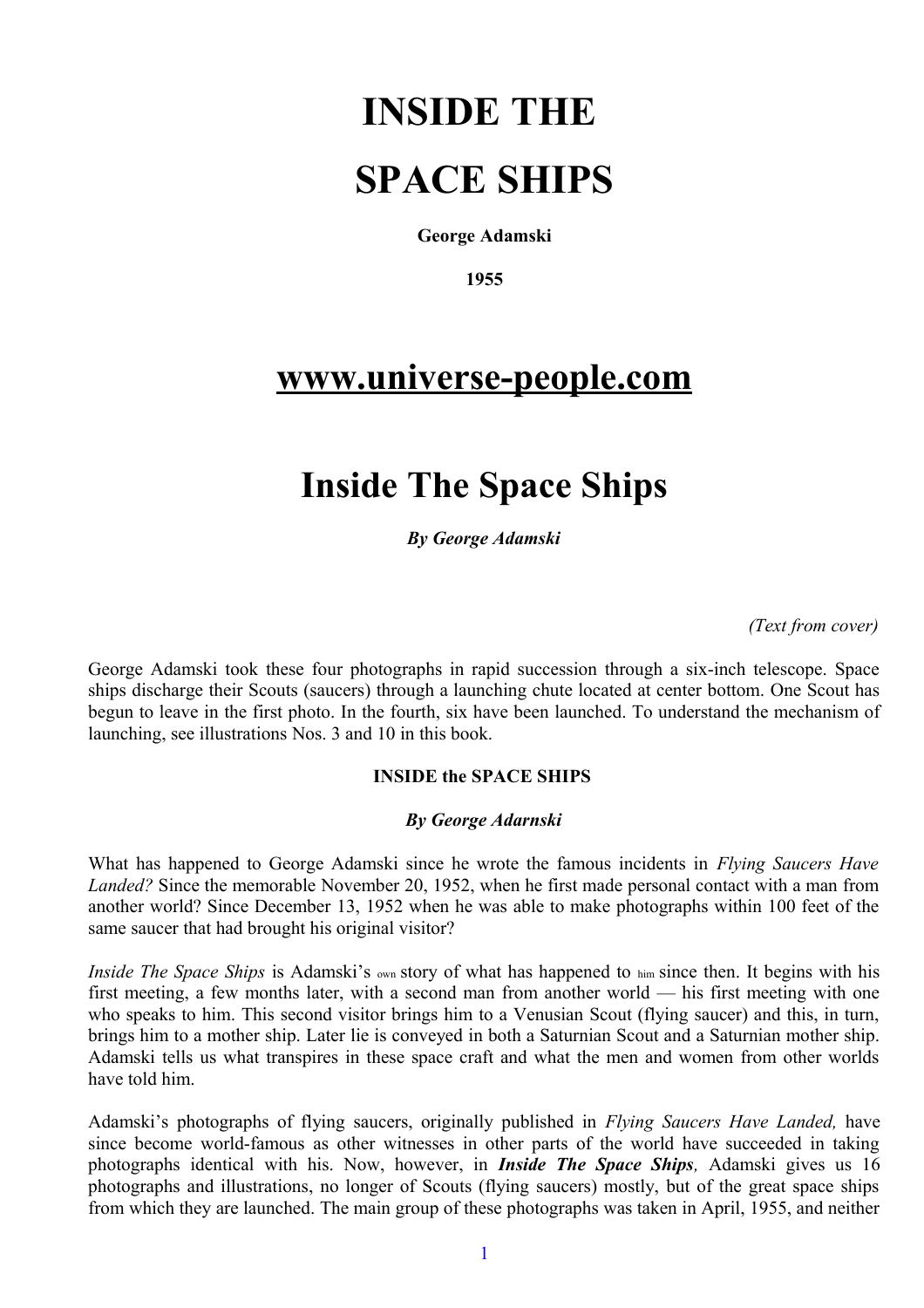# INSIDE THE SPACE SHIPS

**George Adamski**

**1955**

## www.universe-people.com

# Inside The Space Ships

***By George Adamski***

*(Text from cover)*

George Adamski took these four photographs in rapid succession through a six-inch telescope. Space ships discharge their Scouts (saucers) through a launching chute located at center bottom. One Scout has begun to leave in the first photo. In the fourth, six have been launched. To understand the mechanism of launching, see illustrations Nos. 3 and 10 in this book.

**INSIDE the SPACE SHIPS**

***By George Adarnski***

What has happened to George Adamski since he wrote the famous incidents in *Flying Saucers Have Landed?* Since the memorable November 20, 1952, when he first made personal contact with a man from another world? Since December 13, 1952 when he was able to make photographs within 100 feet of the same saucer that had brought his original visitor?

*Inside The Space Ships* is Adamski's own story of what has happened to him since then. It begins with his first meeting, a few months later, with a second man from another world — his first meeting with one who speaks to him. This second visitor brings him to a Venusian Scout (flying saucer) and this, in turn, brings him to a mother ship. Later lie is conveyed in both a Saturnian Scout and a Saturnian mother ship. Adamski tells us what transpires in these space craft and what the men and women from other worlds have told him.

Adamski's photographs of flying saucers, originally published in *Flying Saucers Have Landed,* have since become world-famous as other witnesses in other parts of the world have succeeded in taking photographs identical with his. Now, however, in ***Inside The Space Ships***, Adamski gives us 16 photographs and illustrations, no longer of Scouts (flying saucers) mostly, but of the great space ships from which they are launched. The main group of these photographs was taken in April, 1955, and neither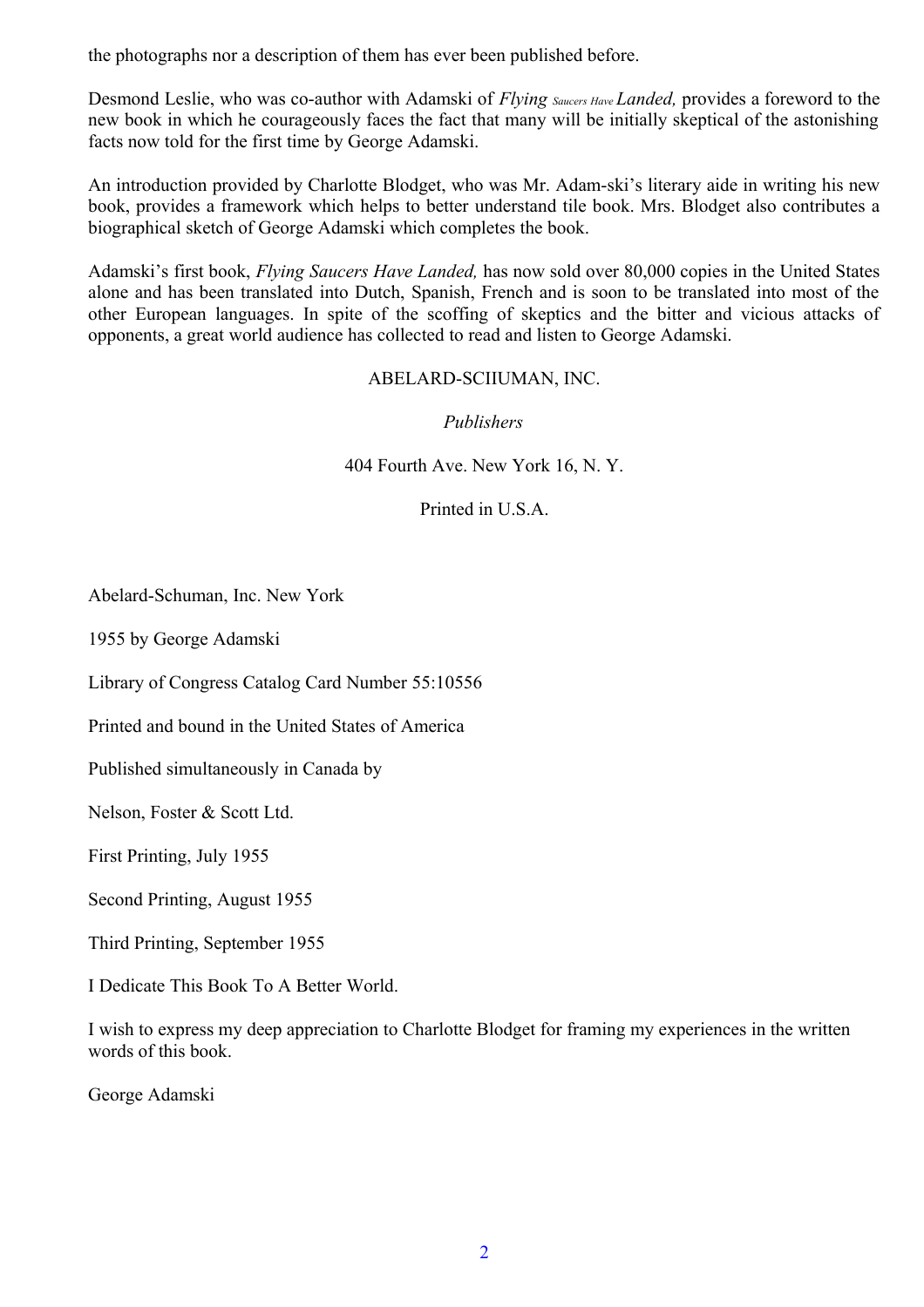the photographs nor a description of them has ever been published before.

Desmond Leslie, who was co-author with Adamski of *Flying Saucers Have Landed,* provides a foreword to the new book in which he courageously faces the fact that many will be initially skeptical of the astonishing facts now told for the first time by George Adamski.

An introduction provided by Charlotte Blodget, who was Mr. Adam-ski's literary aide in writing his new book, provides a framework which helps to better understand tile book. Mrs. Blodget also contributes a biographical sketch of George Adamski which completes the book.

Adamski's first book, *Flying Saucers Have Landed,* has now sold over 80,000 copies in the United States alone and has been translated into Dutch, Spanish, French and is soon to be translated into most of the other European languages. In spite of the scoffing of skeptics and the bitter and vicious attacks of opponents, a great world audience has collected to read and listen to George Adamski.

ABELARD-SCIIUMAN, INC.

*Publishers*

404 Fourth Ave. New York 16, N. Y.

Printed in U.S.A.

Abelard-Schuman, Inc. New York

1955 by George Adamski

Library of Congress Catalog Card Number 55:10556

Printed and bound in the United States of America

Published simultaneously in Canada by

Nelson, Foster & Scott Ltd.

First Printing, July 1955

Second Printing, August 1955

Third Printing, September 1955

I Dedicate This Book To A Better World.

I wish to express my deep appreciation to Charlotte Blodget for framing my experiences in the written words of this book.

George Adamski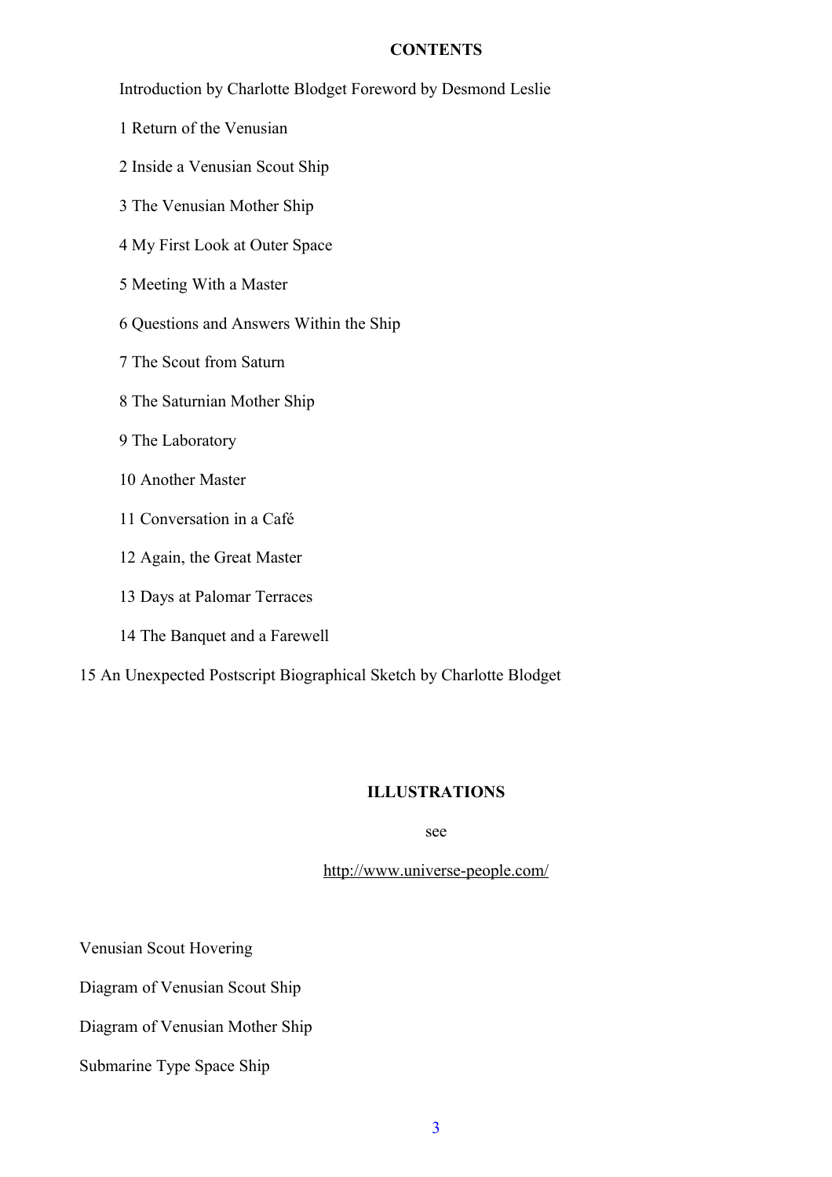## CONTENTS

Introduction by Charlotte Blodget Foreword by Desmond Leslie

1 Return of the Venusian

2 Inside a Venusian Scout Ship

3 The Venusian Mother Ship

4 My First Look at Outer Space

5 Meeting With a Master

6 Questions and Answers Within the Ship

7 The Scout from Saturn

8 The Saturnian Mother Ship

9 The Laboratory

10 Another Master

11 Conversation in a Café

12 Again, the Great Master

13 Days at Palomar Terraces

14 The Banquet and a Farewell

15 An Unexpected Postscript Biographical Sketch by Charlotte Blodget

## ILLUSTRATIONS

see

http://www.universe-people.com/

Venusian Scout Hovering

Diagram of Venusian Scout Ship

Diagram of Venusian Mother Ship

Submarine Type Space Ship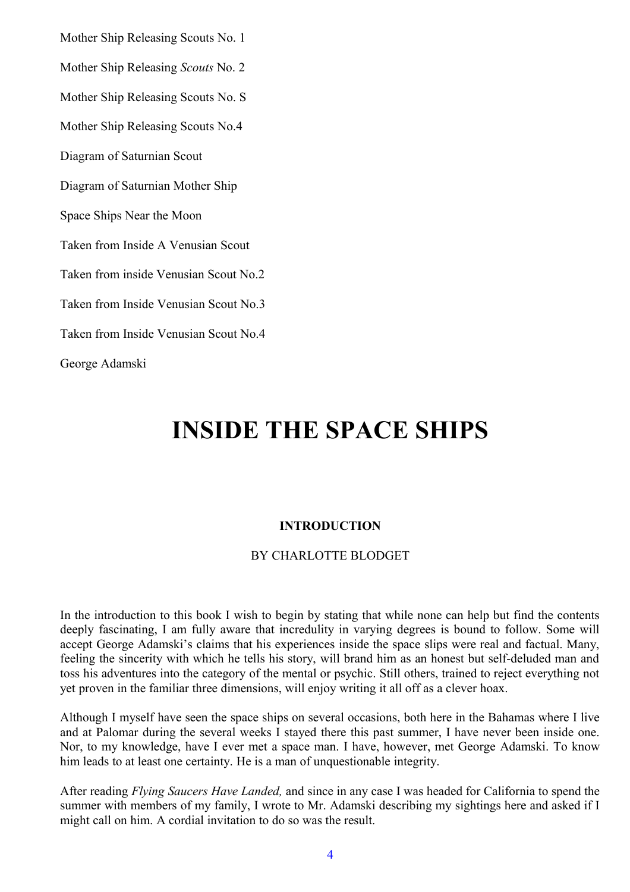Mother Ship Releasing Scouts No. 1

Mother Ship Releasing *Scouts* No. 2

Mother Ship Releasing Scouts No. S

Mother Ship Releasing Scouts No.4

Diagram of Saturnian Scout

Diagram of Saturnian Mother Ship

Space Ships Near the Moon

Taken from Inside A Venusian Scout

Taken from inside Venusian Scout No.2

Taken from Inside Venusian Scout No.3

Taken from Inside Venusian Scout No.4

George Adamski

# INSIDE THE SPACE SHIPS

**INTRODUCTION**

BY CHARLOTTE BLODGET

In the introduction to this book I wish to begin by stating that while none can help but find the contents deeply fascinating, I am fully aware that incredulity in varying degrees is bound to follow. Some will accept George Adamski's claims that his experiences inside the space slips were real and factual. Many, feeling the sincerity with which he tells his story, will brand him as an honest but self-deluded man and toss his adventures into the category of the mental or psychic. Still others, trained to reject everything not yet proven in the familiar three dimensions, will enjoy writing it all off as a clever hoax.

Although I myself have seen the space ships on several occasions, both here in the Bahamas where I live and at Palomar during the several weeks I stayed there this past summer, I have never been inside one. Nor, to my knowledge, have I ever met a space man. I have, however, met George Adamski. To know him leads to at least one certainty. He is a man of unquestionable integrity.

After reading *Flying Saucers Have Landed,* and since in any case I was headed for California to spend the summer with members of my family, I wrote to Mr. Adamski describing my sightings here and asked if I might call on him. A cordial invitation to do so was the result.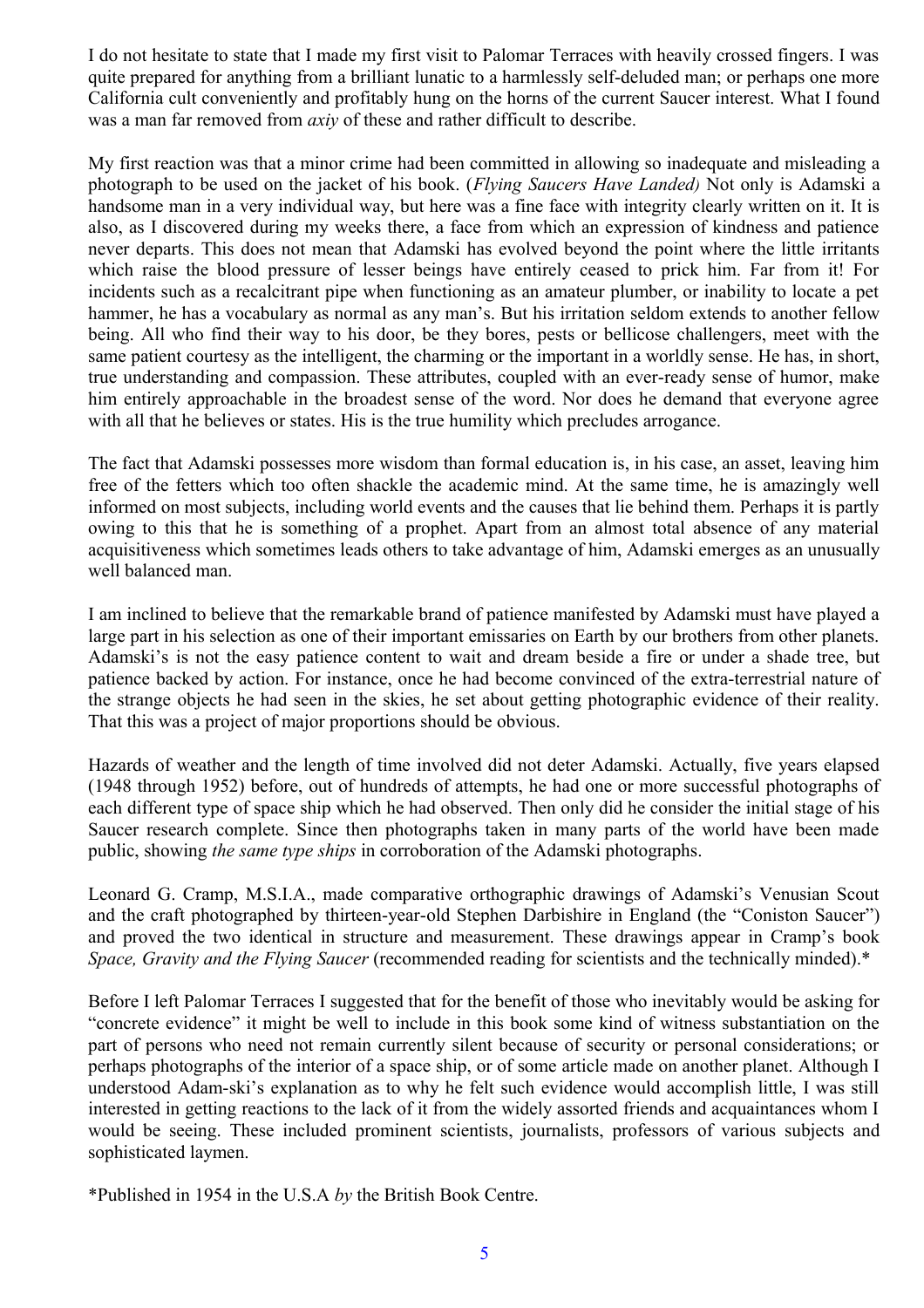I do not hesitate to state that I made my first visit to Palomar Terraces with heavily crossed fingers. I was quite prepared for anything from a brilliant lunatic to a harmlessly self-deluded man; or perhaps one more California cult conveniently and profitably hung on the horns of the current Saucer interest. What I found was a man far removed from *axiy* of these and rather difficult to describe.

My first reaction was that a minor crime had been committed in allowing so inadequate and misleading a photograph to be used on the jacket of his book. (*Flying Saucers Have Landed)* Not only is Adamski a handsome man in a very individual way, but here was a fine face with integrity clearly written on it. It is also, as I discovered during my weeks there, a face from which an expression of kindness and patience never departs. This does not mean that Adamski has evolved beyond the point where the little irritants which raise the blood pressure of lesser beings have entirely ceased to prick him. Far from it! For incidents such as a recalcitrant pipe when functioning as an amateur plumber, or inability to locate a pet hammer, he has a vocabulary as normal as any man's. But his irritation seldom extends to another fellow being. All who find their way to his door, be they bores, pests or bellicose challengers, meet with the same patient courtesy as the intelligent, the charming or the important in a worldly sense. He has, in short, true understanding and compassion. These attributes, coupled with an ever-ready sense of humor, make him entirely approachable in the broadest sense of the word. Nor does he demand that everyone agree with all that he believes or states. His is the true humility which precludes arrogance.

The fact that Adamski possesses more wisdom than formal education is, in his case, an asset, leaving him free of the fetters which too often shackle the academic mind. At the same time, he is amazingly well informed on most subjects, including world events and the causes that lie behind them. Perhaps it is partly owing to this that he is something of a prophet. Apart from an almost total absence of any material acquisitiveness which sometimes leads others to take advantage of him, Adamski emerges as an unusually well balanced man.

I am inclined to believe that the remarkable brand of patience manifested by Adamski must have played a large part in his selection as one of their important emissaries on Earth by our brothers from other planets. Adamski's is not the easy patience content to wait and dream beside a fire or under a shade tree, but patience backed by action. For instance, once he had become convinced of the extra-terrestrial nature of the strange objects he had seen in the skies, he set about getting photographic evidence of their reality. That this was a project of major proportions should be obvious.

Hazards of weather and the length of time involved did not deter Adamski. Actually, five years elapsed (1948 through 1952) before, out of hundreds of attempts, he had one or more successful photographs of each different type of space ship which he had observed. Then only did he consider the initial stage of his Saucer research complete. Since then photographs taken in many parts of the world have been made public, showing *the same type ships* in corroboration of the Adamski photographs.

Leonard G. Cramp, M.S.I.A., made comparative orthographic drawings of Adamski's Venusian Scout and the craft photographed by thirteen-year-old Stephen Darbishire in England (the "Coniston Saucer") and proved the two identical in structure and measurement. These drawings appear in Cramp's book *Space, Gravity and the Flying Saucer* (recommended reading for scientists and the technically minded).*

Before I left Palomar Terraces I suggested that for the benefit of those who inevitably would be asking for "concrete evidence" it might be well to include in this book some kind of witness substantiation on the part of persons who need not remain currently silent because of security or personal considerations; or perhaps photographs of the interior of a space ship, or of some article made on another planet. Although I understood Adam-ski's explanation as to why he felt such evidence would accomplish little, I was still interested in getting reactions to the lack of it from the widely assorted friends and acquaintances whom I would be seeing. These included prominent scientists, journalists, professors of various subjects and sophisticated laymen.

*Published in 1954 in the U.S.A *by* the British Book Centre.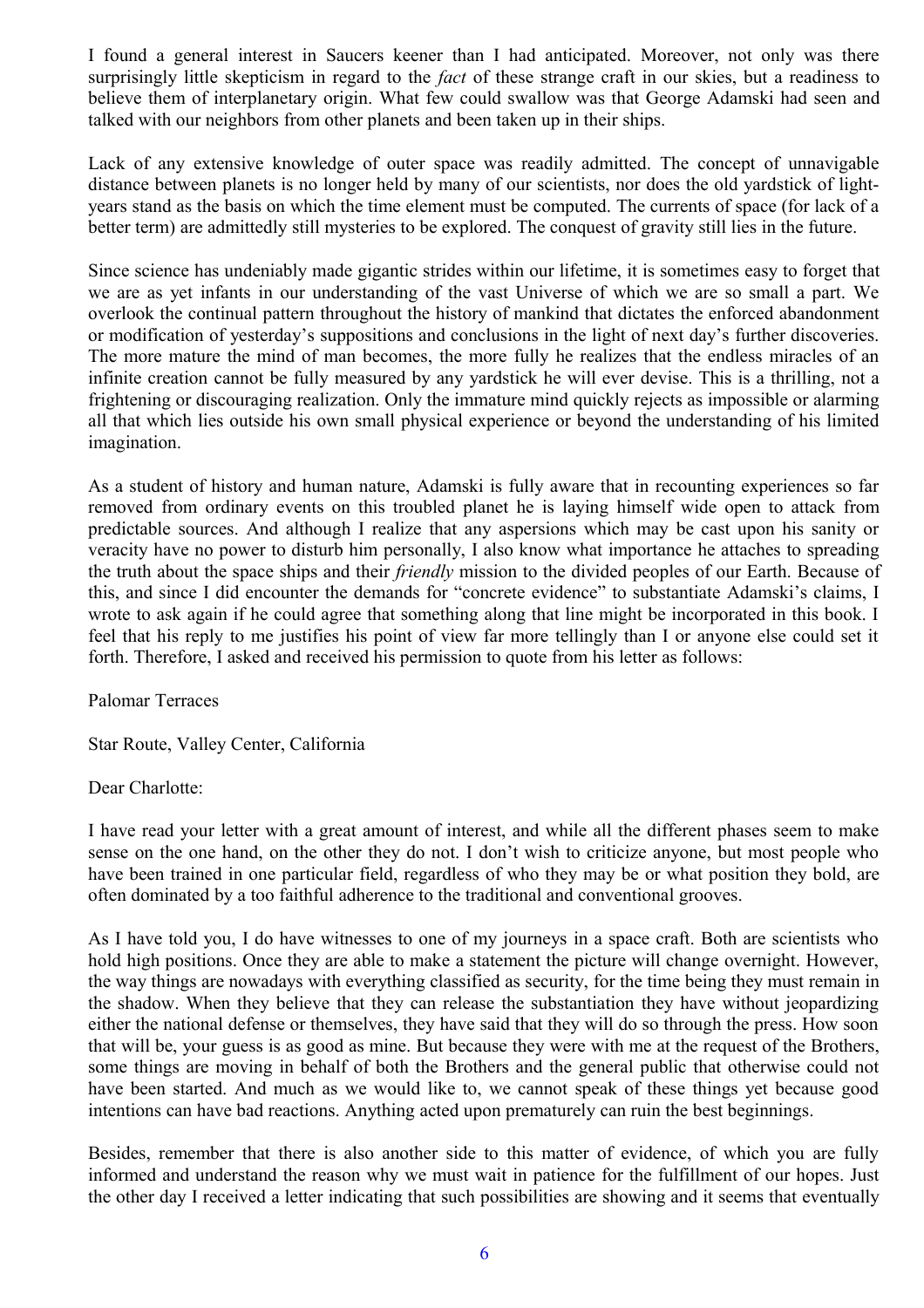I found a general interest in Saucers keener than I had anticipated. Moreover, not only was there surprisingly little skepticism in regard to the *fact* of these strange craft in our skies, but a readiness to believe them of interplanetary origin. What few could swallow was that George Adamski had seen and talked with our neighbors from other planets and been taken up in their ships.

Lack of any extensive knowledge of outer space was readily admitted. The concept of unnavigable distance between planets is no longer held by many of our scientists, nor does the old yardstick of light-years stand as the basis on which the time element must be computed. The currents of space (for lack of a better term) are admittedly still mysteries to be explored. The conquest of gravity still lies in the future.

Since science has undeniably made gigantic strides within our lifetime, it is sometimes easy to forget that we are as yet infants in our understanding of the vast Universe of which we are so small a part. We overlook the continual pattern throughout the history of mankind that dictates the enforced abandonment or modification of yesterday's suppositions and conclusions in the light of next day's further discoveries. The more mature the mind of man becomes, the more fully he realizes that the endless miracles of an infinite creation cannot be fully measured by any yardstick he will ever devise. This is a thrilling, not a frightening or discouraging realization. Only the immature mind quickly rejects as impossible or alarming all that which lies outside his own small physical experience or beyond the understanding of his limited imagination.

As a student of history and human nature, Adamski is fully aware that in recounting experiences so far removed from ordinary events on this troubled planet he is laying himself wide open to attack from predictable sources. And although I realize that any aspersions which may be cast upon his sanity or veracity have no power to disturb him personally, I also know what importance he attaches to spreading the truth about the space ships and their *friendly* mission to the divided peoples of our Earth. Because of this, and since I did encounter the demands for "concrete evidence" to substantiate Adamski's claims, I wrote to ask again if he could agree that something along that line might be incorporated in this book. I feel that his reply to me justifies his point of view far more tellingly than I or anyone else could set it forth. Therefore, I asked and received his permission to quote from his letter as follows:

Palomar Terraces

Star Route, Valley Center, California

Dear Charlotte:

I have read your letter with a great amount of interest, and while all the different phases seem to make sense on the one hand, on the other they do not. I don't wish to criticize anyone, but most people who have been trained in one particular field, regardless of who they may be or what position they bold, are often dominated by a too faithful adherence to the traditional and conventional grooves.

As I have told you, I do have witnesses to one of my journeys in a space craft. Both are scientists who hold high positions. Once they are able to make a statement the picture will change overnight. However, the way things are nowadays with everything classified as security, for the time being they must remain in the shadow. When they believe that they can release the substantiation they have without jeopardizing either the national defense or themselves, they have said that they will do so through the press. How soon that will be, your guess is as good as mine. But because they were with me at the request of the Brothers, some things are moving in behalf of both the Brothers and the general public that otherwise could not have been started. And much as we would like to, we cannot speak of these things yet because good intentions can have bad reactions. Anything acted upon prematurely can ruin the best beginnings.

Besides, remember that there is also another side to this matter of evidence, of which you are fully informed and understand the reason why we must wait in patience for the fulfillment of our hopes. Just the other day I received a letter indicating that such possibilities are showing and it seems that eventually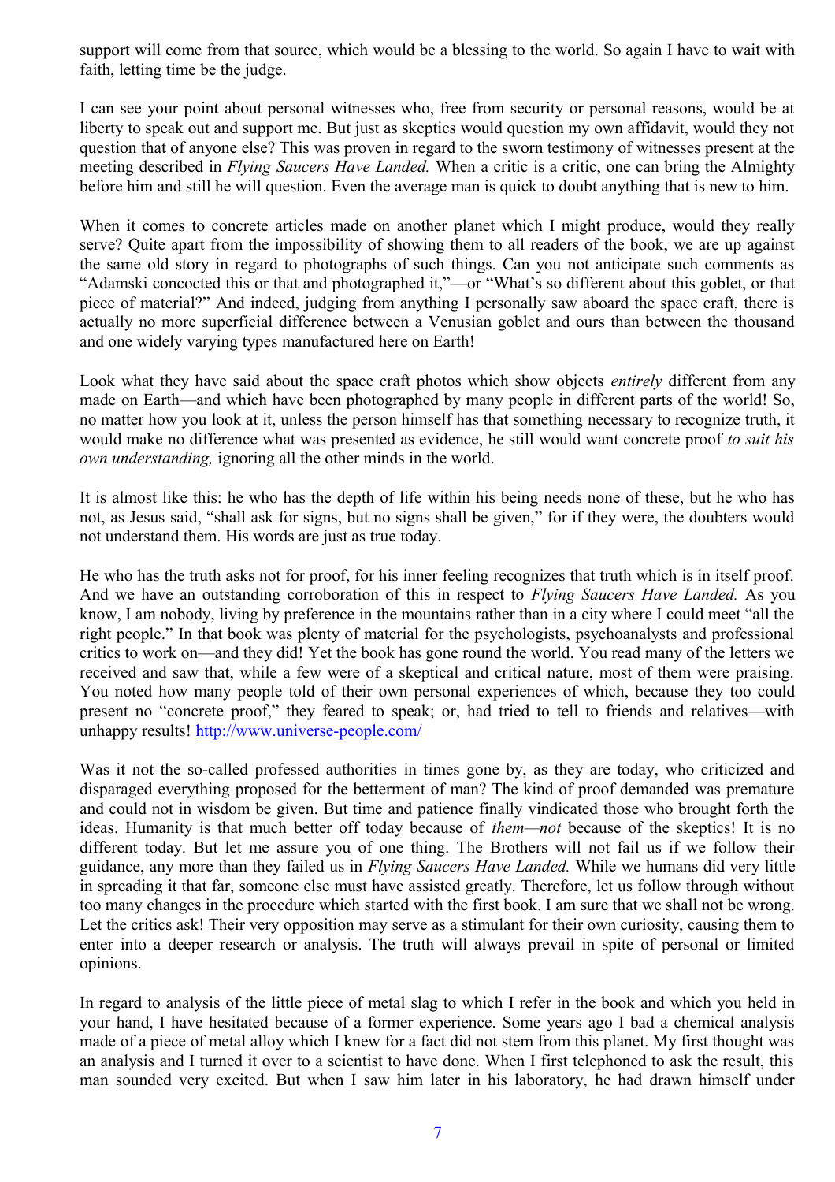support will come from that source, which would be a blessing to the world. So again I have to wait with faith, letting time be the judge.

I can see your point about personal witnesses who, free from security or personal reasons, would be at liberty to speak out and support me. But just as skeptics would question my own affidavit, would they not question that of anyone else? This was proven in regard to the sworn testimony of witnesses present at the meeting described in *Flying Saucers Have Landed.* When a critic is a critic, one can bring the Almighty before him and still he will question. Even the average man is quick to doubt anything that is new to him.

When it comes to concrete articles made on another planet which I might produce, would they really serve? Quite apart from the impossibility of showing them to all readers of the book, we are up against the same old story in regard to photographs of such things. Can you not anticipate such comments as "Adamski concocted this or that and photographed it,"—or "What's so different about this goblet, or that piece of material?" And indeed, judging from anything I personally saw aboard the space craft, there is actually no more superficial difference between a Venusian goblet and ours than between the thousand and one widely varying types manufactured here on Earth!

Look what they have said about the space craft photos which show objects *entirely* different from any made on Earth—and which have been photographed by many people in different parts of the world! So, no matter how you look at it, unless the person himself has that something necessary to recognize truth, it would make no difference what was presented as evidence, he still would want concrete proof *to suit his own understanding,* ignoring all the other minds in the world.

It is almost like this: he who has the depth of life within his being needs none of these, but he who has not, as Jesus said, "shall ask for signs, but no signs shall be given," for if they were, the doubters would not understand them. His words are just as true today.

He who has the truth asks not for proof, for his inner feeling recognizes that truth which is in itself proof. And we have an outstanding corroboration of this in respect to *Flying Saucers Have Landed.* As you know, I am nobody, living by preference in the mountains rather than in a city where I could meet "all the right people." In that book was plenty of material for the psychologists, psychoanalysts and professional critics to work on—and they did! Yet the book has gone round the world. You read many of the letters we received and saw that, while a few were of a skeptical and critical nature, most of them were praising. You noted how many people told of their own personal experiences of which, because they too could present no "concrete proof," they feared to speak; or, had tried to tell to friends and relatives—with unhappy results! http://www.universe-people.com/

Was it not the so-called professed authorities in times gone by, as they are today, who criticized and disparaged everything proposed for the betterment of man? The kind of proof demanded was premature and could not in wisdom be given. But time and patience finally vindicated those who brought forth the ideas. Humanity is that much better off today because of *them*—*not* because of the skeptics! It is no different today. But let me assure you of one thing. The Brothers will not fail us if we follow their guidance, any more than they failed us in *Flying Saucers Have Landed.* While we humans did very little in spreading it that far, someone else must have assisted greatly. Therefore, let us follow through without too many changes in the procedure which started with the first book. I am sure that we shall not be wrong. Let the critics ask! Their very opposition may serve as a stimulant for their own curiosity, causing them to enter into a deeper research or analysis. The truth will always prevail in spite of personal or limited opinions.

In regard to analysis of the little piece of metal slag to which I refer in the book and which you held in your hand, I have hesitated because of a former experience. Some years ago I bad a chemical analysis made of a piece of metal alloy which I knew for a fact did not stem from this planet. My first thought was an analysis and I turned it over to a scientist to have done. When I first telephoned to ask the result, this man sounded very excited. But when I saw him later in his laboratory, he had drawn himself under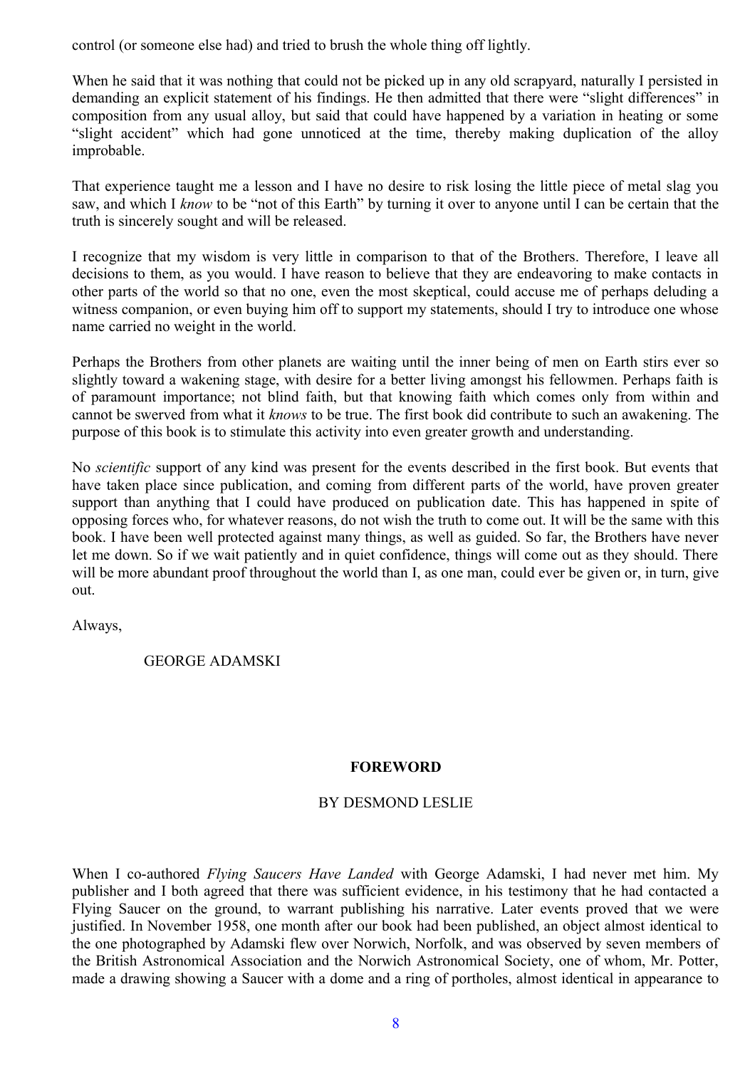control (or someone else had) and tried to brush the whole thing off lightly.

When he said that it was nothing that could not be picked up in any old scrapyard, naturally I persisted in demanding an explicit statement of his findings. He then admitted that there were "slight differences" in composition from any usual alloy, but said that could have happened by a variation in heating or some "slight accident" which had gone unnoticed at the time, thereby making duplication of the alloy improbable.

That experience taught me a lesson and I have no desire to risk losing the little piece of metal slag you saw, and which I *know* to be "not of this Earth" by turning it over to anyone until I can be certain that the truth is sincerely sought and will be released.

I recognize that my wisdom is very little in comparison to that of the Brothers. Therefore, I leave all decisions to them, as you would. I have reason to believe that they are endeavoring to make contacts in other parts of the world so that no one, even the most skeptical, could accuse me of perhaps deluding a witness companion, or even buying him off to support my statements, should I try to introduce one whose name carried no weight in the world.

Perhaps the Brothers from other planets are waiting until the inner being of men on Earth stirs ever so slightly toward a wakening stage, with desire for a better living amongst his fellowmen. Perhaps faith is of paramount importance; not blind faith, but that knowing faith which comes only from within and cannot be swerved from what it *knows* to be true. The first book did contribute to such an awakening. The purpose of this book is to stimulate this activity into even greater growth and understanding.

No *scientific* support of any kind was present for the events described in the first book. But events that have taken place since publication, and coming from different parts of the world, have proven greater support than anything that I could have produced on publication date. This has happened in spite of opposing forces who, for whatever reasons, do not wish the truth to come out. It will be the same with this book. I have been well protected against many things, as well as guided. So far, the Brothers have never let me down. So if we wait patiently and in quiet confidence, things will come out as they should. There will be more abundant proof throughout the world than I, as one man, could ever be given or, in turn, give out.

Always,

GEORGE ADAMSKI

## FOREWORD

BY DESMOND LESLIE

When I co-authored *Flying Saucers Have Landed* with George Adamski, I had never met him. My publisher and I both agreed that there was sufficient evidence, in his testimony that he had contacted a Flying Saucer on the ground, to warrant publishing his narrative. Later events proved that we were justified. In November 1958, one month after our book had been published, an object almost identical to the one photographed by Adamski flew over Norwich, Norfolk, and was observed by seven members of the British Astronomical Association and the Norwich Astronomical Society, one of whom, Mr. Potter, made a drawing showing a Saucer with a dome and a ring of portholes, almost identical in appearance to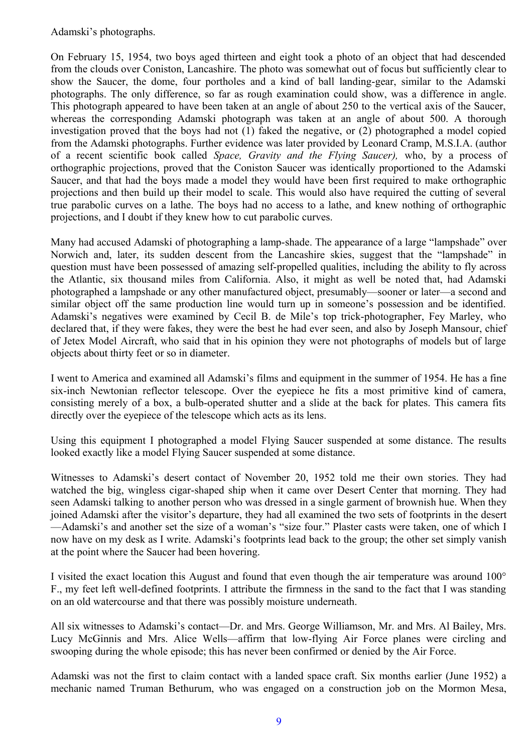Adamski's photographs.

On February 15, 1954, two boys aged thirteen and eight took a photo of an object that had descended from the clouds over Coniston, Lancashire. The photo was somewhat out of focus but sufficiently clear to show the Saucer, the dome, four portholes and a kind of ball landing-gear, similar to the Adamski photographs. The only difference, so far as rough examination could show, was a difference in angle. This photograph appeared to have been taken at an angle of about 250 to the vertical axis of the Saucer, whereas the corresponding Adamski photograph was taken at an angle of about 500. A thorough investigation proved that the boys had not (1) faked the negative, or (2) photographed a model copied from the Adamski photographs. Further evidence was later provided by Leonard Cramp, M.S.I.A. (author of a recent scientific book called *Space, Gravity and the Flying Saucer),* who, by a process of orthographic projections, proved that the Coniston Saucer was identically proportioned to the Adamski Saucer, and that had the boys made a model they would have been first required to make orthographic projections and then build up their model to scale. This would also have required the cutting of several true parabolic curves on a lathe. The boys had no access to a lathe, and knew nothing of orthographic projections, and I doubt if they knew how to cut parabolic curves.

Many had accused Adamski of photographing a lamp-shade. The appearance of a large "lampshade" over Norwich and, later, its sudden descent from the Lancashire skies, suggest that the "lampshade" in question must have been possessed of amazing self-propelled qualities, including the ability to fly across the Atlantic, six thousand miles from California. Also, it might as well be noted that, had Adamski photographed a lampshade or any other manufactured object, presumably—sooner or later—a second and similar object off the same production line would turn up in someone's possession and be identified. Adamski's negatives were examined by Cecil B. de Mile's top trick-photographer, Fey Marley, who declared that, if they were fakes, they were the best he had ever seen, and also by Joseph Mansour, chief of Jetex Model Aircraft, who said that in his opinion they were not photographs of models but of large objects about thirty feet or so in diameter.

I went to America and examined all Adamski's films and equipment in the summer of 1954. He has a fine six-inch Newtonian reflector telescope. Over the eyepiece he fits a most primitive kind of camera, consisting merely of a box, a bulb-operated shutter and a slide at the back for plates. This camera fits directly over the eyepiece of the telescope which acts as its lens.

Using this equipment I photographed a model Flying Saucer suspended at some distance. The results looked exactly like a model Flying Saucer suspended at some distance.

Witnesses to Adamski's desert contact of November 20, 1952 told me their own stories. They had watched the big, wingless cigar-shaped ship when it came over Desert Center that morning. They had seen Adamski talking to another person who was dressed in a single garment of brownish hue. When they joined Adamski after the visitor's departure, they had all examined the two sets of footprints in the desert—Adamski's and another set the size of a woman's "size four." Plaster casts were taken, one of which I now have on my desk as I write. Adamski's footprints lead back to the group; the other set simply vanish at the point where the Saucer had been hovering.

I visited the exact location this August and found that even though the air temperature was around 100° F., my feet left well-defined footprints. I attribute the firmness in the sand to the fact that I was standing on an old watercourse and that there was possibly moisture underneath.

All six witnesses to Adamski's contact—Dr. and Mrs. George Williamson, Mr. and Mrs. Al Bailey, Mrs. Lucy McGinnis and Mrs. Alice Wells—affirm that low-flying Air Force planes were circling and swooping during the whole episode; this has never been confirmed or denied by the Air Force.

Adamski was not the first to claim contact with a landed space craft. Six months earlier (June 1952) a mechanic named Truman Bethurum, who was engaged on a construction job on the Mormon Mesa,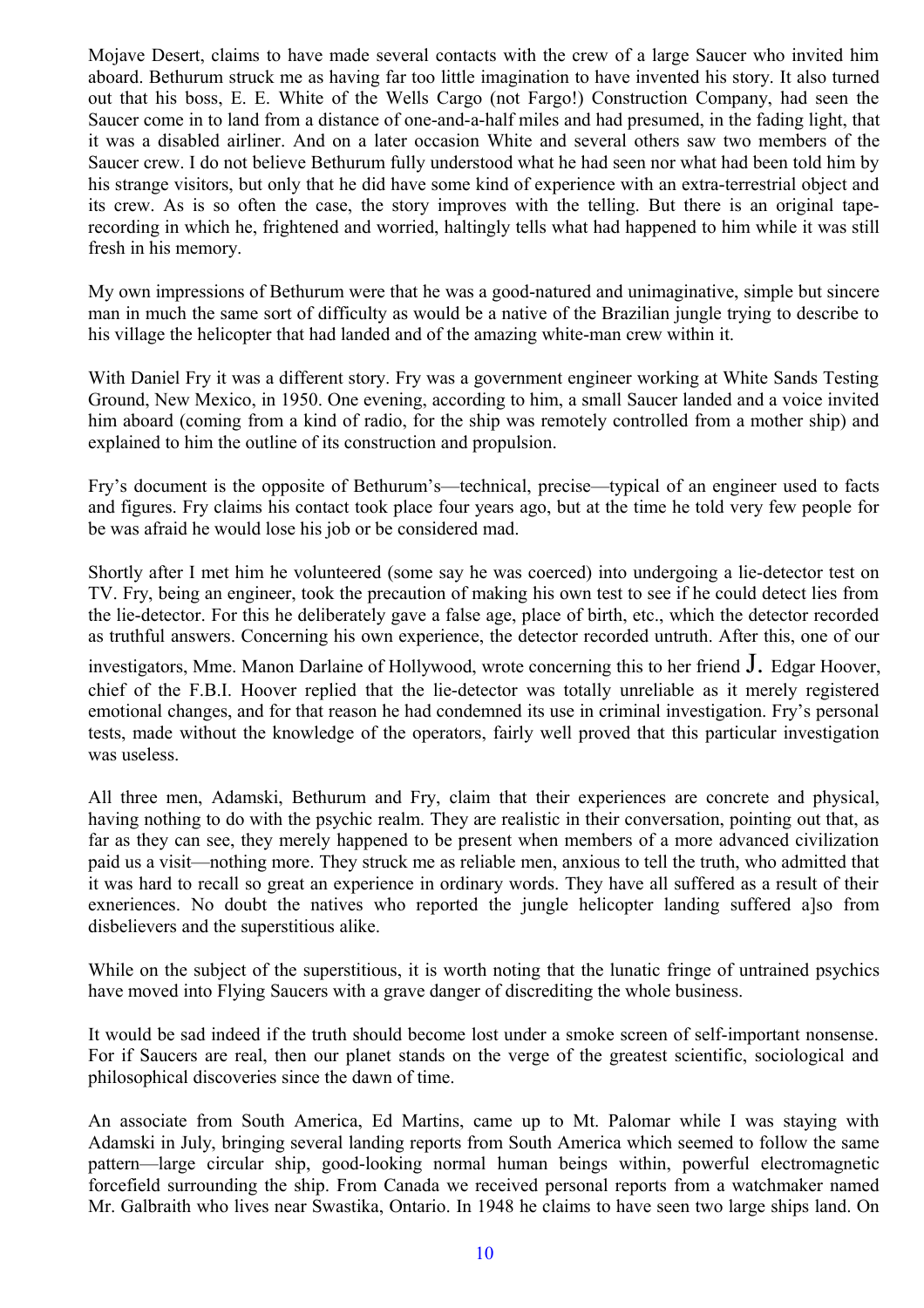Mojave Desert, claims to have made several contacts with the crew of a large Saucer who invited him aboard. Bethurum struck me as having far too little imagination to have invented his story. It also turned out that his boss, E. E. White of the Wells Cargo (not Fargo!) Construction Company, had seen the Saucer come in to land from a distance of one-and-a-half miles and had presumed, in the fading light, that it was a disabled airliner. And on a later occasion White and several others saw two members of the Saucer crew. I do not believe Bethurum fully understood what he had seen nor what had been told him by his strange visitors, but only that he did have some kind of experience with an extra-terrestrial object and its crew. As is so often the case, the story improves with the telling. But there is an original tape-recording in which he, frightened and worried, haltingly tells what had happened to him while it was still fresh in his memory.

My own impressions of Bethurum were that he was a good-natured and unimaginative, simple but sincere man in much the same sort of difficulty as would be a native of the Brazilian jungle trying to describe to his village the helicopter that had landed and of the amazing white-man crew within it.

With Daniel Fry it was a different story. Fry was a government engineer working at White Sands Testing Ground, New Mexico, in 1950. One evening, according to him, a small Saucer landed and a voice invited him aboard (coming from a kind of radio, for the ship was remotely controlled from a mother ship) and explained to him the outline of its construction and propulsion.

Fry's document is the opposite of Bethurum's—technical, precise—typical of an engineer used to facts and figures. Fry claims his contact took place four years ago, but at the time he told very few people for be was afraid he would lose his job or be considered mad.

Shortly after I met him he volunteered (some say he was coerced) into undergoing a lie-detector test on TV. Fry, being an engineer, took the precaution of making his own test to see if he could detect lies from the lie-detector. For this he deliberately gave a false age, place of birth, etc., which the detector recorded as truthful answers. Concerning his own experience, the detector recorded untruth. After this, one of our investigators, Mme. Manon Darlaine of Hollywood, wrote concerning this to her friend J. Edgar Hoover, chief of the F.B.I. Hoover replied that the lie-detector was totally unreliable as it merely registered emotional changes, and for that reason he had condemned its use in criminal investigation. Fry's personal tests, made without the knowledge of the operators, fairly well proved that this particular investigation was useless.

All three men, Adamski, Bethurum and Fry, claim that their experiences are concrete and physical, having nothing to do with the psychic realm. They are realistic in their conversation, pointing out that, as far as they can see, they merely happened to be present when members of a more advanced civilization paid us a visit—nothing more. They struck me as reliable men, anxious to tell the truth, who admitted that it was hard to recall so great an experience in ordinary words. They have all suffered as a result of their exneriences. No doubt the natives who reported the jungle helicopter landing suffered a]so from disbelievers and the superstitious alike.

While on the subject of the superstitious, it is worth noting that the lunatic fringe of untrained psychics have moved into Flying Saucers with a grave danger of discrediting the whole business.

It would be sad indeed if the truth should become lost under a smoke screen of self-important nonsense. For if Saucers are real, then our planet stands on the verge of the greatest scientific, sociological and philosophical discoveries since the dawn of time.

An associate from South America, Ed Martins, came up to Mt. Palomar while I was staying with Adamski in July, bringing several landing reports from South America which seemed to follow the same pattern—large circular ship, good-looking normal human beings within, powerful electromagnetic forcefield surrounding the ship. From Canada we received personal reports from a watchmaker named Mr. Galbraith who lives near Swastika, Ontario. In 1948 he claims to have seen two large ships land. On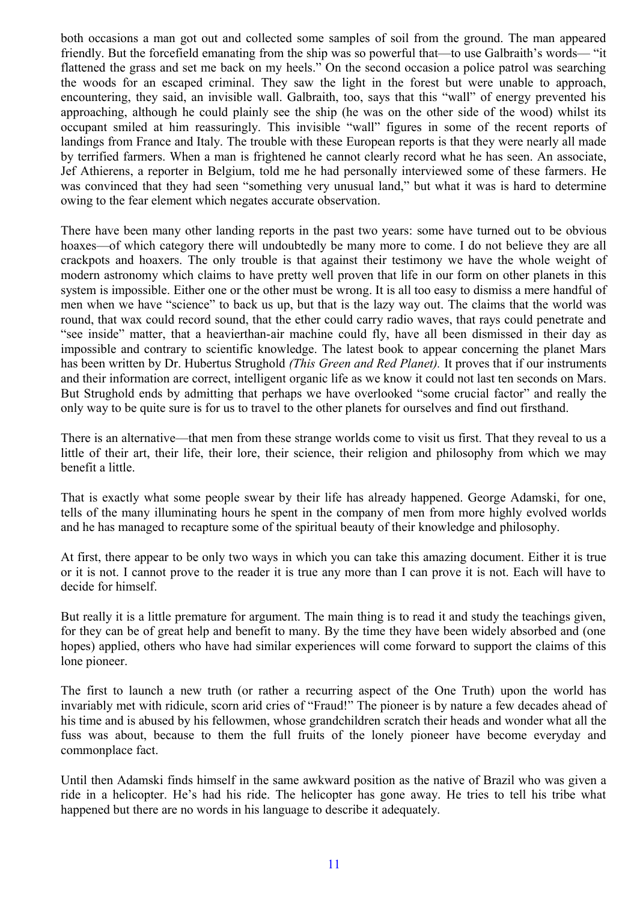both occasions a man got out and collected some samples of soil from the ground. The man appeared friendly. But the forcefield emanating from the ship was so powerful that—to use Galbraith's words— "it flattened the grass and set me back on my heels." On the second occasion a police patrol was searching the woods for an escaped criminal. They saw the light in the forest but were unable to approach, encountering, they said, an invisible wall. Galbraith, too, says that this "wall" of energy prevented his approaching, although he could plainly see the ship (he was on the other side of the wood) whilst its occupant smiled at him reassuringly. This invisible "wall" figures in some of the recent reports of landings from France and Italy. The trouble with these European reports is that they were nearly all made by terrified farmers. When a man is frightened he cannot clearly record what he has seen. An associate, Jef Athierens, a reporter in Belgium, told me he had personally interviewed some of these farmers. He was convinced that they had seen "something very unusual land," but what it was is hard to determine owing to the fear element which negates accurate observation.

There have been many other landing reports in the past two years: some have turned out to be obvious hoaxes—of which category there will undoubtedly be many more to come. I do not believe they are all crackpots and hoaxers. The only trouble is that against their testimony we have the whole weight of modern astronomy which claims to have pretty well proven that life in our form on other planets in this system is impossible. Either one or the other must be wrong. It is all too easy to dismiss a mere handful of men when we have "science" to back us up, but that is the lazy way out. The claims that the world was round, that wax could record sound, that the ether could carry radio waves, that rays could penetrate and "see inside" matter, that a heavierthan-air machine could fly, have all been dismissed in their day as impossible and contrary to scientific knowledge. The latest book to appear concerning the planet Mars has been written by Dr. Hubertus Strughold *(This Green and Red Planet).* It proves that if our instruments and their information are correct, intelligent organic life as we know it could not last ten seconds on Mars. But Strughold ends by admitting that perhaps we have overlooked "some crucial factor" and really the only way to be quite sure is for us to travel to the other planets for ourselves and find out firsthand.

There is an alternative—that men from these strange worlds come to visit us first. That they reveal to us a little of their art, their life, their lore, their science, their religion and philosophy from which we may benefit a little.

That is exactly what some people swear by their life has already happened. George Adamski, for one, tells of the many illuminating hours he spent in the company of men from more highly evolved worlds and he has managed to recapture some of the spiritual beauty of their knowledge and philosophy.

At first, there appear to be only two ways in which you can take this amazing document. Either it is true or it is not. I cannot prove to the reader it is true any more than I can prove it is not. Each will have to decide for himself.

But really it is a little premature for argument. The main thing is to read it and study the teachings given, for they can be of great help and benefit to many. By the time they have been widely absorbed and (one hopes) applied, others who have had similar experiences will come forward to support the claims of this lone pioneer.

The first to launch a new truth (or rather a recurring aspect of the One Truth) upon the world has invariably met with ridicule, scorn arid cries of "Fraud!" The pioneer is by nature a few decades ahead of his time and is abused by his fellowmen, whose grandchildren scratch their heads and wonder what all the fuss was about, because to them the full fruits of the lonely pioneer have become everyday and commonplace fact.

Until then Adamski finds himself in the same awkward position as the native of Brazil who was given a ride in a helicopter. He's had his ride. The helicopter has gone away. He tries to tell his tribe what happened but there are no words in his language to describe it adequately.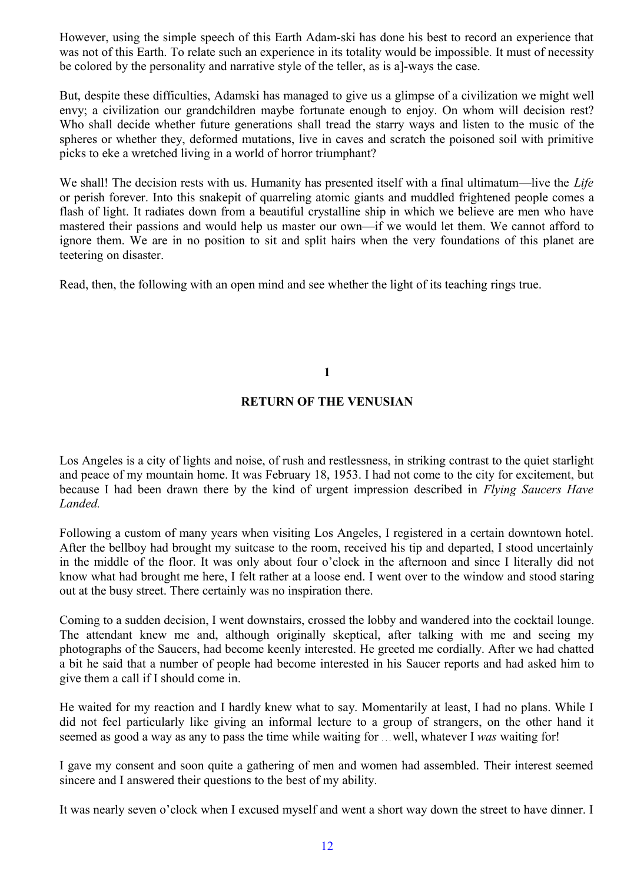However, using the simple speech of this Earth Adam-ski has done his best to record an experience that was not of this Earth. To relate such an experience in its totality would be impossible. It must of necessity be colored by the personality and narrative style of the teller, as is a]-ways the case.

But, despite these difficulties, Adamski has managed to give us a glimpse of a civilization we might well envy; a civilization our grandchildren maybe fortunate enough to enjoy. On whom will decision rest? Who shall decide whether future generations shall tread the starry ways and listen to the music of the spheres or whether they, deformed mutations, live in caves and scratch the poisoned soil with primitive picks to eke a wretched living in a world of horror triumphant?

We shall! The decision rests with us. Humanity has presented itself with a final ultimatum—live the *Life* or perish forever. Into this snakepit of quarreling atomic giants and muddled frightened people comes a flash of light. It radiates down from a beautiful crystalline ship in which we believe are men who have mastered their passions and would help us master our own—if we would let them. We cannot afford to ignore them. We are in no position to sit and split hairs when the very foundations of this planet are teetering on disaster.

Read, then, the following with an open mind and see whether the light of its teaching rings true.

## 1

## RETURN OF THE VENUSIAN

Los Angeles is a city of lights and noise, of rush and restlessness, in striking contrast to the quiet starlight and peace of my mountain home. It was February 18, 1953. I had not come to the city for excitement, but because I had been drawn there by the kind of urgent impression described in *Flying Saucers Have Landed.*

Following a custom of many years when visiting Los Angeles, I registered in a certain downtown hotel. After the bellboy had brought my suitcase to the room, received his tip and departed, I stood uncertainly in the middle of the floor. It was only about four o'clock in the afternoon and since I literally did not know what had brought me here, I felt rather at a loose end. I went over to the window and stood staring out at the busy street. There certainly was no inspiration there.

Coming to a sudden decision, I went downstairs, crossed the lobby and wandered into the cocktail lounge. The attendant knew me and, although originally skeptical, after talking with me and seeing my photographs of the Saucers, had become keenly interested. He greeted me cordially. After we had chatted a bit he said that a number of people had become interested in his Saucer reports and had asked him to give them a call if I should come in.

He waited for my reaction and I hardly knew what to say. Momentarily at least, I had no plans. While I did not feel particularly like giving an informal lecture to a group of strangers, on the other hand it seemed as good a way as any to pass the time while waiting for … well, whatever I *was* waiting for!

I gave my consent and soon quite a gathering of men and women had assembled. Their interest seemed sincere and I answered their questions to the best of my ability.

It was nearly seven o'clock when I excused myself and went a short way down the street to have dinner. I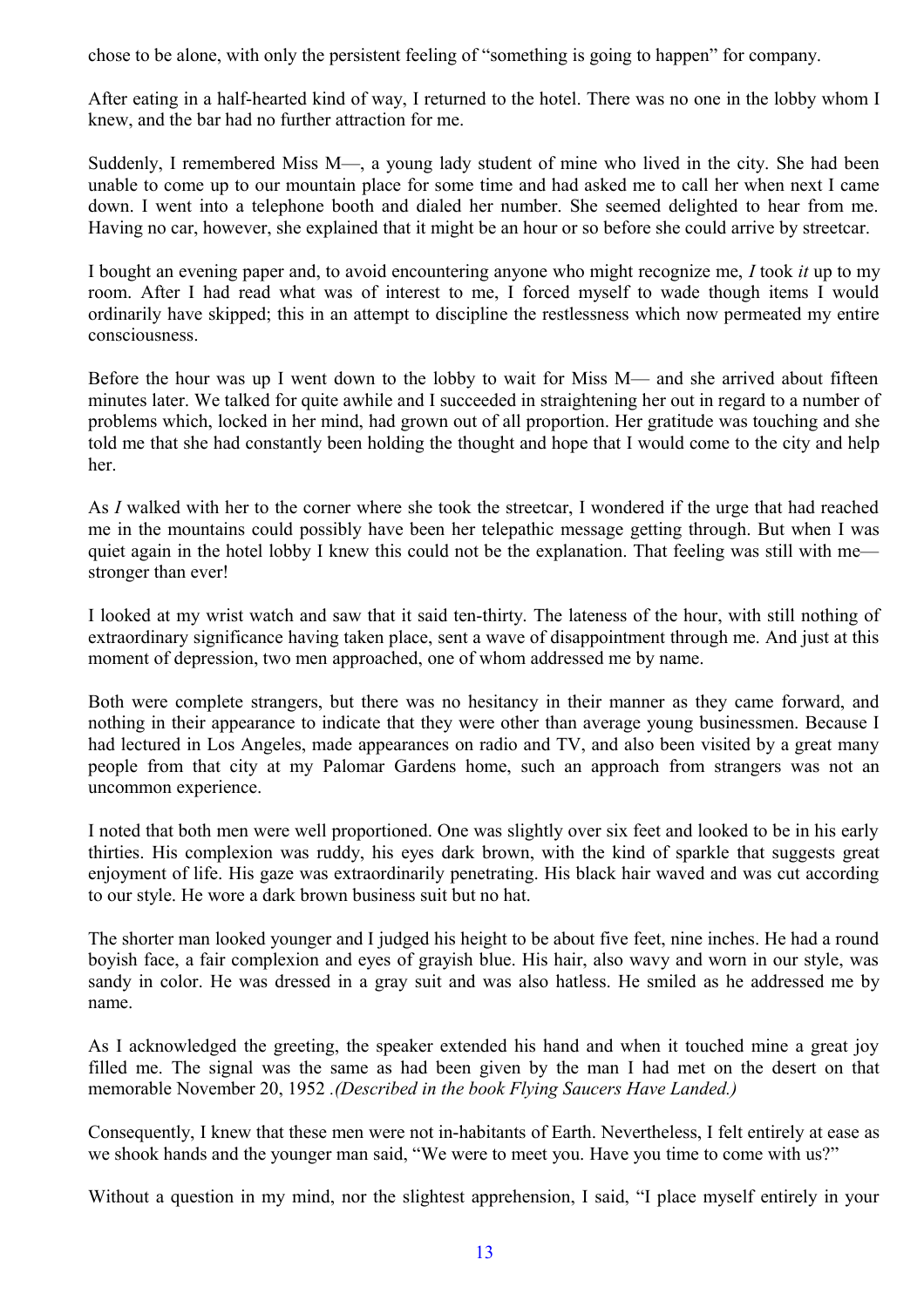chose to be alone, with only the persistent feeling of "something is going to happen" for company.

After eating in a half-hearted kind of way, I returned to the hotel. There was no one in the lobby whom I knew, and the bar had no further attraction for me.

Suddenly, I remembered Miss M—, a young lady student of mine who lived in the city. She had been unable to come up to our mountain place for some time and had asked me to call her when next I came down. I went into a telephone booth and dialed her number. She seemed delighted to hear from me. Having no car, however, she explained that it might be an hour or so before she could arrive by streetcar.

I bought an evening paper and, to avoid encountering anyone who might recognize me, *I* took *it* up to my room. After I had read what was of interest to me, I forced myself to wade though items I would ordinarily have skipped; this in an attempt to discipline the restlessness which now permeated my entire consciousness.

Before the hour was up I went down to the lobby to wait for Miss M— and she arrived about fifteen minutes later. We talked for quite awhile and I succeeded in straightening her out in regard to a number of problems which, locked in her mind, had grown out of all proportion. Her gratitude was touching and she told me that she had constantly been holding the thought and hope that I would come to the city and help her.

As *I* walked with her to the corner where she took the streetcar, I wondered if the urge that had reached me in the mountains could possibly have been her telepathic message getting through. But when I was quiet again in the hotel lobby I knew this could not be the explanation. That feeling was still with me—stronger than ever!

I looked at my wrist watch and saw that it said ten-thirty. The lateness of the hour, with still nothing of extraordinary significance having taken place, sent a wave of disappointment through me. And just at this moment of depression, two men approached, one of whom addressed me by name.

Both were complete strangers, but there was no hesitancy in their manner as they came forward, and nothing in their appearance to indicate that they were other than average young businessmen. Because I had lectured in Los Angeles, made appearances on radio and TV, and also been visited by a great many people from that city at my Palomar Gardens home, such an approach from strangers was not an uncommon experience.

I noted that both men were well proportioned. One was slightly over six feet and looked to be in his early thirties. His complexion was ruddy, his eyes dark brown, with the kind of sparkle that suggests great enjoyment of life. His gaze was extraordinarily penetrating. His black hair waved and was cut according to our style. He wore a dark brown business suit but no hat.

The shorter man looked younger and I judged his height to be about five feet, nine inches. He had a round boyish face, a fair complexion and eyes of grayish blue. His hair, also wavy and worn in our style, was sandy in color. He was dressed in a gray suit and was also hatless. He smiled as he addressed me by name.

As I acknowledged the greeting, the speaker extended his hand and when it touched mine a great joy filled me. The signal was the same as had been given by the man I had met on the desert on that memorable November 20, 1952 *.(Described in the book Flying Saucers Have Landed.)*

Consequently, I knew that these men were not in-habitants of Earth. Nevertheless, I felt entirely at ease as we shook hands and the younger man said, "We were to meet you. Have you time to come with us?"

Without a question in my mind, nor the slightest apprehension, I said, "I place myself entirely in your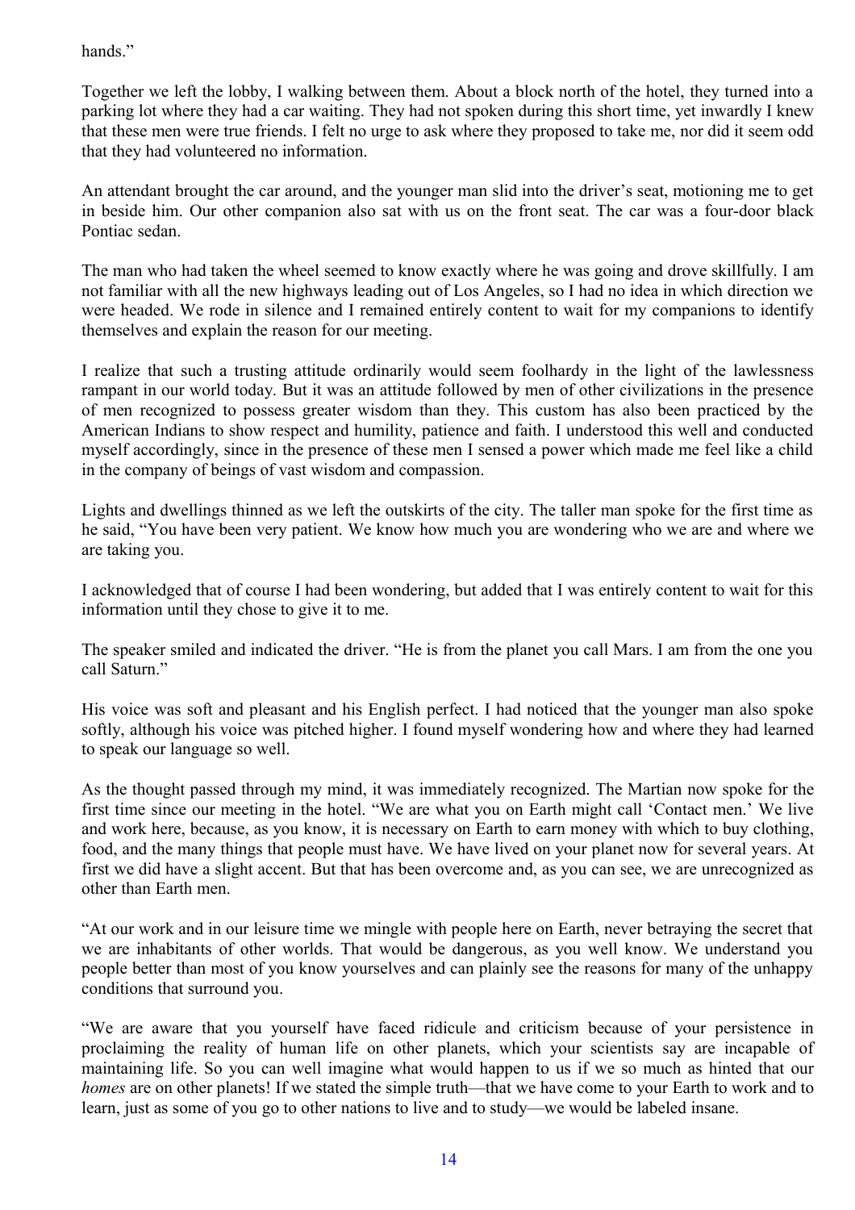hands."

Together we left the lobby, I walking between them. About a block north of the hotel, they turned into a parking lot where they had a car waiting. They had not spoken during this short time, yet inwardly I knew that these men were true friends. I felt no urge to ask where they proposed to take me, nor did it seem odd that they had volunteered no information.

An attendant brought the car around, and the younger man slid into the driver's seat, motioning me to get in beside him. Our other companion also sat with us on the front seat. The car was a four-door black Pontiac sedan.

The man who had taken the wheel seemed to know exactly where he was going and drove skillfully. I am not familiar with all the new highways leading out of Los Angeles, so I had no idea in which direction we were headed. We rode in silence and I remained entirely content to wait for my companions to identify themselves and explain the reason for our meeting.

I realize that such a trusting attitude ordinarily would seem foolhardy in the light of the lawlessness rampant in our world today. But it was an attitude followed by men of other civilizations in the presence of men recognized to possess greater wisdom than they. This custom has also been practiced by the American Indians to show respect and humility, patience and faith. I understood this well and conducted myself accordingly, since in the presence of these men I sensed a power which made me feel like a child in the company of beings of vast wisdom and compassion.

Lights and dwellings thinned as we left the outskirts of the city. The taller man spoke for the first time as he said, "You have been very patient. We know how much you are wondering who we are and where we are taking you.

I acknowledged that of course I had been wondering, but added that I was entirely content to wait for this information until they chose to give it to me.

The speaker smiled and indicated the driver. "He is from the planet you call Mars. I am from the one you call Saturn."

His voice was soft and pleasant and his English perfect. I had noticed that the younger man also spoke softly, although his voice was pitched higher. I found myself wondering how and where they had learned to speak our language so well.

As the thought passed through my mind, it was immediately recognized. The Martian now spoke for the first time since our meeting in the hotel. "We are what you on Earth might call 'Contact men.' We live and work here, because, as you know, it is necessary on Earth to earn money with which to buy clothing, food, and the many things that people must have. We have lived on your planet now for several years. At first we did have a slight accent. But that has been overcome and, as you can see, we are unrecognized as other than Earth men.

"At our work and in our leisure time we mingle with people here on Earth, never betraying the secret that we are inhabitants of other worlds. That would be dangerous, as you well know. We understand you people better than most of you know yourselves and can plainly see the reasons for many of the unhappy conditions that surround you.

"We are aware that you yourself have faced ridicule and criticism because of your persistence in proclaiming the reality of human life on other planets, which your scientists say are incapable of maintaining life. So you can well imagine what would happen to us if we so much as hinted that our *homes* are on other planets! If we stated the simple truth—that we have come to your Earth to work and to learn, just as some of you go to other nations to live and to study—we would be labeled insane.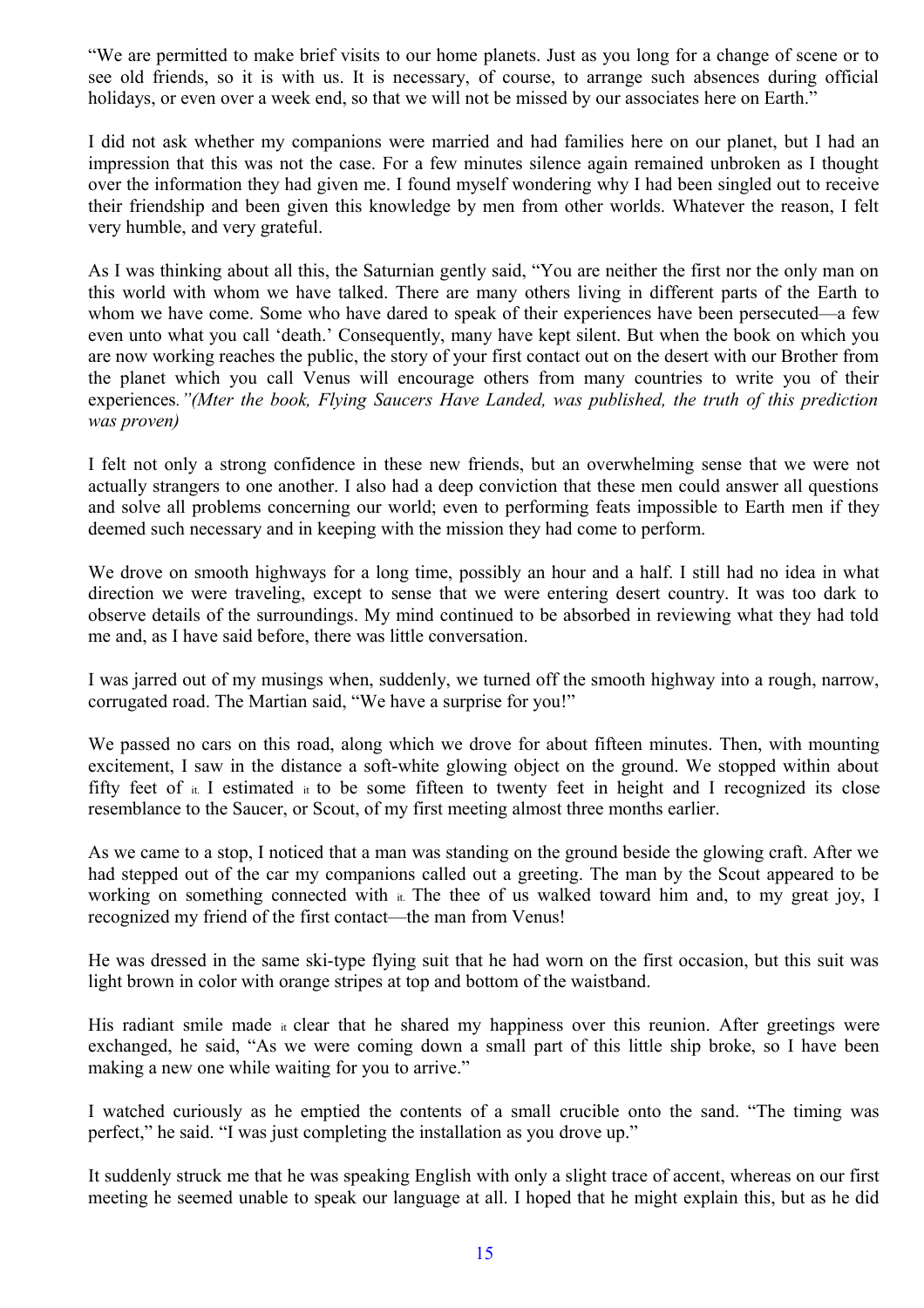"We are permitted to make brief visits to our home planets. Just as you long for a change of scene or to see old friends, so it is with us. It is necessary, of course, to arrange such absences during official holidays, or even over a week end, so that we will not be missed by our associates here on Earth."

I did not ask whether my companions were married and had families here on our planet, but I had an impression that this was not the case. For a few minutes silence again remained unbroken as I thought over the information they had given me. I found myself wondering why I had been singled out to receive their friendship and been given this knowledge by men from other worlds. Whatever the reason, I felt very humble, and very grateful.

As I was thinking about all this, the Saturnian gently said, "You are neither the first nor the only man on this world with whom we have talked. There are many others living in different parts of the Earth to whom we have come. Some who have dared to speak of their experiences have been persecuted—a few even unto what you call 'death.' Consequently, many have kept silent. But when the book on which you are now working reaches the public, the story of your first contact out on the desert with our Brother from the planet which you call Venus will encourage others from many countries to write you of their experiences*."(Mter the book, Flying Saucers Have Landed, was published, the truth of this prediction was proven)*

I felt not only a strong confidence in these new friends, but an overwhelming sense that we were not actually strangers to one another. I also had a deep conviction that these men could answer all questions and solve all problems concerning our world; even to performing feats impossible to Earth men if they deemed such necessary and in keeping with the mission they had come to perform.

We drove on smooth highways for a long time, possibly an hour and a half. I still had no idea in what direction we were traveling, except to sense that we were entering desert country. It was too dark to observe details of the surroundings. My mind continued to be absorbed in reviewing what they had told me and, as I have said before, there was little conversation.

I was jarred out of my musings when, suddenly, we turned off the smooth highway into a rough, narrow, corrugated road. The Martian said, "We have a surprise for you!"

We passed no cars on this road, along which we drove for about fifteen minutes. Then, with mounting excitement, I saw in the distance a soft-white glowing object on the ground. We stopped within about fifty feet of it. I estimated it to be some fifteen to twenty feet in height and I recognized its close resemblance to the Saucer, or Scout, of my first meeting almost three months earlier.

As we came to a stop, I noticed that a man was standing on the ground beside the glowing craft. After we had stepped out of the car my companions called out a greeting. The man by the Scout appeared to be working on something connected with it. The thee of us walked toward him and, to my great joy, I recognized my friend of the first contact—the man from Venus!

He was dressed in the same ski-type flying suit that he had worn on the first occasion, but this suit was light brown in color with orange stripes at top and bottom of the waistband.

His radiant smile made it clear that he shared my happiness over this reunion. After greetings were exchanged, he said, "As we were coming down a small part of this little ship broke, so I have been making a new one while waiting for you to arrive."

I watched curiously as he emptied the contents of a small crucible onto the sand. "The timing was perfect," he said. "I was just completing the installation as you drove up."

It suddenly struck me that he was speaking English with only a slight trace of accent, whereas on our first meeting he seemed unable to speak our language at all. I hoped that he might explain this, but as he did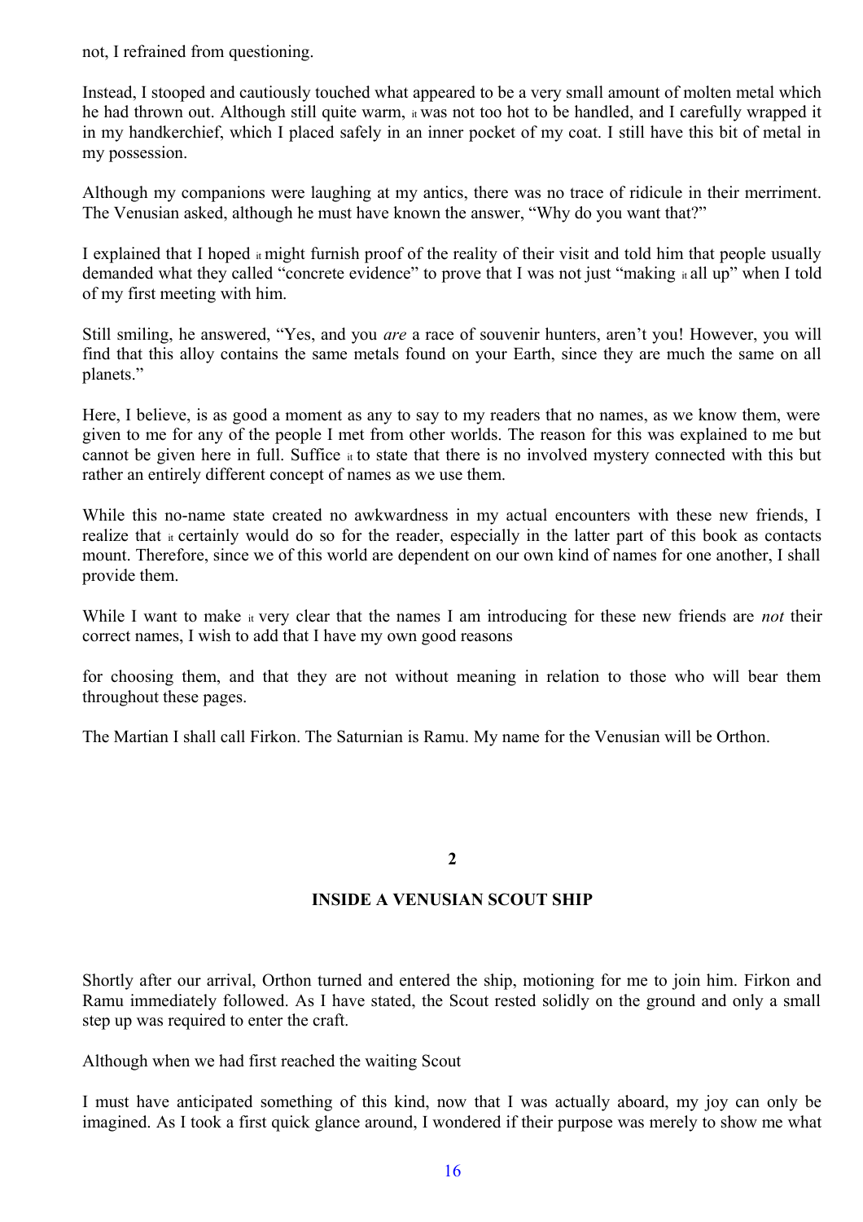not, I refrained from questioning.

Instead, I stooped and cautiously touched what appeared to be a very small amount of molten metal which he had thrown out. Although still quite warm, it was not too hot to be handled, and I carefully wrapped it in my handkerchief, which I placed safely in an inner pocket of my coat. I still have this bit of metal in my possession.

Although my companions were laughing at my antics, there was no trace of ridicule in their merriment. The Venusian asked, although he must have known the answer, "Why do you want that?"

I explained that I hoped it might furnish proof of the reality of their visit and told him that people usually demanded what they called "concrete evidence" to prove that I was not just "making it all up" when I told of my first meeting with him.

Still smiling, he answered, "Yes, and you *are* a race of souvenir hunters, aren't you! However, you will find that this alloy contains the same metals found on your Earth, since they are much the same on all planets."

Here, I believe, is as good a moment as any to say to my readers that no names, as we know them, were given to me for any of the people I met from other worlds. The reason for this was explained to me but cannot be given here in full. Suffice it to state that there is no involved mystery connected with this but rather an entirely different concept of names as we use them.

While this no-name state created no awkwardness in my actual encounters with these new friends, I realize that it certainly would do so for the reader, especially in the latter part of this book as contacts mount. Therefore, since we of this world are dependent on our own kind of names for one another, I shall provide them.

While I want to make it very clear that the names I am introducing for these new friends are *not* their correct names, I wish to add that I have my own good reasons for choosing them, and that they are not without meaning in relation to those who will bear them throughout these pages.

The Martian I shall call Firkon. The Saturnian is Ramu. My name for the Venusian will be Orthon.

## 2

## INSIDE A VENUSIAN SCOUT SHIP

Shortly after our arrival, Orthon turned and entered the ship, motioning for me to join him. Firkon and Ramu immediately followed. As I have stated, the Scout rested solidly on the ground and only a small step up was required to enter the craft.

Although when we had first reached the waiting Scout I must have anticipated something of this kind, now that I was actually aboard, my joy can only be imagined. As I took a first quick glance around, I wondered if their purpose was merely to show me what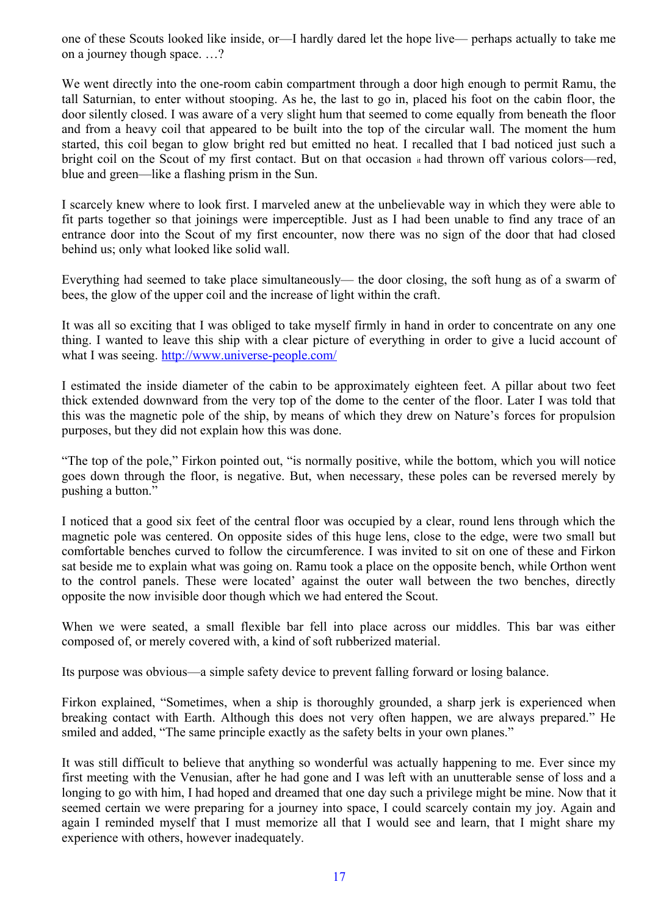one of these Scouts looked like inside, or—I hardly dared let the hope live— perhaps actually to take me on a journey though space. …?

We went directly into the one-room cabin compartment through a door high enough to permit Ramu, the tall Saturnian, to enter without stooping. As he, the last to go in, placed his foot on the cabin floor, the door silently closed. I was aware of a very slight hum that seemed to come equally from beneath the floor and from a heavy coil that appeared to be built into the top of the circular wall. The moment the hum started, this coil began to glow bright red but emitted no heat. I recalled that I bad noticed just such a bright coil on the Scout of my first contact. But on that occasion it had thrown off various colors—red, blue and green—like a flashing prism in the Sun.

I scarcely knew where to look first. I marveled anew at the unbelievable way in which they were able to fit parts together so that joinings were imperceptible. Just as I had been unable to find any trace of an entrance door into the Scout of my first encounter, now there was no sign of the door that had closed behind us; only what looked like solid wall.

Everything had seemed to take place simultaneously— the door closing, the soft hung as of a swarm of bees, the glow of the upper coil and the increase of light within the craft.

It was all so exciting that I was obliged to take myself firmly in hand in order to concentrate on any one thing. I wanted to leave this ship with a clear picture of everything in order to give a lucid account of what I was seeing. http://www.universe-people.com/

I estimated the inside diameter of the cabin to be approximately eighteen feet. A pillar about two feet thick extended downward from the very top of the dome to the center of the floor. Later I was told that this was the magnetic pole of the ship, by means of which they drew on Nature's forces for propulsion purposes, but they did not explain how this was done.

"The top of the pole," Firkon pointed out, "is normally positive, while the bottom, which you will notice goes down through the floor, is negative. But, when necessary, these poles can be reversed merely by pushing a button."

I noticed that a good six feet of the central floor was occupied by a clear, round lens through which the magnetic pole was centered. On opposite sides of this huge lens, close to the edge, were two small but comfortable benches curved to follow the circumference. I was invited to sit on one of these and Firkon sat beside me to explain what was going on. Ramu took a place on the opposite bench, while Orthon went to the control panels. These were located' against the outer wall between the two benches, directly opposite the now invisible door though which we had entered the Scout.

When we were seated, a small flexible bar fell into place across our middles. This bar was either composed of, or merely covered with, a kind of soft rubberized material.

Its purpose was obvious—a simple safety device to prevent falling forward or losing balance.

Firkon explained, "Sometimes, when a ship is thoroughly grounded, a sharp jerk is experienced when breaking contact with Earth. Although this does not very often happen, we are always prepared." He smiled and added, "The same principle exactly as the safety belts in your own planes."

It was still difficult to believe that anything so wonderful was actually happening to me. Ever since my first meeting with the Venusian, after he had gone and I was left with an unutterable sense of loss and a longing to go with him, I had hoped and dreamed that one day such a privilege might be mine. Now that it seemed certain we were preparing for a journey into space, I could scarcely contain my joy. Again and again I reminded myself that I must memorize all that I would see and learn, that I might share my experience with others, however inadequately.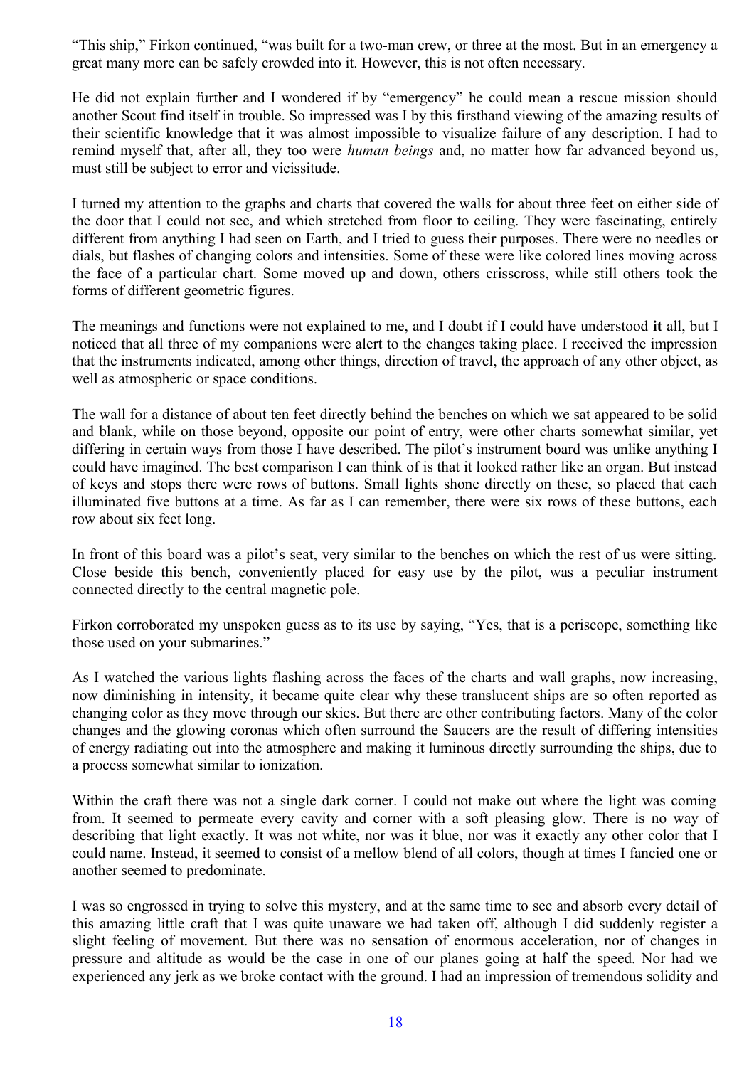"This ship," Firkon continued, "was built for a two-man crew, or three at the most. But in an emergency a great many more can be safely crowded into it. However, this is not often necessary.

He did not explain further and I wondered if by "emergency" he could mean a rescue mission should another Scout find itself in trouble. So impressed was I by this firsthand viewing of the amazing results of their scientific knowledge that it was almost impossible to visualize failure of any description. I had to remind myself that, after all, they too were *human beings* and, no matter how far advanced beyond us, must still be subject to error and vicissitude.

I turned my attention to the graphs and charts that covered the walls for about three feet on either side of the door that I could not see, and which stretched from floor to ceiling. They were fascinating, entirely different from anything I had seen on Earth, and I tried to guess their purposes. There were no needles or dials, but flashes of changing colors and intensities. Some of these were like colored lines moving across the face of a particular chart. Some moved up and down, others crisscross, while still others took the forms of different geometric figures.

The meanings and functions were not explained to me, and I doubt if I could have understood **it** all, but I noticed that all three of my companions were alert to the changes taking place. I received the impression that the instruments indicated, among other things, direction of travel, the approach of any other object, as well as atmospheric or space conditions.

The wall for a distance of about ten feet directly behind the benches on which we sat appeared to be solid and blank, while on those beyond, opposite our point of entry, were other charts somewhat similar, yet differing in certain ways from those I have described. The pilot's instrument board was unlike anything I could have imagined. The best comparison I can think of is that it looked rather like an organ. But instead of keys and stops there were rows of buttons. Small lights shone directly on these, so placed that each illuminated five buttons at a time. As far as I can remember, there were six rows of these buttons, each row about six feet long.

In front of this board was a pilot's seat, very similar to the benches on which the rest of us were sitting. Close beside this bench, conveniently placed for easy use by the pilot, was a peculiar instrument connected directly to the central magnetic pole.

Firkon corroborated my unspoken guess as to its use by saying, "Yes, that is a periscope, something like those used on your submarines."

As I watched the various lights flashing across the faces of the charts and wall graphs, now increasing, now diminishing in intensity, it became quite clear why these translucent ships are so often reported as changing color as they move through our skies. But there are other contributing factors. Many of the color changes and the glowing coronas which often surround the Saucers are the result of differing intensities of energy radiating out into the atmosphere and making it luminous directly surrounding the ships, due to a process somewhat similar to ionization.

Within the craft there was not a single dark corner. I could not make out where the light was coming from. It seemed to permeate every cavity and corner with a soft pleasing glow. There is no way of describing that light exactly. It was not white, nor was it blue, nor was it exactly any other color that I could name. Instead, it seemed to consist of a mellow blend of all colors, though at times I fancied one or another seemed to predominate.

I was so engrossed in trying to solve this mystery, and at the same time to see and absorb every detail of this amazing little craft that I was quite unaware we had taken off, although I did suddenly register a slight feeling of movement. But there was no sensation of enormous acceleration, nor of changes in pressure and altitude as would be the case in one of our planes going at half the speed. Nor had we experienced any jerk as we broke contact with the ground. I had an impression of tremendous solidity and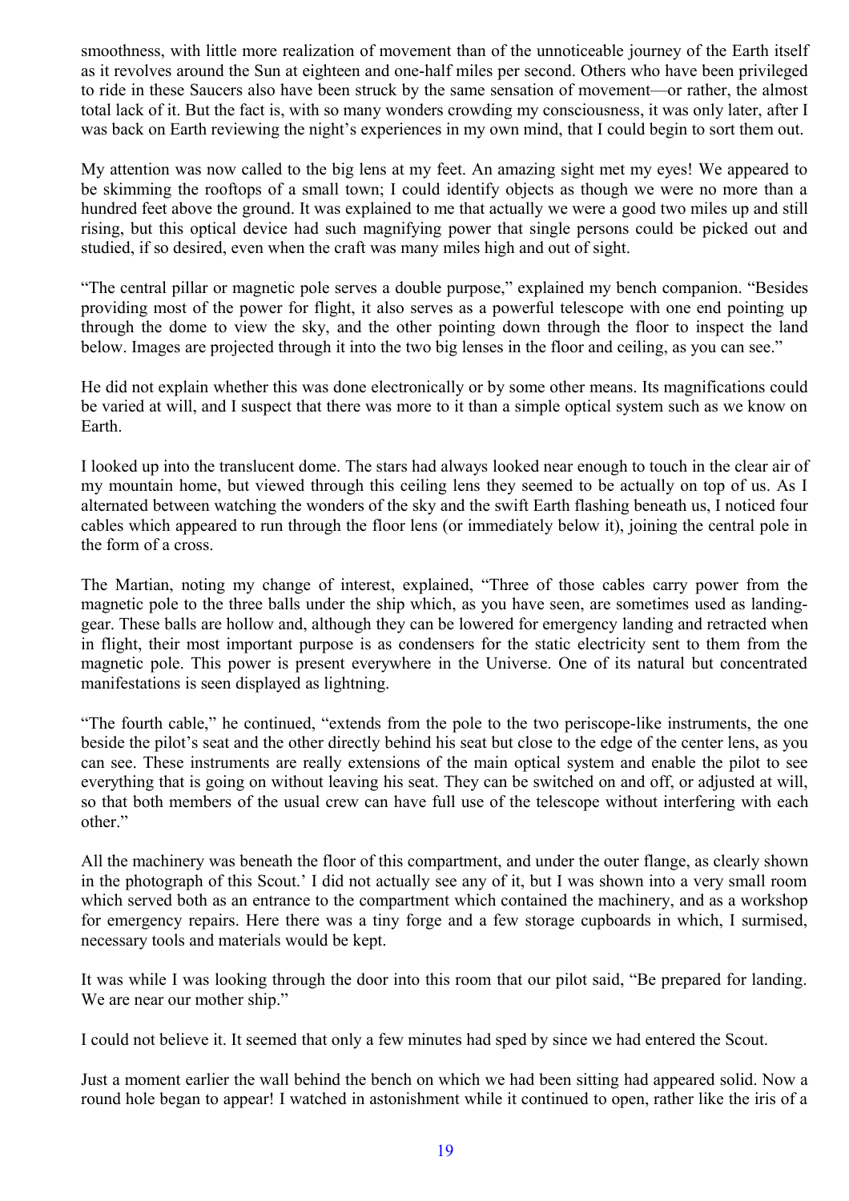smoothness, with little more realization of movement than of the unnoticeable journey of the Earth itself as it revolves around the Sun at eighteen and one-half miles per second. Others who have been privileged to ride in these Saucers also have been struck by the same sensation of movement—or rather, the almost total lack of it. But the fact is, with so many wonders crowding my consciousness, it was only later, after I was back on Earth reviewing the night's experiences in my own mind, that I could begin to sort them out.

My attention was now called to the big lens at my feet. An amazing sight met my eyes! We appeared to be skimming the rooftops of a small town; I could identify objects as though we were no more than a hundred feet above the ground. It was explained to me that actually we were a good two miles up and still rising, but this optical device had such magnifying power that single persons could be picked out and studied, if so desired, even when the craft was many miles high and out of sight.

"The central pillar or magnetic pole serves a double purpose," explained my bench companion. "Besides providing most of the power for flight, it also serves as a powerful telescope with one end pointing up through the dome to view the sky, and the other pointing down through the floor to inspect the land below. Images are projected through it into the two big lenses in the floor and ceiling, as you can see."

He did not explain whether this was done electronically or by some other means. Its magnifications could be varied at will, and I suspect that there was more to it than a simple optical system such as we know on Earth.

I looked up into the translucent dome. The stars had always looked near enough to touch in the clear air of my mountain home, but viewed through this ceiling lens they seemed to be actually on top of us. As I alternated between watching the wonders of the sky and the swift Earth flashing beneath us, I noticed four cables which appeared to run through the floor lens (or immediately below it), joining the central pole in the form of a cross.

The Martian, noting my change of interest, explained, "Three of those cables carry power from the magnetic pole to the three balls under the ship which, as you have seen, are sometimes used as landing-gear. These balls are hollow and, although they can be lowered for emergency landing and retracted when in flight, their most important purpose is as condensers for the static electricity sent to them from the magnetic pole. This power is present everywhere in the Universe. One of its natural but concentrated manifestations is seen displayed as lightning.

"The fourth cable," he continued, "extends from the pole to the two periscope-like instruments, the one beside the pilot's seat and the other directly behind his seat but close to the edge of the center lens, as you can see. These instruments are really extensions of the main optical system and enable the pilot to see everything that is going on without leaving his seat. They can be switched on and off, or adjusted at will, so that both members of the usual crew can have full use of the telescope without interfering with each other."

All the machinery was beneath the floor of this compartment, and under the outer flange, as clearly shown in the photograph of this Scout.' I did not actually see any of it, but I was shown into a very small room which served both as an entrance to the compartment which contained the machinery, and as a workshop for emergency repairs. Here there was a tiny forge and a few storage cupboards in which, I surmised, necessary tools and materials would be kept.

It was while I was looking through the door into this room that our pilot said, "Be prepared for landing. We are near our mother ship."

I could not believe it. It seemed that only a few minutes had sped by since we had entered the Scout.

Just a moment earlier the wall behind the bench on which we had been sitting had appeared solid. Now a round hole began to appear! I watched in astonishment while it continued to open, rather like the iris of a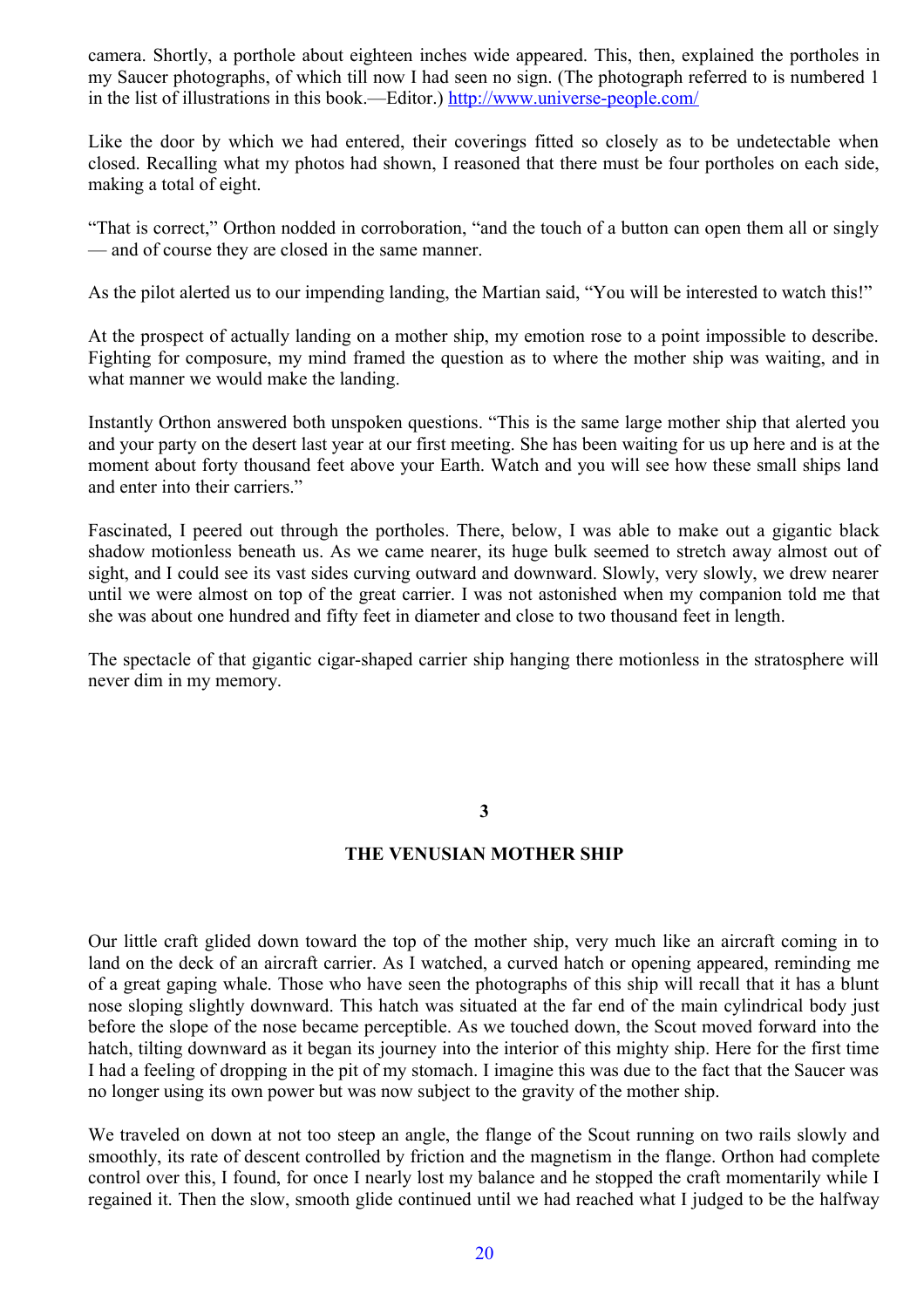camera. Shortly, a porthole about eighteen inches wide appeared. This, then, explained the portholes in my Saucer photographs, of which till now I had seen no sign. (The photograph referred to is numbered 1 in the list of illustrations in this book.—Editor.) http://www.universe-people.com/

Like the door by which we had entered, their coverings fitted so closely as to be undetectable when closed. Recalling what my photos had shown, I reasoned that there must be four portholes on each side, making a total of eight.

"That is correct," Orthon nodded in corroboration, "and the touch of a button can open them all or singly — and of course they are closed in the same manner.

As the pilot alerted us to our impending landing, the Martian said, "You will be interested to watch this!"

At the prospect of actually landing on a mother ship, my emotion rose to a point impossible to describe. Fighting for composure, my mind framed the question as to where the mother ship was waiting, and in what manner we would make the landing.

Instantly Orthon answered both unspoken questions. "This is the same large mother ship that alerted you and your party on the desert last year at our first meeting. She has been waiting for us up here and is at the moment about forty thousand feet above your Earth. Watch and you will see how these small ships land and enter into their carriers."

Fascinated, I peered out through the portholes. There, below, I was able to make out a gigantic black shadow motionless beneath us. As we came nearer, its huge bulk seemed to stretch away almost out of sight, and I could see its vast sides curving outward and downward. Slowly, very slowly, we drew nearer until we were almost on top of the great carrier. I was not astonished when my companion told me that she was about one hundred and fifty feet in diameter and close to two thousand feet in length.

The spectacle of that gigantic cigar-shaped carrier ship hanging there motionless in the stratosphere will never dim in my memory.

## 3

## THE VENUSIAN MOTHER SHIP

Our little craft glided down toward the top of the mother ship, very much like an aircraft coming in to land on the deck of an aircraft carrier. As I watched, a curved hatch or opening appeared, reminding me of a great gaping whale. Those who have seen the photographs of this ship will recall that it has a blunt nose sloping slightly downward. This hatch was situated at the far end of the main cylindrical body just before the slope of the nose became perceptible. As we touched down, the Scout moved forward into the hatch, tilting downward as it began its journey into the interior of this mighty ship. Here for the first time I had a feeling of dropping in the pit of my stomach. I imagine this was due to the fact that the Saucer was no longer using its own power but was now subject to the gravity of the mother ship.

We traveled on down at not too steep an angle, the flange of the Scout running on two rails slowly and smoothly, its rate of descent controlled by friction and the magnetism in the flange. Orthon had complete control over this, I found, for once I nearly lost my balance and he stopped the craft momentarily while I regained it. Then the slow, smooth glide continued until we had reached what I judged to be the halfway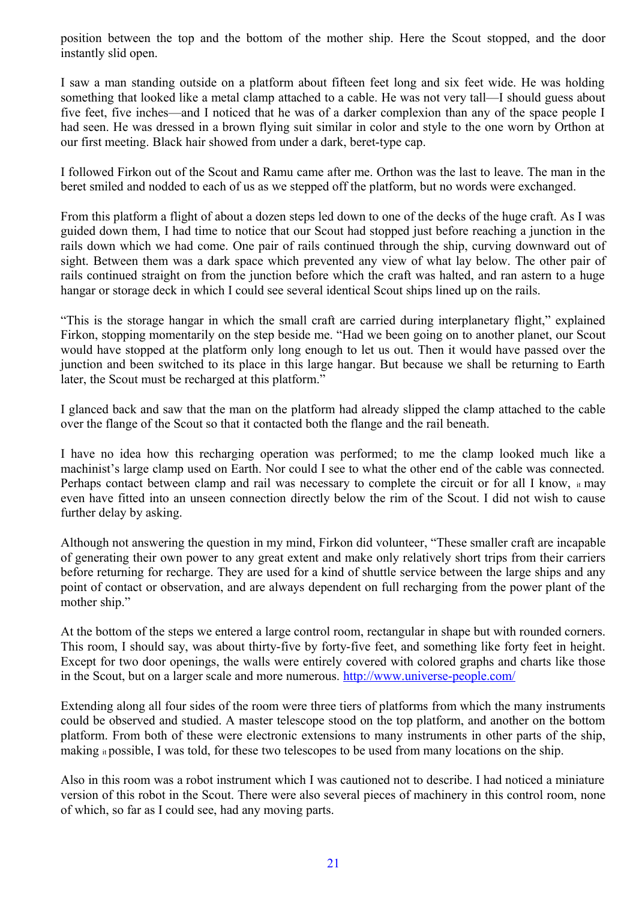position between the top and the bottom of the mother ship. Here the Scout stopped, and the door instantly slid open.

I saw a man standing outside on a platform about fifteen feet long and six feet wide. He was holding something that looked like a metal clamp attached to a cable. He was not very tall—I should guess about five feet, five inches—and I noticed that he was of a darker complexion than any of the space people I had seen. He was dressed in a brown flying suit similar in color and style to the one worn by Orthon at our first meeting. Black hair showed from under a dark, beret-type cap.

I followed Firkon out of the Scout and Ramu came after me. Orthon was the last to leave. The man in the beret smiled and nodded to each of us as we stepped off the platform, but no words were exchanged.

From this platform a flight of about a dozen steps led down to one of the decks of the huge craft. As I was guided down them, I had time to notice that our Scout had stopped just before reaching a junction in the rails down which we had come. One pair of rails continued through the ship, curving downward out of sight. Between them was a dark space which prevented any view of what lay below. The other pair of rails continued straight on from the junction before which the craft was halted, and ran astern to a huge hangar or storage deck in which I could see several identical Scout ships lined up on the rails.

"This is the storage hangar in which the small craft are carried during interplanetary flight," explained Firkon, stopping momentarily on the step beside me. "Had we been going on to another planet, our Scout would have stopped at the platform only long enough to let us out. Then it would have passed over the junction and been switched to its place in this large hangar. But because we shall be returning to Earth later, the Scout must be recharged at this platform."

I glanced back and saw that the man on the platform had already slipped the clamp attached to the cable over the flange of the Scout so that it contacted both the flange and the rail beneath.

I have no idea how this recharging operation was performed; to me the clamp looked much like a machinist's large clamp used on Earth. Nor could I see to what the other end of the cable was connected. Perhaps contact between clamp and rail was necessary to complete the circuit or for all I know, it may even have fitted into an unseen connection directly below the rim of the Scout. I did not wish to cause further delay by asking.

Although not answering the question in my mind, Firkon did volunteer, "These smaller craft are incapable of generating their own power to any great extent and make only relatively short trips from their carriers before returning for recharge. They are used for a kind of shuttle service between the large ships and any point of contact or observation, and are always dependent on full recharging from the power plant of the mother ship."

At the bottom of the steps we entered a large control room, rectangular in shape but with rounded corners. This room, I should say, was about thirty-five by forty-five feet, and something like forty feet in height. Except for two door openings, the walls were entirely covered with colored graphs and charts like those in the Scout, but on a larger scale and more numerous. http://www.universe-people.com/

Extending along all four sides of the room were three tiers of platforms from which the many instruments could be observed and studied. A master telescope stood on the top platform, and another on the bottom platform. From both of these were electronic extensions to many instruments in other parts of the ship, making it possible, I was told, for these two telescopes to be used from many locations on the ship.

Also in this room was a robot instrument which I was cautioned not to describe. I had noticed a miniature version of this robot in the Scout. There were also several pieces of machinery in this control room, none of which, so far as I could see, had any moving parts.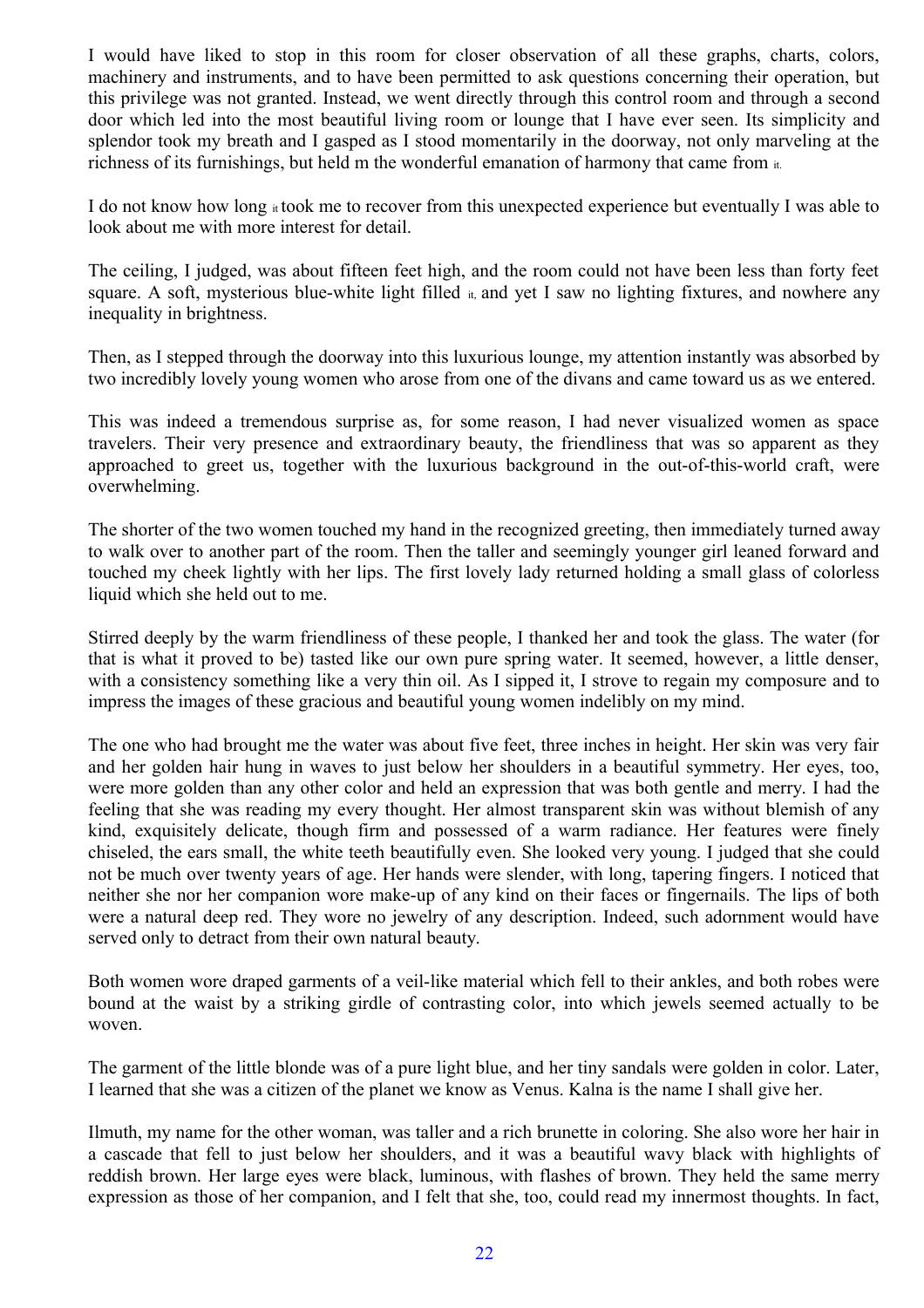I would have liked to stop in this room for closer observation of all these graphs, charts, colors, machinery and instruments, and to have been permitted to ask questions concerning their operation, but this privilege was not granted. Instead, we went directly through this control room and through a second door which led into the most beautiful living room or lounge that I have ever seen. Its simplicity and splendor took my breath and I gasped as I stood momentarily in the doorway, not only marveling at the richness of its furnishings, but held m the wonderful emanation of harmony that came from it.

I do not know how long it took me to recover from this unexpected experience but eventually I was able to look about me with more interest for detail.

The ceiling, I judged, was about fifteen feet high, and the room could not have been less than forty feet square. A soft, mysterious blue-white light filled it, and yet I saw no lighting fixtures, and nowhere any inequality in brightness.

Then, as I stepped through the doorway into this luxurious lounge, my attention instantly was absorbed by two incredibly lovely young women who arose from one of the divans and came toward us as we entered.

This was indeed a tremendous surprise as, for some reason, I had never visualized women as space travelers. Their very presence and extraordinary beauty, the friendliness that was so apparent as they approached to greet us, together with the luxurious background in the out-of-this-world craft, were overwhelming.

The shorter of the two women touched my hand in the recognized greeting, then immediately turned away to walk over to another part of the room. Then the taller and seemingly younger girl leaned forward and touched my cheek lightly with her lips. The first lovely lady returned holding a small glass of colorless liquid which she held out to me.

Stirred deeply by the warm friendliness of these people, I thanked her and took the glass. The water (for that is what it proved to be) tasted like our own pure spring water. It seemed, however, a little denser, with a consistency something like a very thin oil. As I sipped it, I strove to regain my composure and to impress the images of these gracious and beautiful young women indelibly on my mind.

The one who had brought me the water was about five feet, three inches in height. Her skin was very fair and her golden hair hung in waves to just below her shoulders in a beautiful symmetry. Her eyes, too, were more golden than any other color and held an expression that was both gentle and merry. I had the feeling that she was reading my every thought. Her almost transparent skin was without blemish of any kind, exquisitely delicate, though firm and possessed of a warm radiance. Her features were finely chiseled, the ears small, the white teeth beautifully even. She looked very young. I judged that she could not be much over twenty years of age. Her hands were slender, with long, tapering fingers. I noticed that neither she nor her companion wore make-up of any kind on their faces or fingernails. The lips of both were a natural deep red. They wore no jewelry of any description. Indeed, such adornment would have served only to detract from their own natural beauty.

Both women wore draped garments of a veil-like material which fell to their ankles, and both robes were bound at the waist by a striking girdle of contrasting color, into which jewels seemed actually to be woven.

The garment of the little blonde was of a pure light blue, and her tiny sandals were golden in color. Later, I learned that she was a citizen of the planet we know as Venus. Kalna is the name I shall give her.

Ilmuth, my name for the other woman, was taller and a rich brunette in coloring. She also wore her hair in a cascade that fell to just below her shoulders, and it was a beautiful wavy black with highlights of reddish brown. Her large eyes were black, luminous, with flashes of brown. They held the same merry expression as those of her companion, and I felt that she, too, could read my innermost thoughts. In fact,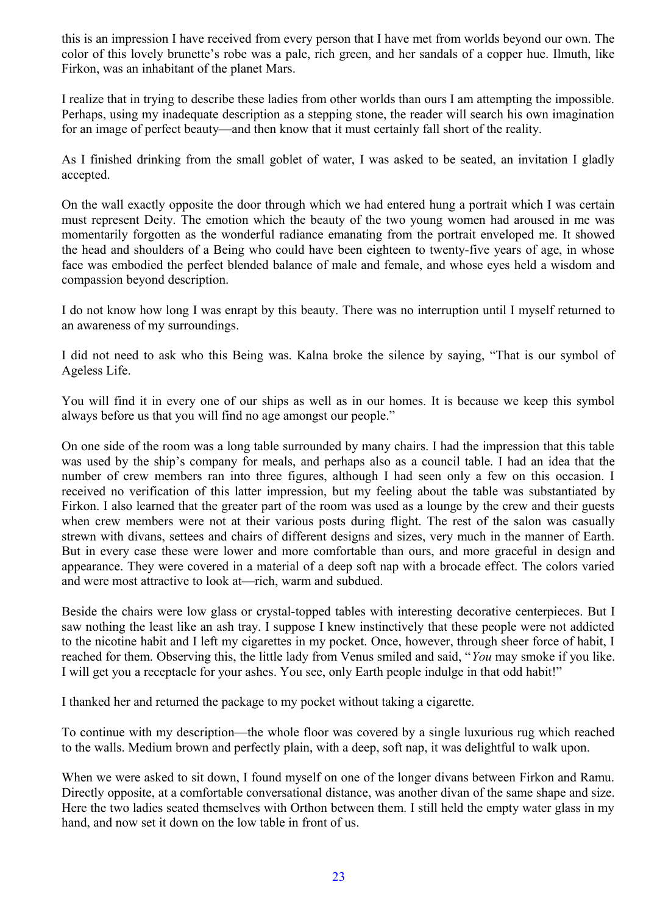this is an impression I have received from every person that I have met from worlds beyond our own. The color of this lovely brunette's robe was a pale, rich green, and her sandals of a copper hue. Ilmuth, like Firkon, was an inhabitant of the planet Mars.

I realize that in trying to describe these ladies from other worlds than ours I am attempting the impossible. Perhaps, using my inadequate description as a stepping stone, the reader will search his own imagination for an image of perfect beauty—and then know that it must certainly fall short of the reality.

As I finished drinking from the small goblet of water, I was asked to be seated, an invitation I gladly accepted.

On the wall exactly opposite the door through which we had entered hung a portrait which I was certain must represent Deity. The emotion which the beauty of the two young women had aroused in me was momentarily forgotten as the wonderful radiance emanating from the portrait enveloped me. It showed the head and shoulders of a Being who could have been eighteen to twenty-five years of age, in whose face was embodied the perfect blended balance of male and female, and whose eyes held a wisdom and compassion beyond description.

I do not know how long I was enrapt by this beauty. There was no interruption until I myself returned to an awareness of my surroundings.

I did not need to ask who this Being was. Kalna broke the silence by saying, "That is our symbol of Ageless Life.

You will find it in every one of our ships as well as in our homes. It is because we keep this symbol always before us that you will find no age amongst our people."

On one side of the room was a long table surrounded by many chairs. I had the impression that this table was used by the ship's company for meals, and perhaps also as a council table. I had an idea that the number of crew members ran into three figures, although I had seen only a few on this occasion. I received no verification of this latter impression, but my feeling about the table was substantiated by Firkon. I also learned that the greater part of the room was used as a lounge by the crew and their guests when crew members were not at their various posts during flight. The rest of the salon was casually strewn with divans, settees and chairs of different designs and sizes, very much in the manner of Earth. But in every case these were lower and more comfortable than ours, and more graceful in design and appearance. They were covered in a material of a deep soft nap with a brocade effect. The colors varied and were most attractive to look at—rich, warm and subdued.

Beside the chairs were low glass or crystal-topped tables with interesting decorative centerpieces. But I saw nothing the least like an ash tray. I suppose I knew instinctively that these people were not addicted to the nicotine habit and I left my cigarettes in my pocket. Once, however, through sheer force of habit, I reached for them. Observing this, the little lady from Venus smiled and said, "*You* may smoke if you like. I will get you a receptacle for your ashes. You see, only Earth people indulge in that odd habit!"

I thanked her and returned the package to my pocket without taking a cigarette.

To continue with my description—the whole floor was covered by a single luxurious rug which reached to the walls. Medium brown and perfectly plain, with a deep, soft nap, it was delightful to walk upon.

When we were asked to sit down, I found myself on one of the longer divans between Firkon and Ramu. Directly opposite, at a comfortable conversational distance, was another divan of the same shape and size. Here the two ladies seated themselves with Orthon between them. I still held the empty water glass in my hand, and now set it down on the low table in front of us.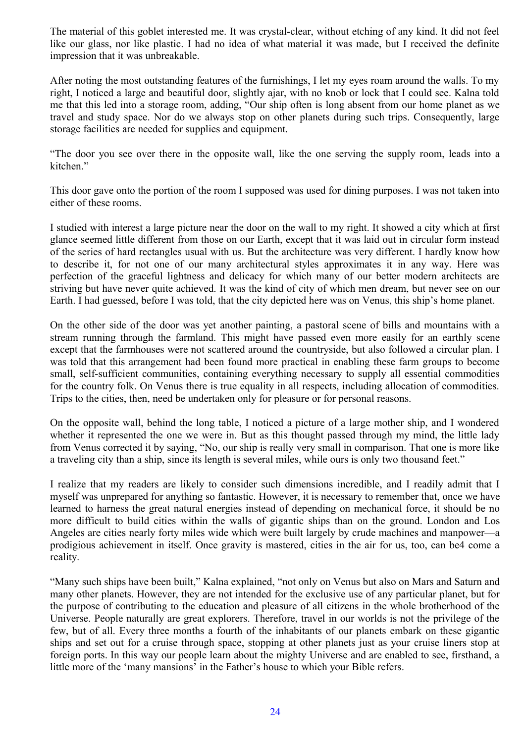The material of this goblet interested me. It was crystal-clear, without etching of any kind. It did not feel like our glass, nor like plastic. I had no idea of what material it was made, but I received the definite impression that it was unbreakable.

After noting the most outstanding features of the furnishings, I let my eyes roam around the walls. To my right, I noticed a large and beautiful door, slightly ajar, with no knob or lock that I could see. Kalna told me that this led into a storage room, adding, "Our ship often is long absent from our home planet as we travel and study space. Nor do we always stop on other planets during such trips. Consequently, large storage facilities are needed for supplies and equipment.

"The door you see over there in the opposite wall, like the one serving the supply room, leads into a kitchen."

This door gave onto the portion of the room I supposed was used for dining purposes. I was not taken into either of these rooms.

I studied with interest a large picture near the door on the wall to my right. It showed a city which at first glance seemed little different from those on our Earth, except that it was laid out in circular form instead of the series of hard rectangles usual with us. But the architecture was very different. I hardly know how to describe it, for not one of our many architectural styles approximates it in any way. Here was perfection of the graceful lightness and delicacy for which many of our better modern architects are striving but have never quite achieved. It was the kind of city of which men dream, but never see on our Earth. I had guessed, before I was told, that the city depicted here was on Venus, this ship's home planet.

On the other side of the door was yet another painting, a pastoral scene of bills and mountains with a stream running through the farmland. This might have passed even more easily for an earthly scene except that the farmhouses were not scattered around the countryside, but also followed a circular plan. I was told that this arrangement had been found more practical in enabling these farm groups to become small, self-sufficient communities, containing everything necessary to supply all essential commodities for the country folk. On Venus there is true equality in all respects, including allocation of commodities. Trips to the cities, then, need be undertaken only for pleasure or for personal reasons.

On the opposite wall, behind the long table, I noticed a picture of a large mother ship, and I wondered whether it represented the one we were in. But as this thought passed through my mind, the little lady from Venus corrected it by saying, "No, our ship is really very small in comparison. That one is more like a traveling city than a ship, since its length is several miles, while ours is only two thousand feet."

I realize that my readers are likely to consider such dimensions incredible, and I readily admit that I myself was unprepared for anything so fantastic. However, it is necessary to remember that, once we have learned to harness the great natural energies instead of depending on mechanical force, it should be no more difficult to build cities within the walls of gigantic ships than on the ground. London and Los Angeles are cities nearly forty miles wide which were built largely by crude machines and manpower—a prodigious achievement in itself. Once gravity is mastered, cities in the air for us, too, can be4 come a reality.

"Many such ships have been built," Kalna explained, "not only on Venus but also on Mars and Saturn and many other planets. However, they are not intended for the exclusive use of any particular planet, but for the purpose of contributing to the education and pleasure of all citizens in the whole brotherhood of the Universe. People naturally are great explorers. Therefore, travel in our worlds is not the privilege of the few, but of all. Every three months a fourth of the inhabitants of our planets embark on these gigantic ships and set out for a cruise through space, stopping at other planets just as your cruise liners stop at foreign ports. In this way our people learn about the mighty Universe and are enabled to see, firsthand, a little more of the 'many mansions' in the Father's house to which your Bible refers.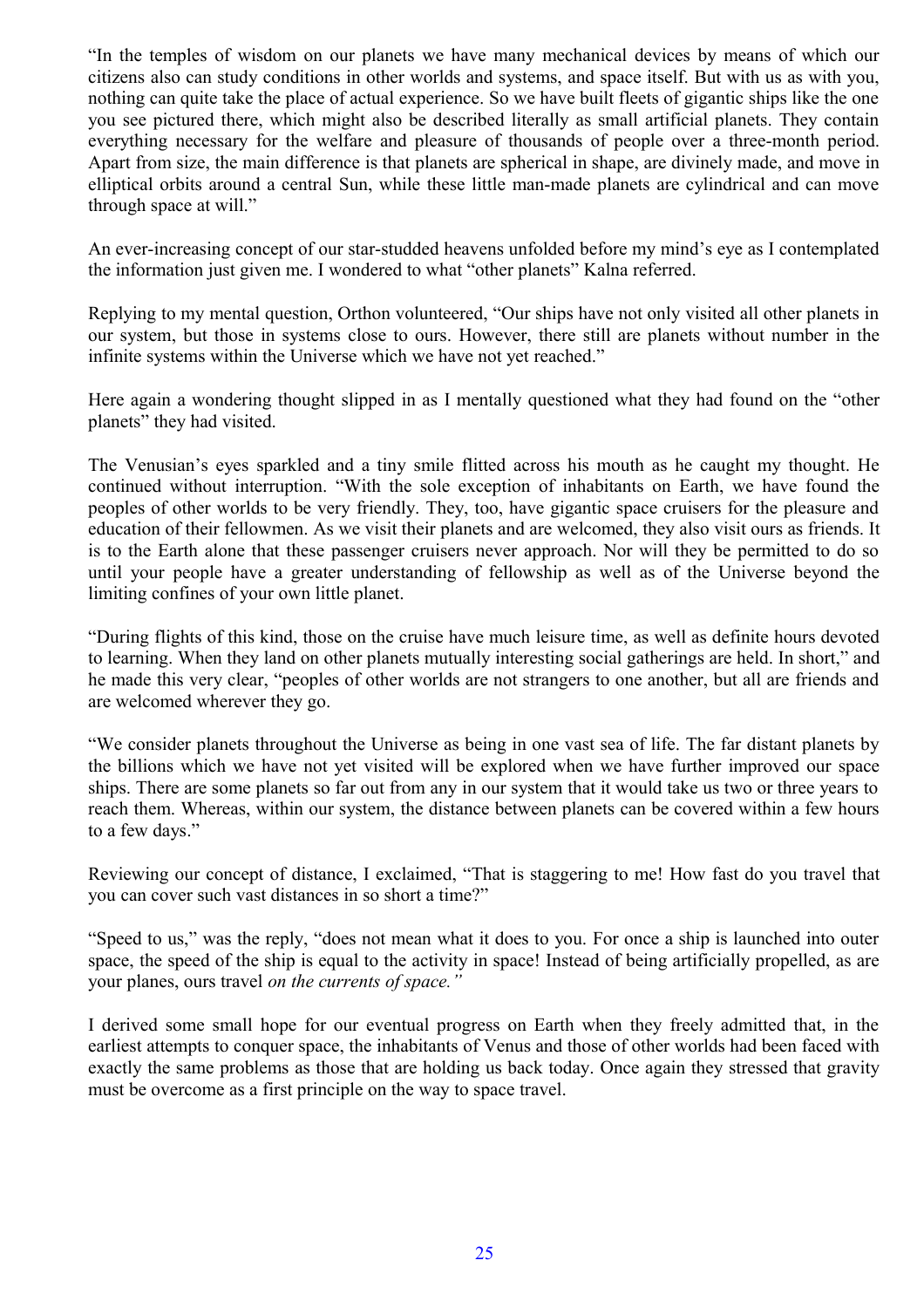"In the temples of wisdom on our planets we have many mechanical devices by means of which our citizens also can study conditions in other worlds and systems, and space itself. But with us as with you, nothing can quite take the place of actual experience. So we have built fleets of gigantic ships like the one you see pictured there, which might also be described literally as small artificial planets. They contain everything necessary for the welfare and pleasure of thousands of people over a three-month period. Apart from size, the main difference is that planets are spherical in shape, are divinely made, and move in elliptical orbits around a central Sun, while these little man-made planets are cylindrical and can move through space at will."

An ever-increasing concept of our star-studded heavens unfolded before my mind's eye as I contemplated the information just given me. I wondered to what "other planets" Kalna referred.

Replying to my mental question, Orthon volunteered, "Our ships have not only visited all other planets in our system, but those in systems close to ours. However, there still are planets without number in the infinite systems within the Universe which we have not yet reached."

Here again a wondering thought slipped in as I mentally questioned what they had found on the "other planets" they had visited.

The Venusian's eyes sparkled and a tiny smile flitted across his mouth as he caught my thought. He continued without interruption. "With the sole exception of inhabitants on Earth, we have found the peoples of other worlds to be very friendly. They, too, have gigantic space cruisers for the pleasure and education of their fellowmen. As we visit their planets and are welcomed, they also visit ours as friends. It is to the Earth alone that these passenger cruisers never approach. Nor will they be permitted to do so until your people have a greater understanding of fellowship as well as of the Universe beyond the limiting confines of your own little planet.

"During flights of this kind, those on the cruise have much leisure time, as well as definite hours devoted to learning. When they land on other planets mutually interesting social gatherings are held. In short," and he made this very clear, "peoples of other worlds are not strangers to one another, but all are friends and are welcomed wherever they go.

"We consider planets throughout the Universe as being in one vast sea of life. The far distant planets by the billions which we have not yet visited will be explored when we have further improved our space ships. There are some planets so far out from any in our system that it would take us two or three years to reach them. Whereas, within our system, the distance between planets can be covered within a few hours to a few days."

Reviewing our concept of distance, I exclaimed, "That is staggering to me! How fast do you travel that you can cover such vast distances in so short a time?"

"Speed to us," was the reply, "does not mean what it does to you. For once a ship is launched into outer space, the speed of the ship is equal to the activity in space! Instead of being artificially propelled, as are your planes, ours travel *on the currents of space."*

I derived some small hope for our eventual progress on Earth when they freely admitted that, in the earliest attempts to conquer space, the inhabitants of Venus and those of other worlds had been faced with exactly the same problems as those that are holding us back today. Once again they stressed that gravity must be overcome as a first principle on the way to space travel.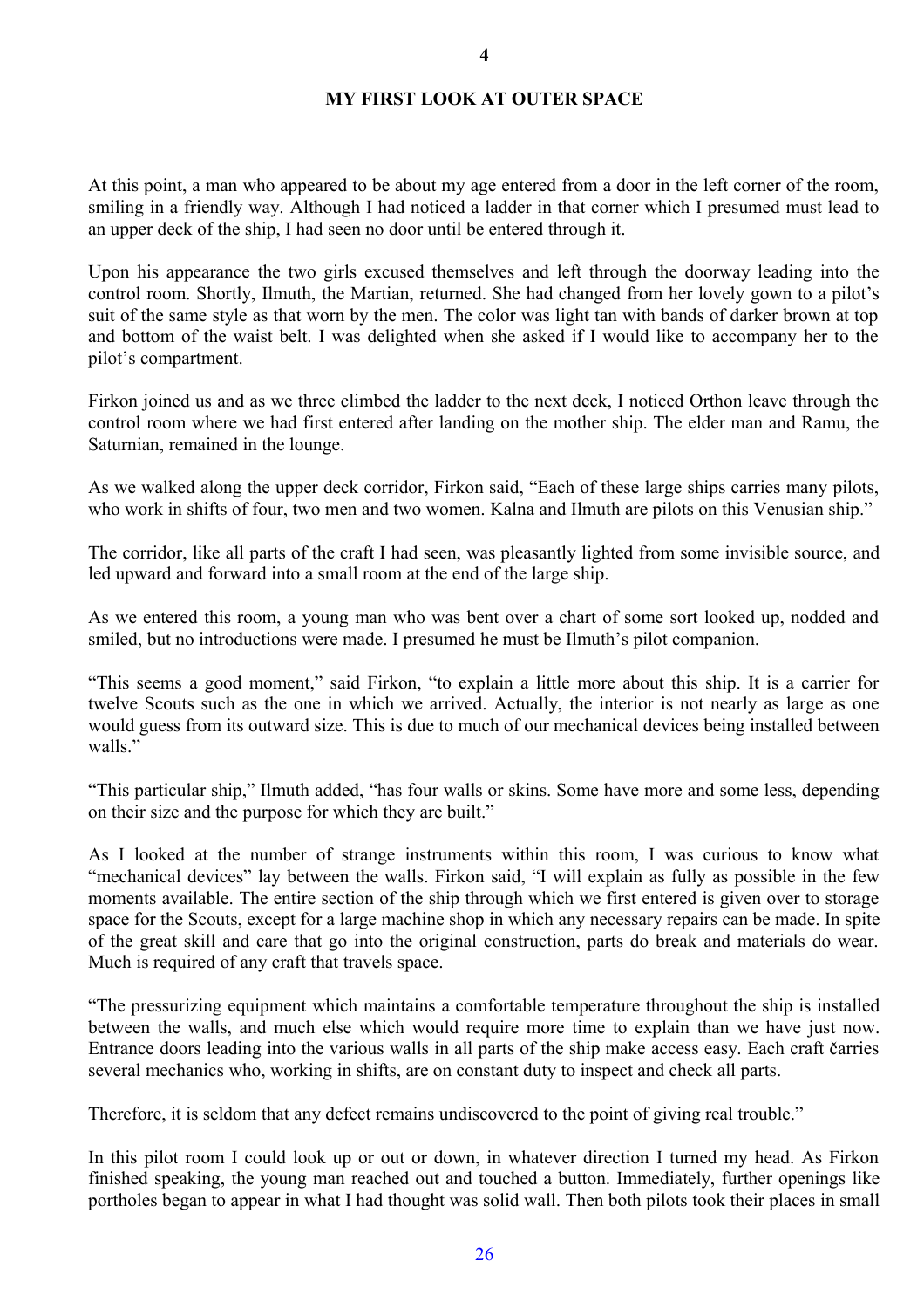# 4

## MY FIRST LOOK AT OUTER SPACE

At this point, a man who appeared to be about my age entered from a door in the left corner of the room, smiling in a friendly way. Although I had noticed a ladder in that corner which I presumed must lead to an upper deck of the ship, I had seen no door until be entered through it.

Upon his appearance the two girls excused themselves and left through the doorway leading into the control room. Shortly, Ilmuth, the Martian, returned. She had changed from her lovely gown to a pilot's suit of the same style as that worn by the men. The color was light tan with bands of darker brown at top and bottom of the waist belt. I was delighted when she asked if I would like to accompany her to the pilot's compartment.

Firkon joined us and as we three climbed the ladder to the next deck, I noticed Orthon leave through the control room where we had first entered after landing on the mother ship. The elder man and Ramu, the Saturnian, remained in the lounge.

As we walked along the upper deck corridor, Firkon said, "Each of these large ships carries many pilots, who work in shifts of four, two men and two women. Kalna and Ilmuth are pilots on this Venusian ship."

The corridor, like all parts of the craft I had seen, was pleasantly lighted from some invisible source, and led upward and forward into a small room at the end of the large ship.

As we entered this room, a young man who was bent over a chart of some sort looked up, nodded and smiled, but no introductions were made. I presumed he must be Ilmuth's pilot companion.

"This seems a good moment," said Firkon, "to explain a little more about this ship. It is a carrier for twelve Scouts such as the one in which we arrived. Actually, the interior is not nearly as large as one would guess from its outward size. This is due to much of our mechanical devices being installed between walls."

"This particular ship," Ilmuth added, "has four walls or skins. Some have more and some less, depending on their size and the purpose for which they are built."

As I looked at the number of strange instruments within this room, I was curious to know what "mechanical devices" lay between the walls. Firkon said, "I will explain as fully as possible in the few moments available. The entire section of the ship through which we first entered is given over to storage space for the Scouts, except for a large machine shop in which any necessary repairs can be made. In spite of the great skill and care that go into the original construction, parts do break and materials do wear. Much is required of any craft that travels space.

"The pressurizing equipment which maintains a comfortable temperature throughout the ship is installed between the walls, and much else which would require more time to explain than we have just now. Entrance doors leading into the various walls in all parts of the ship make access easy. Each craft čarries several mechanics who, working in shifts, are on constant duty to inspect and check all parts.

Therefore, it is seldom that any defect remains undiscovered to the point of giving real trouble."

In this pilot room I could look up or out or down, in whatever direction I turned my head. As Firkon finished speaking, the young man reached out and touched a button. Immediately, further openings like portholes began to appear in what I had thought was solid wall. Then both pilots took their places in small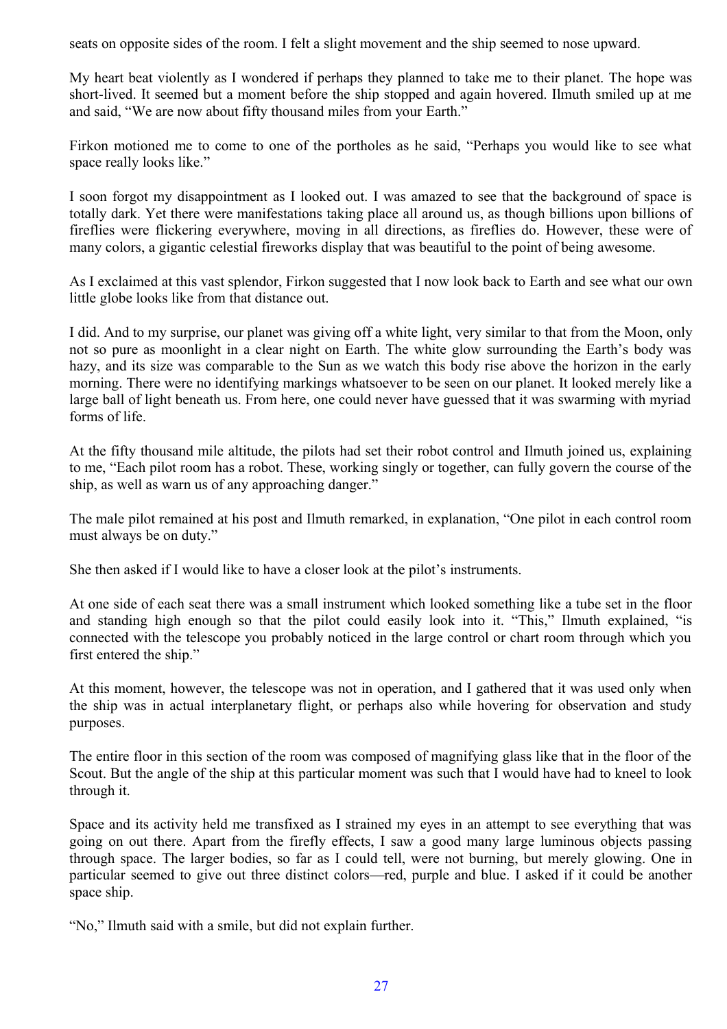seats on opposite sides of the room. I felt a slight movement and the ship seemed to nose upward.

My heart beat violently as I wondered if perhaps they planned to take me to their planet. The hope was short-lived. It seemed but a moment before the ship stopped and again hovered. Ilmuth smiled up at me and said, "We are now about fifty thousand miles from your Earth."

Firkon motioned me to come to one of the portholes as he said, "Perhaps you would like to see what space really looks like."

I soon forgot my disappointment as I looked out. I was amazed to see that the background of space is totally dark. Yet there were manifestations taking place all around us, as though billions upon billions of fireflies were flickering everywhere, moving in all directions, as fireflies do. However, these were of many colors, a gigantic celestial fireworks display that was beautiful to the point of being awesome.

As I exclaimed at this vast splendor, Firkon suggested that I now look back to Earth and see what our own little globe looks like from that distance out.

I did. And to my surprise, our planet was giving off a white light, very similar to that from the Moon, only not so pure as moonlight in a clear night on Earth. The white glow surrounding the Earth's body was hazy, and its size was comparable to the Sun as we watch this body rise above the horizon in the early morning. There were no identifying markings whatsoever to be seen on our planet. It looked merely like a large ball of light beneath us. From here, one could never have guessed that it was swarming with myriad forms of life.

At the fifty thousand mile altitude, the pilots had set their robot control and Ilmuth joined us, explaining to me, "Each pilot room has a robot. These, working singly or together, can fully govern the course of the ship, as well as warn us of any approaching danger."

The male pilot remained at his post and Ilmuth remarked, in explanation, "One pilot in each control room must always be on duty."

She then asked if I would like to have a closer look at the pilot's instruments.

At one side of each seat there was a small instrument which looked something like a tube set in the floor and standing high enough so that the pilot could easily look into it. "This," Ilmuth explained, "is connected with the telescope you probably noticed in the large control or chart room through which you first entered the ship."

At this moment, however, the telescope was not in operation, and I gathered that it was used only when the ship was in actual interplanetary flight, or perhaps also while hovering for observation and study purposes.

The entire floor in this section of the room was composed of magnifying glass like that in the floor of the Scout. But the angle of the ship at this particular moment was such that I would have had to kneel to look through it.

Space and its activity held me transfixed as I strained my eyes in an attempt to see everything that was going on out there. Apart from the firefly effects, I saw a good many large luminous objects passing through space. The larger bodies, so far as I could tell, were not burning, but merely glowing. One in particular seemed to give out three distinct colors—red, purple and blue. I asked if it could be another space ship.

"No," Ilmuth said with a smile, but did not explain further.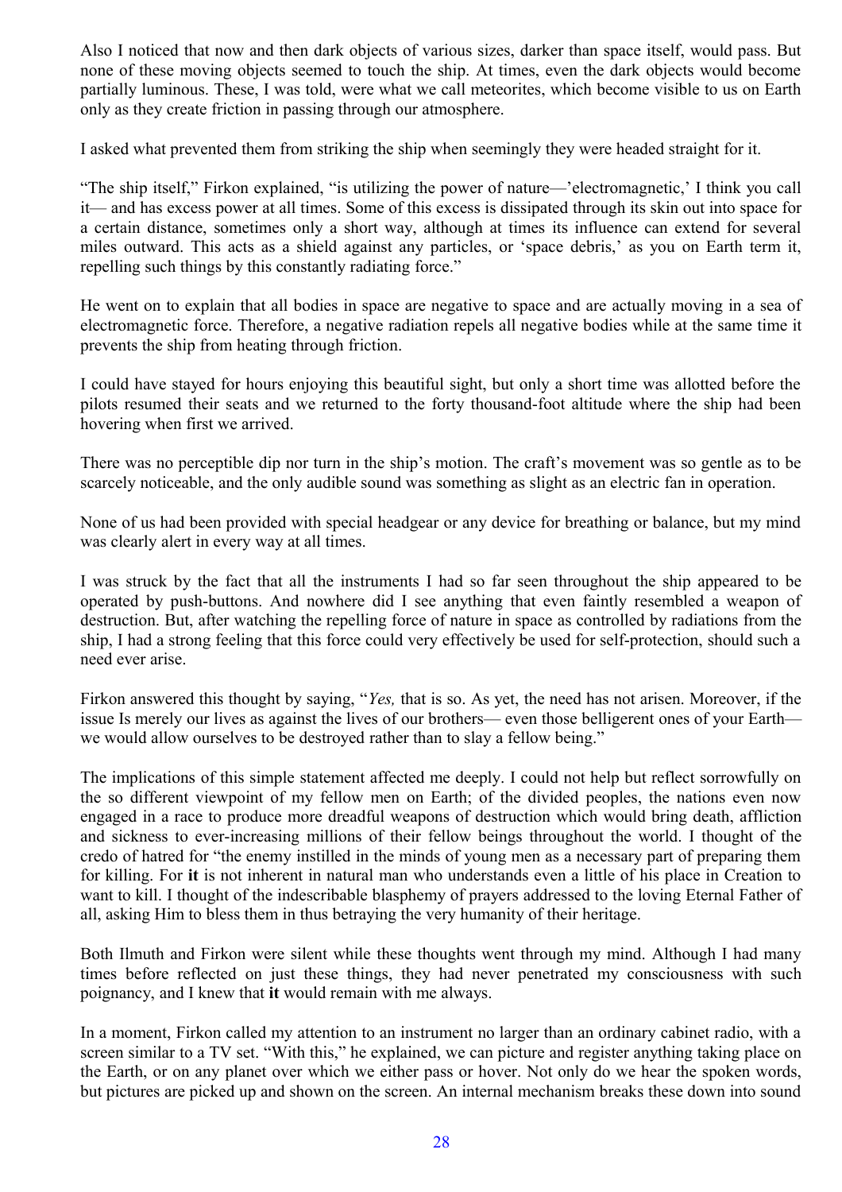Also I noticed that now and then dark objects of various sizes, darker than space itself, would pass. But none of these moving objects seemed to touch the ship. At times, even the dark objects would become partially luminous. These, I was told, were what we call meteorites, which become visible to us on Earth only as they create friction in passing through our atmosphere.

I asked what prevented them from striking the ship when seemingly they were headed straight for it.

"The ship itself," Firkon explained, "is utilizing the power of nature—'electromagnetic,' I think you call it— and has excess power at all times. Some of this excess is dissipated through its skin out into space for a certain distance, sometimes only a short way, although at times its influence can extend for several miles outward. This acts as a shield against any particles, or 'space debris,' as you on Earth term it, repelling such things by this constantly radiating force."

He went on to explain that all bodies in space are negative to space and are actually moving in a sea of electromagnetic force. Therefore, a negative radiation repels all negative bodies while at the same time it prevents the ship from heating through friction.

I could have stayed for hours enjoying this beautiful sight, but only a short time was allotted before the pilots resumed their seats and we returned to the forty thousand-foot altitude where the ship had been hovering when first we arrived.

There was no perceptible dip nor turn in the ship's motion. The craft's movement was so gentle as to be scarcely noticeable, and the only audible sound was something as slight as an electric fan in operation.

None of us had been provided with special headgear or any device for breathing or balance, but my mind was clearly alert in every way at all times.

I was struck by the fact that all the instruments I had so far seen throughout the ship appeared to be operated by push-buttons. And nowhere did I see anything that even faintly resembled a weapon of destruction. But, after watching the repelling force of nature in space as controlled by radiations from the ship, I had a strong feeling that this force could very effectively be used for self-protection, should such a need ever arise.

Firkon answered this thought by saying, "*Yes,* that is so. As yet, the need has not arisen. Moreover, if the issue Is merely our lives as against the lives of our brothers— even those belligerent ones of your Earth— we would allow ourselves to be destroyed rather than to slay a fellow being."

The implications of this simple statement affected me deeply. I could not help but reflect sorrowfully on the so different viewpoint of my fellow men on Earth; of the divided peoples, the nations even now engaged in a race to produce more dreadful weapons of destruction which would bring death, affliction and sickness to ever-increasing millions of their fellow beings throughout the world. I thought of the credo of hatred for "the enemy instilled in the minds of young men as a necessary part of preparing them for killing. For **it** is not inherent in natural man who understands even a little of his place in Creation to want to kill. I thought of the indescribable blasphemy of prayers addressed to the loving Eternal Father of all, asking Him to bless them in thus betraying the very humanity of their heritage.

Both Ilmuth and Firkon were silent while these thoughts went through my mind. Although I had many times before reflected on just these things, they had never penetrated my consciousness with such poignancy, and I knew that **it** would remain with me always.

In a moment, Firkon called my attention to an instrument no larger than an ordinary cabinet radio, with a screen similar to a TV set. "With this," he explained, we can picture and register anything taking place on the Earth, or on any planet over which we either pass or hover. Not only do we hear the spoken words, but pictures are picked up and shown on the screen. An internal mechanism breaks these down into sound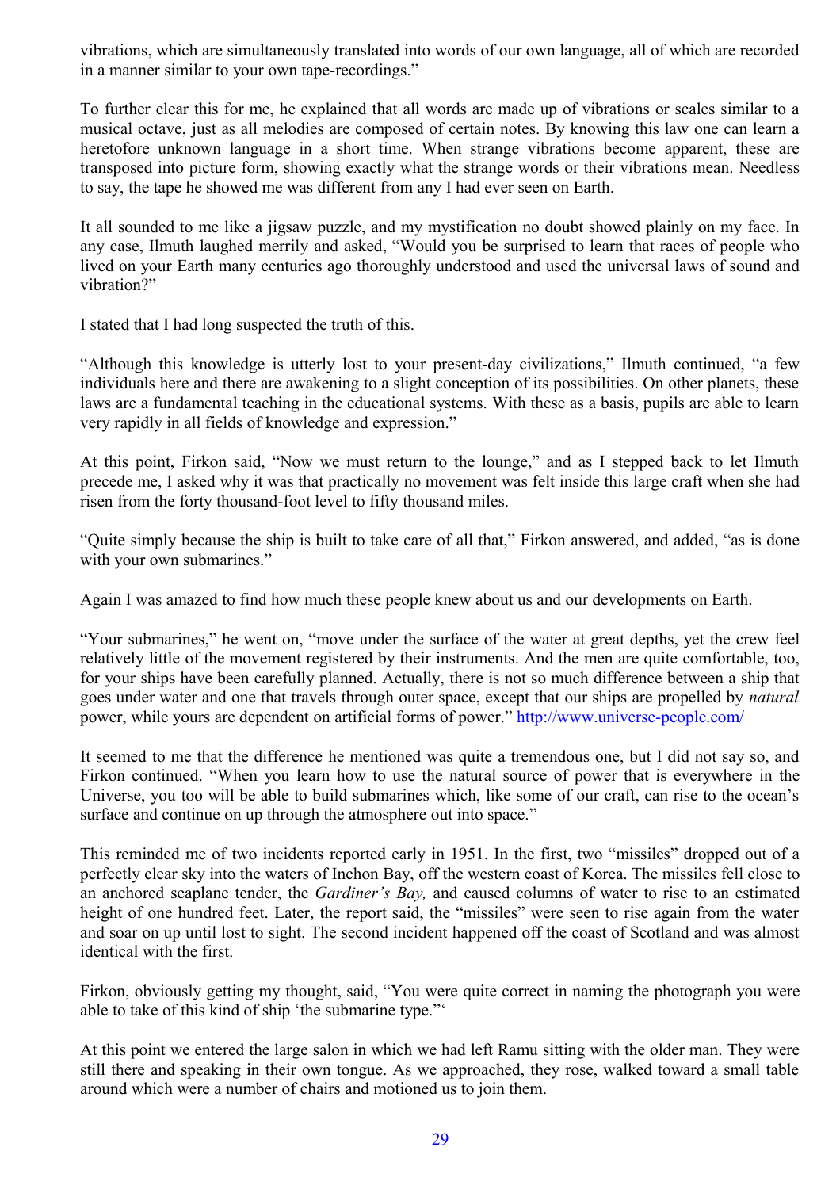vibrations, which are simultaneously translated into words of our own language, all of which are recorded in a manner similar to your own tape-recordings."

To further clear this for me, he explained that all words are made up of vibrations or scales similar to a musical octave, just as all melodies are composed of certain notes. By knowing this law one can learn a heretofore unknown language in a short time. When strange vibrations become apparent, these are transposed into picture form, showing exactly what the strange words or their vibrations mean. Needless to say, the tape he showed me was different from any I had ever seen on Earth.

It all sounded to me like a jigsaw puzzle, and my mystification no doubt showed plainly on my face. In any case, Ilmuth laughed merrily and asked, "Would you be surprised to learn that races of people who lived on your Earth many centuries ago thoroughly understood and used the universal laws of sound and vibration?"

I stated that I had long suspected the truth of this.

"Although this knowledge is utterly lost to your present-day civilizations," Ilmuth continued, "a few individuals here and there are awakening to a slight conception of its possibilities. On other planets, these laws are a fundamental teaching in the educational systems. With these as a basis, pupils are able to learn very rapidly in all fields of knowledge and expression."

At this point, Firkon said, "Now we must return to the lounge," and as I stepped back to let Ilmuth precede me, I asked why it was that practically no movement was felt inside this large craft when she had risen from the forty thousand-foot level to fifty thousand miles.

"Quite simply because the ship is built to take care of all that," Firkon answered, and added, "as is done with your own submarines."

Again I was amazed to find how much these people knew about us and our developments on Earth.

"Your submarines," he went on, "move under the surface of the water at great depths, yet the crew feel relatively little of the movement registered by their instruments. And the men are quite comfortable, too, for your ships have been carefully planned. Actually, there is not so much difference between a ship that goes under water and one that travels through outer space, except that our ships are propelled by *natural* power, while yours are dependent on artificial forms of power." http://www.universe-people.com/

It seemed to me that the difference he mentioned was quite a tremendous one, but I did not say so, and Firkon continued. "When you learn how to use the natural source of power that is everywhere in the Universe, you too will be able to build submarines which, like some of our craft, can rise to the ocean's surface and continue on up through the atmosphere out into space."

This reminded me of two incidents reported early in 1951. In the first, two "missiles" dropped out of a perfectly clear sky into the waters of Inchon Bay, off the western coast of Korea. The missiles fell close to an anchored seaplane tender, the *Gardiner's Bay,* and caused columns of water to rise to an estimated height of one hundred feet. Later, the report said, the "missiles" were seen to rise again from the water and soar on up until lost to sight. The second incident happened off the coast of Scotland and was almost identical with the first.

Firkon, obviously getting my thought, said, "You were quite correct in naming the photograph you were able to take of this kind of ship 'the submarine type."'

At this point we entered the large salon in which we had left Ramu sitting with the older man. They were still there and speaking in their own tongue. As we approached, they rose, walked toward a small table around which were a number of chairs and motioned us to join them.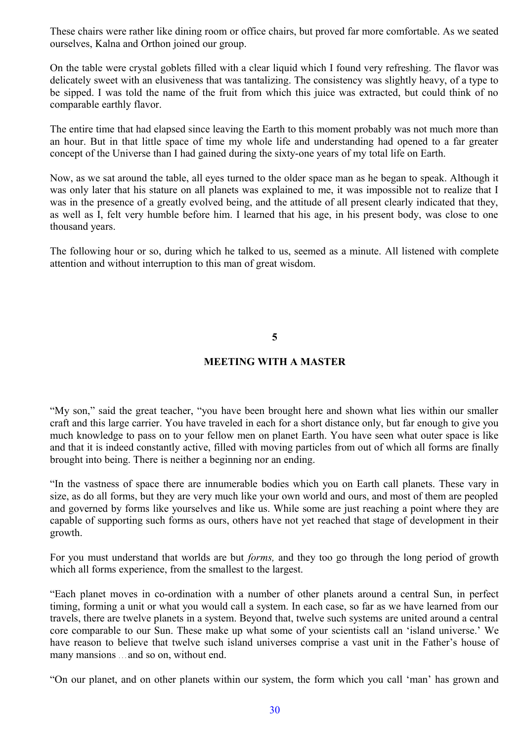These chairs were rather like dining room or office chairs, but proved far more comfortable. As we seated ourselves, Kalna and Orthon joined our group.

On the table were crystal goblets filled with a clear liquid which I found very refreshing. The flavor was delicately sweet with an elusiveness that was tantalizing. The consistency was slightly heavy, of a type to be sipped. I was told the name of the fruit from which this juice was extracted, but could think of no comparable earthly flavor.

The entire time that had elapsed since leaving the Earth to this moment probably was not much more than an hour. But in that little space of time my whole life and understanding had opened to a far greater concept of the Universe than I had gained during the sixty-one years of my total life on Earth.

Now, as we sat around the table, all eyes turned to the older space man as he began to speak. Although it was only later that his stature on all planets was explained to me, it was impossible not to realize that I was in the presence of a greatly evolved being, and the attitude of all present clearly indicated that they, as well as I, felt very humble before him. I learned that his age, in his present body, was close to one thousand years.

The following hour or so, during which he talked to us, seemed as a minute. All listened with complete attention and without interruption to this man of great wisdom.

## 5

## MEETING WITH A MASTER

"My son," said the great teacher, "you have been brought here and shown what lies within our smaller craft and this large carrier. You have traveled in each for a short distance only, but far enough to give you much knowledge to pass on to your fellow men on planet Earth. You have seen what outer space is like and that it is indeed constantly active, filled with moving particles from out of which all forms are finally brought into being. There is neither a beginning nor an ending.

"In the vastness of space there are innumerable bodies which you on Earth call planets. These vary in size, as do all forms, but they are very much like your own world and ours, and most of them are peopled and governed by forms like yourselves and like us. While some are just reaching a point where they are capable of supporting such forms as ours, others have not yet reached that stage of development in their growth.

For you must understand that worlds are but *forms,* and they too go through the long period of growth which all forms experience, from the smallest to the largest.

"Each planet moves in co-ordination with a number of other planets around a central Sun, in perfect timing, forming a unit or what you would call a system. In each case, so far as we have learned from our travels, there are twelve planets in a system. Beyond that, twelve such systems are united around a central core comparable to our Sun. These make up what some of your scientists call an 'island universe.' We have reason to believe that twelve such island universes comprise a vast unit in the Father's house of many mansions … and so on, without end.

"On our planet, and on other planets within our system, the form which you call 'man' has grown and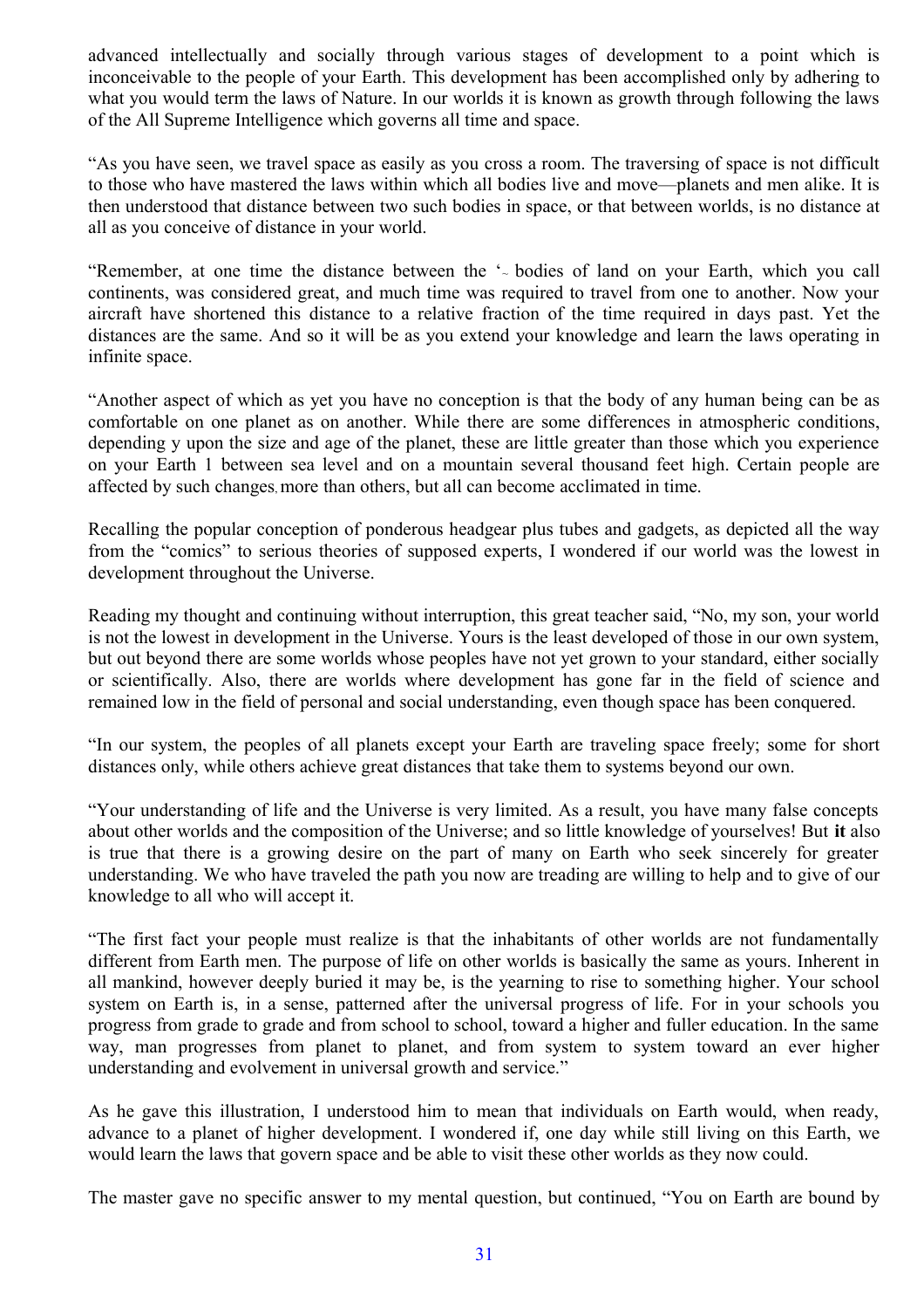advanced intellectually and socially through various stages of development to a point which is inconceivable to the people of your Earth. This development has been accomplished only by adhering to what you would term the laws of Nature. In our worlds it is known as growth through following the laws of the All Supreme Intelligence which governs all time and space.

"As you have seen, we travel space as easily as you cross a room. The traversing of space is not difficult to those who have mastered the laws within which all bodies live and move—planets and men alike. It is then understood that distance between two such bodies in space, or that between worlds, is no distance at all as you conceive of distance in your world.

"Remember, at one time the distance between the '~ bodies of land on your Earth, which you call continents, was considered great, and much time was required to travel from one to another. Now your aircraft have shortened this distance to a relative fraction of the time required in days past. Yet the distances are the same. And so it will be as you extend your knowledge and learn the laws operating in infinite space.

"Another aspect of which as yet you have no conception is that the body of any human being can be as comfortable on one planet as on another. While there are some differences in atmospheric conditions, depending y upon the size and age of the planet, these are little greater than those which you experience on your Earth 1 between sea level and on a mountain several thousand feet high. Certain people are affected by such changes, more than others, but all can become acclimated in time.

Recalling the popular conception of ponderous headgear plus tubes and gadgets, as depicted all the way from the "comics" to serious theories of supposed experts, I wondered if our world was the lowest in development throughout the Universe.

Reading my thought and continuing without interruption, this great teacher said, "No, my son, your world is not the lowest in development in the Universe. Yours is the least developed of those in our own system, but out beyond there are some worlds whose peoples have not yet grown to your standard, either socially or scientifically. Also, there are worlds where development has gone far in the field of science and remained low in the field of personal and social understanding, even though space has been conquered.

"In our system, the peoples of all planets except your Earth are traveling space freely; some for short distances only, while others achieve great distances that take them to systems beyond our own.

"Your understanding of life and the Universe is very limited. As a result, you have many false concepts about other worlds and the composition of the Universe; and so little knowledge of yourselves! But **it** also is true that there is a growing desire on the part of many on Earth who seek sincerely for greater understanding. We who have traveled the path you now are treading are willing to help and to give of our knowledge to all who will accept it.

"The first fact your people must realize is that the inhabitants of other worlds are not fundamentally different from Earth men. The purpose of life on other worlds is basically the same as yours. Inherent in all mankind, however deeply buried it may be, is the yearning to rise to something higher. Your school system on Earth is, in a sense, patterned after the universal progress of life. For in your schools you progress from grade to grade and from school to school, toward a higher and fuller education. In the same way, man progresses from planet to planet, and from system to system toward an ever higher understanding and evolvement in universal growth and service."

As he gave this illustration, I understood him to mean that individuals on Earth would, when ready, advance to a planet of higher development. I wondered if, one day while still living on this Earth, we would learn the laws that govern space and be able to visit these other worlds as they now could.

The master gave no specific answer to my mental question, but continued, "You on Earth are bound by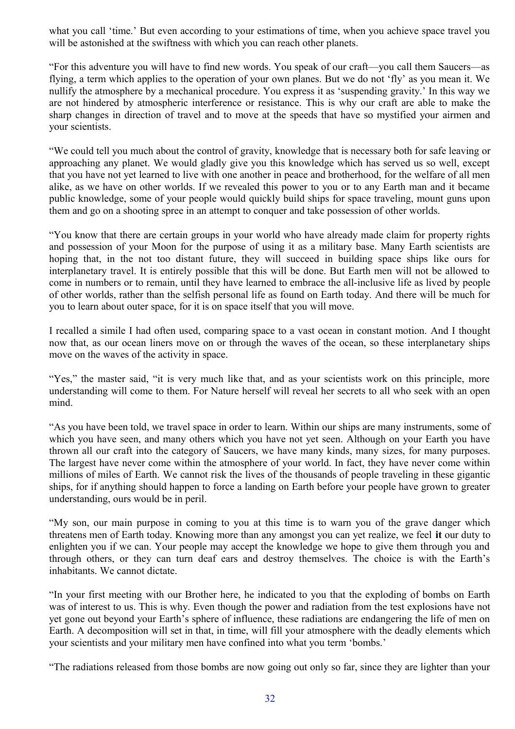what you call 'time.' But even according to your estimations of time, when you achieve space travel you will be astonished at the swiftness with which you can reach other planets.

"For this adventure you will have to find new words. You speak of our craft—you call them Saucers—as flying, a term which applies to the operation of your own planes. But we do not 'fly' as you mean it. We nullify the atmosphere by a mechanical procedure. You express it as 'suspending gravity.' In this way we are not hindered by atmospheric interference or resistance. This is why our craft are able to make the sharp changes in direction of travel and to move at the speeds that have so mystified your airmen and your scientists.

"We could tell you much about the control of gravity, knowledge that is necessary both for safe leaving or approaching any planet. We would gladly give you this knowledge which has served us so well, except that you have not yet learned to live with one another in peace and brotherhood, for the welfare of all men alike, as we have on other worlds. If we revealed this power to you or to any Earth man and it became public knowledge, some of your people would quickly build ships for space traveling, mount guns upon them and go on a shooting spree in an attempt to conquer and take possession of other worlds.

"You know that there are certain groups in your world who have already made claim for property rights and possession of your Moon for the purpose of using it as a military base. Many Earth scientists are hoping that, in the not too distant future, they will succeed in building space ships like ours for interplanetary travel. It is entirely possible that this will be done. But Earth men will not be allowed to come in numbers or to remain, until they have learned to embrace the all-inclusive life as lived by people of other worlds, rather than the selfish personal life as found on Earth today. And there will be much for you to learn about outer space, for it is on space itself that you will move.

I recalled a simile I had often used, comparing space to a vast ocean in constant motion. And I thought now that, as our ocean liners move on or through the waves of the ocean, so these interplanetary ships move on the waves of the activity in space.

"Yes," the master said, "it is very much like that, and as your scientists work on this principle, more understanding will come to them. For Nature herself will reveal her secrets to all who seek with an open mind.

"As you have been told, we travel space in order to learn. Within our ships are many instruments, some of which you have seen, and many others which you have not yet seen. Although on your Earth you have thrown all our craft into the category of Saucers, we have many kinds, many sizes, for many purposes. The largest have never come within the atmosphere of your world. In fact, they have never come within millions of miles of Earth. We cannot risk the lives of the thousands of people traveling in these gigantic ships, for if anything should happen to force a landing on Earth before your people have grown to greater understanding, ours would be in peril.

"My son, our main purpose in coming to you at this time is to warn you of the grave danger which threatens men of Earth today. Knowing more than any amongst you can yet realize, we feel **it** our duty to enlighten you if we can. Your people may accept the knowledge we hope to give them through you and through others, or they can turn deaf ears and destroy themselves. The choice is with the Earth's inhabitants. We cannot dictate.

"In your first meeting with our Brother here, he indicated to you that the exploding of bombs on Earth was of interest to us. This is why. Even though the power and radiation from the test explosions have not yet gone out beyond your Earth's sphere of influence, these radiations are endangering the life of men on Earth. A decomposition will set in that, in time, will fill your atmosphere with the deadly elements which your scientists and your military men have confined into what you term 'bombs.'

"The radiations released from those bombs are now going out only so far, since they are lighter than your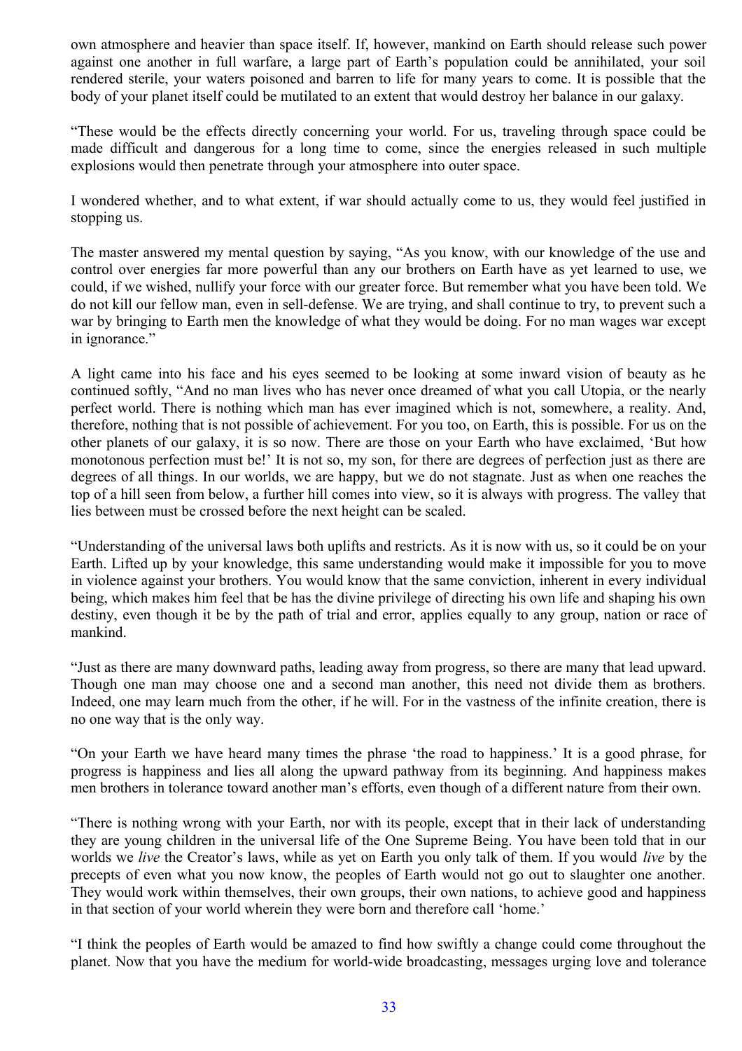own atmosphere and heavier than space itself. If, however, mankind on Earth should release such power against one another in full warfare, a large part of Earth's population could be annihilated, your soil rendered sterile, your waters poisoned and barren to life for many years to come. It is possible that the body of your planet itself could be mutilated to an extent that would destroy her balance in our galaxy.

"These would be the effects directly concerning your world. For us, traveling through space could be made difficult and dangerous for a long time to come, since the energies released in such multiple explosions would then penetrate through your atmosphere into outer space.

I wondered whether, and to what extent, if war should actually come to us, they would feel justified in stopping us.

The master answered my mental question by saying, "As you know, with our knowledge of the use and control over energies far more powerful than any our brothers on Earth have as yet learned to use, we could, if we wished, nullify your force with our greater force. But remember what you have been told. We do not kill our fellow man, even in sell-defense. We are trying, and shall continue to try, to prevent such a war by bringing to Earth men the knowledge of what they would be doing. For no man wages war except in ignorance."

A light came into his face and his eyes seemed to be looking at some inward vision of beauty as he continued softly, "And no man lives who has never once dreamed of what you call Utopia, or the nearly perfect world. There is nothing which man has ever imagined which is not, somewhere, a reality. And, therefore, nothing that is not possible of achievement. For you too, on Earth, this is possible. For us on the other planets of our galaxy, it is so now. There are those on your Earth who have exclaimed, 'But how monotonous perfection must be!' It is not so, my son, for there are degrees of perfection just as there are degrees of all things. In our worlds, we are happy, but we do not stagnate. Just as when one reaches the top of a hill seen from below, a further hill comes into view, so it is always with progress. The valley that lies between must be crossed before the next height can be scaled.

"Understanding of the universal laws both uplifts and restricts. As it is now with us, so it could be on your Earth. Lifted up by your knowledge, this same understanding would make it impossible for you to move in violence against your brothers. You would know that the same conviction, inherent in every individual being, which makes him feel that be has the divine privilege of directing his own life and shaping his own destiny, even though it be by the path of trial and error, applies equally to any group, nation or race of mankind.

"Just as there are many downward paths, leading away from progress, so there are many that lead upward. Though one man may choose one and a second man another, this need not divide them as brothers. Indeed, one may learn much from the other, if he will. For in the vastness of the infinite creation, there is no one way that is the only way.

"On your Earth we have heard many times the phrase 'the road to happiness.' It is a good phrase, for progress is happiness and lies all along the upward pathway from its beginning. And happiness makes men brothers in tolerance toward another man's efforts, even though of a different nature from their own.

"There is nothing wrong with your Earth, nor with its people, except that in their lack of understanding they are young children in the universal life of the One Supreme Being. You have been told that in our worlds we *live* the Creator's laws, while as yet on Earth you only talk of them. If you would *live* by the precepts of even what you now know, the peoples of Earth would not go out to slaughter one another. They would work within themselves, their own groups, their own nations, to achieve good and happiness in that section of your world wherein they were born and therefore call 'home.'

"I think the peoples of Earth would be amazed to find how swiftly a change could come throughout the planet. Now that you have the medium for world-wide broadcasting, messages urging love and tolerance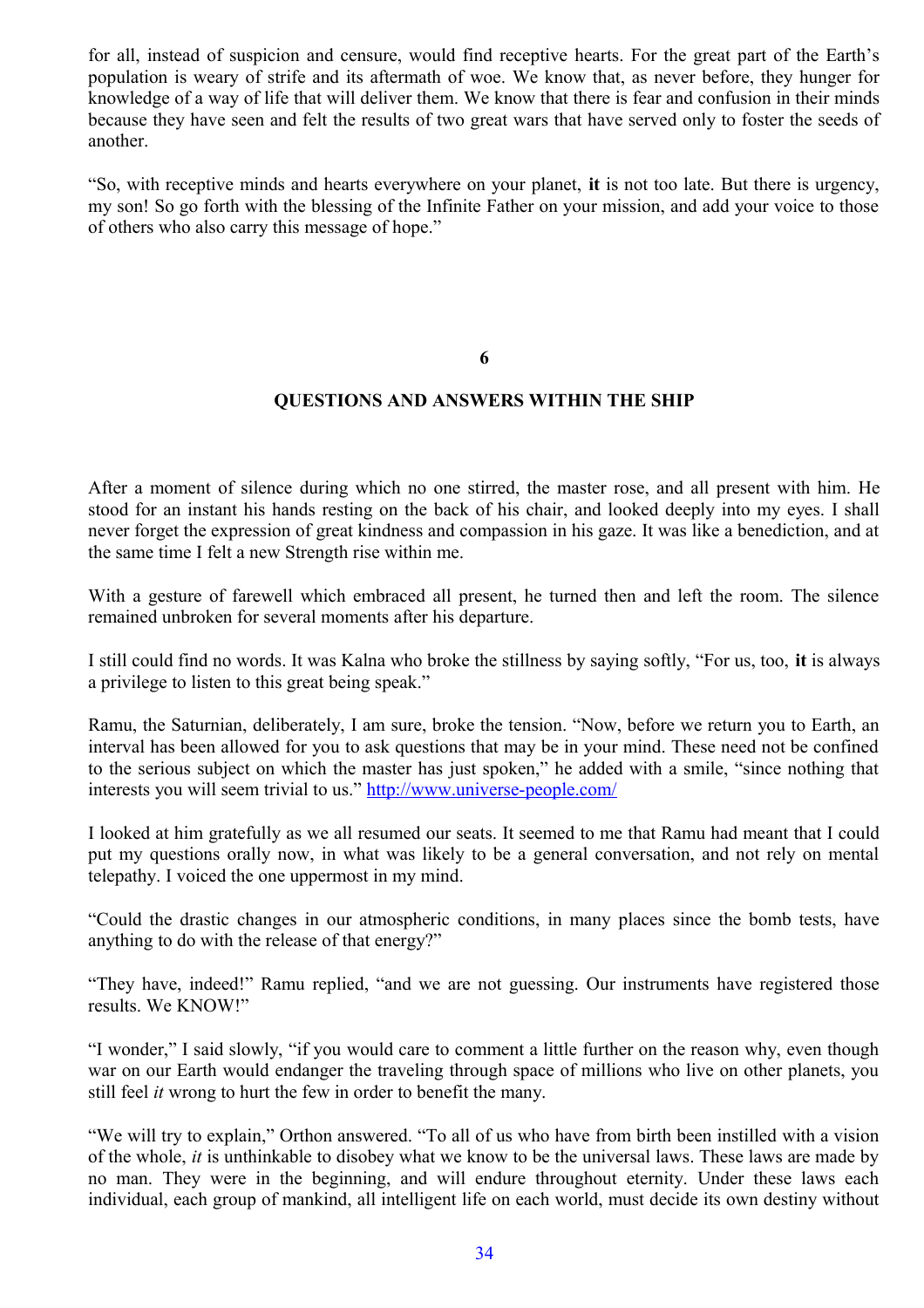for all, instead of suspicion and censure, would find receptive hearts. For the great part of the Earth's population is weary of strife and its aftermath of woe. We know that, as never before, they hunger for knowledge of a way of life that will deliver them. We know that there is fear and confusion in their minds because they have seen and felt the results of two great wars that have served only to foster the seeds of another.

"So, with receptive minds and hearts everywhere on your planet, **it** is not too late. But there is urgency, my son! So go forth with the blessing of the Infinite Father on your mission, and add your voice to those of others who also carry this message of hope."

## 6

## QUESTIONS AND ANSWERS WITHIN THE SHIP

After a moment of silence during which no one stirred, the master rose, and all present with him. He stood for an instant his hands resting on the back of his chair, and looked deeply into my eyes. I shall never forget the expression of great kindness and compassion in his gaze. It was like a benediction, and at the same time I felt a new Strength rise within me.

With a gesture of farewell which embraced all present, he turned then and left the room. The silence remained unbroken for several moments after his departure.

I still could find no words. It was Kalna who broke the stillness by saying softly, "For us, too, **it** is always a privilege to listen to this great being speak."

Ramu, the Saturnian, deliberately, I am sure, broke the tension. "Now, before we return you to Earth, an interval has been allowed for you to ask questions that may be in your mind. These need not be confined to the serious subject on which the master has just spoken," he added with a smile, "since nothing that interests you will seem trivial to us." http://www.universe-people.com/

I looked at him gratefully as we all resumed our seats. It seemed to me that Ramu had meant that I could put my questions orally now, in what was likely to be a general conversation, and not rely on mental telepathy. I voiced the one uppermost in my mind.

"Could the drastic changes in our atmospheric conditions, in many places since the bomb tests, have anything to do with the release of that energy?"

"They have, indeed!" Ramu replied, "and we are not guessing. Our instruments have registered those results. We KNOW!"

"I wonder," I said slowly, "if you would care to comment a little further on the reason why, even though war on our Earth would endanger the traveling through space of millions who live on other planets, you still feel *it* wrong to hurt the few in order to benefit the many.

"We will try to explain," Orthon answered. "To all of us who have from birth been instilled with a vision of the whole, *it* is unthinkable to disobey what we know to be the universal laws. These laws are made by no man. They were in the beginning, and will endure throughout eternity. Under these laws each individual, each group of mankind, all intelligent life on each world, must decide its own destiny without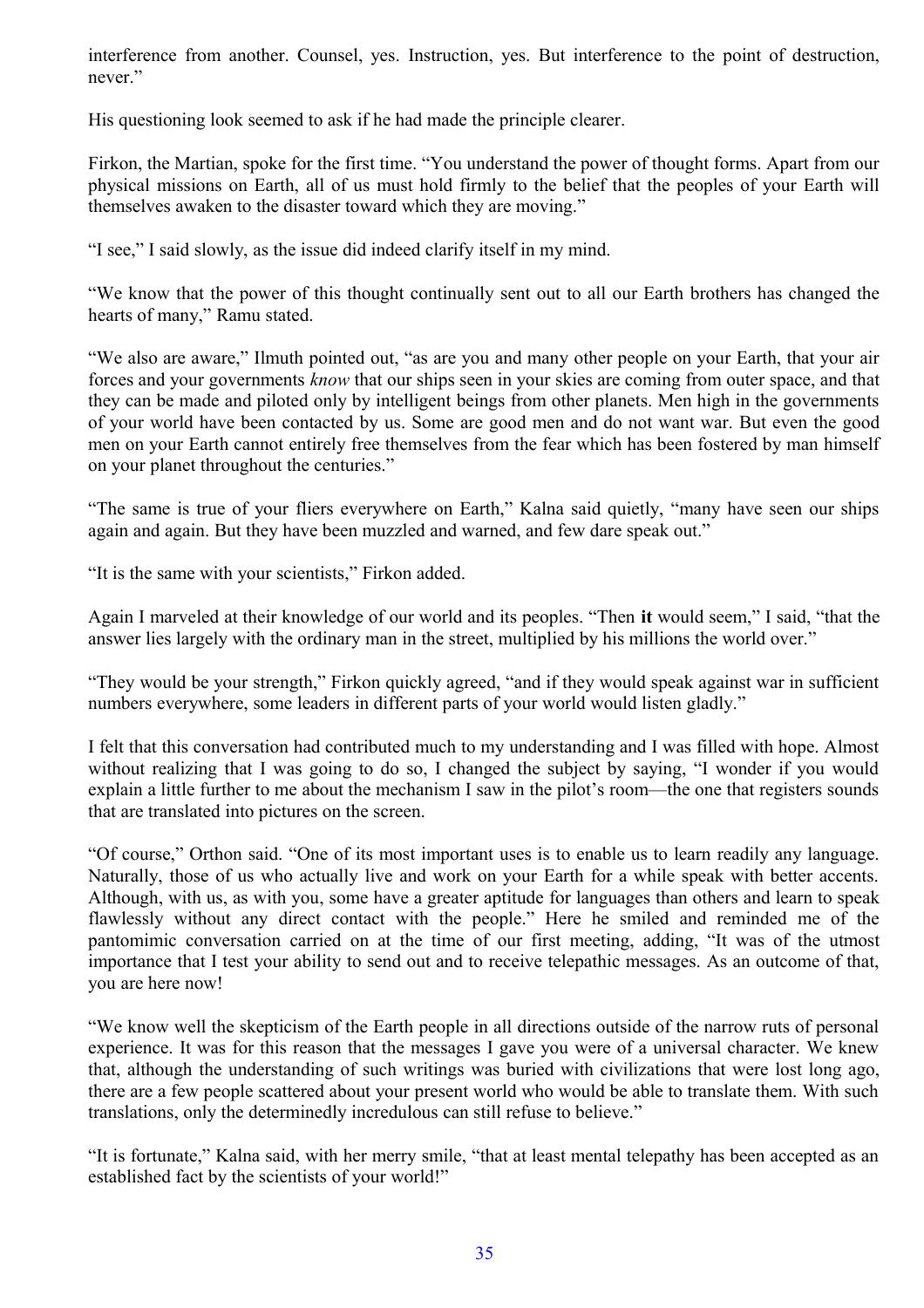interference from another. Counsel, yes. Instruction, yes. But interference to the point of destruction, never."

His questioning look seemed to ask if he had made the principle clearer.

Firkon, the Martian, spoke for the first time. "You understand the power of thought forms. Apart from our physical missions on Earth, all of us must hold firmly to the belief that the peoples of your Earth will themselves awaken to the disaster toward which they are moving."

"I see," I said slowly, as the issue did indeed clarify itself in my mind.

"We know that the power of this thought continually sent out to all our Earth brothers has changed the hearts of many," Ramu stated.

"We also are aware," Ilmuth pointed out, "as are you and many other people on your Earth, that your air forces and your governments *know* that our ships seen in your skies are coming from outer space, and that they can be made and piloted only by intelligent beings from other planets. Men high in the governments of your world have been contacted by us. Some are good men and do not want war. But even the good men on your Earth cannot entirely free themselves from the fear which has been fostered by man himself on your planet throughout the centuries."

"The same is true of your fliers everywhere on Earth," Kalna said quietly, "many have seen our ships again and again. But they have been muzzled and warned, and few dare speak out."

"It is the same with your scientists," Firkon added.

Again I marveled at their knowledge of our world and its peoples. "Then **it** would seem," I said, "that the answer lies largely with the ordinary man in the street, multiplied by his millions the world over."

"They would be your strength," Firkon quickly agreed, "and if they would speak against war in sufficient numbers everywhere, some leaders in different parts of your world would listen gladly."

I felt that this conversation had contributed much to my understanding and I was filled with hope. Almost without realizing that I was going to do so, I changed the subject by saying, "I wonder if you would explain a little further to me about the mechanism I saw in the pilot's room—the one that registers sounds that are translated into pictures on the screen.

"Of course," Orthon said. "One of its most important uses is to enable us to learn readily any language. Naturally, those of us who actually live and work on your Earth for a while speak with better accents. Although, with us, as with you, some have a greater aptitude for languages than others and learn to speak flawlessly without any direct contact with the people." Here he smiled and reminded me of the pantomimic conversation carried on at the time of our first meeting, adding, "It was of the utmost importance that I test your ability to send out and to receive telepathic messages. As an outcome of that, you are here now!

"We know well the skepticism of the Earth people in all directions outside of the narrow ruts of personal experience. It was for this reason that the messages I gave you were of a universal character. We knew that, although the understanding of such writings was buried with civilizations that were lost long ago, there are a few people scattered about your present world who would be able to translate them. With such translations, only the determinedly incredulous can still refuse to believe."

"It is fortunate," Kalna said, with her merry smile, "that at least mental telepathy has been accepted as an established fact by the scientists of your world!"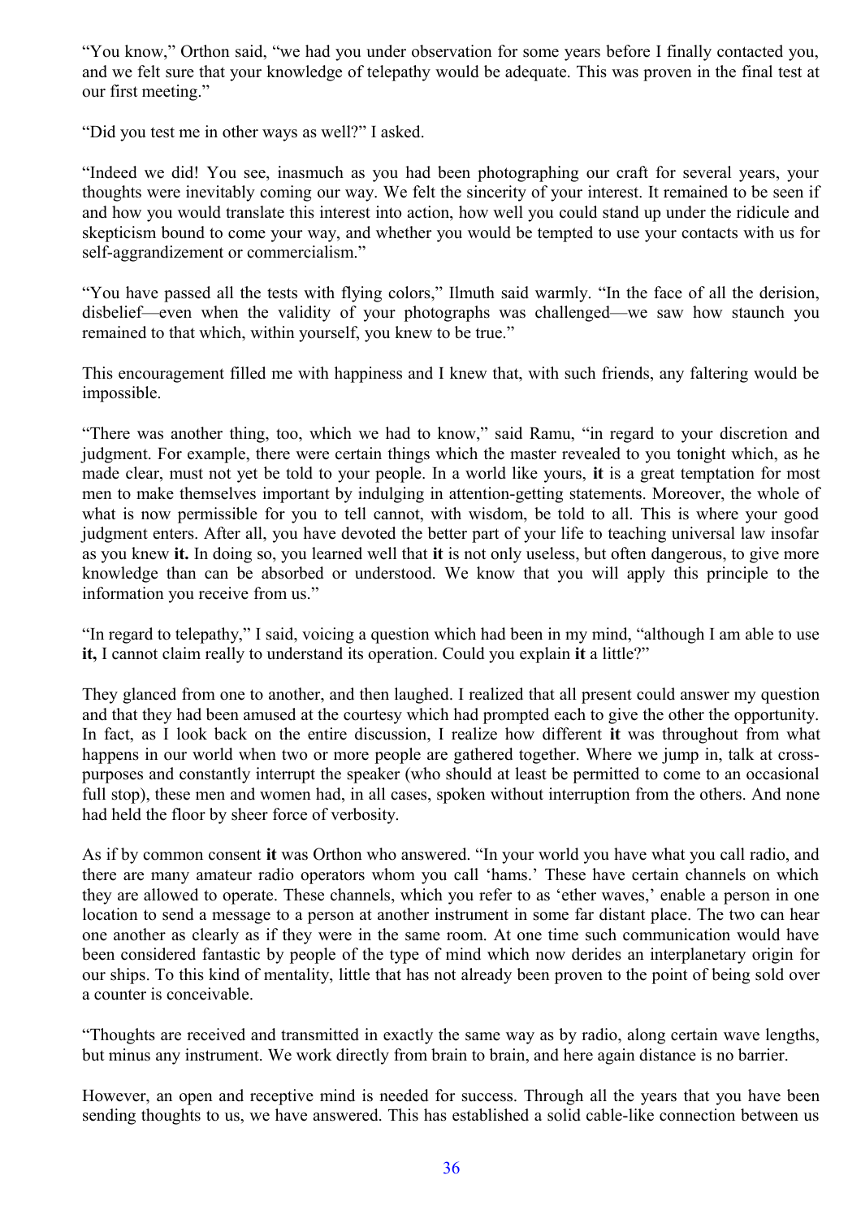"You know," Orthon said, "we had you under observation for some years before I finally contacted you, and we felt sure that your knowledge of telepathy would be adequate. This was proven in the final test at our first meeting."

"Did you test me in other ways as well?" I asked.

"Indeed we did! You see, inasmuch as you had been photographing our craft for several years, your thoughts were inevitably coming our way. We felt the sincerity of your interest. It remained to be seen if and how you would translate this interest into action, how well you could stand up under the ridicule and skepticism bound to come your way, and whether you would be tempted to use your contacts with us for self-aggrandizement or commercialism."

"You have passed all the tests with flying colors," Ilmuth said warmly. "In the face of all the derision, disbelief—even when the validity of your photographs was challenged—we saw how staunch you remained to that which, within yourself, you knew to be true."

This encouragement filled me with happiness and I knew that, with such friends, any faltering would be impossible.

"There was another thing, too, which we had to know," said Ramu, "in regard to your discretion and judgment. For example, there were certain things which the master revealed to you tonight which, as he made clear, must not yet be told to your people. In a world like yours, **it** is a great temptation for most men to make themselves important by indulging in attention-getting statements. Moreover, the whole of what is now permissible for you to tell cannot, with wisdom, be told to all. This is where your good judgment enters. After all, you have devoted the better part of your life to teaching universal law insofar as you knew **it.** In doing so, you learned well that **it** is not only useless, but often dangerous, to give more knowledge than can be absorbed or understood. We know that you will apply this principle to the information you receive from us."

"In regard to telepathy," I said, voicing a question which had been in my mind, "although I am able to use **it,** I cannot claim really to understand its operation. Could you explain **it** a little?"

They glanced from one to another, and then laughed. I realized that all present could answer my question and that they had been amused at the courtesy which had prompted each to give the other the opportunity. In fact, as I look back on the entire discussion, I realize how different **it** was throughout from what happens in our world when two or more people are gathered together. Where we jump in, talk at cross-purposes and constantly interrupt the speaker (who should at least be permitted to come to an occasional full stop), these men and women had, in all cases, spoken without interruption from the others. And none had held the floor by sheer force of verbosity.

As if by common consent **it** was Orthon who answered. "In your world you have what you call radio, and there are many amateur radio operators whom you call 'hams.' These have certain channels on which they are allowed to operate. These channels, which you refer to as 'ether waves,' enable a person in one location to send a message to a person at another instrument in some far distant place. The two can hear one another as clearly as if they were in the same room. At one time such communication would have been considered fantastic by people of the type of mind which now derides an interplanetary origin for our ships. To this kind of mentality, little that has not already been proven to the point of being sold over a counter is conceivable.

"Thoughts are received and transmitted in exactly the same way as by radio, along certain wave lengths, but minus any instrument. We work directly from brain to brain, and here again distance is no barrier.

However, an open and receptive mind is needed for success. Through all the years that you have been sending thoughts to us, we have answered. This has established a solid cable-like connection between us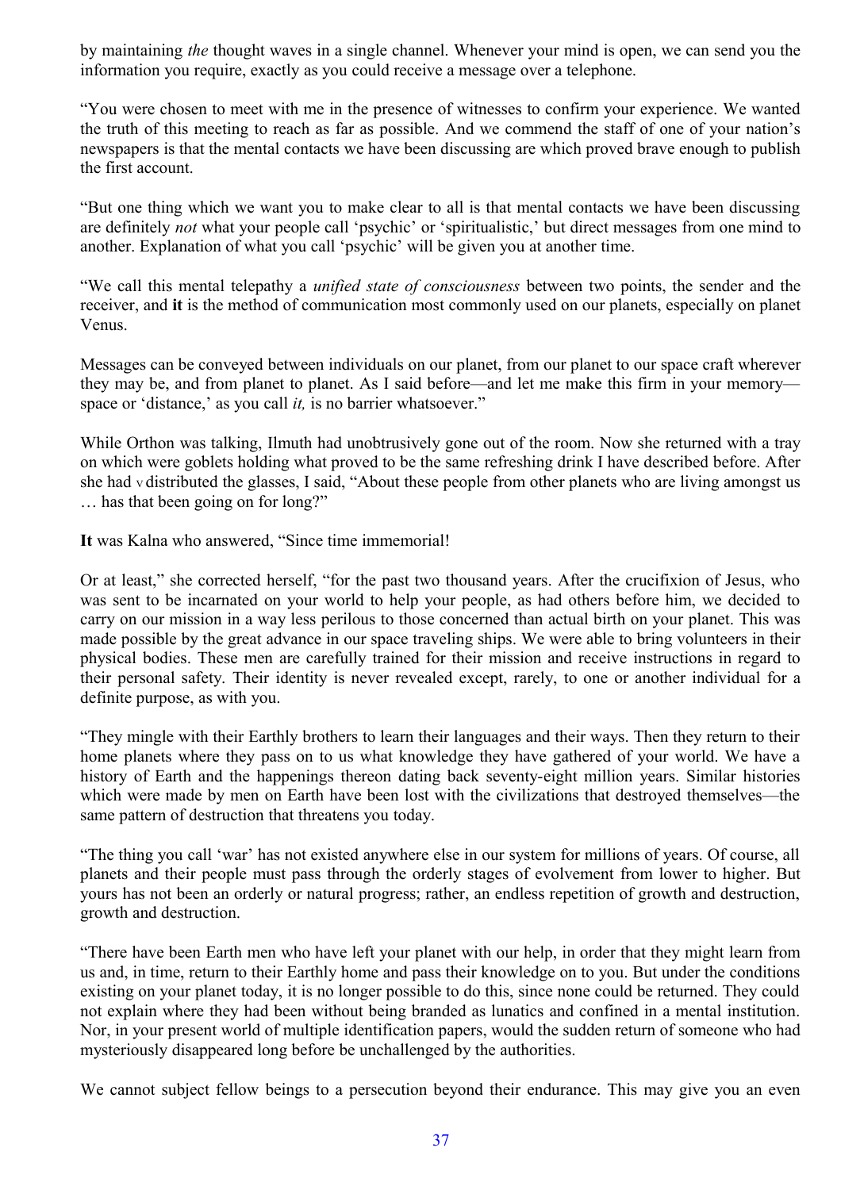by maintaining *the* thought waves in a single channel. Whenever your mind is open, we can send you the information you require, exactly as you could receive a message over a telephone.

"You were chosen to meet with me in the presence of witnesses to confirm your experience. We wanted the truth of this meeting to reach as far as possible. And we commend the staff of one of your nation's newspapers is that the mental contacts we have been discussing are which proved brave enough to publish the first account.

"But one thing which we want you to make clear to all is that mental contacts we have been discussing are definitely *not* what your people call 'psychic' or 'spiritualistic,' but direct messages from one mind to another. Explanation of what you call 'psychic' will be given you at another time.

"We call this mental telepathy a *unified state of consciousness* between two points, the sender and the receiver, and **it** is the method of communication most commonly used on our planets, especially on planet Venus.

Messages can be conveyed between individuals on our planet, from our planet to our space craft wherever they may be, and from planet to planet. As I said before—and let me make this firm in your memory—space or 'distance,' as you call *it,* is no barrier whatsoever."

While Orthon was talking, Ilmuth had unobtrusively gone out of the room. Now she returned with a tray on which were goblets holding what proved to be the same refreshing drink I have described before. After she had v distributed the glasses, I said, "About these people from other planets who are living amongst us … has that been going on for long?"

**It** was Kalna who answered, "Since time immemorial!

Or at least," she corrected herself, "for the past two thousand years. After the crucifixion of Jesus, who was sent to be incarnated on your world to help your people, as had others before him, we decided to carry on our mission in a way less perilous to those concerned than actual birth on your planet. This was made possible by the great advance in our space traveling ships. We were able to bring volunteers in their physical bodies. These men are carefully trained for their mission and receive instructions in regard to their personal safety. Their identity is never revealed except, rarely, to one or another individual for a definite purpose, as with you.

"They mingle with their Earthly brothers to learn their languages and their ways. Then they return to their home planets where they pass on to us what knowledge they have gathered of your world. We have a history of Earth and the happenings thereon dating back seventy-eight million years. Similar histories which were made by men on Earth have been lost with the civilizations that destroyed themselves—the same pattern of destruction that threatens you today.

"The thing you call 'war' has not existed anywhere else in our system for millions of years. Of course, all planets and their people must pass through the orderly stages of evolvement from lower to higher. But yours has not been an orderly or natural progress; rather, an endless repetition of growth and destruction, growth and destruction.

"There have been Earth men who have left your planet with our help, in order that they might learn from us and, in time, return to their Earthly home and pass their knowledge on to you. But under the conditions existing on your planet today, it is no longer possible to do this, since none could be returned. They could not explain where they had been without being branded as lunatics and confined in a mental institution. Nor, in your present world of multiple identification papers, would the sudden return of someone who had mysteriously disappeared long before be unchallenged by the authorities.

We cannot subject fellow beings to a persecution beyond their endurance. This may give you an even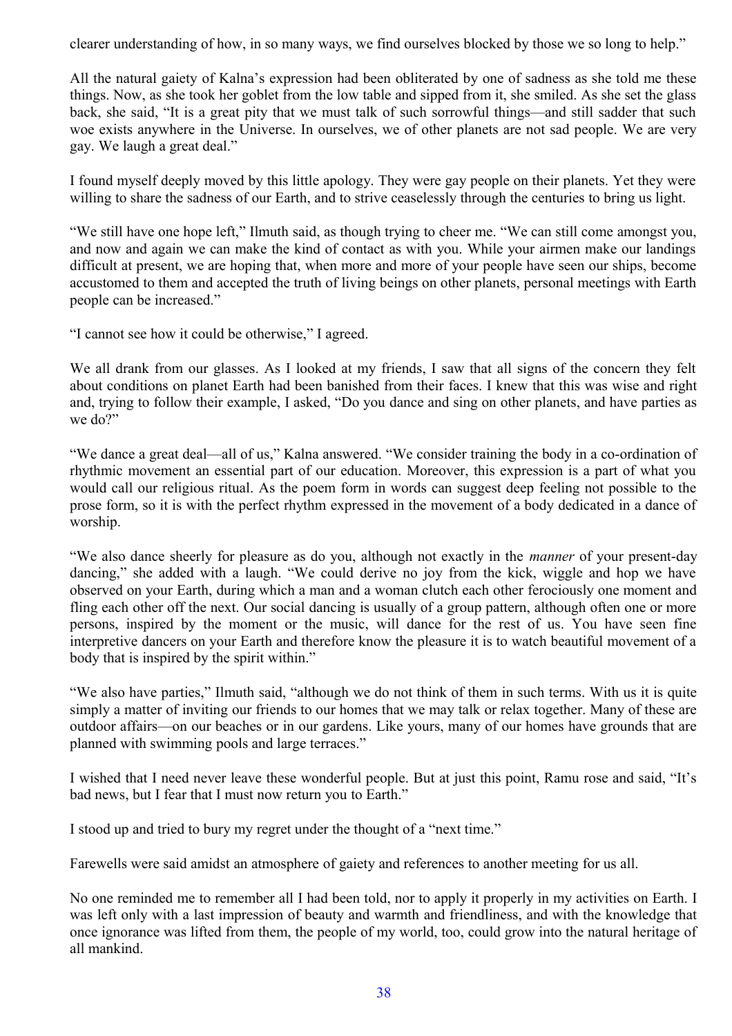clearer understanding of how, in so many ways, we find ourselves blocked by those we so long to help."

All the natural gaiety of Kalna's expression had been obliterated by one of sadness as she told me these things. Now, as she took her goblet from the low table and sipped from it, she smiled. As she set the glass back, she said, "It is a great pity that we must talk of such sorrowful things—and still sadder that such woe exists anywhere in the Universe. In ourselves, we of other planets are not sad people. We are very gay. We laugh a great deal."

I found myself deeply moved by this little apology. They were gay people on their planets. Yet they were willing to share the sadness of our Earth, and to strive ceaselessly through the centuries to bring us light.

"We still have one hope left," Ilmuth said, as though trying to cheer me. "We can still come amongst you, and now and again we can make the kind of contact as with you. While your airmen make our landings difficult at present, we are hoping that, when more and more of your people have seen our ships, become accustomed to them and accepted the truth of living beings on other planets, personal meetings with Earth people can be increased."

"I cannot see how it could be otherwise," I agreed.

We all drank from our glasses. As I looked at my friends, I saw that all signs of the concern they felt about conditions on planet Earth had been banished from their faces. I knew that this was wise and right and, trying to follow their example, I asked, "Do you dance and sing on other planets, and have parties as we do?"

"We dance a great deal—all of us," Kalna answered. "We consider training the body in a co-ordination of rhythmic movement an essential part of our education. Moreover, this expression is a part of what you would call our religious ritual. As the poem form in words can suggest deep feeling not possible to the prose form, so it is with the perfect rhythm expressed in the movement of a body dedicated in a dance of worship.

"We also dance sheerly for pleasure as do you, although not exactly in the *manner* of your present-day dancing," she added with a laugh. "We could derive no joy from the kick, wiggle and hop we have observed on your Earth, during which a man and a woman clutch each other ferociously one moment and fling each other off the next. Our social dancing is usually of a group pattern, although often one or more persons, inspired by the moment or the music, will dance for the rest of us. You have seen fine interpretive dancers on your Earth and therefore know the pleasure it is to watch beautiful movement of a body that is inspired by the spirit within."

"We also have parties," Ilmuth said, "although we do not think of them in such terms. With us it is quite simply a matter of inviting our friends to our homes that we may talk or relax together. Many of these are outdoor affairs—on our beaches or in our gardens. Like yours, many of our homes have grounds that are planned with swimming pools and large terraces."

I wished that I need never leave these wonderful people. But at just this point, Ramu rose and said, "It's bad news, but I fear that I must now return you to Earth."

I stood up and tried to bury my regret under the thought of a "next time."

Farewells were said amidst an atmosphere of gaiety and references to another meeting for us all.

No one reminded me to remember all I had been told, nor to apply it properly in my activities on Earth. I was left only with a last impression of beauty and warmth and friendliness, and with the knowledge that once ignorance was lifted from them, the people of my world, too, could grow into the natural heritage of all mankind.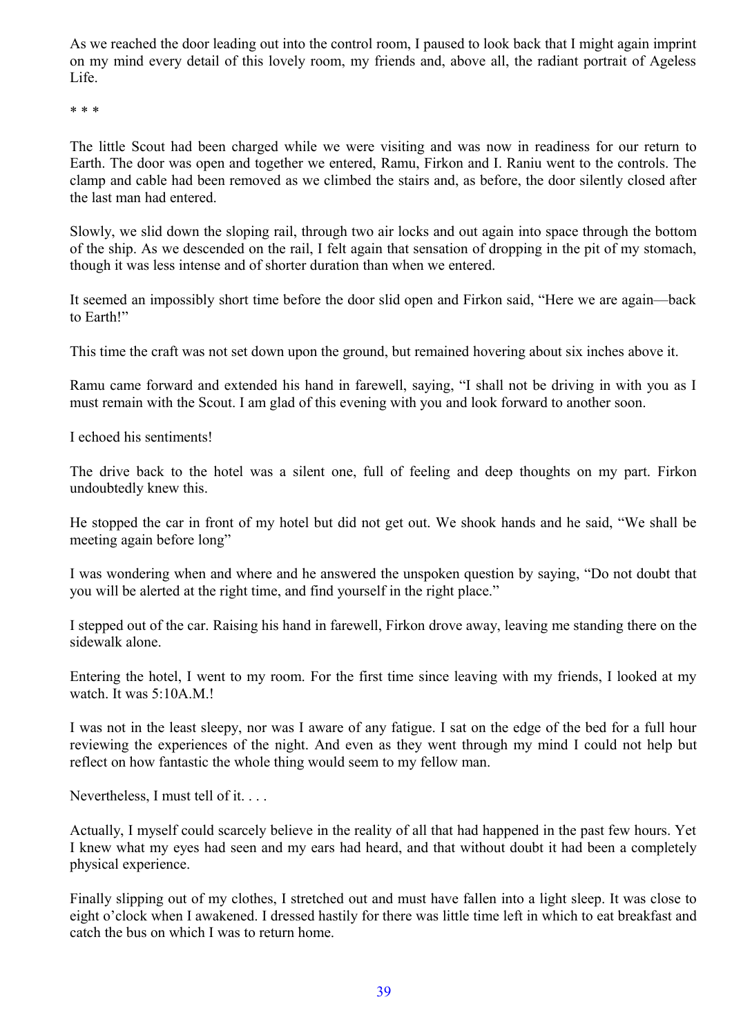As we reached the door leading out into the control room, I paused to look back that I might again imprint on my mind every detail of this lovely room, my friends and, above all, the radiant portrait of Ageless Life.

* * *

The little Scout had been charged while we were visiting and was now in readiness for our return to Earth. The door was open and together we entered, Ramu, Firkon and I. Raniu went to the controls. The clamp and cable had been removed as we climbed the stairs and, as before, the door silently closed after the last man had entered.

Slowly, we slid down the sloping rail, through two air locks and out again into space through the bottom of the ship. As we descended on the rail, I felt again that sensation of dropping in the pit of my stomach, though it was less intense and of shorter duration than when we entered.

It seemed an impossibly short time before the door slid open and Firkon said, "Here we are again—back to Earth!"

This time the craft was not set down upon the ground, but remained hovering about six inches above it.

Ramu came forward and extended his hand in farewell, saying, "I shall not be driving in with you as I must remain with the Scout. I am glad of this evening with you and look forward to another soon.

I echoed his sentiments!

The drive back to the hotel was a silent one, full of feeling and deep thoughts on my part. Firkon undoubtedly knew this.

He stopped the car in front of my hotel but did not get out. We shook hands and he said, "We shall be meeting again before long"

I was wondering when and where and he answered the unspoken question by saying, "Do not doubt that you will be alerted at the right time, and find yourself in the right place."

I stepped out of the car. Raising his hand in farewell, Firkon drove away, leaving me standing there on the sidewalk alone.

Entering the hotel, I went to my room. For the first time since leaving with my friends, I looked at my watch. It was 5:10A.M.!

I was not in the least sleepy, nor was I aware of any fatigue. I sat on the edge of the bed for a full hour reviewing the experiences of the night. And even as they went through my mind I could not help but reflect on how fantastic the whole thing would seem to my fellow man.

Nevertheless, I must tell of it. . . .

Actually, I myself could scarcely believe in the reality of all that had happened in the past few hours. Yet I knew what my eyes had seen and my ears had heard, and that without doubt it had been a completely physical experience.

Finally slipping out of my clothes, I stretched out and must have fallen into a light sleep. It was close to eight o'clock when I awakened. I dressed hastily for there was little time left in which to eat breakfast and catch the bus on which I was to return home.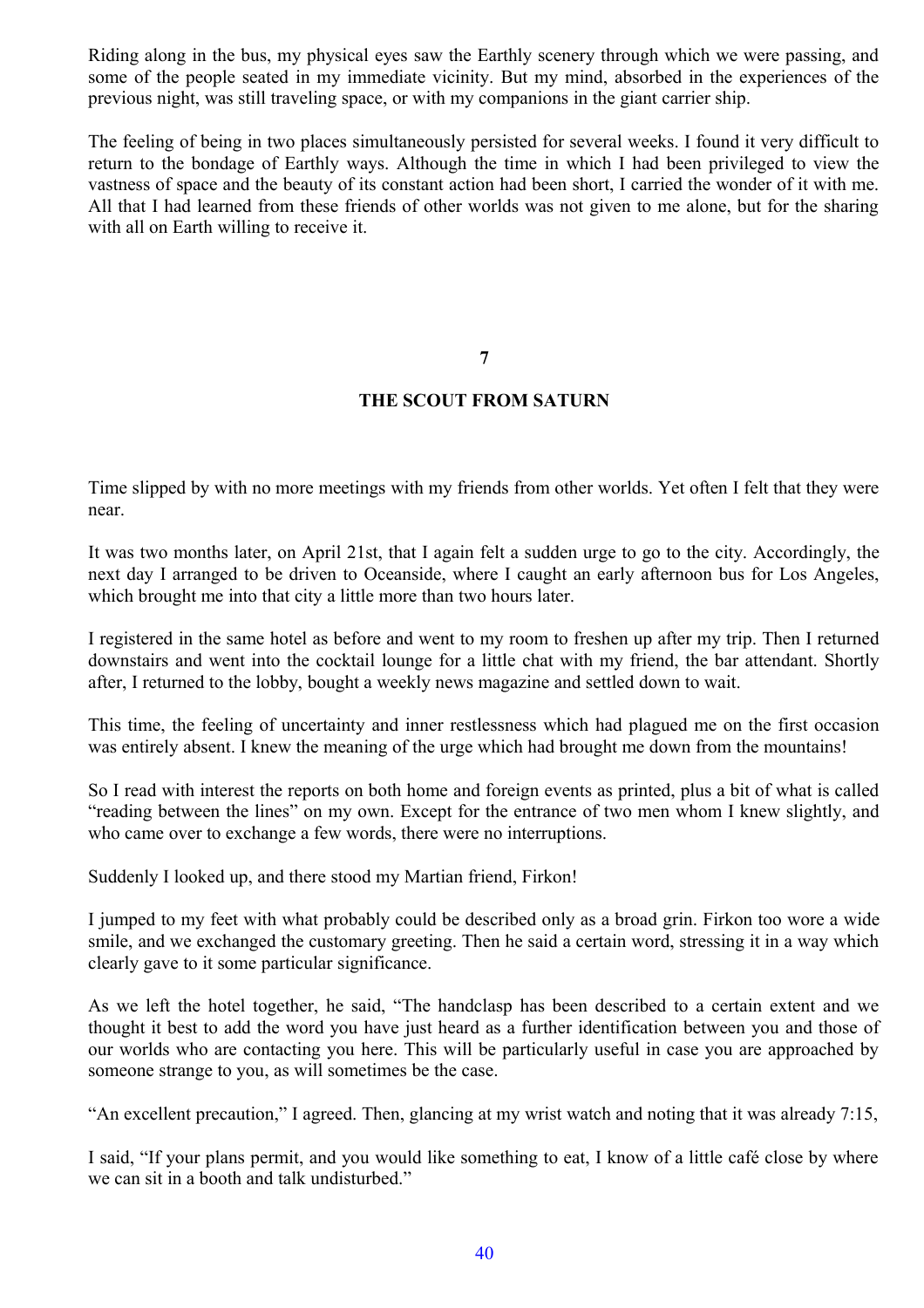Riding along in the bus, my physical eyes saw the Earthly scenery through which we were passing, and some of the people seated in my immediate vicinity. But my mind, absorbed in the experiences of the previous night, was still traveling space, or with my companions in the giant carrier ship.

The feeling of being in two places simultaneously persisted for several weeks. I found it very difficult to return to the bondage of Earthly ways. Although the time in which I had been privileged to view the vastness of space and the beauty of its constant action had been short, I carried the wonder of it with me. All that I had learned from these friends of other worlds was not given to me alone, but for the sharing with all on Earth willing to receive it.

## 7

## THE SCOUT FROM SATURN

Time slipped by with no more meetings with my friends from other worlds. Yet often I felt that they were near.

It was two months later, on April 21st, that I again felt a sudden urge to go to the city. Accordingly, the next day I arranged to be driven to Oceanside, where I caught an early afternoon bus for Los Angeles, which brought me into that city a little more than two hours later.

I registered in the same hotel as before and went to my room to freshen up after my trip. Then I returned downstairs and went into the cocktail lounge for a little chat with my friend, the bar attendant. Shortly after, I returned to the lobby, bought a weekly news magazine and settled down to wait.

This time, the feeling of uncertainty and inner restlessness which had plagued me on the first occasion was entirely absent. I knew the meaning of the urge which had brought me down from the mountains!

So I read with interest the reports on both home and foreign events as printed, plus a bit of what is called "reading between the lines" on my own. Except for the entrance of two men whom I knew slightly, and who came over to exchange a few words, there were no interruptions.

Suddenly I looked up, and there stood my Martian friend, Firkon!

I jumped to my feet with what probably could be described only as a broad grin. Firkon too wore a wide smile, and we exchanged the customary greeting. Then he said a certain word, stressing it in a way which clearly gave to it some particular significance.

As we left the hotel together, he said, "The handclasp has been described to a certain extent and we thought it best to add the word you have just heard as a further identification between you and those of our worlds who are contacting you here. This will be particularly useful in case you are approached by someone strange to you, as will sometimes be the case.

"An excellent precaution," I agreed. Then, glancing at my wrist watch and noting that it was already 7:15,

I said, "If your plans permit, and you would like something to eat, I know of a little café close by where we can sit in a booth and talk undisturbed."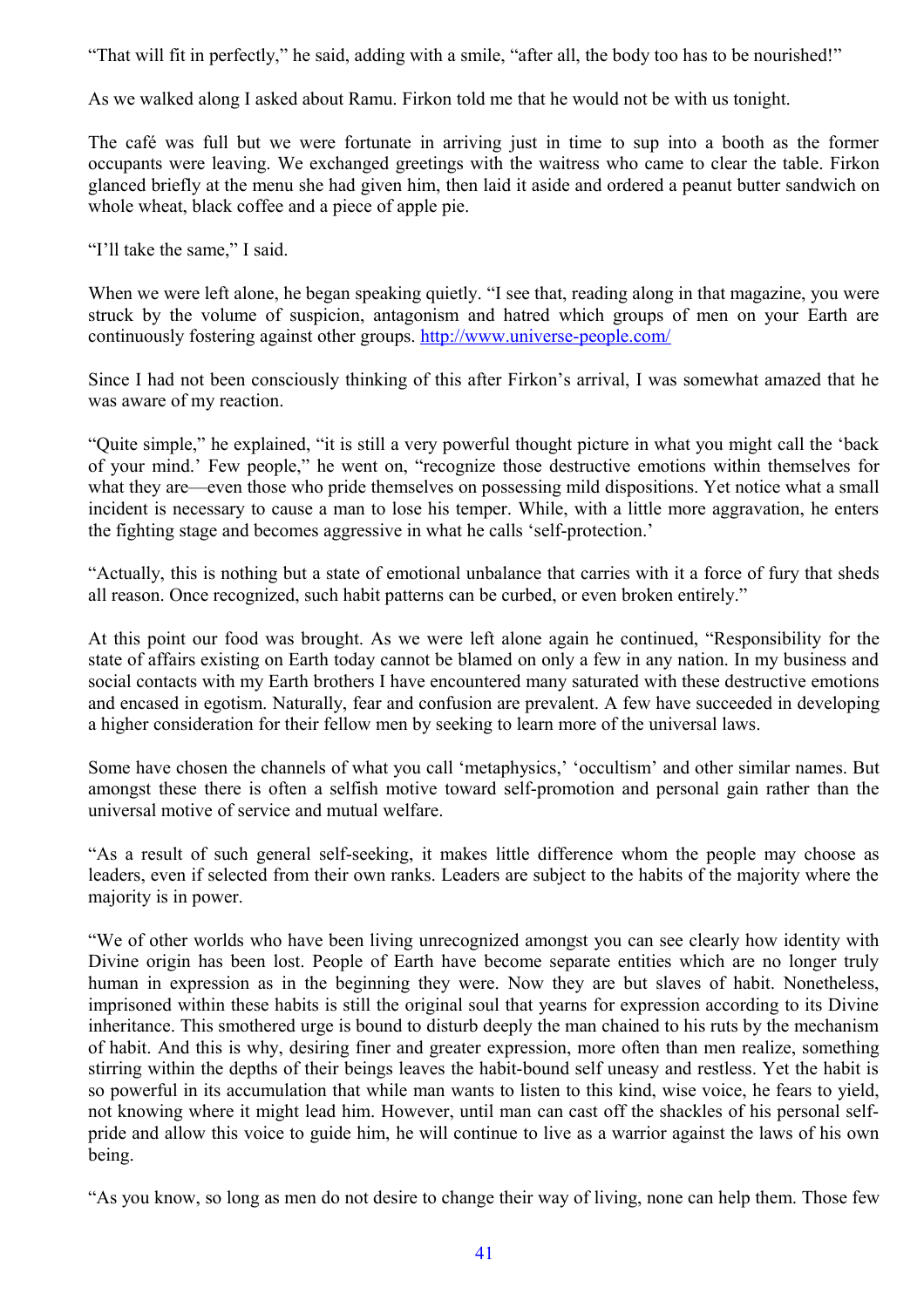"That will fit in perfectly," he said, adding with a smile, "after all, the body too has to be nourished!"

As we walked along I asked about Ramu. Firkon told me that he would not be with us tonight.

The café was full but we were fortunate in arriving just in time to sup into a booth as the former occupants were leaving. We exchanged greetings with the waitress who came to clear the table. Firkon glanced briefly at the menu she had given him, then laid it aside and ordered a peanut butter sandwich on whole wheat, black coffee and a piece of apple pie.

"I'll take the same," I said.

When we were left alone, he began speaking quietly. "I see that, reading along in that magazine, you were struck by the volume of suspicion, antagonism and hatred which groups of men on your Earth are continuously fostering against other groups. http://www.universe-people.com/

Since I had not been consciously thinking of this after Firkon's arrival, I was somewhat amazed that he was aware of my reaction.

"Quite simple," he explained, "it is still a very powerful thought picture in what you might call the 'back of your mind.' Few people," he went on, "recognize those destructive emotions within themselves for what they are—even those who pride themselves on possessing mild dispositions. Yet notice what a small incident is necessary to cause a man to lose his temper. While, with a little more aggravation, he enters the fighting stage and becomes aggressive in what he calls 'self-protection.'

"Actually, this is nothing but a state of emotional unbalance that carries with it a force of fury that sheds all reason. Once recognized, such habit patterns can be curbed, or even broken entirely."

At this point our food was brought. As we were left alone again he continued, "Responsibility for the state of affairs existing on Earth today cannot be blamed on only a few in any nation. In my business and social contacts with my Earth brothers I have encountered many saturated with these destructive emotions and encased in egotism. Naturally, fear and confusion are prevalent. A few have succeeded in developing a higher consideration for their fellow men by seeking to learn more of the universal laws.

Some have chosen the channels of what you call 'metaphysics,' 'occultism' and other similar names. But amongst these there is often a selfish motive toward self-promotion and personal gain rather than the universal motive of service and mutual welfare.

"As a result of such general self-seeking, it makes little difference whom the people may choose as leaders, even if selected from their own ranks. Leaders are subject to the habits of the majority where the majority is in power.

"We of other worlds who have been living unrecognized amongst you can see clearly how identity with Divine origin has been lost. People of Earth have become separate entities which are no longer truly human in expression as in the beginning they were. Now they are but slaves of habit. Nonetheless, imprisoned within these habits is still the original soul that yearns for expression according to its Divine inheritance. This smothered urge is bound to disturb deeply the man chained to his ruts by the mechanism of habit. And this is why, desiring finer and greater expression, more often than men realize, something stirring within the depths of their beings leaves the habit-bound self uneasy and restless. Yet the habit is so powerful in its accumulation that while man wants to listen to this kind, wise voice, he fears to yield, not knowing where it might lead him. However, until man can cast off the shackles of his personal self-pride and allow this voice to guide him, he will continue to live as a warrior against the laws of his own being.

"As you know, so long as men do not desire to change their way of living, none can help them. Those few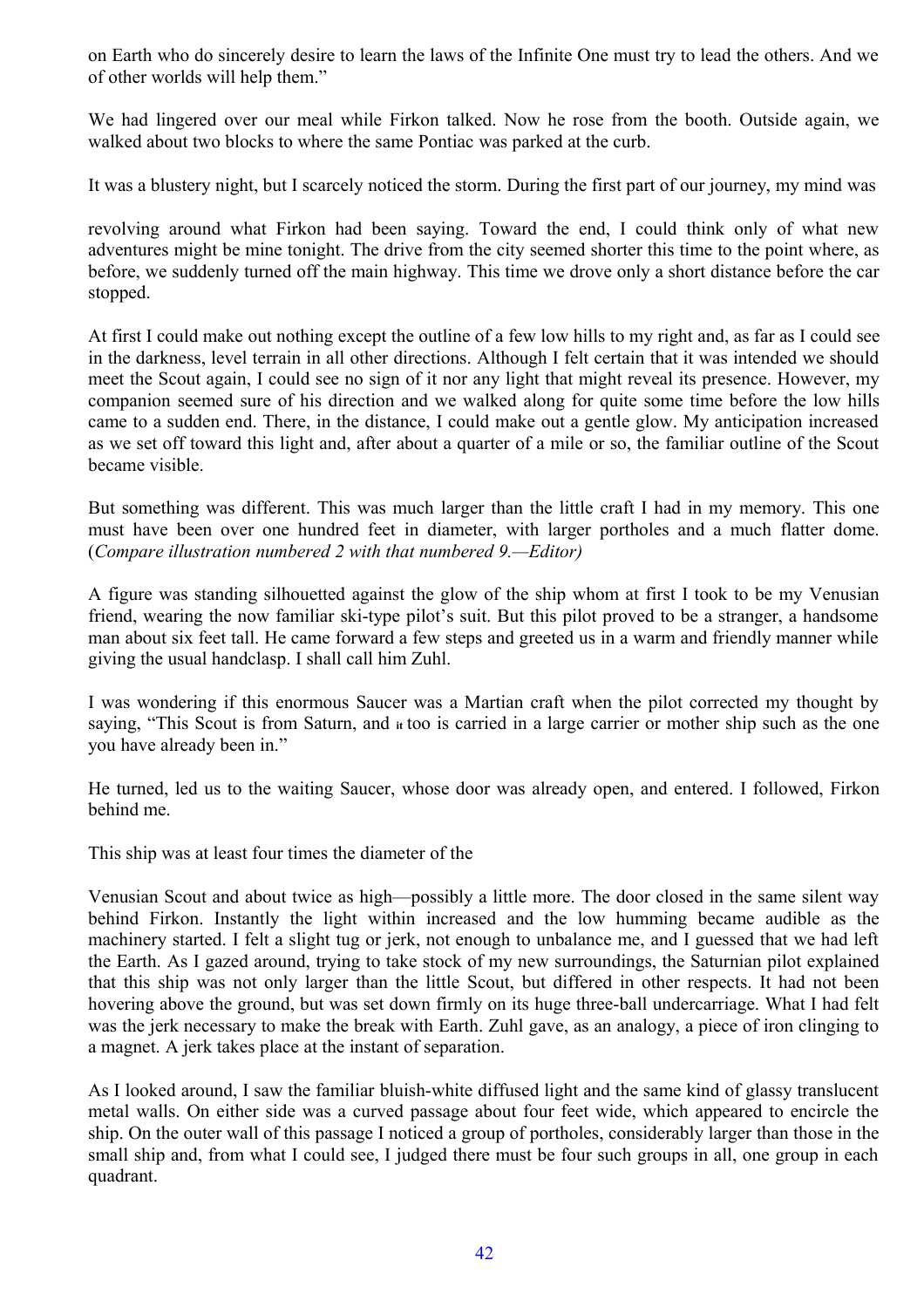on Earth who do sincerely desire to learn the laws of the Infinite One must try to lead the others. And we of other worlds will help them."

We had lingered over our meal while Firkon talked. Now he rose from the booth. Outside again, we walked about two blocks to where the same Pontiac was parked at the curb.

It was a blustery night, but I scarcely noticed the storm. During the first part of our journey, my mind was revolving around what Firkon had been saying. Toward the end, I could think only of what new adventures might be mine tonight. The drive from the city seemed shorter this time to the point where, as before, we suddenly turned off the main highway. This time we drove only a short distance before the car stopped.

At first I could make out nothing except the outline of a few low hills to my right and, as far as I could see in the darkness, level terrain in all other directions. Although I felt certain that it was intended we should meet the Scout again, I could see no sign of it nor any light that might reveal its presence. However, my companion seemed sure of his direction and we walked along for quite some time before the low hills came to a sudden end. There, in the distance, I could make out a gentle glow. My anticipation increased as we set off toward this light and, after about a quarter of a mile or so, the familiar outline of the Scout became visible.

But something was different. This was much larger than the little craft I had in my memory. This one must have been over one hundred feet in diameter, with larger portholes and a much flatter dome. (*Compare illustration numbered 2 with that numbered 9.—Editor)*

A figure was standing silhouetted against the glow of the ship whom at first I took to be my Venusian friend, wearing the now familiar ski-type pilot's suit. But this pilot proved to be a stranger, a handsome man about six feet tall. He came forward a few steps and greeted us in a warm and friendly manner while giving the usual handclasp. I shall call him Zuhl.

I was wondering if this enormous Saucer was a Martian craft when the pilot corrected my thought by saying, "This Scout is from Saturn, and it too is carried in a large carrier or mother ship such as the one you have already been in."

He turned, led us to the waiting Saucer, whose door was already open, and entered. I followed, Firkon behind me.

This ship was at least four times the diameter of the Venusian Scout and about twice as high—possibly a little more. The door closed in the same silent way behind Firkon. Instantly the light within increased and the low humming became audible as the machinery started. I felt a slight tug or jerk, not enough to unbalance me, and I guessed that we had left the Earth. As I gazed around, trying to take stock of my new surroundings, the Saturnian pilot explained that this ship was not only larger than the little Scout, but differed in other respects. It had not been hovering above the ground, but was set down firmly on its huge three-ball undercarriage. What I had felt was the jerk necessary to make the break with Earth. Zuhl gave, as an analogy, a piece of iron clinging to a magnet. A jerk takes place at the instant of separation.

As I looked around, I saw the familiar bluish-white diffused light and the same kind of glassy translucent metal walls. On either side was a curved passage about four feet wide, which appeared to encircle the ship. On the outer wall of this passage I noticed a group of portholes, considerably larger than those in the small ship and, from what I could see, I judged there must be four such groups in all, one group in each quadrant.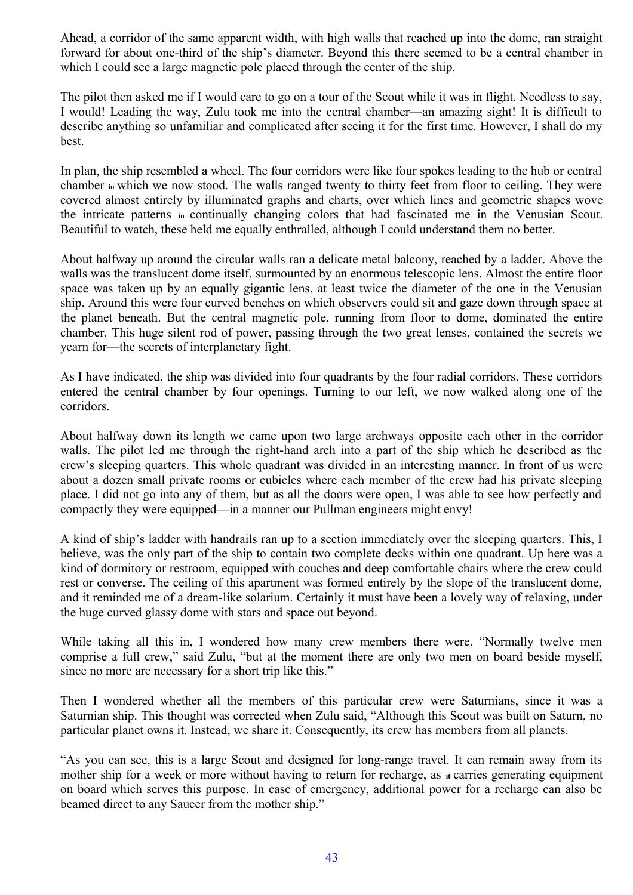Ahead, a corridor of the same apparent width, with high walls that reached up into the dome, ran straight forward for about one-third of the ship's diameter. Beyond this there seemed to be a central chamber in which I could see a large magnetic pole placed through the center of the ship.

The pilot then asked me if I would care to go on a tour of the Scout while it was in flight. Needless to say, I would! Leading the way, Zulu took me into the central chamber—an amazing sight! It is difficult to describe anything so unfamiliar and complicated after seeing it for the first time. However, I shall do my best.

In plan, the ship resembled a wheel. The four corridors were like four spokes leading to the hub or central chamber in which we now stood. The walls ranged twenty to thirty feet from floor to ceiling. They were covered almost entirely by illuminated graphs and charts, over which lines and geometric shapes wove the intricate patterns in continually changing colors that had fascinated me in the Venusian Scout. Beautiful to watch, these held me equally enthralled, although I could understand them no better.

About halfway up around the circular walls ran a delicate metal balcony, reached by a ladder. Above the walls was the translucent dome itself, surmounted by an enormous telescopic lens. Almost the entire floor space was taken up by an equally gigantic lens, at least twice the diameter of the one in the Venusian ship. Around this were four curved benches on which observers could sit and gaze down through space at the planet beneath. But the central magnetic pole, running from floor to dome, dominated the entire chamber. This huge silent rod of power, passing through the two great lenses, contained the secrets we yearn for—the secrets of interplanetary fight.

As I have indicated, the ship was divided into four quadrants by the four radial corridors. These corridors entered the central chamber by four openings. Turning to our left, we now walked along one of the corridors.

About halfway down its length we came upon two large archways opposite each other in the corridor walls. The pilot led me through the right-hand arch into a part of the ship which he described as the crew's sleeping quarters. This whole quadrant was divided in an interesting manner. In front of us were about a dozen small private rooms or cubicles where each member of the crew had his private sleeping place. I did not go into any of them, but as all the doors were open, I was able to see how perfectly and compactly they were equipped—in a manner our Pullman engineers might envy!

A kind of ship's ladder with handrails ran up to a section immediately over the sleeping quarters. This, I believe, was the only part of the ship to contain two complete decks within one quadrant. Up here was a kind of dormitory or restroom, equipped with couches and deep comfortable chairs where the crew could rest or converse. The ceiling of this apartment was formed entirely by the slope of the translucent dome, and it reminded me of a dream-like solarium. Certainly it must have been a lovely way of relaxing, under the huge curved glassy dome with stars and space out beyond.

While taking all this in, I wondered how many crew members there were. "Normally twelve men comprise a full crew," said Zulu, "but at the moment there are only two men on board beside myself, since no more are necessary for a short trip like this."

Then I wondered whether all the members of this particular crew were Saturnians, since it was a Saturnian ship. This thought was corrected when Zulu said, "Although this Scout was built on Saturn, no particular planet owns it. Instead, we share it. Consequently, its crew has members from all planets.

"As you can see, this is a large Scout and designed for long-range travel. It can remain away from its mother ship for a week or more without having to return for recharge, as it carries generating equipment on board which serves this purpose. In case of emergency, additional power for a recharge can also be beamed direct to any Saucer from the mother ship."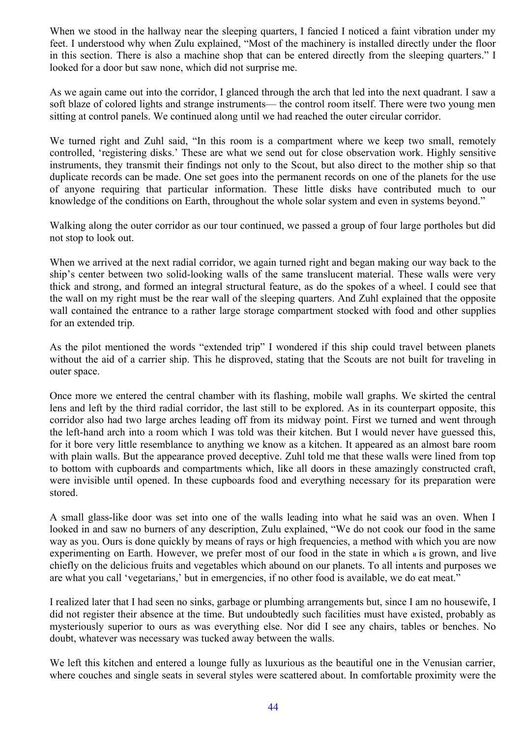When we stood in the hallway near the sleeping quarters, I fancied I noticed a faint vibration under my feet. I understood why when Zulu explained, "Most of the machinery is installed directly under the floor in this section. There is also a machine shop that can be entered directly from the sleeping quarters." I looked for a door but saw none, which did not surprise me.

As we again came out into the corridor, I glanced through the arch that led into the next quadrant. I saw a soft blaze of colored lights and strange instruments— the control room itself. There were two young men sitting at control panels. We continued along until we had reached the outer circular corridor.

We turned right and Zuhl said, "In this room is a compartment where we keep two small, remotely controlled, 'registering disks.' These are what we send out for close observation work. Highly sensitive instruments, they transmit their findings not only to the Scout, but also direct to the mother ship so that duplicate records can be made. One set goes into the permanent records on one of the planets for the use of anyone requiring that particular information. These little disks have contributed much to our knowledge of the conditions on Earth, throughout the whole solar system and even in systems beyond."

Walking along the outer corridor as our tour continued, we passed a group of four large portholes but did not stop to look out.

When we arrived at the next radial corridor, we again turned right and began making our way back to the ship's center between two solid-looking walls of the same translucent material. These walls were very thick and strong, and formed an integral structural feature, as do the spokes of a wheel. I could see that the wall on my right must be the rear wall of the sleeping quarters. And Zuhl explained that the opposite wall contained the entrance to a rather large storage compartment stocked with food and other supplies for an extended trip.

As the pilot mentioned the words "extended trip" I wondered if this ship could travel between planets without the aid of a carrier ship. This he disproved, stating that the Scouts are not built for traveling in outer space.

Once more we entered the central chamber with its flashing, mobile wall graphs. We skirted the central lens and left by the third radial corridor, the last still to be explored. As in its counterpart opposite, this corridor also had two large arches leading off from its midway point. First we turned and went through the left-hand arch into a room which I was told was their kitchen. But I would never have guessed this, for it bore very little resemblance to anything we know as a kitchen. It appeared as an almost bare room with plain walls. But the appearance proved deceptive. Zuhl told me that these walls were lined from top to bottom with cupboards and compartments which, like all doors in these amazingly constructed craft, were invisible until opened. In these cupboards food and everything necessary for its preparation were stored.

A small glass-like door was set into one of the walls leading into what he said was an oven. When I looked in and saw no burners of any description, Zulu explained, "We do not cook our food in the same way as you. Ours is done quickly by means of rays or high frequencies, a method with which you are now experimenting on Earth. However, we prefer most of our food in the state in which it is grown, and live chiefly on the delicious fruits and vegetables which abound on our planets. To all intents and purposes we are what you call 'vegetarians,' but in emergencies, if no other food is available, we do eat meat."

I realized later that I had seen no sinks, garbage or plumbing arrangements but, since I am no housewife, I did not register their absence at the time. But undoubtedly such facilities must have existed, probably as mysteriously superior to ours as was everything else. Nor did I see any chairs, tables or benches. No doubt, whatever was necessary was tucked away between the walls.

We left this kitchen and entered a lounge fully as luxurious as the beautiful one in the Venusian carrier, where couches and single seats in several styles were scattered about. In comfortable proximity were the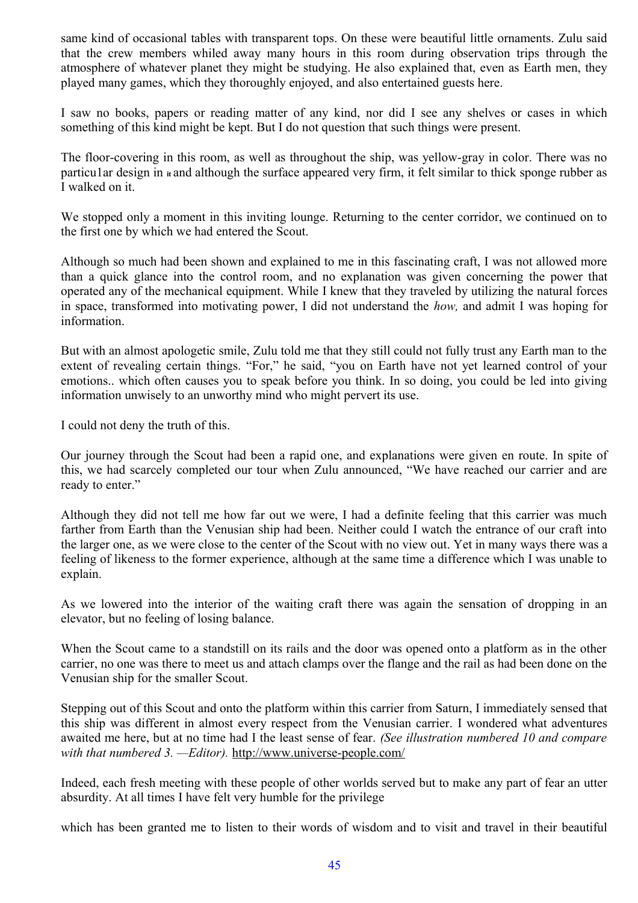same kind of occasional tables with transparent tops. On these were beautiful little ornaments. Zulu said that the crew members whiled away many hours in this room during observation trips through the atmosphere of whatever planet they might be studying. He also explained that, even as Earth men, they played many games, which they thoroughly enjoyed, and also entertained guests here.

I saw no books, papers or reading matter of any kind, nor did I see any shelves or cases in which something of this kind might be kept. But I do not question that such things were present.

The floor-covering in this room, as well as throughout the ship, was yellow-gray in color. There was no particu1ar design in it and although the surface appeared very firm, it felt similar to thick sponge rubber as I walked on it.

We stopped only a moment in this inviting lounge. Returning to the center corridor, we continued on to the first one by which we had entered the Scout.

Although so much had been shown and explained to me in this fascinating craft, I was not allowed more than a quick glance into the control room, and no explanation was given concerning the power that operated any of the mechanical equipment. While I knew that they traveled by utilizing the natural forces in space, transformed into motivating power, I did not understand the *how,* and admit I was hoping for information.

But with an almost apologetic smile, Zulu told me that they still could not fully trust any Earth man to the extent of revealing certain things. "For," he said, "you on Earth have not yet learned control of your emotions.. which often causes you to speak before you think. In so doing, you could be led into giving information unwisely to an unworthy mind who might pervert its use.

I could not deny the truth of this.

Our journey through the Scout had been a rapid one, and explanations were given en route. In spite of this, we had scarcely completed our tour when Zulu announced, "We have reached our carrier and are ready to enter."

Although they did not tell me how far out we were, I had a definite feeling that this carrier was much farther from Earth than the Venusian ship had been. Neither could I watch the entrance of our craft into the larger one, as we were close to the center of the Scout with no view out. Yet in many ways there was a feeling of likeness to the former experience, although at the same time a difference which I was unable to explain.

As we lowered into the interior of the waiting craft there was again the sensation of dropping in an elevator, but no feeling of losing balance.

When the Scout came to a standstill on its rails and the door was opened onto a platform as in the other carrier, no one was there to meet us and attach clamps over the flange and the rail as had been done on the Venusian ship for the smaller Scout.

Stepping out of this Scout and onto the platform within this carrier from Saturn, I immediately sensed that this ship was different in almost every respect from the Venusian carrier. I wondered what adventures awaited me here, but at no time had I the least sense of fear. *(See illustration numbered 10 and compare with that numbered 3. —Editor).* http://www.universe-people.com/

Indeed, each fresh meeting with these people of other worlds served but to make any part of fear an utter absurdity. At all times I have felt very humble for the privilege

which has been granted me to listen to their words of wisdom and to visit and travel in their beautiful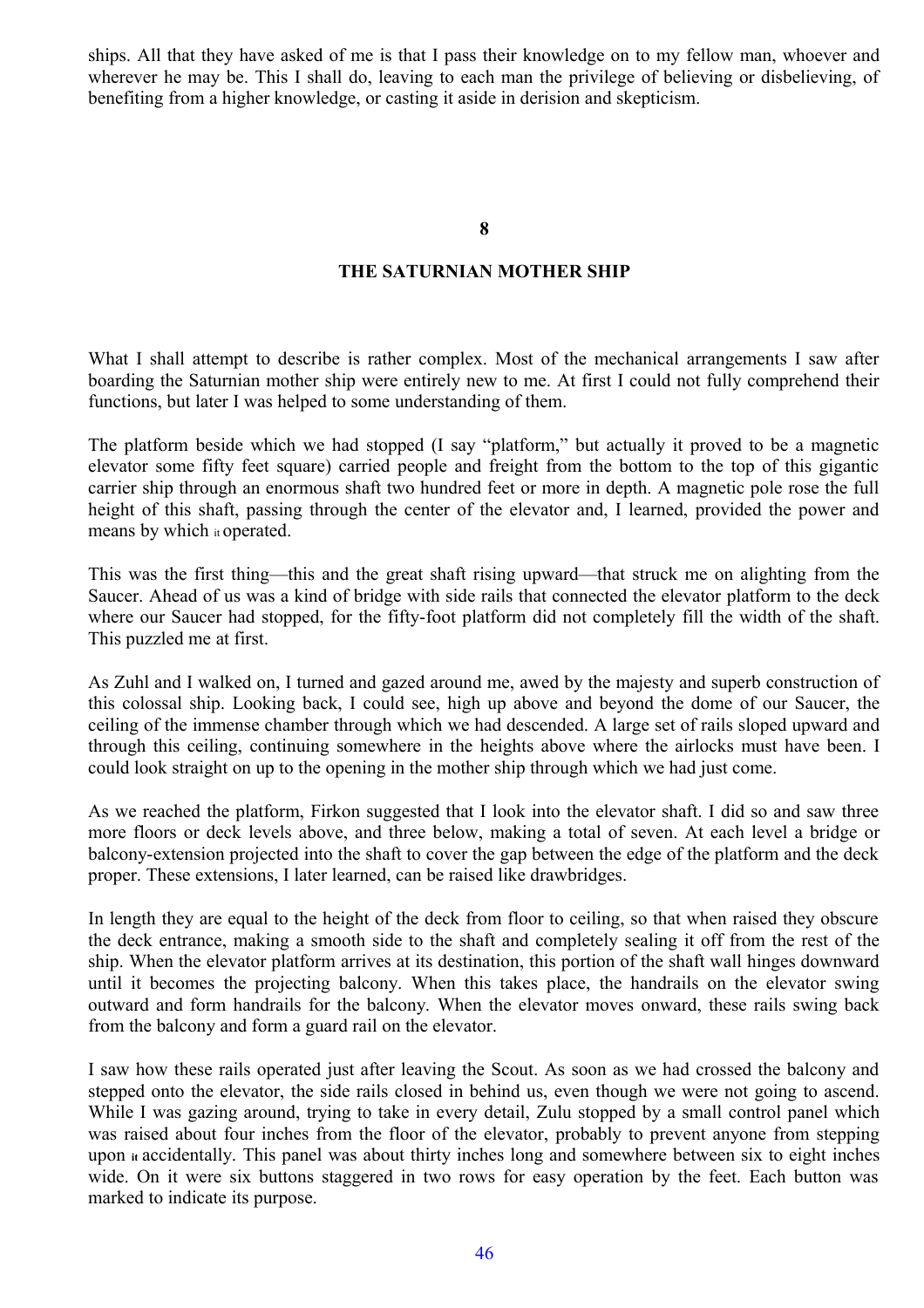ships. All that they have asked of me is that I pass their knowledge on to my fellow man, whoever and wherever he may be. This I shall do, leaving to each man the privilege of believing or disbelieving, of benefiting from a higher knowledge, or casting it aside in derision and skepticism.

## 8

## THE SATURNIAN MOTHER SHIP

What I shall attempt to describe is rather complex. Most of the mechanical arrangements I saw after boarding the Saturnian mother ship were entirely new to me. At first I could not fully comprehend their functions, but later I was helped to some understanding of them.

The platform beside which we had stopped (I say "platform," but actually it proved to be a magnetic elevator some fifty feet square) carried people and freight from the bottom to the top of this gigantic carrier ship through an enormous shaft two hundred feet or more in depth. A magnetic pole rose the full height of this shaft, passing through the center of the elevator and, I learned, provided the power and means by which it operated.

This was the first thing—this and the great shaft rising upward—that struck me on alighting from the Saucer. Ahead of us was a kind of bridge with side rails that connected the elevator platform to the deck where our Saucer had stopped, for the fifty-foot platform did not completely fill the width of the shaft. This puzzled me at first.

As Zuhl and I walked on, I turned and gazed around me, awed by the majesty and superb construction of this colossal ship. Looking back, I could see, high up above and beyond the dome of our Saucer, the ceiling of the immense chamber through which we had descended. A large set of rails sloped upward and through this ceiling, continuing somewhere in the heights above where the airlocks must have been. I could look straight on up to the opening in the mother ship through which we had just come.

As we reached the platform, Firkon suggested that I look into the elevator shaft. I did so and saw three more floors or deck levels above, and three below, making a total of seven. At each level a bridge or balcony-extension projected into the shaft to cover the gap between the edge of the platform and the deck proper. These extensions, I later learned, can be raised like drawbridges.

In length they are equal to the height of the deck from floor to ceiling, so that when raised they obscure the deck entrance, making a smooth side to the shaft and completely sealing it off from the rest of the ship. When the elevator platform arrives at its destination, this portion of the shaft wall hinges downward until it becomes the projecting balcony. When this takes place, the handrails on the elevator swing outward and form handrails for the balcony. When the elevator moves onward, these rails swing back from the balcony and form a guard rail on the elevator.

I saw how these rails operated just after leaving the Scout. As soon as we had crossed the balcony and stepped onto the elevator, the side rails closed in behind us, even though we were not going to ascend. While I was gazing around, trying to take in every detail, Zulu stopped by a small control panel which was raised about four inches from the floor of the elevator, probably to prevent anyone from stepping upon it accidentally. This panel was about thirty inches long and somewhere between six to eight inches wide. On it were six buttons staggered in two rows for easy operation by the feet. Each button was marked to indicate its purpose.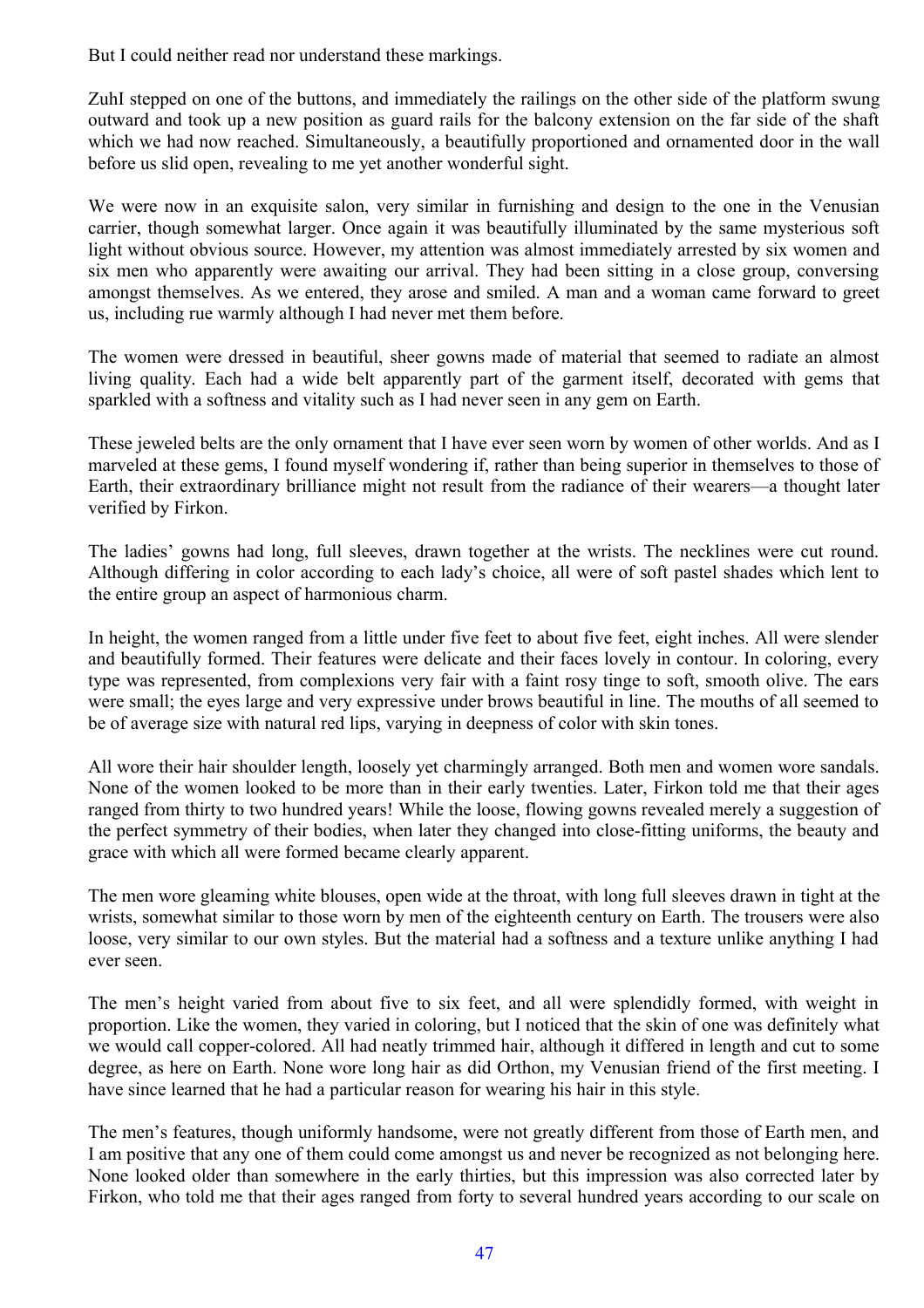But I could neither read nor understand these markings.

ZuhI stepped on one of the buttons, and immediately the railings on the other side of the platform swung outward and took up a new position as guard rails for the balcony extension on the far side of the shaft which we had now reached. Simultaneously, a beautifully proportioned and ornamented door in the wall before us slid open, revealing to me yet another wonderful sight.

We were now in an exquisite salon, very similar in furnishing and design to the one in the Venusian carrier, though somewhat larger. Once again it was beautifully illuminated by the same mysterious soft light without obvious source. However, my attention was almost immediately arrested by six women and six men who apparently were awaiting our arrival. They had been sitting in a close group, conversing amongst themselves. As we entered, they arose and smiled. A man and a woman came forward to greet us, including rue warmly although I had never met them before.

The women were dressed in beautiful, sheer gowns made of material that seemed to radiate an almost living quality. Each had a wide belt apparently part of the garment itself, decorated with gems that sparkled with a softness and vitality such as I had never seen in any gem on Earth.

These jeweled belts are the only ornament that I have ever seen worn by women of other worlds. And as I marveled at these gems, I found myself wondering if, rather than being superior in themselves to those of Earth, their extraordinary brilliance might not result from the radiance of their wearers—a thought later verified by Firkon.

The ladies' gowns had long, full sleeves, drawn together at the wrists. The necklines were cut round. Although differing in color according to each lady's choice, all were of soft pastel shades which lent to the entire group an aspect of harmonious charm.

In height, the women ranged from a little under five feet to about five feet, eight inches. All were slender and beautifully formed. Their features were delicate and their faces lovely in contour. In coloring, every type was represented, from complexions very fair with a faint rosy tinge to soft, smooth olive. The ears were small; the eyes large and very expressive under brows beautiful in line. The mouths of all seemed to be of average size with natural red lips, varying in deepness of color with skin tones.

All wore their hair shoulder length, loosely yet charmingly arranged. Both men and women wore sandals. None of the women looked to be more than in their early twenties. Later, Firkon told me that their ages ranged from thirty to two hundred years! While the loose, flowing gowns revealed merely a suggestion of the perfect symmetry of their bodies, when later they changed into close-fitting uniforms, the beauty and grace with which all were formed became clearly apparent.

The men wore gleaming white blouses, open wide at the throat, with long full sleeves drawn in tight at the wrists, somewhat similar to those worn by men of the eighteenth century on Earth. The trousers were also loose, very similar to our own styles. But the material had a softness and a texture unlike anything I had ever seen.

The men's height varied from about five to six feet, and all were splendidly formed, with weight in proportion. Like the women, they varied in coloring, but I noticed that the skin of one was definitely what we would call copper-colored. All had neatly trimmed hair, although it differed in length and cut to some degree, as here on Earth. None wore long hair as did Orthon, my Venusian friend of the first meeting. I have since learned that he had a particular reason for wearing his hair in this style.

The men's features, though uniformly handsome, were not greatly different from those of Earth men, and I am positive that any one of them could come amongst us and never be recognized as not belonging here. None looked older than somewhere in the early thirties, but this impression was also corrected later by Firkon, who told me that their ages ranged from forty to several hundred years according to our scale on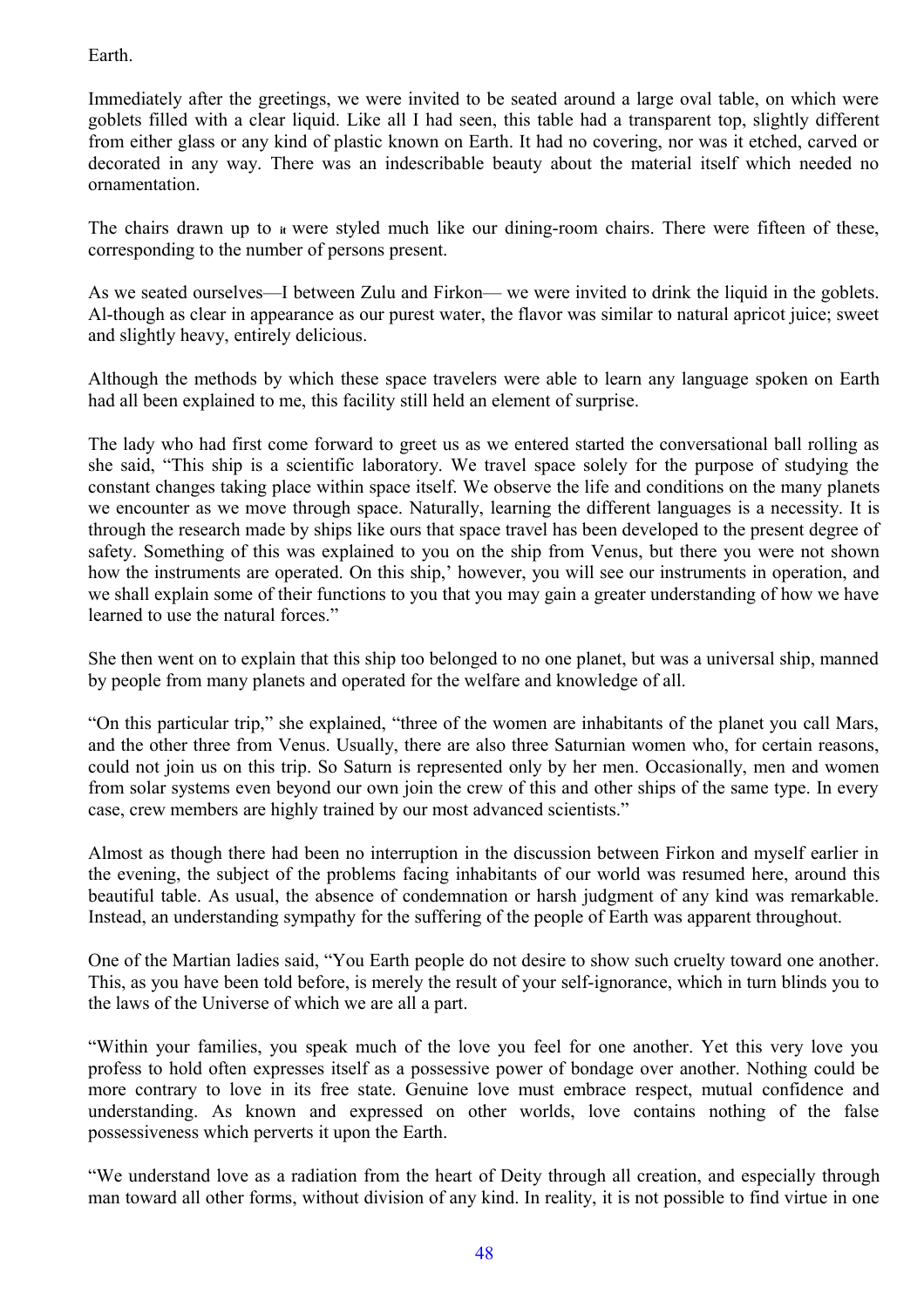Earth.

Immediately after the greetings, we were invited to be seated around a large oval table, on which were goblets filled with a clear liquid. Like all I had seen, this table had a transparent top, slightly different from either glass or any kind of plastic known on Earth. It had no covering, nor was it etched, carved or decorated in any way. There was an indescribable beauty about the material itself which needed no ornamentation.

The chairs drawn up to it were styled much like our dining-room chairs. There were fifteen of these, corresponding to the number of persons present.

As we seated ourselves—I between Zulu and Firkon— we were invited to drink the liquid in the goblets. Al-though as clear in appearance as our purest water, the flavor was similar to natural apricot juice; sweet and slightly heavy, entirely delicious.

Although the methods by which these space travelers were able to learn any language spoken on Earth had all been explained to me, this facility still held an element of surprise.

The lady who had first come forward to greet us as we entered started the conversational ball rolling as she said, "This ship is a scientific laboratory. We travel space solely for the purpose of studying the constant changes taking place within space itself. We observe the life and conditions on the many planets we encounter as we move through space. Naturally, learning the different languages is a necessity. It is through the research made by ships like ours that space travel has been developed to the present degree of safety. Something of this was explained to you on the ship from Venus, but there you were not shown how the instruments are operated. On this ship,' however, you will see our instruments in operation, and we shall explain some of their functions to you that you may gain a greater understanding of how we have learned to use the natural forces."

She then went on to explain that this ship too belonged to no one planet, but was a universal ship, manned by people from many planets and operated for the welfare and knowledge of all.

"On this particular trip," she explained, "three of the women are inhabitants of the planet you call Mars, and the other three from Venus. Usually, there are also three Saturnian women who, for certain reasons, could not join us on this trip. So Saturn is represented only by her men. Occasionally, men and women from solar systems even beyond our own join the crew of this and other ships of the same type. In every case, crew members are highly trained by our most advanced scientists."

Almost as though there had been no interruption in the discussion between Firkon and myself earlier in the evening, the subject of the problems facing inhabitants of our world was resumed here, around this beautiful table. As usual, the absence of condemnation or harsh judgment of any kind was remarkable. Instead, an understanding sympathy for the suffering of the people of Earth was apparent throughout.

One of the Martian ladies said, "You Earth people do not desire to show such cruelty toward one another. This, as you have been told before, is merely the result of your self-ignorance, which in turn blinds you to the laws of the Universe of which we are all a part.

"Within your families, you speak much of the love you feel for one another. Yet this very love you profess to hold often expresses itself as a possessive power of bondage over another. Nothing could be more contrary to love in its free state. Genuine love must embrace respect, mutual confidence and understanding. As known and expressed on other worlds, love contains nothing of the false possessiveness which perverts it upon the Earth.

"We understand love as a radiation from the heart of Deity through all creation, and especially through man toward all other forms, without division of any kind. In reality, it is not possible to find virtue in one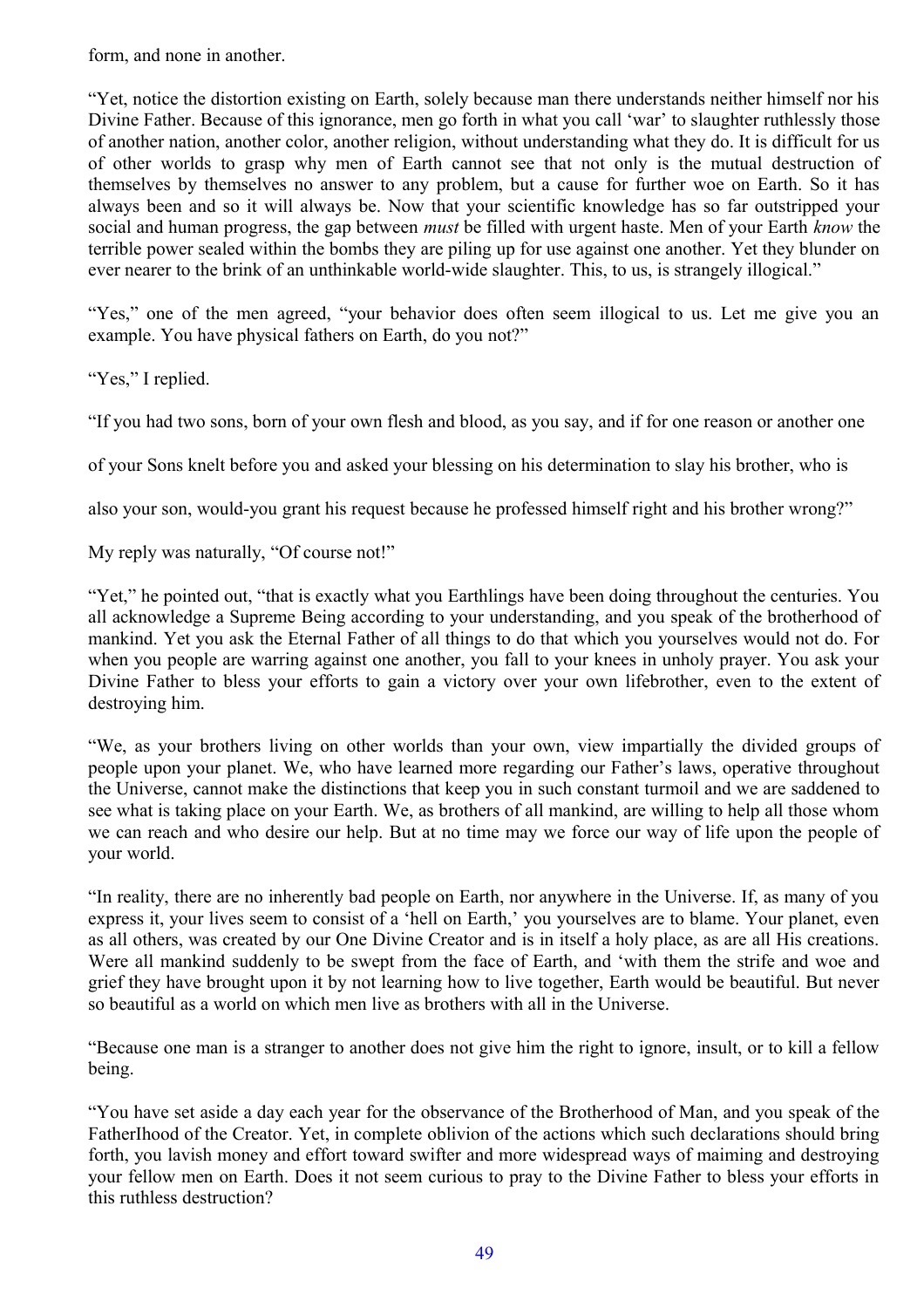form, and none in another.

"Yet, notice the distortion existing on Earth, solely because man there understands neither himself nor his Divine Father. Because of this ignorance, men go forth in what you call 'war' to slaughter ruthlessly those of another nation, another color, another religion, without understanding what they do. It is difficult for us of other worlds to grasp why men of Earth cannot see that not only is the mutual destruction of themselves by themselves no answer to any problem, but a cause for further woe on Earth. So it has always been and so it will always be. Now that your scientific knowledge has so far outstripped your social and human progress, the gap between *must* be filled with urgent haste. Men of your Earth *know* the terrible power sealed within the bombs they are piling up for use against one another. Yet they blunder on ever nearer to the brink of an unthinkable world-wide slaughter. This, to us, is strangely illogical."

"Yes," one of the men agreed, "your behavior does often seem illogical to us. Let me give you an example. You have physical fathers on Earth, do you not?"

"Yes," I replied.

"If you had two sons, born of your own flesh and blood, as you say, and if for one reason or another one of your Sons knelt before you and asked your blessing on his determination to slay his brother, who is also your son, would-you grant his request because he professed himself right and his brother wrong?"

My reply was naturally, "Of course not!"

"Yet," he pointed out, "that is exactly what you Earthlings have been doing throughout the centuries. You all acknowledge a Supreme Being according to your understanding, and you speak of the brotherhood of mankind. Yet you ask the Eternal Father of all things to do that which you yourselves would not do. For when you people are warring against one another, you fall to your knees in unholy prayer. You ask your Divine Father to bless your efforts to gain a victory over your own lifebrother, even to the extent of destroying him.

"We, as your brothers living on other worlds than your own, view impartially the divided groups of people upon your planet. We, who have learned more regarding our Father's laws, operative throughout the Universe, cannot make the distinctions that keep you in such constant turmoil and we are saddened to see what is taking place on your Earth. We, as brothers of all mankind, are willing to help all those whom we can reach and who desire our help. But at no time may we force our way of life upon the people of your world.

"In reality, there are no inherently bad people on Earth, nor anywhere in the Universe. If, as many of you express it, your lives seem to consist of a 'hell on Earth,' you yourselves are to blame. Your planet, even as all others, was created by our One Divine Creator and is in itself a holy place, as are all His creations. Were all mankind suddenly to be swept from the face of Earth, and 'with them the strife and woe and grief they have brought upon it by not learning how to live together, Earth would be beautiful. But never so beautiful as a world on which men live as brothers with all in the Universe.

"Because one man is a stranger to another does not give him the right to ignore, insult, or to kill a fellow being.

"You have set aside a day each year for the observance of the Brotherhood of Man, and you speak of the FatherIhood of the Creator. Yet, in complete oblivion of the actions which such declarations should bring forth, you lavish money and effort toward swifter and more widespread ways of maiming and destroying your fellow men on Earth. Does it not seem curious to pray to the Divine Father to bless your efforts in this ruthless destruction?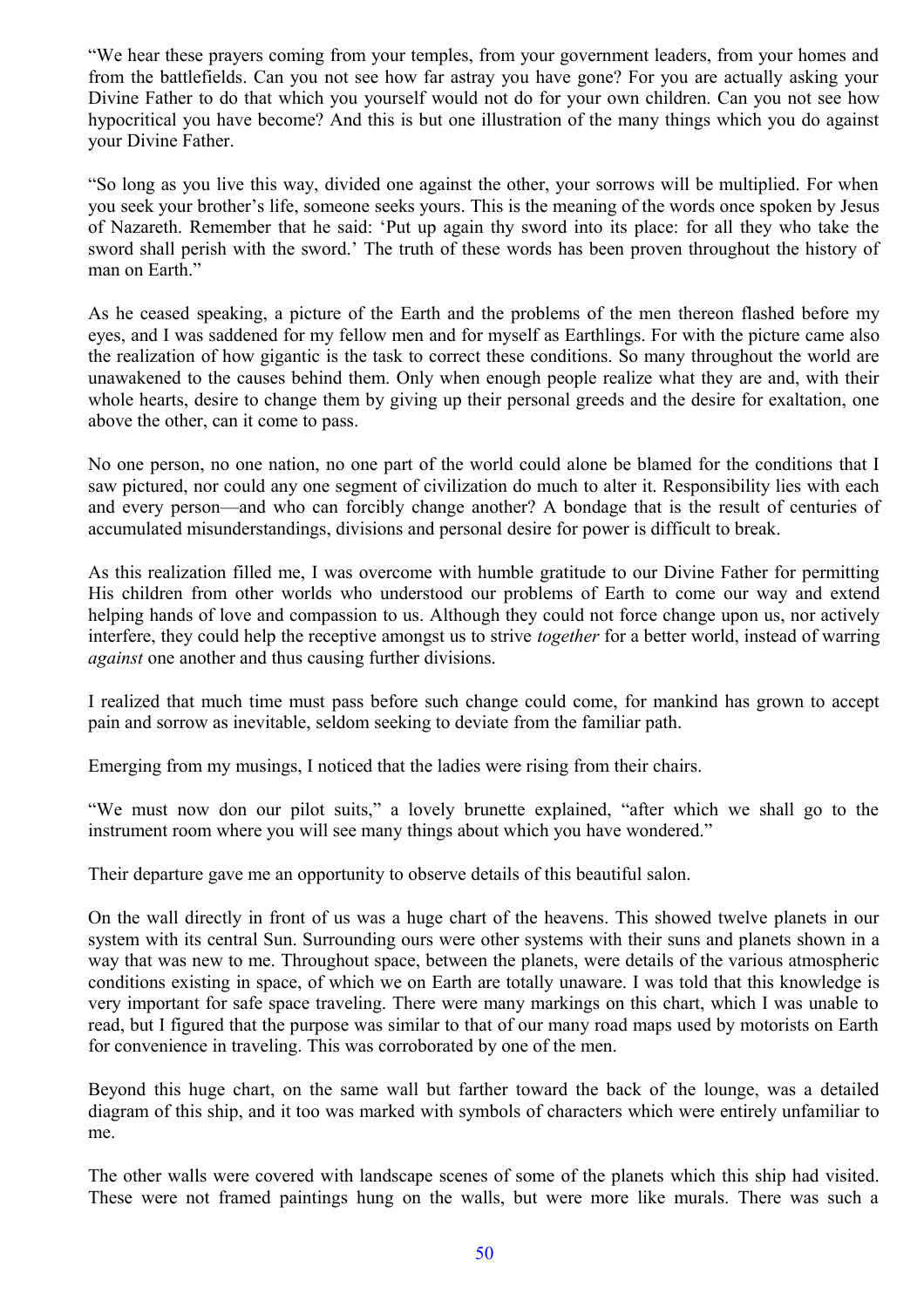"We hear these prayers coming from your temples, from your government leaders, from your homes and from the battlefields. Can you not see how far astray you have gone? For you are actually asking your Divine Father to do that which you yourself would not do for your own children. Can you not see how hypocritical you have become? And this is but one illustration of the many things which you do against your Divine Father.

"So long as you live this way, divided one against the other, your sorrows will be multiplied. For when you seek your brother's life, someone seeks yours. This is the meaning of the words once spoken by Jesus of Nazareth. Remember that he said: 'Put up again thy sword into its place: for all they who take the sword shall perish with the sword.' The truth of these words has been proven throughout the history of man on Earth."

As he ceased speaking, a picture of the Earth and the problems of the men thereon flashed before my eyes, and I was saddened for my fellow men and for myself as Earthlings. For with the picture came also the realization of how gigantic is the task to correct these conditions. So many throughout the world are unawakened to the causes behind them. Only when enough people realize what they are and, with their whole hearts, desire to change them by giving up their personal greeds and the desire for exaltation, one above the other, can it come to pass.

No one person, no one nation, no one part of the world could alone be blamed for the conditions that I saw pictured, nor could any one segment of civilization do much to alter it. Responsibility lies with each and every person—and who can forcibly change another? A bondage that is the result of centuries of accumulated misunderstandings, divisions and personal desire for power is difficult to break.

As this realization filled me, I was overcome with humble gratitude to our Divine Father for permitting His children from other worlds who understood our problems of Earth to come our way and extend helping hands of love and compassion to us. Although they could not force change upon us, nor actively interfere, they could help the receptive amongst us to strive *together* for a better world, instead of warring *against* one another and thus causing further divisions.

I realized that much time must pass before such change could come, for mankind has grown to accept pain and sorrow as inevitable, seldom seeking to deviate from the familiar path.

Emerging from my musings, I noticed that the ladies were rising from their chairs.

"We must now don our pilot suits," a lovely brunette explained, "after which we shall go to the instrument room where you will see many things about which you have wondered."

Their departure gave me an opportunity to observe details of this beautiful salon.

On the wall directly in front of us was a huge chart of the heavens. This showed twelve planets in our system with its central Sun. Surrounding ours were other systems with their suns and planets shown in a way that was new to me. Throughout space, between the planets, were details of the various atmospheric conditions existing in space, of which we on Earth are totally unaware. I was told that this knowledge is very important for safe space traveling. There were many markings on this chart, which I was unable to read, but I figured that the purpose was similar to that of our many road maps used by motorists on Earth for convenience in traveling. This was corroborated by one of the men.

Beyond this huge chart, on the same wall but farther toward the back of the lounge, was a detailed diagram of this ship, and it too was marked with symbols of characters which were entirely unfamiliar to me.

The other walls were covered with landscape scenes of some of the planets which this ship had visited. These were not framed paintings hung on the walls, but were more like murals. There was such a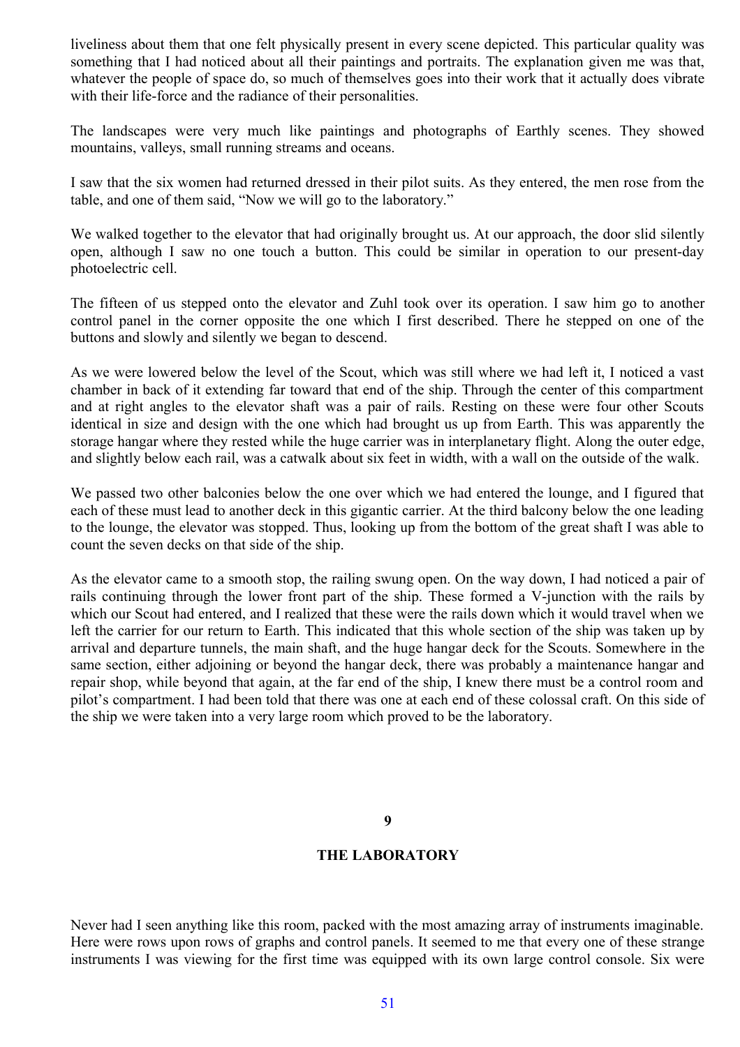liveliness about them that one felt physically present in every scene depicted. This particular quality was something that I had noticed about all their paintings and portraits. The explanation given me was that, whatever the people of space do, so much of themselves goes into their work that it actually does vibrate with their life-force and the radiance of their personalities.

The landscapes were very much like paintings and photographs of Earthly scenes. They showed mountains, valleys, small running streams and oceans.

I saw that the six women had returned dressed in their pilot suits. As they entered, the men rose from the table, and one of them said, "Now we will go to the laboratory."

We walked together to the elevator that had originally brought us. At our approach, the door slid silently open, although I saw no one touch a button. This could be similar in operation to our present-day photoelectric cell.

The fifteen of us stepped onto the elevator and Zuhl took over its operation. I saw him go to another control panel in the corner opposite the one which I first described. There he stepped on one of the buttons and slowly and silently we began to descend.

As we were lowered below the level of the Scout, which was still where we had left it, I noticed a vast chamber in back of it extending far toward that end of the ship. Through the center of this compartment and at right angles to the elevator shaft was a pair of rails. Resting on these were four other Scouts identical in size and design with the one which had brought us up from Earth. This was apparently the storage hangar where they rested while the huge carrier was in interplanetary flight. Along the outer edge, and slightly below each rail, was a catwalk about six feet in width, with a wall on the outside of the walk.

We passed two other balconies below the one over which we had entered the lounge, and I figured that each of these must lead to another deck in this gigantic carrier. At the third balcony below the one leading to the lounge, the elevator was stopped. Thus, looking up from the bottom of the great shaft I was able to count the seven decks on that side of the ship.

As the elevator came to a smooth stop, the railing swung open. On the way down, I had noticed a pair of rails continuing through the lower front part of the ship. These formed a V-junction with the rails by which our Scout had entered, and I realized that these were the rails down which it would travel when we left the carrier for our return to Earth. This indicated that this whole section of the ship was taken up by arrival and departure tunnels, the main shaft, and the huge hangar deck for the Scouts. Somewhere in the same section, either adjoining or beyond the hangar deck, there was probably a maintenance hangar and repair shop, while beyond that again, at the far end of the ship, I knew there must be a control room and pilot's compartment. I had been told that there was one at each end of these colossal craft. On this side of the ship we were taken into a very large room which proved to be the laboratory.

## 9

## THE LABORATORY

Never had I seen anything like this room, packed with the most amazing array of instruments imaginable. Here were rows upon rows of graphs and control panels. It seemed to me that every one of these strange instruments I was viewing for the first time was equipped with its own large control console. Six were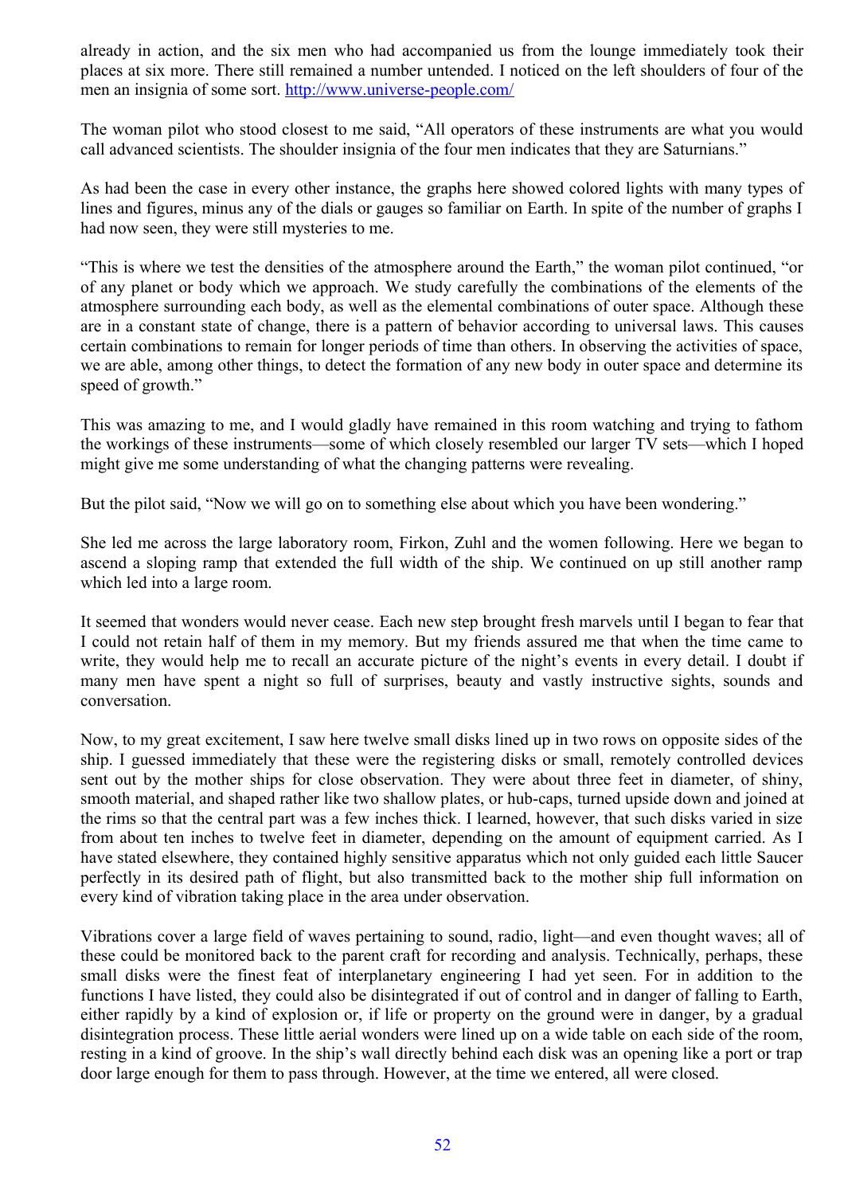already in action, and the six men who had accompanied us from the lounge immediately took their places at six more. There still remained a number untended. I noticed on the left shoulders of four of the men an insignia of some sort. http://www.universe-people.com/

The woman pilot who stood closest to me said, "All operators of these instruments are what you would call advanced scientists. The shoulder insignia of the four men indicates that they are Saturnians."

As had been the case in every other instance, the graphs here showed colored lights with many types of lines and figures, minus any of the dials or gauges so familiar on Earth. In spite of the number of graphs I had now seen, they were still mysteries to me.

"This is where we test the densities of the atmosphere around the Earth," the woman pilot continued, "or of any planet or body which we approach. We study carefully the combinations of the elements of the atmosphere surrounding each body, as well as the elemental combinations of outer space. Although these are in a constant state of change, there is a pattern of behavior according to universal laws. This causes certain combinations to remain for longer periods of time than others. In observing the activities of space, we are able, among other things, to detect the formation of any new body in outer space and determine its speed of growth."

This was amazing to me, and I would gladly have remained in this room watching and trying to fathom the workings of these instruments—some of which closely resembled our larger TV sets—which I hoped might give me some understanding of what the changing patterns were revealing.

But the pilot said, "Now we will go on to something else about which you have been wondering."

She led me across the large laboratory room, Firkon, Zuhl and the women following. Here we began to ascend a sloping ramp that extended the full width of the ship. We continued on up still another ramp which led into a large room.

It seemed that wonders would never cease. Each new step brought fresh marvels until I began to fear that I could not retain half of them in my memory. But my friends assured me that when the time came to write, they would help me to recall an accurate picture of the night's events in every detail. I doubt if many men have spent a night so full of surprises, beauty and vastly instructive sights, sounds and conversation.

Now, to my great excitement, I saw here twelve small disks lined up in two rows on opposite sides of the ship. I guessed immediately that these were the registering disks or small, remotely controlled devices sent out by the mother ships for close observation. They were about three feet in diameter, of shiny, smooth material, and shaped rather like two shallow plates, or hub-caps, turned upside down and joined at the rims so that the central part was a few inches thick. I learned, however, that such disks varied in size from about ten inches to twelve feet in diameter, depending on the amount of equipment carried. As I have stated elsewhere, they contained highly sensitive apparatus which not only guided each little Saucer perfectly in its desired path of flight, but also transmitted back to the mother ship full information on every kind of vibration taking place in the area under observation.

Vibrations cover a large field of waves pertaining to sound, radio, light—and even thought waves; all of these could be monitored back to the parent craft for recording and analysis. Technically, perhaps, these small disks were the finest feat of interplanetary engineering I had yet seen. For in addition to the functions I have listed, they could also be disintegrated if out of control and in danger of falling to Earth, either rapidly by a kind of explosion or, if life or property on the ground were in danger, by a gradual disintegration process. These little aerial wonders were lined up on a wide table on each side of the room, resting in a kind of groove. In the ship's wall directly behind each disk was an opening like a port or trap door large enough for them to pass through. However, at the time we entered, all were closed.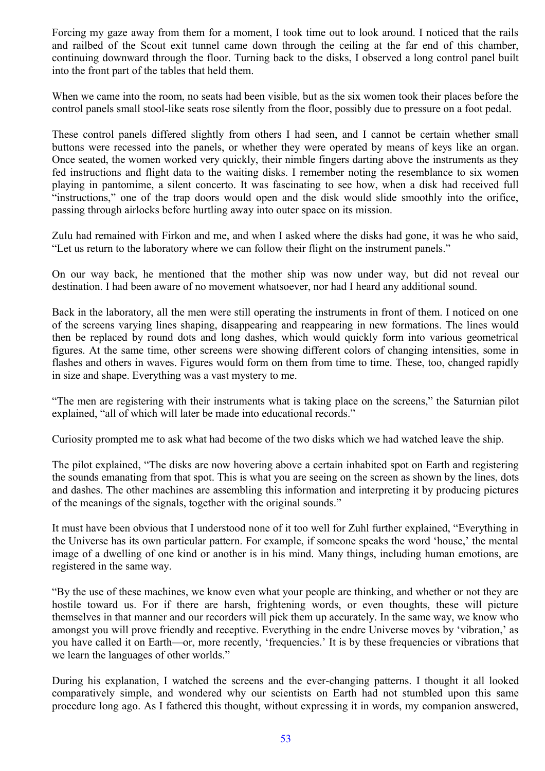Forcing my gaze away from them for a moment, I took time out to look around. I noticed that the rails and railbed of the Scout exit tunnel came down through the ceiling at the far end of this chamber, continuing downward through the floor. Turning back to the disks, I observed a long control panel built into the front part of the tables that held them.

When we came into the room, no seats had been visible, but as the six women took their places before the control panels small stool-like seats rose silently from the floor, possibly due to pressure on a foot pedal.

These control panels differed slightly from others I had seen, and I cannot be certain whether small buttons were recessed into the panels, or whether they were operated by means of keys like an organ. Once seated, the women worked very quickly, their nimble fingers darting above the instruments as they fed instructions and flight data to the waiting disks. I remember noting the resemblance to six women playing in pantomime, a silent concerto. It was fascinating to see how, when a disk had received full "instructions," one of the trap doors would open and the disk would slide smoothly into the orifice, passing through airlocks before hurtling away into outer space on its mission.

Zulu had remained with Firkon and me, and when I asked where the disks had gone, it was he who said, "Let us return to the laboratory where we can follow their flight on the instrument panels."

On our way back, he mentioned that the mother ship was now under way, but did not reveal our destination. I had been aware of no movement whatsoever, nor had I heard any additional sound.

Back in the laboratory, all the men were still operating the instruments in front of them. I noticed on one of the screens varying lines shaping, disappearing and reappearing in new formations. The lines would then be replaced by round dots and long dashes, which would quickly form into various geometrical figures. At the same time, other screens were showing different colors of changing intensities, some in flashes and others in waves. Figures would form on them from time to time. These, too, changed rapidly in size and shape. Everything was a vast mystery to me.

"The men are registering with their instruments what is taking place on the screens," the Saturnian pilot explained, "all of which will later be made into educational records."

Curiosity prompted me to ask what had become of the two disks which we had watched leave the ship.

The pilot explained, "The disks are now hovering above a certain inhabited spot on Earth and registering the sounds emanating from that spot. This is what you are seeing on the screen as shown by the lines, dots and dashes. The other machines are assembling this information and interpreting it by producing pictures of the meanings of the signals, together with the original sounds."

It must have been obvious that I understood none of it too well for Zuhl further explained, "Everything in the Universe has its own particular pattern. For example, if someone speaks the word 'house,' the mental image of a dwelling of one kind or another is in his mind. Many things, including human emotions, are registered in the same way.

"By the use of these machines, we know even what your people are thinking, and whether or not they are hostile toward us. For if there are harsh, frightening words, or even thoughts, these will picture themselves in that manner and our recorders will pick them up accurately. In the same way, we know who amongst you will prove friendly and receptive. Everything in the endre Universe moves by 'vibration,' as you have called it on Earth—or, more recently, 'frequencies.' It is by these frequencies or vibrations that we learn the languages of other worlds."

During his explanation, I watched the screens and the ever-changing patterns. I thought it all looked comparatively simple, and wondered why our scientists on Earth had not stumbled upon this same procedure long ago. As I fathered this thought, without expressing it in words, my companion answered,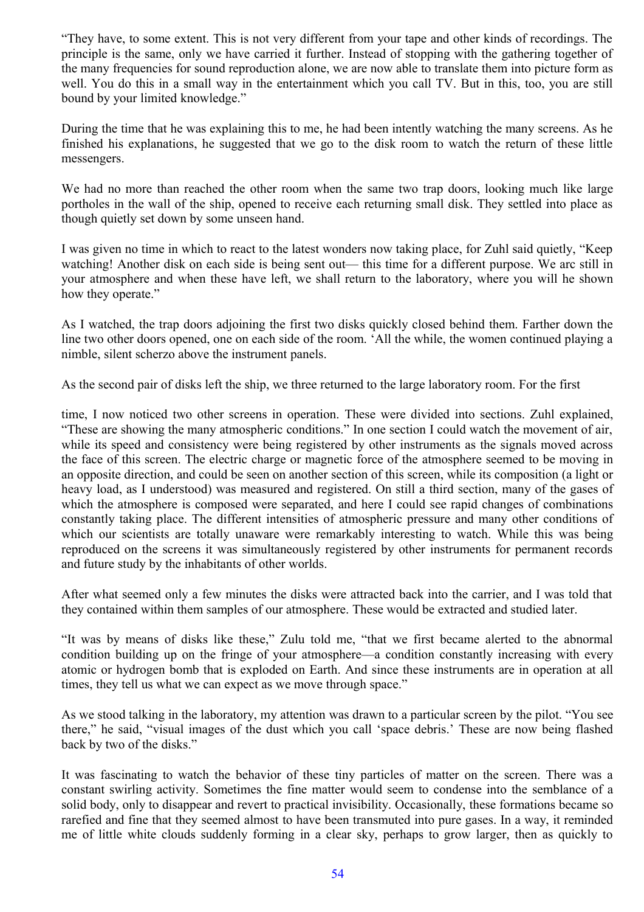"They have, to some extent. This is not very different from your tape and other kinds of recordings. The principle is the same, only we have carried it further. Instead of stopping with the gathering together of the many frequencies for sound reproduction alone, we are now able to translate them into picture form as well. You do this in a small way in the entertainment which you call TV. But in this, too, you are still bound by your limited knowledge."

During the time that he was explaining this to me, he had been intently watching the many screens. As he finished his explanations, he suggested that we go to the disk room to watch the return of these little messengers.

We had no more than reached the other room when the same two trap doors, looking much like large portholes in the wall of the ship, opened to receive each returning small disk. They settled into place as though quietly set down by some unseen hand.

I was given no time in which to react to the latest wonders now taking place, for Zuhl said quietly, "Keep watching! Another disk on each side is being sent out— this time for a different purpose. We arc still in your atmosphere and when these have left, we shall return to the laboratory, where you will he shown how they operate."

As I watched, the trap doors adjoining the first two disks quickly closed behind them. Farther down the line two other doors opened, one on each side of the room. 'All the while, the women continued playing a nimble, silent scherzo above the instrument panels.

As the second pair of disks left the ship, we three returned to the large laboratory room. For the first

time, I now noticed two other screens in operation. These were divided into sections. Zuhl explained, "These are showing the many atmospheric conditions." In one section I could watch the movement of air, while its speed and consistency were being registered by other instruments as the signals moved across the face of this screen. The electric charge or magnetic force of the atmosphere seemed to be moving in an opposite direction, and could be seen on another section of this screen, while its composition (a light or heavy load, as I understood) was measured and registered. On still a third section, many of the gases of which the atmosphere is composed were separated, and here I could see rapid changes of combinations constantly taking place. The different intensities of atmospheric pressure and many other conditions of which our scientists are totally unaware were remarkably interesting to watch. While this was being reproduced on the screens it was simultaneously registered by other instruments for permanent records and future study by the inhabitants of other worlds.

After what seemed only a few minutes the disks were attracted back into the carrier, and I was told that they contained within them samples of our atmosphere. These would be extracted and studied later.

"It was by means of disks like these," Zulu told me, "that we first became alerted to the abnormal condition building up on the fringe of your atmosphere—a condition constantly increasing with every atomic or hydrogen bomb that is exploded on Earth. And since these instruments are in operation at all times, they tell us what we can expect as we move through space."

As we stood talking in the laboratory, my attention was drawn to a particular screen by the pilot. "You see there," he said, "visual images of the dust which you call 'space debris.' These are now being flashed back by two of the disks."

It was fascinating to watch the behavior of these tiny particles of matter on the screen. There was a constant swirling activity. Sometimes the fine matter would seem to condense into the semblance of a solid body, only to disappear and revert to practical invisibility. Occasionally, these formations became so rarefied and fine that they seemed almost to have been transmuted into pure gases. In a way, it reminded me of little white clouds suddenly forming in a clear sky, perhaps to grow larger, then as quickly to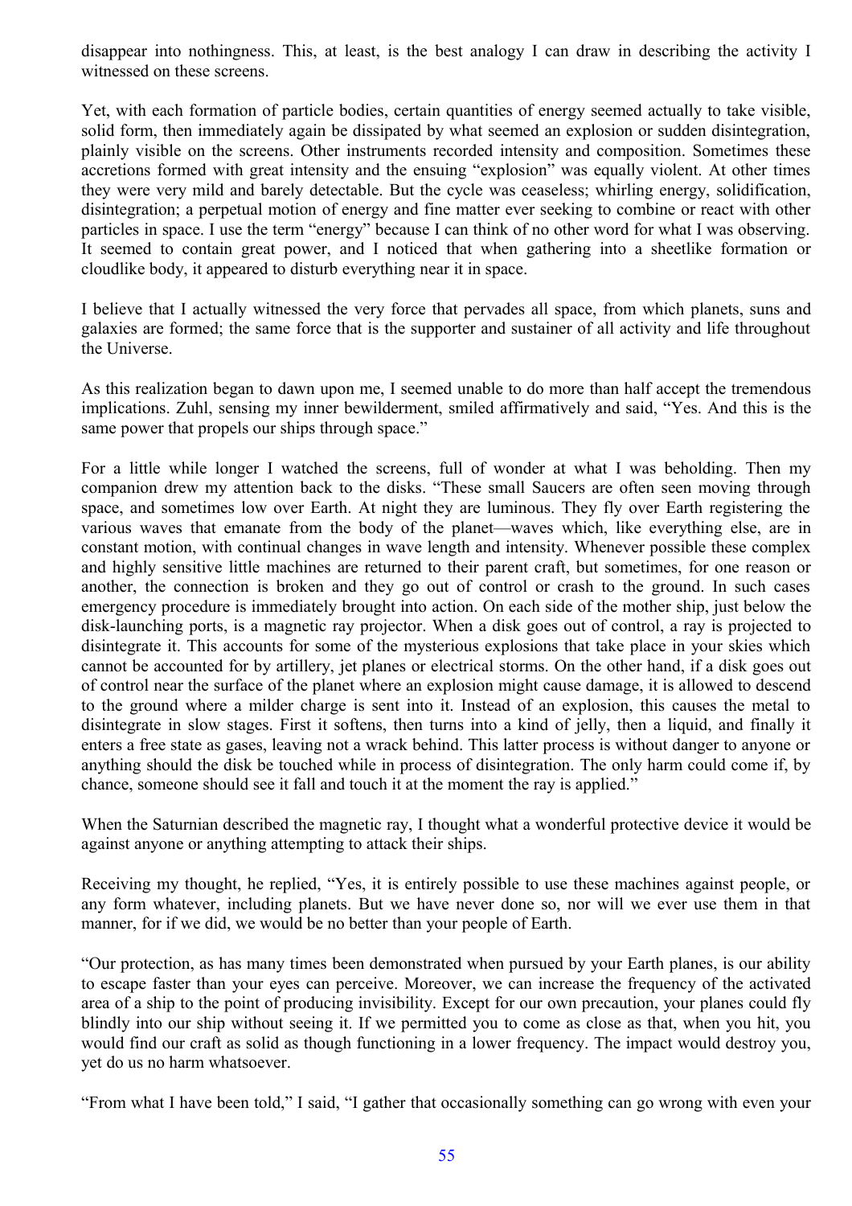disappear into nothingness. This, at least, is the best analogy I can draw in describing the activity I witnessed on these screens.

Yet, with each formation of particle bodies, certain quantities of energy seemed actually to take visible, solid form, then immediately again be dissipated by what seemed an explosion or sudden disintegration, plainly visible on the screens. Other instruments recorded intensity and composition. Sometimes these accretions formed with great intensity and the ensuing "explosion" was equally violent. At other times they were very mild and barely detectable. But the cycle was ceaseless; whirling energy, solidification, disintegration; a perpetual motion of energy and fine matter ever seeking to combine or react with other particles in space. I use the term "energy" because I can think of no other word for what I was observing. It seemed to contain great power, and I noticed that when gathering into a sheetlike formation or cloudlike body, it appeared to disturb everything near it in space.

I believe that I actually witnessed the very force that pervades all space, from which planets, suns and galaxies are formed; the same force that is the supporter and sustainer of all activity and life throughout the Universe.

As this realization began to dawn upon me, I seemed unable to do more than half accept the tremendous implications. Zuhl, sensing my inner bewilderment, smiled affirmatively and said, "Yes. And this is the same power that propels our ships through space."

For a little while longer I watched the screens, full of wonder at what I was beholding. Then my companion drew my attention back to the disks. "These small Saucers are often seen moving through space, and sometimes low over Earth. At night they are luminous. They fly over Earth registering the various waves that emanate from the body of the planet—waves which, like everything else, are in constant motion, with continual changes in wave length and intensity. Whenever possible these complex and highly sensitive little machines are returned to their parent craft, but sometimes, for one reason or another, the connection is broken and they go out of control or crash to the ground. In such cases emergency procedure is immediately brought into action. On each side of the mother ship, just below the disk-launching ports, is a magnetic ray projector. When a disk goes out of control, a ray is projected to disintegrate it. This accounts for some of the mysterious explosions that take place in your skies which cannot be accounted for by artillery, jet planes or electrical storms. On the other hand, if a disk goes out of control near the surface of the planet where an explosion might cause damage, it is allowed to descend to the ground where a milder charge is sent into it. Instead of an explosion, this causes the metal to disintegrate in slow stages. First it softens, then turns into a kind of jelly, then a liquid, and finally it enters a free state as gases, leaving not a wrack behind. This latter process is without danger to anyone or anything should the disk be touched while in process of disintegration. The only harm could come if, by chance, someone should see it fall and touch it at the moment the ray is applied."

When the Saturnian described the magnetic ray, I thought what a wonderful protective device it would be against anyone or anything attempting to attack their ships.

Receiving my thought, he replied, "Yes, it is entirely possible to use these machines against people, or any form whatever, including planets. But we have never done so, nor will we ever use them in that manner, for if we did, we would be no better than your people of Earth.

"Our protection, as has many times been demonstrated when pursued by your Earth planes, is our ability to escape faster than your eyes can perceive. Moreover, we can increase the frequency of the activated area of a ship to the point of producing invisibility. Except for our own precaution, your planes could fly blindly into our ship without seeing it. If we permitted you to come as close as that, when you hit, you would find our craft as solid as though functioning in a lower frequency. The impact would destroy you, yet do us no harm whatsoever.

"From what I have been told," I said, "I gather that occasionally something can go wrong with even your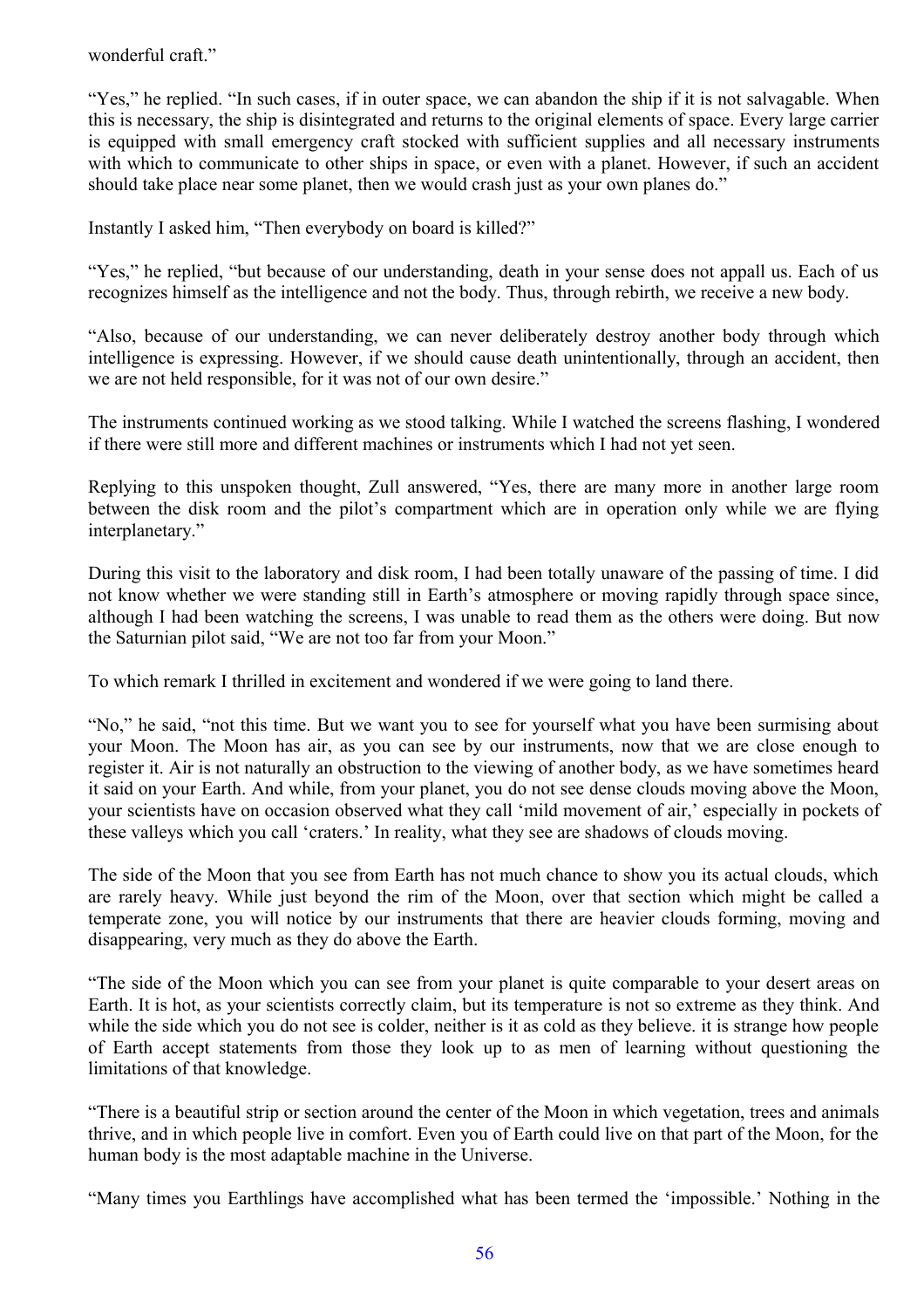wonderful craft."

"Yes," he replied. "In such cases, if in outer space, we can abandon the ship if it is not salvagable. When this is necessary, the ship is disintegrated and returns to the original elements of space. Every large carrier is equipped with small emergency craft stocked with sufficient supplies and all necessary instruments with which to communicate to other ships in space, or even with a planet. However, if such an accident should take place near some planet, then we would crash just as your own planes do."

Instantly I asked him, "Then everybody on board is killed?"

"Yes," he replied, "but because of our understanding, death in your sense does not appall us. Each of us recognizes himself as the intelligence and not the body. Thus, through rebirth, we receive a new body.

"Also, because of our understanding, we can never deliberately destroy another body through which intelligence is expressing. However, if we should cause death unintentionally, through an accident, then we are not held responsible, for it was not of our own desire."

The instruments continued working as we stood talking. While I watched the screens flashing, I wondered if there were still more and different machines or instruments which I had not yet seen.

Replying to this unspoken thought, Zull answered, "Yes, there are many more in another large room between the disk room and the pilot's compartment which are in operation only while we are flying interplanetary."

During this visit to the laboratory and disk room, I had been totally unaware of the passing of time. I did not know whether we were standing still in Earth's atmosphere or moving rapidly through space since, although I had been watching the screens, I was unable to read them as the others were doing. But now the Saturnian pilot said, "We are not too far from your Moon."

To which remark I thrilled in excitement and wondered if we were going to land there.

"No," he said, "not this time. But we want you to see for yourself what you have been surmising about your Moon. The Moon has air, as you can see by our instruments, now that we are close enough to register it. Air is not naturally an obstruction to the viewing of another body, as we have sometimes heard it said on your Earth. And while, from your planet, you do not see dense clouds moving above the Moon, your scientists have on occasion observed what they call 'mild movement of air,' especially in pockets of these valleys which you call 'craters.' In reality, what they see are shadows of clouds moving.

The side of the Moon that you see from Earth has not much chance to show you its actual clouds, which are rarely heavy. While just beyond the rim of the Moon, over that section which might be called a temperate zone, you will notice by our instruments that there are heavier clouds forming, moving and disappearing, very much as they do above the Earth.

"The side of the Moon which you can see from your planet is quite comparable to your desert areas on Earth. It is hot, as your scientists correctly claim, but its temperature is not so extreme as they think. And while the side which you do not see is colder, neither is it as cold as they believe. it is strange how people of Earth accept statements from those they look up to as men of learning without questioning the limitations of that knowledge.

"There is a beautiful strip or section around the center of the Moon in which vegetation, trees and animals thrive, and in which people live in comfort. Even you of Earth could live on that part of the Moon, for the human body is the most adaptable machine in the Universe.

"Many times you Earthlings have accomplished what has been termed the 'impossible.' Nothing in the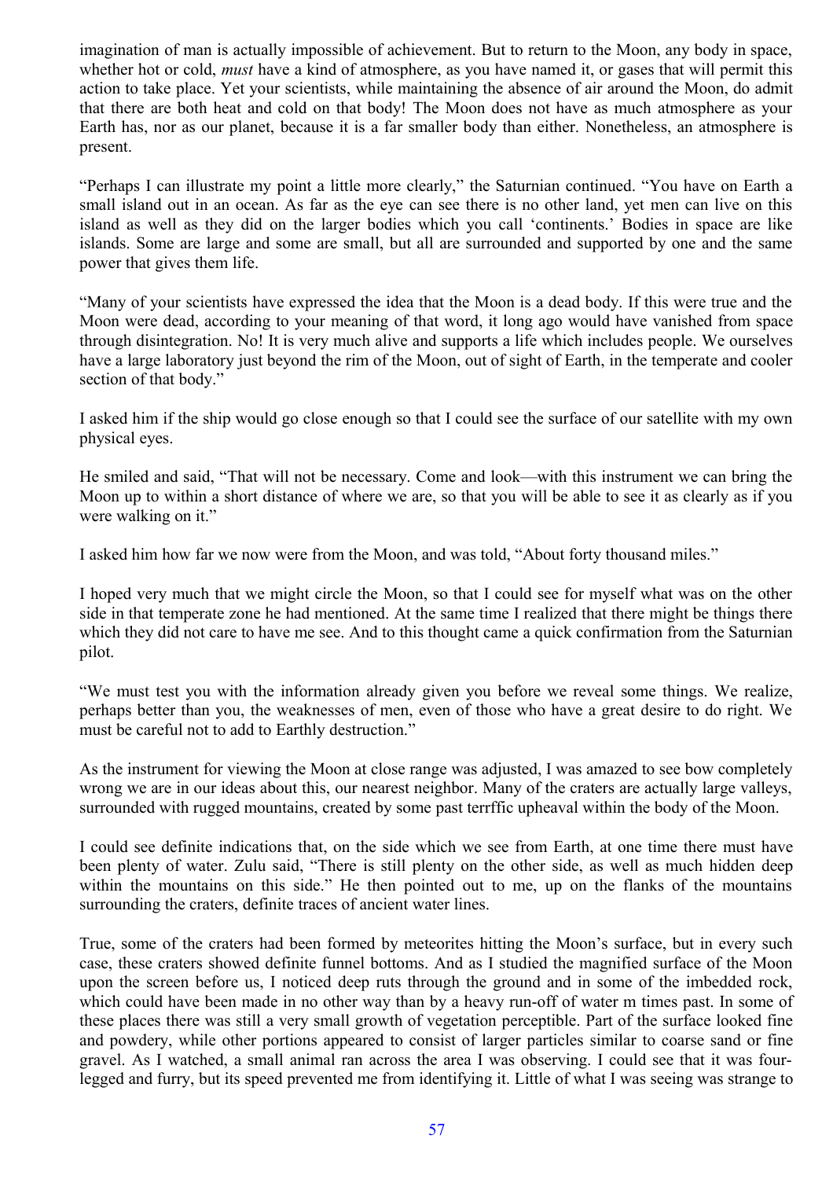imagination of man is actually impossible of achievement. But to return to the Moon, any body in space, whether hot or cold, *must* have a kind of atmosphere, as you have named it, or gases that will permit this action to take place. Yet your scientists, while maintaining the absence of air around the Moon, do admit that there are both heat and cold on that body! The Moon does not have as much atmosphere as your Earth has, nor as our planet, because it is a far smaller body than either. Nonetheless, an atmosphere is present.

"Perhaps I can illustrate my point a little more clearly," the Saturnian continued. "You have on Earth a small island out in an ocean. As far as the eye can see there is no other land, yet men can live on this island as well as they did on the larger bodies which you call 'continents.' Bodies in space are like islands. Some are large and some are small, but all are surrounded and supported by one and the same power that gives them life.

"Many of your scientists have expressed the idea that the Moon is a dead body. If this were true and the Moon were dead, according to your meaning of that word, it long ago would have vanished from space through disintegration. No! It is very much alive and supports a life which includes people. We ourselves have a large laboratory just beyond the rim of the Moon, out of sight of Earth, in the temperate and cooler section of that body."

I asked him if the ship would go close enough so that I could see the surface of our satellite with my own physical eyes.

He smiled and said, "That will not be necessary. Come and look—with this instrument we can bring the Moon up to within a short distance of where we are, so that you will be able to see it as clearly as if you were walking on it."

I asked him how far we now were from the Moon, and was told, "About forty thousand miles."

I hoped very much that we might circle the Moon, so that I could see for myself what was on the other side in that temperate zone he had mentioned. At the same time I realized that there might be things there which they did not care to have me see. And to this thought came a quick confirmation from the Saturnian pilot.

"We must test you with the information already given you before we reveal some things. We realize, perhaps better than you, the weaknesses of men, even of those who have a great desire to do right. We must be careful not to add to Earthly destruction."

As the instrument for viewing the Moon at close range was adjusted, I was amazed to see bow completely wrong we are in our ideas about this, our nearest neighbor. Many of the craters are actually large valleys, surrounded with rugged mountains, created by some past terrfic upheaval within the body of the Moon.

I could see definite indications that, on the side which we see from Earth, at one time there must have been plenty of water. Zulu said, "There is still plenty on the other side, as well as much hidden deep within the mountains on this side." He then pointed out to me, up on the flanks of the mountains surrounding the craters, definite traces of ancient water lines.

True, some of the craters had been formed by meteorites hitting the Moon's surface, but in every such case, these craters showed definite funnel bottoms. And as I studied the magnified surface of the Moon upon the screen before us, I noticed deep ruts through the ground and in some of the imbedded rock, which could have been made in no other way than by a heavy run-off of water m times past. In some of these places there was still a very small growth of vegetation perceptible. Part of the surface looked fine and powdery, while other portions appeared to consist of larger particles similar to coarse sand or fine gravel. As I watched, a small animal ran across the area I was observing. I could see that it was four-legged and furry, but its speed prevented me from identifying it. Little of what I was seeing was strange to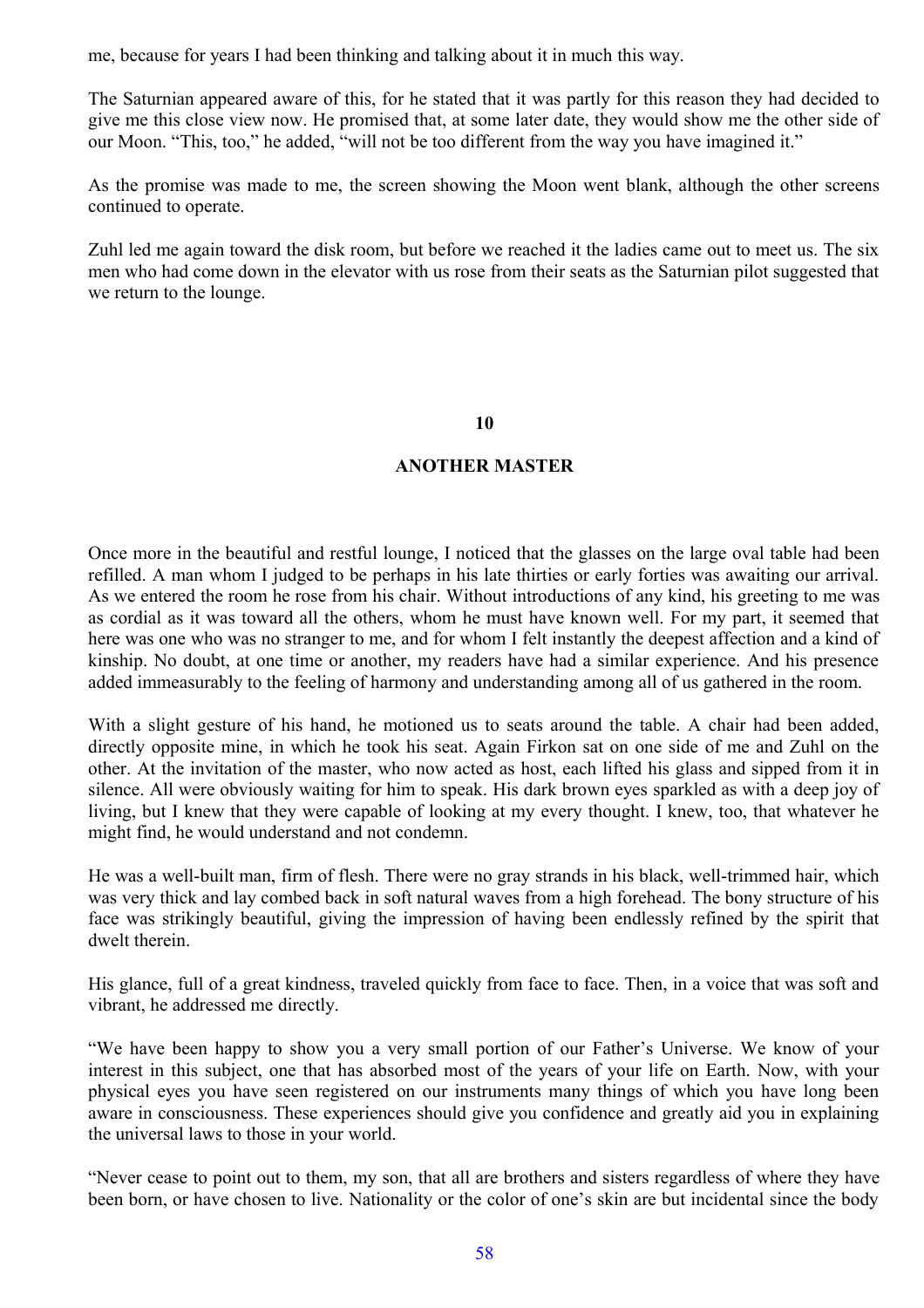me, because for years I had been thinking and talking about it in much this way.

The Saturnian appeared aware of this, for he stated that it was partly for this reason they had decided to give me this close view now. He promised that, at some later date, they would show me the other side of our Moon. "This, too," he added, "will not be too different from the way you have imagined it."

As the promise was made to me, the screen showing the Moon went blank, although the other screens continued to operate.

Zuhl led me again toward the disk room, but before we reached it the ladies came out to meet us. The six men who had come down in the elevator with us rose from their seats as the Saturnian pilot suggested that we return to the lounge.

## 10

## ANOTHER MASTER

Once more in the beautiful and restful lounge, I noticed that the glasses on the large oval table had been refilled. A man whom I judged to be perhaps in his late thirties or early forties was awaiting our arrival. As we entered the room he rose from his chair. Without introductions of any kind, his greeting to me was as cordial as it was toward all the others, whom he must have known well. For my part, it seemed that here was one who was no stranger to me, and for whom I felt instantly the deepest affection and a kind of kinship. No doubt, at one time or another, my readers have had a similar experience. And his presence added immeasurably to the feeling of harmony and understanding among all of us gathered in the room.

With a slight gesture of his hand, he motioned us to seats around the table. A chair had been added, directly opposite mine, in which he took his seat. Again Firkon sat on one side of me and Zuhl on the other. At the invitation of the master, who now acted as host, each lifted his glass and sipped from it in silence. All were obviously waiting for him to speak. His dark brown eyes sparkled as with a deep joy of living, but I knew that they were capable of looking at my every thought. I knew, too, that whatever he might find, he would understand and not condemn.

He was a well-built man, firm of flesh. There were no gray strands in his black, well-trimmed hair, which was very thick and lay combed back in soft natural waves from a high forehead. The bony structure of his face was strikingly beautiful, giving the impression of having been endlessly refined by the spirit that dwelt therein.

His glance, full of a great kindness, traveled quickly from face to face. Then, in a voice that was soft and vibrant, he addressed me directly.

"We have been happy to show you a very small portion of our Father's Universe. We know of your interest in this subject, one that has absorbed most of the years of your life on Earth. Now, with your physical eyes you have seen registered on our instruments many things of which you have long been aware in consciousness. These experiences should give you confidence and greatly aid you in explaining the universal laws to those in your world.

"Never cease to point out to them, my son, that all are brothers and sisters regardless of where they have been born, or have chosen to live. Nationality or the color of one's skin are but incidental since the body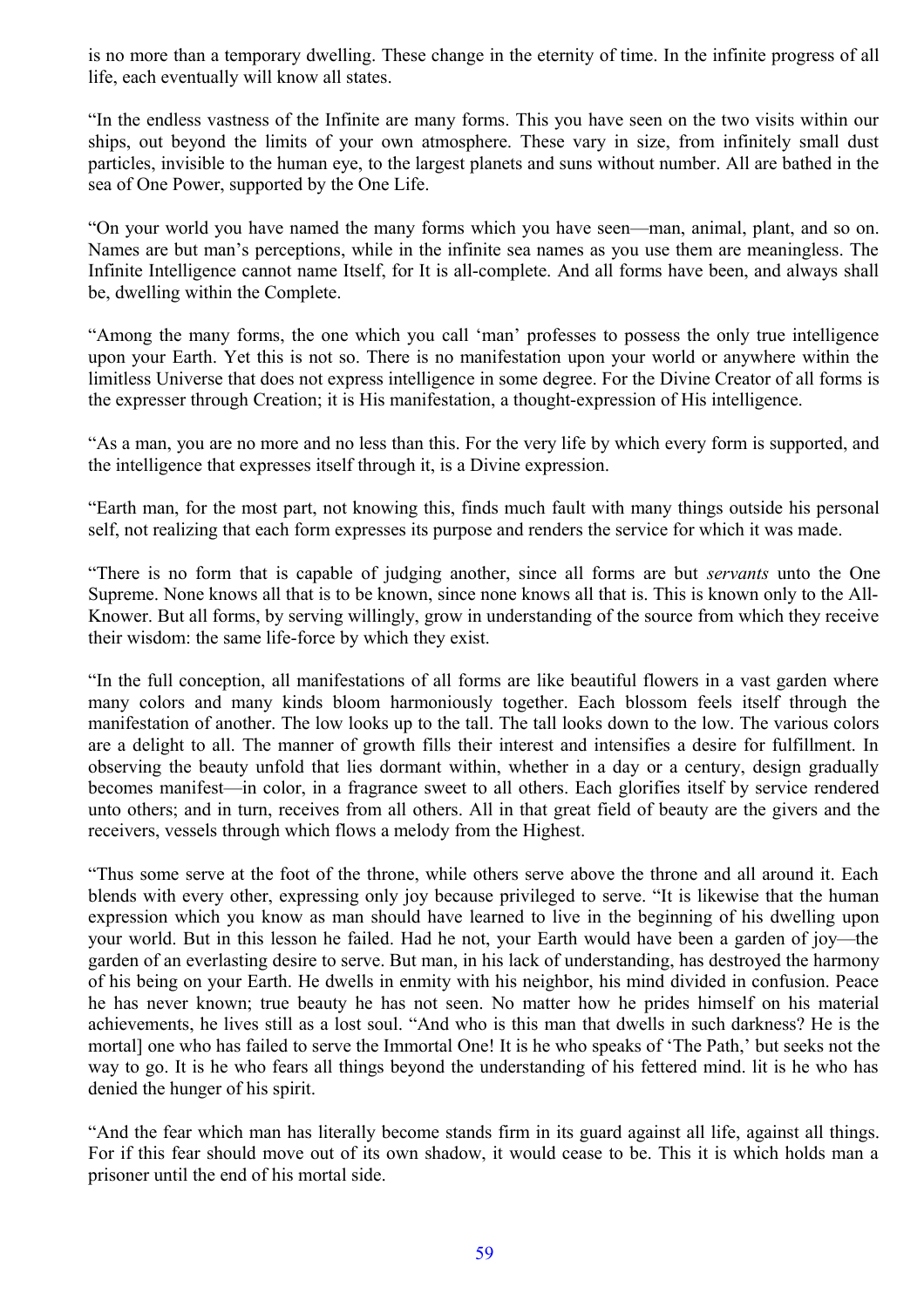is no more than a temporary dwelling. These change in the eternity of time. In the infinite progress of all life, each eventually will know all states.

"In the endless vastness of the Infinite are many forms. This you have seen on the two visits within our ships, out beyond the limits of your own atmosphere. These vary in size, from infinitely small dust particles, invisible to the human eye, to the largest planets and suns without number. All are bathed in the sea of One Power, supported by the One Life.

"On your world you have named the many forms which you have seen—man, animal, plant, and so on. Names are but man's perceptions, while in the infinite sea names as you use them are meaningless. The Infinite Intelligence cannot name Itself, for It is all-complete. And all forms have been, and always shall be, dwelling within the Complete.

"Among the many forms, the one which you call 'man' professes to possess the only true intelligence upon your Earth. Yet this is not so. There is no manifestation upon your world or anywhere within the limitless Universe that does not express intelligence in some degree. For the Divine Creator of all forms is the expresser through Creation; it is His manifestation, a thought-expression of His intelligence.

"As a man, you are no more and no less than this. For the very life by which every form is supported, and the intelligence that expresses itself through it, is a Divine expression.

"Earth man, for the most part, not knowing this, finds much fault with many things outside his personal self, not realizing that each form expresses its purpose and renders the service for which it was made.

"There is no form that is capable of judging another, since all forms are but *servants* unto the One Supreme. None knows all that is to be known, since none knows all that is. This is known only to the All-Knower. But all forms, by serving willingly, grow in understanding of the source from which they receive their wisdom: the same life-force by which they exist.

"In the full conception, all manifestations of all forms are like beautiful flowers in a vast garden where many colors and many kinds bloom harmoniously together. Each blossom feels itself through the manifestation of another. The low looks up to the tall. The tall looks down to the low. The various colors are a delight to all. The manner of growth fills their interest and intensifies a desire for fulfillment. In observing the beauty unfold that lies dormant within, whether in a day or a century, design gradually becomes manifest—in color, in a fragrance sweet to all others. Each glorifies itself by service rendered unto others; and in turn, receives from all others. All in that great field of beauty are the givers and the receivers, vessels through which flows a melody from the Highest.

"Thus some serve at the foot of the throne, while others serve above the throne and all around it. Each blends with every other, expressing only joy because privileged to serve. "It is likewise that the human expression which you know as man should have learned to live in the beginning of his dwelling upon your world. But in this lesson he failed. Had he not, your Earth would have been a garden of joy—the garden of an everlasting desire to serve. But man, in his lack of understanding, has destroyed the harmony of his being on your Earth. He dwells in enmity with his neighbor, his mind divided in confusion. Peace he has never known; true beauty he has not seen. No matter how he prides himself on his material achievements, he lives still as a lost soul. "And who is this man that dwells in such darkness? He is the mortal] one who has failed to serve the Immortal One! It is he who speaks of 'The Path,' but seeks not the way to go. It is he who fears all things beyond the understanding of his fettered mind. lit is he who has denied the hunger of his spirit.

"And the fear which man has literally become stands firm in its guard against all life, against all things. For if this fear should move out of its own shadow, it would cease to be. This it is which holds man a prisoner until the end of his mortal side.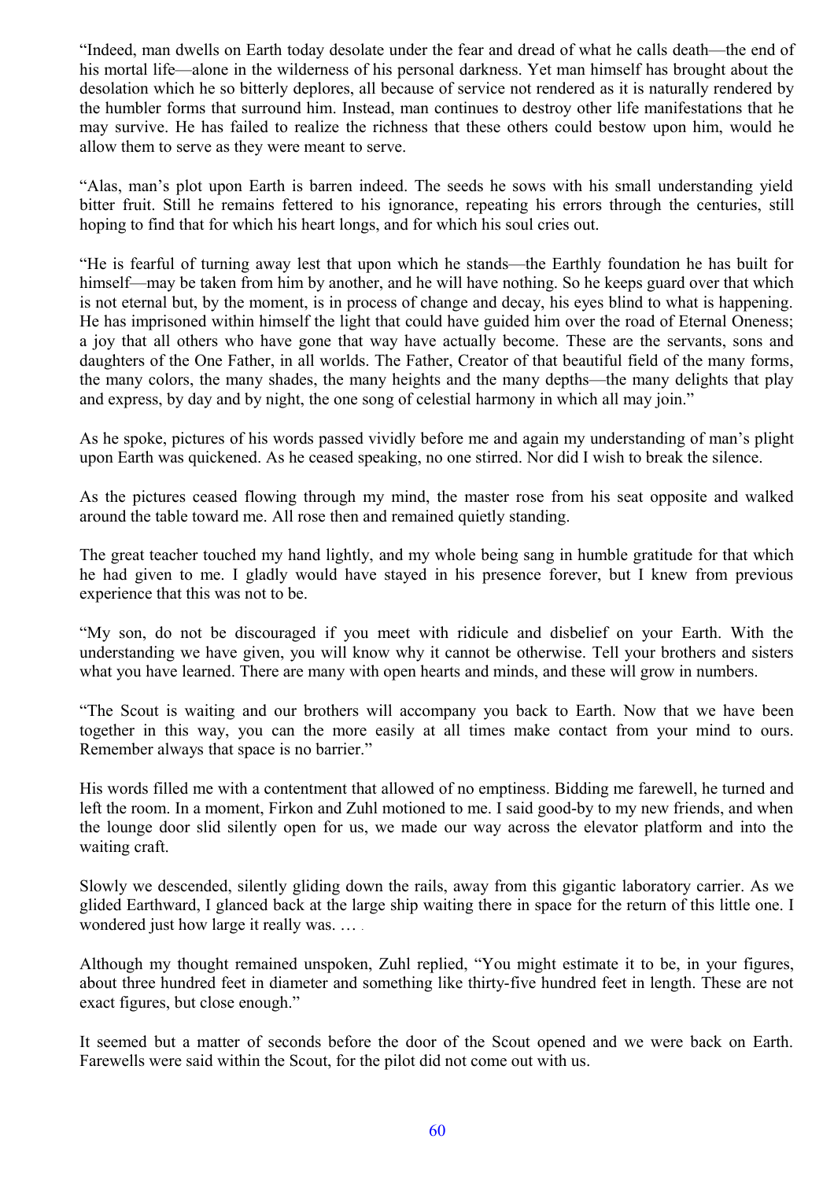"Indeed, man dwells on Earth today desolate under the fear and dread of what he calls death—the end of his mortal life—alone in the wilderness of his personal darkness. Yet man himself has brought about the desolation which he so bitterly deplores, all because of service not rendered as it is naturally rendered by the humbler forms that surround him. Instead, man continues to destroy other life manifestations that he may survive. He has failed to realize the richness that these others could bestow upon him, would he allow them to serve as they were meant to serve.

"Alas, man's plot upon Earth is barren indeed. The seeds he sows with his small understanding yield bitter fruit. Still he remains fettered to his ignorance, repeating his errors through the centuries, still hoping to find that for which his heart longs, and for which his soul cries out.

"He is fearful of turning away lest that upon which he stands—the Earthly foundation he has built for himself—may be taken from him by another, and he will have nothing. So he keeps guard over that which is not eternal but, by the moment, is in process of change and decay, his eyes blind to what is happening. He has imprisoned within himself the light that could have guided him over the road of Eternal Oneness; a joy that all others who have gone that way have actually become. These are the servants, sons and daughters of the One Father, in all worlds. The Father, Creator of that beautiful field of the many forms, the many colors, the many shades, the many heights and the many depths—the many delights that play and express, by day and by night, the one song of celestial harmony in which all may join."

As he spoke, pictures of his words passed vividly before me and again my understanding of man's plight upon Earth was quickened. As he ceased speaking, no one stirred. Nor did I wish to break the silence.

As the pictures ceased flowing through my mind, the master rose from his seat opposite and walked around the table toward me. All rose then and remained quietly standing.

The great teacher touched my hand lightly, and my whole being sang in humble gratitude for that which he had given to me. I gladly would have stayed in his presence forever, but I knew from previous experience that this was not to be.

"My son, do not be discouraged if you meet with ridicule and disbelief on your Earth. With the understanding we have given, you will know why it cannot be otherwise. Tell your brothers and sisters what you have learned. There are many with open hearts and minds, and these will grow in numbers.

"The Scout is waiting and our brothers will accompany you back to Earth. Now that we have been together in this way, you can the more easily at all times make contact from your mind to ours. Remember always that space is no barrier."

His words filled me with a contentment that allowed of no emptiness. Bidding me farewell, he turned and left the room. In a moment, Firkon and Zuhl motioned to me. I said good-by to my new friends, and when the lounge door slid silently open for us, we made our way across the elevator platform and into the waiting craft.

Slowly we descended, silently gliding down the rails, away from this gigantic laboratory carrier. As we glided Earthward, I glanced back at the large ship waiting there in space for the return of this little one. I wondered just how large it really was. …

Although my thought remained unspoken, Zuhl replied, "You might estimate it to be, in your figures, about three hundred feet in diameter and something like thirty-five hundred feet in length. These are not exact figures, but close enough."

It seemed but a matter of seconds before the door of the Scout opened and we were back on Earth. Farewells were said within the Scout, for the pilot did not come out with us.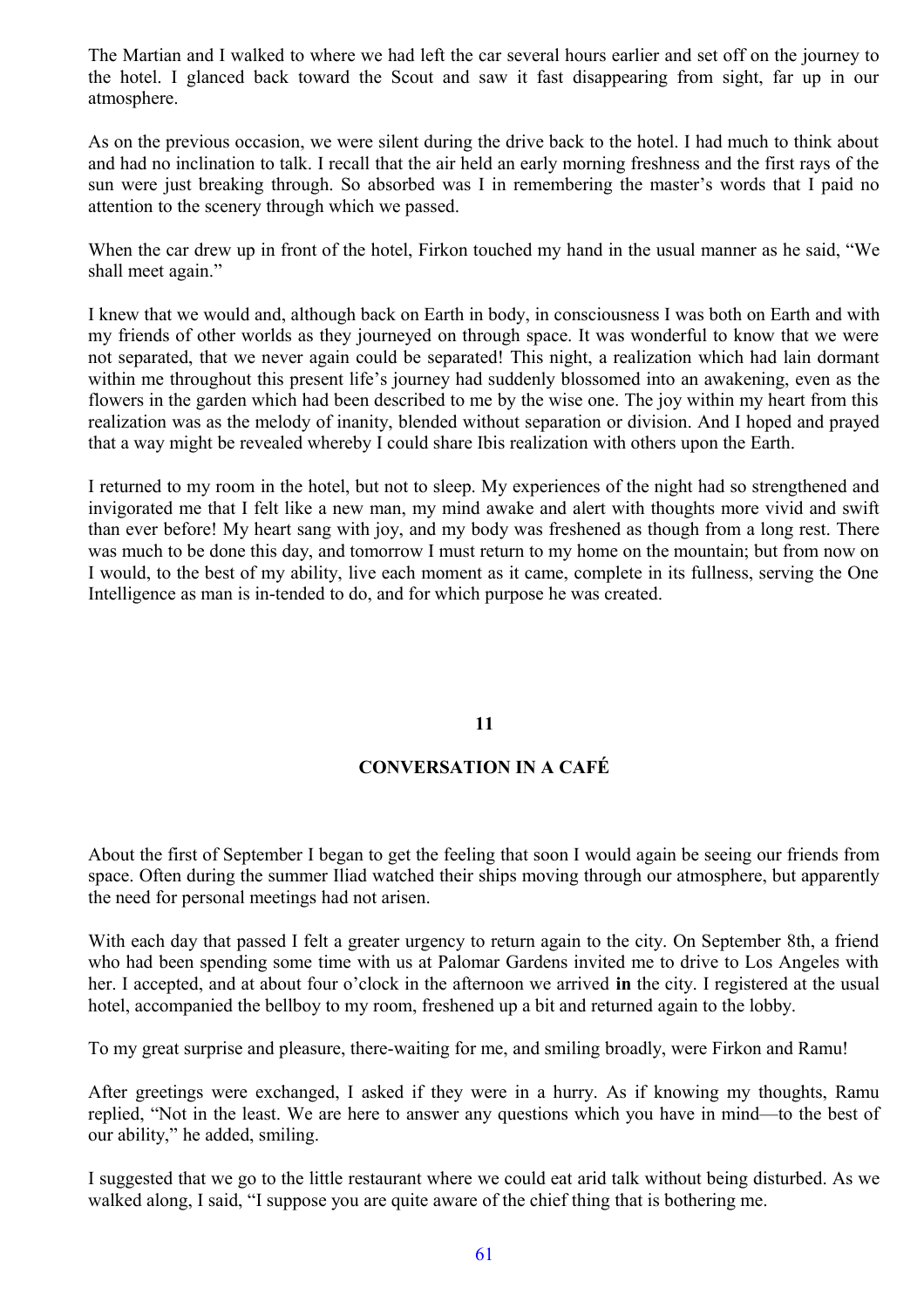The Martian and I walked to where we had left the car several hours earlier and set off on the journey to the hotel. I glanced back toward the Scout and saw it fast disappearing from sight, far up in our atmosphere.

As on the previous occasion, we were silent during the drive back to the hotel. I had much to think about and had no inclination to talk. I recall that the air held an early morning freshness and the first rays of the sun were just breaking through. So absorbed was I in remembering the master's words that I paid no attention to the scenery through which we passed.

When the car drew up in front of the hotel, Firkon touched my hand in the usual manner as he said, "We shall meet again."

I knew that we would and, although back on Earth in body, in consciousness I was both on Earth and with my friends of other worlds as they journeyed on through space. It was wonderful to know that we were not separated, that we never again could be separated! This night, a realization which had lain dormant within me throughout this present life's journey had suddenly blossomed into an awakening, even as the flowers in the garden which had been described to me by the wise one. The joy within my heart from this realization was as the melody of inanity, blended without separation or division. And I hoped and prayed that a way might be revealed whereby I could share Ibis realization with others upon the Earth.

I returned to my room in the hotel, but not to sleep. My experiences of the night had so strengthened and invigorated me that I felt like a new man, my mind awake and alert with thoughts more vivid and swift than ever before! My heart sang with joy, and my body was freshened as though from a long rest. There was much to be done this day, and tomorrow I must return to my home on the mountain; but from now on I would, to the best of my ability, live each moment as it came, complete in its fullness, serving the One Intelligence as man is in-tended to do, and for which purpose he was created.

## 11

## CONVERSATION IN A CAFÉ

About the first of September I began to get the feeling that soon I would again be seeing our friends from space. Often during the summer Iliad watched their ships moving through our atmosphere, but apparently the need for personal meetings had not arisen.

With each day that passed I felt a greater urgency to return again to the city. On September 8th, a friend who had been spending some time with us at Palomar Gardens invited me to drive to Los Angeles with her. I accepted, and at about four o'clock in the afternoon we arrived **in** the city. I registered at the usual hotel, accompanied the bellboy to my room, freshened up a bit and returned again to the lobby.

To my great surprise and pleasure, there-waiting for me, and smiling broadly, were Firkon and Ramu!

After greetings were exchanged, I asked if they were in a hurry. As if knowing my thoughts, Ramu replied, "Not in the least. We are here to answer any questions which you have in mind—to the best of our ability," he added, smiling.

I suggested that we go to the little restaurant where we could eat arid talk without being disturbed. As we walked along, I said, "I suppose you are quite aware of the chief thing that is bothering me.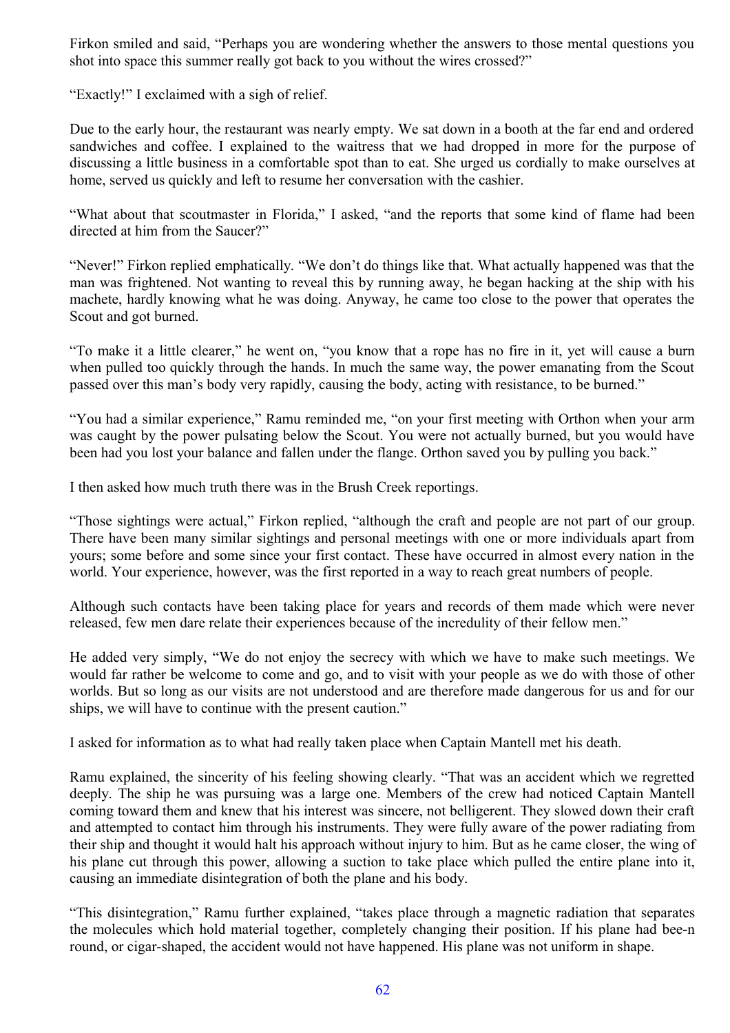Firkon smiled and said, "Perhaps you are wondering whether the answers to those mental questions you shot into space this summer really got back to you without the wires crossed?"

"Exactly!" I exclaimed with a sigh of relief.

Due to the early hour, the restaurant was nearly empty. We sat down in a booth at the far end and ordered sandwiches and coffee. I explained to the waitress that we had dropped in more for the purpose of discussing a little business in a comfortable spot than to eat. She urged us cordially to make ourselves at home, served us quickly and left to resume her conversation with the cashier.

"What about that scoutmaster in Florida," I asked, "and the reports that some kind of flame had been directed at him from the Saucer?"

"Never!" Firkon replied emphatically. "We don't do things like that. What actually happened was that the man was frightened. Not wanting to reveal this by running away, he began hacking at the ship with his machete, hardly knowing what he was doing. Anyway, he came too close to the power that operates the Scout and got burned.

"To make it a little clearer," he went on, "you know that a rope has no fire in it, yet will cause a burn when pulled too quickly through the hands. In much the same way, the power emanating from the Scout passed over this man's body very rapidly, causing the body, acting with resistance, to be burned."

"You had a similar experience," Ramu reminded me, "on your first meeting with Orthon when your arm was caught by the power pulsating below the Scout. You were not actually burned, but you would have been had you lost your balance and fallen under the flange. Orthon saved you by pulling you back."

I then asked how much truth there was in the Brush Creek reportings.

"Those sightings were actual," Firkon replied, "although the craft and people are not part of our group. There have been many similar sightings and personal meetings with one or more individuals apart from yours; some before and some since your first contact. These have occurred in almost every nation in the world. Your experience, however, was the first reported in a way to reach great numbers of people.

Although such contacts have been taking place for years and records of them made which were never released, few men dare relate their experiences because of the incredulity of their fellow men."

He added very simply, "We do not enjoy the secrecy with which we have to make such meetings. We would far rather be welcome to come and go, and to visit with your people as we do with those of other worlds. But so long as our visits are not understood and are therefore made dangerous for us and for our ships, we will have to continue with the present caution."

I asked for information as to what had really taken place when Captain Mantell met his death.

Ramu explained, the sincerity of his feeling showing clearly. "That was an accident which we regretted deeply. The ship he was pursuing was a large one. Members of the crew had noticed Captain Mantell coming toward them and knew that his interest was sincere, not belligerent. They slowed down their craft and attempted to contact him through his instruments. They were fully aware of the power radiating from their ship and thought it would halt his approach without injury to him. But as he came closer, the wing of his plane cut through this power, allowing a suction to take place which pulled the entire plane into it, causing an immediate disintegration of both the plane and his body.

"This disintegration," Ramu further explained, "takes place through a magnetic radiation that separates the molecules which hold material together, completely changing their position. If his plane had bee-n round, or cigar-shaped, the accident would not have happened. His plane was not uniform in shape.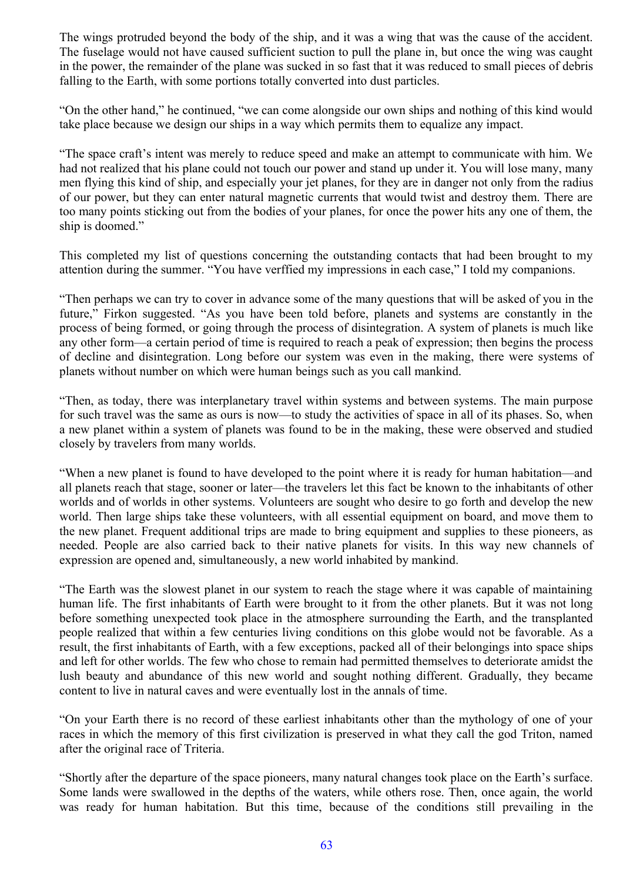The wings protruded beyond the body of the ship, and it was a wing that was the cause of the accident. The fuselage would not have caused sufficient suction to pull the plane in, but once the wing was caught in the power, the remainder of the plane was sucked in so fast that it was reduced to small pieces of debris falling to the Earth, with some portions totally converted into dust particles.

"On the other hand," he continued, "we can come alongside our own ships and nothing of this kind would take place because we design our ships in a way which permits them to equalize any impact.

"The space craft's intent was merely to reduce speed and make an attempt to communicate with him. We had not realized that his plane could not touch our power and stand up under it. You will lose many, many men flying this kind of ship, and especially your jet planes, for they are in danger not only from the radius of our power, but they can enter natural magnetic currents that would twist and destroy them. There are too many points sticking out from the bodies of your planes, for once the power hits any one of them, the ship is doomed."

This completed my list of questions concerning the outstanding contacts that had been brought to my attention during the summer. "You have verffied my impressions in each case," I told my companions.

"Then perhaps we can try to cover in advance some of the many questions that will be asked of you in the future," Firkon suggested. "As you have been told before, planets and systems are constantly in the process of being formed, or going through the process of disintegration. A system of planets is much like any other form—a certain period of time is required to reach a peak of expression; then begins the process of decline and disintegration. Long before our system was even in the making, there were systems of planets without number on which were human beings such as you call mankind.

"Then, as today, there was interplanetary travel within systems and between systems. The main purpose for such travel was the same as ours is now—to study the activities of space in all of its phases. So, when a new planet within a system of planets was found to be in the making, these were observed and studied closely by travelers from many worlds.

"When a new planet is found to have developed to the point where it is ready for human habitation—and all planets reach that stage, sooner or later—the travelers let this fact be known to the inhabitants of other worlds and of worlds in other systems. Volunteers are sought who desire to go forth and develop the new world. Then large ships take these volunteers, with all essential equipment on board, and move them to the new planet. Frequent additional trips are made to bring equipment and supplies to these pioneers, as needed. People are also carried back to their native planets for visits. In this way new channels of expression are opened and, simultaneously, a new world inhabited by mankind.

"The Earth was the slowest planet in our system to reach the stage where it was capable of maintaining human life. The first inhabitants of Earth were brought to it from the other planets. But it was not long before something unexpected took place in the atmosphere surrounding the Earth, and the transplanted people realized that within a few centuries living conditions on this globe would not be favorable. As a result, the first inhabitants of Earth, with a few exceptions, packed all of their belongings into space ships and left for other worlds. The few who chose to remain had permitted themselves to deteriorate amidst the lush beauty and abundance of this new world and sought nothing different. Gradually, they became content to live in natural caves and were eventually lost in the annals of time.

"On your Earth there is no record of these earliest inhabitants other than the mythology of one of your races in which the memory of this first civilization is preserved in what they call the god Triton, named after the original race of Triteria.

"Shortly after the departure of the space pioneers, many natural changes took place on the Earth's surface. Some lands were swallowed in the depths of the waters, while others rose. Then, once again, the world was ready for human habitation. But this time, because of the conditions still prevailing in the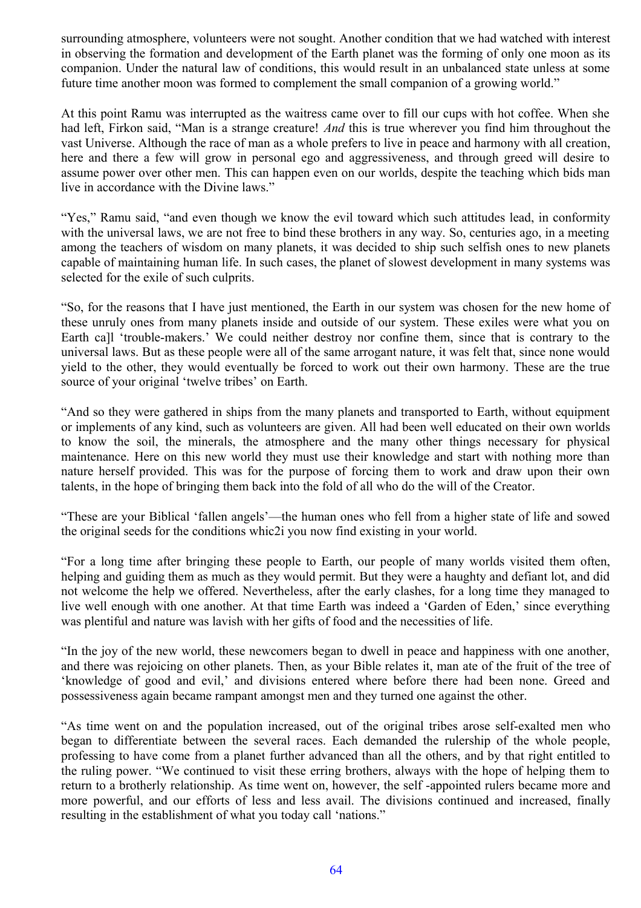surrounding atmosphere, volunteers were not sought. Another condition that we had watched with interest in observing the formation and development of the Earth planet was the forming of only one moon as its companion. Under the natural law of conditions, this would result in an unbalanced state unless at some future time another moon was formed to complement the small companion of a growing world."

At this point Ramu was interrupted as the waitress came over to fill our cups with hot coffee. When she had left, Firkon said, "Man is a strange creature! *And* this is true wherever you find him throughout the vast Universe. Although the race of man as a whole prefers to live in peace and harmony with all creation, here and there a few will grow in personal ego and aggressiveness, and through greed will desire to assume power over other men. This can happen even on our worlds, despite the teaching which bids man live in accordance with the Divine laws."

"Yes," Ramu said, "and even though we know the evil toward which such attitudes lead, in conformity with the universal laws, we are not free to bind these brothers in any way. So, centuries ago, in a meeting among the teachers of wisdom on many planets, it was decided to ship such selfish ones to new planets capable of maintaining human life. In such cases, the planet of slowest development in many systems was selected for the exile of such culprits.

"So, for the reasons that I have just mentioned, the Earth in our system was chosen for the new home of these unruly ones from many planets inside and outside of our system. These exiles were what you on Earth ca]l 'trouble-makers.' We could neither destroy nor confine them, since that is contrary to the universal laws. But as these people were all of the same arrogant nature, it was felt that, since none would yield to the other, they would eventually be forced to work out their own harmony. These are the true source of your original 'twelve tribes' on Earth.

"And so they were gathered in ships from the many planets and transported to Earth, without equipment or implements of any kind, such as volunteers are given. All had been well educated on their own worlds to know the soil, the minerals, the atmosphere and the many other things necessary for physical maintenance. Here on this new world they must use their knowledge and start with nothing more than nature herself provided. This was for the purpose of forcing them to work and draw upon their own talents, in the hope of bringing them back into the fold of all who do the will of the Creator.

"These are your Biblical 'fallen angels'—the human ones who fell from a higher state of life and sowed the original seeds for the conditions whic2i you now find existing in your world.

"For a long time after bringing these people to Earth, our people of many worlds visited them often, helping and guiding them as much as they would permit. But they were a haughty and defiant lot, and did not welcome the help we offered. Nevertheless, after the early clashes, for a long time they managed to live well enough with one another. At that time Earth was indeed a 'Garden of Eden,' since everything was plentiful and nature was lavish with her gifts of food and the necessities of life.

"In the joy of the new world, these newcomers began to dwell in peace and happiness with one another, and there was rejoicing on other planets. Then, as your Bible relates it, man ate of the fruit of the tree of 'knowledge of good and evil,' and divisions entered where before there had been none. Greed and possessiveness again became rampant amongst men and they turned one against the other.

"As time went on and the population increased, out of the original tribes arose self-exalted men who began to differentiate between the several races. Each demanded the rulership of the whole people, professing to have come from a planet further advanced than all the others, and by that right entitled to the ruling power. "We continued to visit these erring brothers, always with the hope of helping them to return to a brotherly relationship. As time went on, however, the self -appointed rulers became more and more powerful, and our efforts of less and less avail. The divisions continued and increased, finally resulting in the establishment of what you today call 'nations."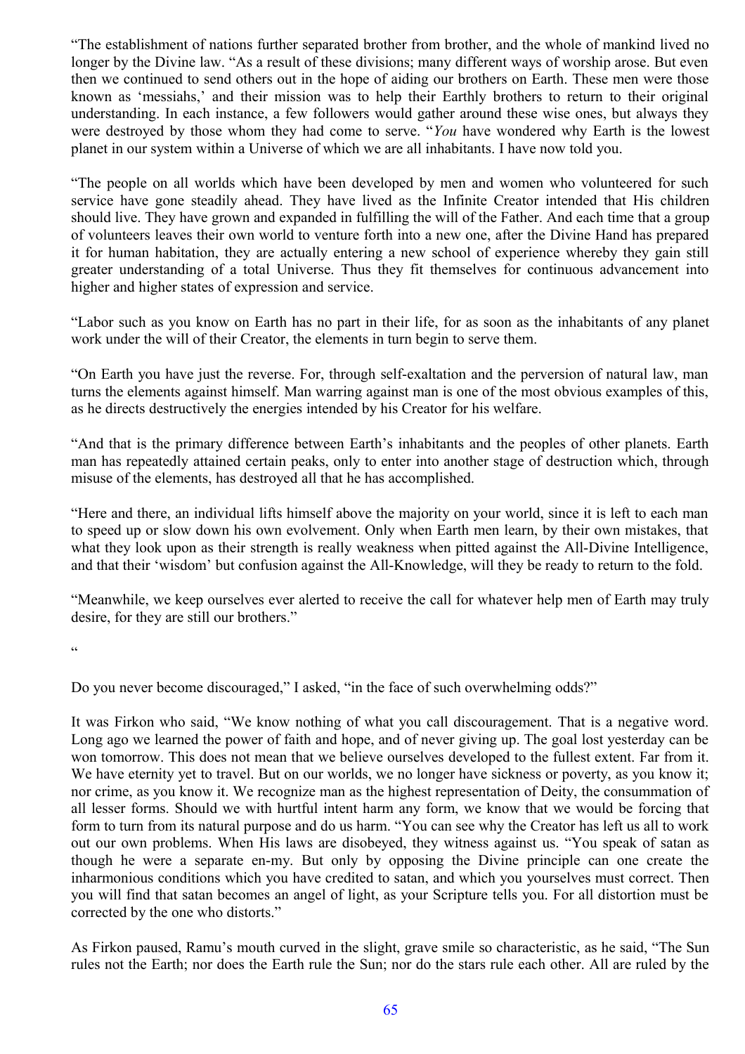"The establishment of nations further separated brother from brother, and the whole of mankind lived no longer by the Divine law. "As a result of these divisions; many different ways of worship arose. But even then we continued to send others out in the hope of aiding our brothers on Earth. These men were those known as 'messiahs,' and their mission was to help their Earthly brothers to return to their original understanding. In each instance, a few followers would gather around these wise ones, but always they were destroyed by those whom they had come to serve. "*You* have wondered why Earth is the lowest planet in our system within a Universe of which we are all inhabitants. I have now told you.

"The people on all worlds which have been developed by men and women who volunteered for such service have gone steadily ahead. They have lived as the Infinite Creator intended that His children should live. They have grown and expanded in fulfilling the will of the Father. And each time that a group of volunteers leaves their own world to venture forth into a new one, after the Divine Hand has prepared it for human habitation, they are actually entering a new school of experience whereby they gain still greater understanding of a total Universe. Thus they fit themselves for continuous advancement into higher and higher states of expression and service.

"Labor such as you know on Earth has no part in their life, for as soon as the inhabitants of any planet work under the will of their Creator, the elements in turn begin to serve them.

"On Earth you have just the reverse. For, through self-exaltation and the perversion of natural law, man turns the elements against himself. Man warring against man is one of the most obvious examples of this, as he directs destructively the energies intended by his Creator for his welfare.

"And that is the primary difference between Earth's inhabitants and the peoples of other planets. Earth man has repeatedly attained certain peaks, only to enter into another stage of destruction which, through misuse of the elements, has destroyed all that he has accomplished.

"Here and there, an individual lifts himself above the majority on your world, since it is left to each man to speed up or slow down his own evolvement. Only when Earth men learn, by their own mistakes, that what they look upon as their strength is really weakness when pitted against the All-Divine Intelligence, and that their 'wisdom' but confusion against the All-Knowledge, will they be ready to return to the fold.

"Meanwhile, we keep ourselves ever alerted to receive the call for whatever help men of Earth may truly desire, for they are still our brothers."

"

Do you never become discouraged," I asked, "in the face of such overwhelming odds?"

It was Firkon who said, "We know nothing of what you call discouragement. That is a negative word. Long ago we learned the power of faith and hope, and of never giving up. The goal lost yesterday can be won tomorrow. This does not mean that we believe ourselves developed to the fullest extent. Far from it. We have eternity yet to travel. But on our worlds, we no longer have sickness or poverty, as you know it; nor crime, as you know it. We recognize man as the highest representation of Deity, the consummation of all lesser forms. Should we with hurtful intent harm any form, we know that we would be forcing that form to turn from its natural purpose and do us harm. "You can see why the Creator has left us all to work out our own problems. When His laws are disobeyed, they witness against us. "You speak of satan as though he were a separate en-my. But only by opposing the Divine principle can one create the inharmonious conditions which you have credited to satan, and which you yourselves must correct. Then you will find that satan becomes an angel of light, as your Scripture tells you. For all distortion must be corrected by the one who distorts."

As Firkon paused, Ramu's mouth curved in the slight, grave smile so characteristic, as he said, "The Sun rules not the Earth; nor does the Earth rule the Sun; nor do the stars rule each other. All are ruled by the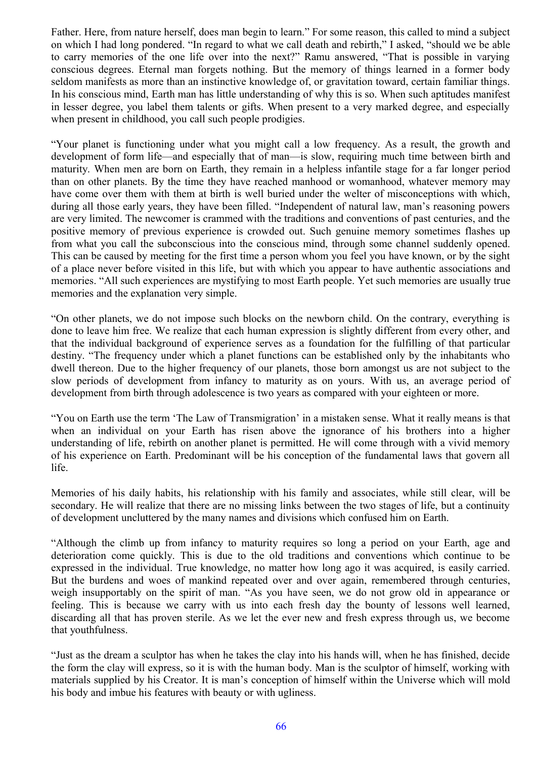Father. Here, from nature herself, does man begin to learn." For some reason, this called to mind a subject on which I had long pondered. "In regard to what we call death and rebirth," I asked, "should we be able to carry memories of the one life over into the next?" Ramu answered, "That is possible in varying conscious degrees. Eternal man forgets nothing. But the memory of things learned in a former body seldom manifests as more than an instinctive knowledge of, or gravitation toward, certain familiar things. In his conscious mind, Earth man has little understanding of why this is so. When such aptitudes manifest in lesser degree, you label them talents or gifts. When present to a very marked degree, and especially when present in childhood, you call such people prodigies.

"Your planet is functioning under what you might call a low frequency. As a result, the growth and development of form life—and especially that of man—is slow, requiring much time between birth and maturity. When men are born on Earth, they remain in a helpless infantile stage for a far longer period than on other planets. By the time they have reached manhood or womanhood, whatever memory may have come over them with them at birth is well buried under the welter of misconceptions with which, during all those early years, they have been filled. "Independent of natural law, man's reasoning powers are very limited. The newcomer is crammed with the traditions and conventions of past centuries, and the positive memory of previous experience is crowded out. Such genuine memory sometimes flashes up from what you call the subconscious into the conscious mind, through some channel suddenly opened. This can be caused by meeting for the first time a person whom you feel you have known, or by the sight of a place never before visited in this life, but with which you appear to have authentic associations and memories. "All such experiences are mystifying to most Earth people. Yet such memories are usually true memories and the explanation very simple.

"On other planets, we do not impose such blocks on the newborn child. On the contrary, everything is done to leave him free. We realize that each human expression is slightly different from every other, and that the individual background of experience serves as a foundation for the fulfilling of that particular destiny. "The frequency under which a planet functions can be established only by the inhabitants who dwell thereon. Due to the higher frequency of our planets, those born amongst us are not subject to the slow periods of development from infancy to maturity as on yours. With us, an average period of development from birth through adolescence is two years as compared with your eighteen or more.

"You on Earth use the term 'The Law of Transmigration' in a mistaken sense. What it really means is that when an individual on your Earth has risen above the ignorance of his brothers into a higher understanding of life, rebirth on another planet is permitted. He will come through with a vivid memory of his experience on Earth. Predominant will be his conception of the fundamental laws that govern all life.

Memories of his daily habits, his relationship with his family and associates, while still clear, will be secondary. He will realize that there are no missing links between the two stages of life, but a continuity of development uncluttered by the many names and divisions which confused him on Earth.

"Although the climb up from infancy to maturity requires so long a period on your Earth, age and deterioration come quickly. This is due to the old traditions and conventions which continue to be expressed in the individual. True knowledge, no matter how long ago it was acquired, is easily carried. But the burdens and woes of mankind repeated over and over again, remembered through centuries, weigh insupportably on the spirit of man. "As you have seen, we do not grow old in appearance or feeling. This is because we carry with us into each fresh day the bounty of lessons well learned, discarding all that has proven sterile. As we let the ever new and fresh express through us, we become that youthfulness.

"Just as the dream a sculptor has when he takes the clay into his hands will, when he has finished, decide the form the clay will express, so it is with the human body. Man is the sculptor of himself, working with materials supplied by his Creator. It is man's conception of himself within the Universe which will mold his body and imbue his features with beauty or with ugliness.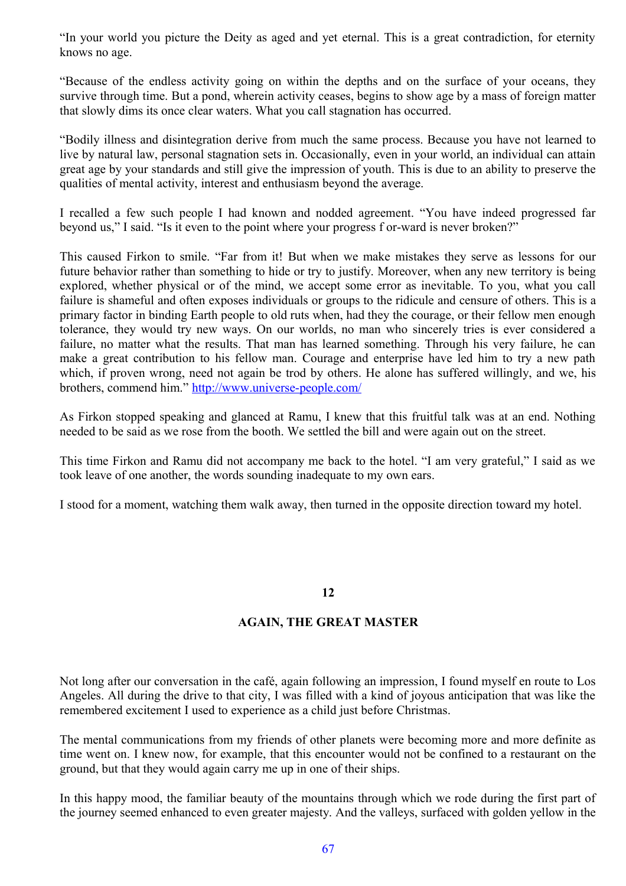"In your world you picture the Deity as aged and yet eternal. This is a great contradiction, for eternity knows no age.

"Because of the endless activity going on within the depths and on the surface of your oceans, they survive through time. But a pond, wherein activity ceases, begins to show age by a mass of foreign matter that slowly dims its once clear waters. What you call stagnation has occurred.

"Bodily illness and disintegration derive from much the same process. Because you have not learned to live by natural law, personal stagnation sets in. Occasionally, even in your world, an individual can attain great age by your standards and still give the impression of youth. This is due to an ability to preserve the qualities of mental activity, interest and enthusiasm beyond the average.

I recalled a few such people I had known and nodded agreement. "You have indeed progressed far beyond us," I said. "Is it even to the point where your progress f or-ward is never broken?"

This caused Firkon to smile. "Far from it! But when we make mistakes they serve as lessons for our future behavior rather than something to hide or try to justify. Moreover, when any new territory is being explored, whether physical or of the mind, we accept some error as inevitable. To you, what you call failure is shameful and often exposes individuals or groups to the ridicule and censure of others. This is a primary factor in binding Earth people to old ruts when, had they the courage, or their fellow men enough tolerance, they would try new ways. On our worlds, no man who sincerely tries is ever considered a failure, no matter what the results. That man has learned something. Through his very failure, he can make a great contribution to his fellow man. Courage and enterprise have led him to try a new path which, if proven wrong, need not again be trod by others. He alone has suffered willingly, and we, his brothers, commend him." http://www.universe-people.com/

As Firkon stopped speaking and glanced at Ramu, I knew that this fruitful talk was at an end. Nothing needed to be said as we rose from the booth. We settled the bill and were again out on the street.

This time Firkon and Ramu did not accompany me back to the hotel. "I am very grateful," I said as we took leave of one another, the words sounding inadequate to my own ears.

I stood for a moment, watching them walk away, then turned in the opposite direction toward my hotel.

## 12

## AGAIN, THE GREAT MASTER

Not long after our conversation in the café, again following an impression, I found myself en route to Los Angeles. All during the drive to that city, I was filled with a kind of joyous anticipation that was like the remembered excitement I used to experience as a child just before Christmas.

The mental communications from my friends of other planets were becoming more and more definite as time went on. I knew now, for example, that this encounter would not be confined to a restaurant on the ground, but that they would again carry me up in one of their ships.

In this happy mood, the familiar beauty of the mountains through which we rode during the first part of the journey seemed enhanced to even greater majesty. And the valleys, surfaced with golden yellow in the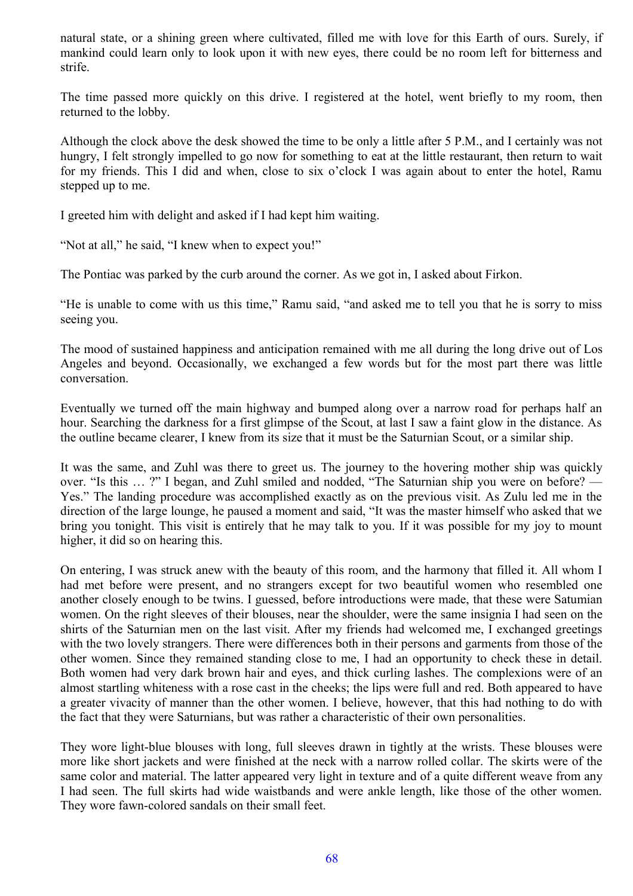natural state, or a shining green where cultivated, filled me with love for this Earth of ours. Surely, if mankind could learn only to look upon it with new eyes, there could be no room left for bitterness and strife.

The time passed more quickly on this drive. I registered at the hotel, went briefly to my room, then returned to the lobby.

Although the clock above the desk showed the time to be only a little after 5 P.M., and I certainly was not hungry, I felt strongly impelled to go now for something to eat at the little restaurant, then return to wait for my friends. This I did and when, close to six o'clock I was again about to enter the hotel, Ramu stepped up to me.

I greeted him with delight and asked if I had kept him waiting.

"Not at all," he said, "I knew when to expect you!"

The Pontiac was parked by the curb around the corner. As we got in, I asked about Firkon.

"He is unable to come with us this time," Ramu said, "and asked me to tell you that he is sorry to miss seeing you.

The mood of sustained happiness and anticipation remained with me all during the long drive out of Los Angeles and beyond. Occasionally, we exchanged a few words but for the most part there was little conversation.

Eventually we turned off the main highway and bumped along over a narrow road for perhaps half an hour. Searching the darkness for a first glimpse of the Scout, at last I saw a faint glow in the distance. As the outline became clearer, I knew from its size that it must be the Saturnian Scout, or a similar ship.

It was the same, and Zuhl was there to greet us. The journey to the hovering mother ship was quickly over. "Is this … ?" I began, and Zuhl smiled and nodded, "The Saturnian ship you were on before? — Yes." The landing procedure was accomplished exactly as on the previous visit. As Zulu led me in the direction of the large lounge, he paused a moment and said, "It was the master himself who asked that we bring you tonight. This visit is entirely that he may talk to you. If it was possible for my joy to mount higher, it did so on hearing this.

On entering, I was struck anew with the beauty of this room, and the harmony that filled it. All whom I had met before were present, and no strangers except for two beautiful women who resembled one another closely enough to be twins. I guessed, before introductions were made, that these were Satumian women. On the right sleeves of their blouses, near the shoulder, were the same insignia I had seen on the shirts of the Saturnian men on the last visit. After my friends had welcomed me, I exchanged greetings with the two lovely strangers. There were differences both in their persons and garments from those of the other women. Since they remained standing close to me, I had an opportunity to check these in detail. Both women had very dark brown hair and eyes, and thick curling lashes. The complexions were of an almost startling whiteness with a rose cast in the cheeks; the lips were full and red. Both appeared to have a greater vivacity of manner than the other women. I believe, however, that this had nothing to do with the fact that they were Saturnians, but was rather a characteristic of their own personalities.

They wore light-blue blouses with long, full sleeves drawn in tightly at the wrists. These blouses were more like short jackets and were finished at the neck with a narrow rolled collar. The skirts were of the same color and material. The latter appeared very light in texture and of a quite different weave from any I had seen. The full skirts had wide waistbands and were ankle length, like those of the other women. They wore fawn-colored sandals on their small feet.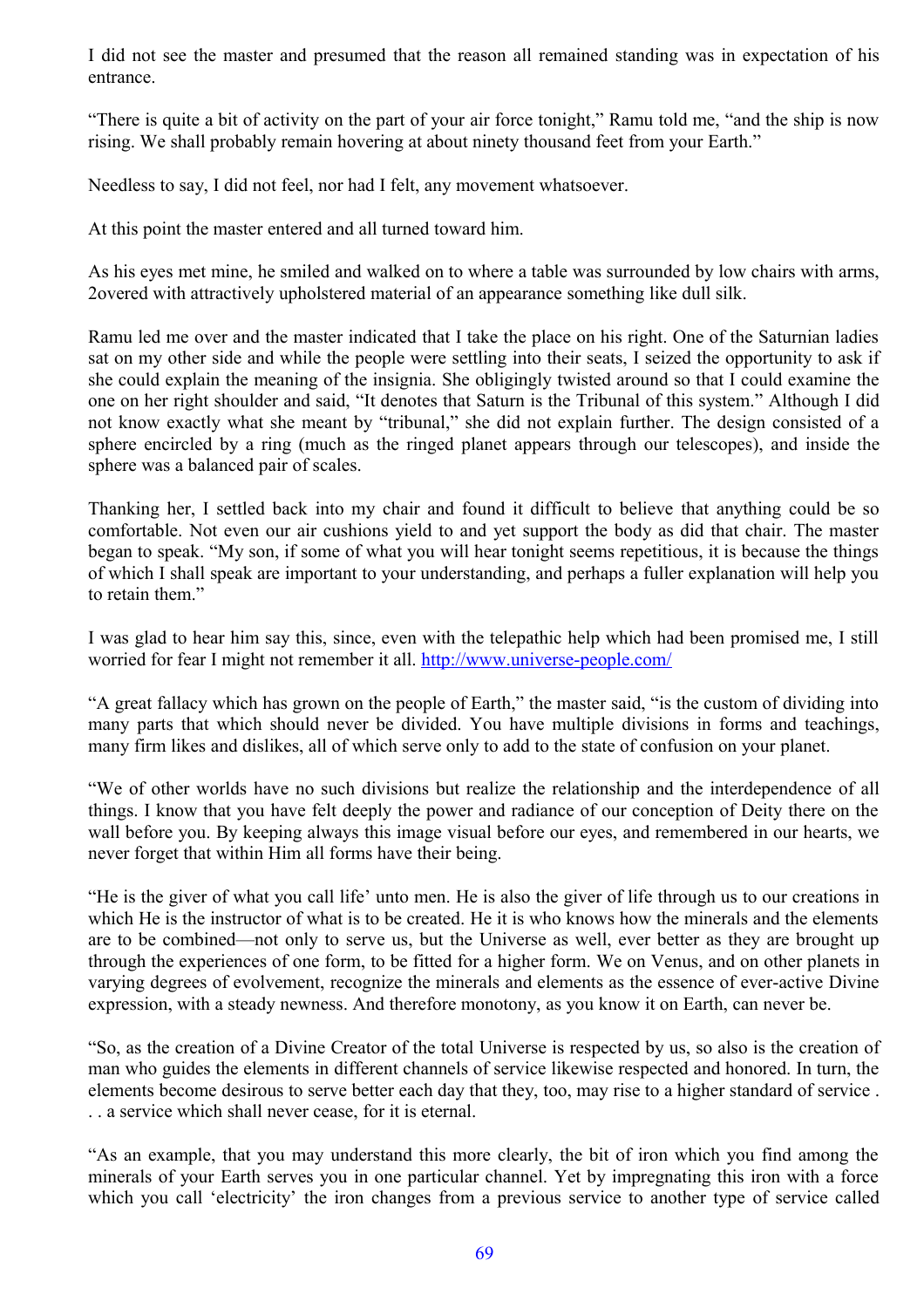I did not see the master and presumed that the reason all remained standing was in expectation of his entrance.

"There is quite a bit of activity on the part of your air force tonight," Ramu told me, "and the ship is now rising. We shall probably remain hovering at about ninety thousand feet from your Earth."

Needless to say, I did not feel, nor had I felt, any movement whatsoever.

At this point the master entered and all turned toward him.

As his eyes met mine, he smiled and walked on to where a table was surrounded by low chairs with arms, 2overed with attractively upholstered material of an appearance something like dull silk.

Ramu led me over and the master indicated that I take the place on his right. One of the Saturnian ladies sat on my other side and while the people were settling into their seats, I seized the opportunity to ask if she could explain the meaning of the insignia. She obligingly twisted around so that I could examine the one on her right shoulder and said, "It denotes that Saturn is the Tribunal of this system." Although I did not know exactly what she meant by "tribunal," she did not explain further. The design consisted of a sphere encircled by a ring (much as the ringed planet appears through our telescopes), and inside the sphere was a balanced pair of scales.

Thanking her, I settled back into my chair and found it difficult to believe that anything could be so comfortable. Not even our air cushions yield to and yet support the body as did that chair. The master began to speak. "My son, if some of what you will hear tonight seems repetitious, it is because the things of which I shall speak are important to your understanding, and perhaps a fuller explanation will help you to retain them."

I was glad to hear him say this, since, even with the telepathic help which had been promised me, I still worried for fear I might not remember it all. http://www.universe-people.com/

"A great fallacy which has grown on the people of Earth," the master said, "is the custom of dividing into many parts that which should never be divided. You have multiple divisions in forms and teachings, many firm likes and dislikes, all of which serve only to add to the state of confusion on your planet.

"We of other worlds have no such divisions but realize the relationship and the interdependence of all things. I know that you have felt deeply the power and radiance of our conception of Deity there on the wall before you. By keeping always this image visual before our eyes, and remembered in our hearts, we never forget that within Him all forms have their being.

"He is the giver of what you call life' unto men. He is also the giver of life through us to our creations in which He is the instructor of what is to be created. He it is who knows how the minerals and the elements are to be combined—not only to serve us, but the Universe as well, ever better as they are brought up through the experiences of one form, to be fitted for a higher form. We on Venus, and on other planets in varying degrees of evolvement, recognize the minerals and elements as the essence of ever-active Divine expression, with a steady newness. And therefore monotony, as you know it on Earth, can never be.

"So, as the creation of a Divine Creator of the total Universe is respected by us, so also is the creation of man who guides the elements in different channels of service likewise respected and honored. In turn, the elements become desirous to serve better each day that they, too, may rise to a higher standard of service . . . a service which shall never cease, for it is eternal.

"As an example, that you may understand this more clearly, the bit of iron which you find among the minerals of your Earth serves you in one particular channel. Yet by impregnating this iron with a force which you call 'electricity' the iron changes from a previous service to another type of service called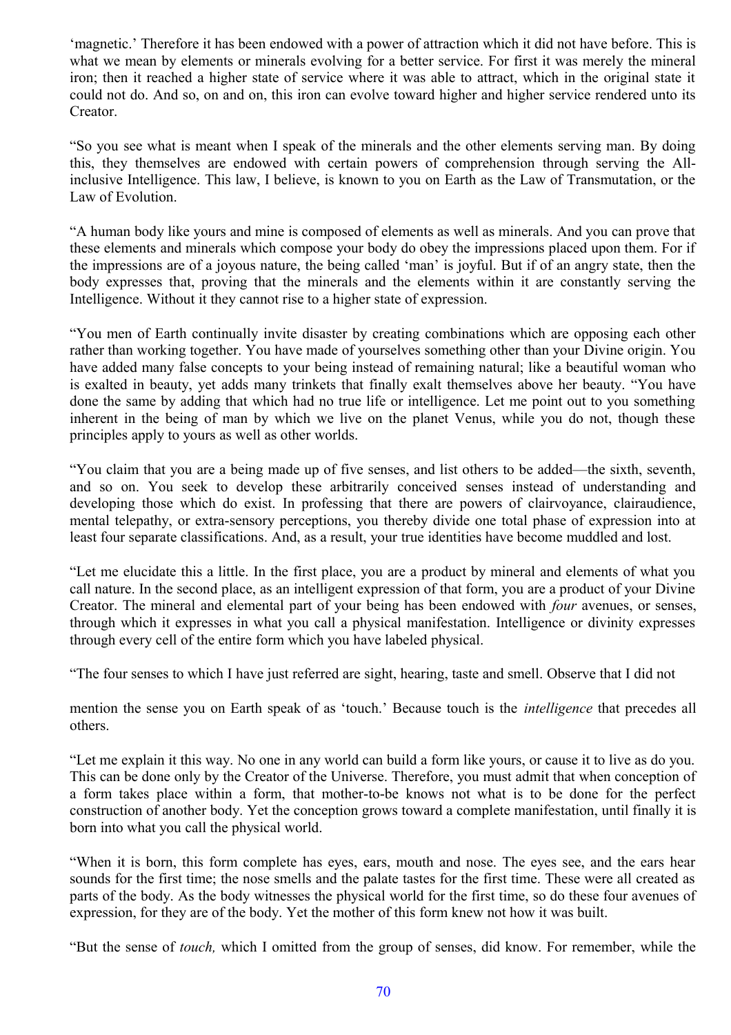'magnetic.' Therefore it has been endowed with a power of attraction which it did not have before. This is what we mean by elements or minerals evolving for a better service. For first it was merely the mineral iron; then it reached a higher state of service where it was able to attract, which in the original state it could not do. And so, on and on, this iron can evolve toward higher and higher service rendered unto its Creator.

"So you see what is meant when I speak of the minerals and the other elements serving man. By doing this, they themselves are endowed with certain powers of comprehension through serving the All-inclusive Intelligence. This law, I believe, is known to you on Earth as the Law of Transmutation, or the Law of Evolution.

"A human body like yours and mine is composed of elements as well as minerals. And you can prove that these elements and minerals which compose your body do obey the impressions placed upon them. For if the impressions are of a joyous nature, the being called 'man' is joyful. But if of an angry state, then the body expresses that, proving that the minerals and the elements within it are constantly serving the Intelligence. Without it they cannot rise to a higher state of expression.

"You men of Earth continually invite disaster by creating combinations which are opposing each other rather than working together. You have made of yourselves something other than your Divine origin. You have added many false concepts to your being instead of remaining natural; like a beautiful woman who is exalted in beauty, yet adds many trinkets that finally exalt themselves above her beauty. "You have done the same by adding that which had no true life or intelligence. Let me point out to you something inherent in the being of man by which we live on the planet Venus, while you do not, though these principles apply to yours as well as other worlds.

"You claim that you are a being made up of five senses, and list others to be added—the sixth, seventh, and so on. You seek to develop these arbitrarily conceived senses instead of understanding and developing those which do exist. In professing that there are powers of clairvoyance, clairaudience, mental telepathy, or extra-sensory perceptions, you thereby divide one total phase of expression into at least four separate classifications. And, as a result, your true identities have become muddled and lost.

"Let me elucidate this a little. In the first place, you are a product by mineral and elements of what you call nature. In the second place, as an intelligent expression of that form, you are a product of your Divine Creator. The mineral and elemental part of your being has been endowed with *four* avenues, or senses, through which it expresses in what you call a physical manifestation. Intelligence or divinity expresses through every cell of the entire form which you have labeled physical.

"The four senses to which I have just referred are sight, hearing, taste and smell. Observe that I did not mention the sense you on Earth speak of as 'touch.' Because touch is the *intelligence* that precedes all others.

"Let me explain it this way. No one in any world can build a form like yours, or cause it to live as do you. This can be done only by the Creator of the Universe. Therefore, you must admit that when conception of a form takes place within a form, that mother-to-be knows not what is to be done for the perfect construction of another body. Yet the conception grows toward a complete manifestation, until finally it is born into what you call the physical world.

"When it is born, this form complete has eyes, ears, mouth and nose. The eyes see, and the ears hear sounds for the first time; the nose smells and the palate tastes for the first time. These were all created as parts of the body. As the body witnesses the physical world for the first time, so do these four avenues of expression, for they are of the body. Yet the mother of this form knew not how it was built.

"But the sense of *touch,* which I omitted from the group of senses, did know. For remember, while the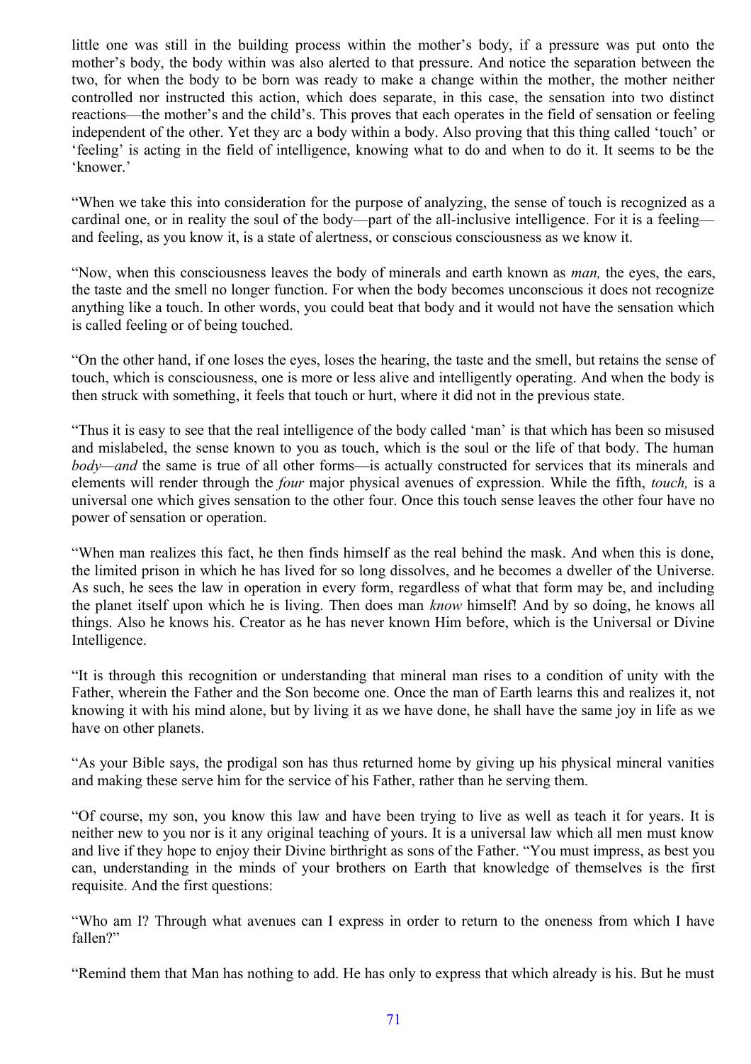little one was still in the building process within the mother's body, if a pressure was put onto the mother's body, the body within was also alerted to that pressure. And notice the separation between the two, for when the body to be born was ready to make a change within the mother, the mother neither controlled nor instructed this action, which does separate, in this case, the sensation into two distinct reactions—the mother's and the child's. This proves that each operates in the field of sensation or feeling independent of the other. Yet they arc a body within a body. Also proving that this thing called 'touch' or 'feeling' is acting in the field of intelligence, knowing what to do and when to do it. It seems to be the 'knower.'

"When we take this into consideration for the purpose of analyzing, the sense of touch is recognized as a cardinal one, or in reality the soul of the body—part of the all-inclusive intelligence. For it is a feeling—and feeling, as you know it, is a state of alertness, or conscious consciousness as we know it.

"Now, when this consciousness leaves the body of minerals and earth known as *man,* the eyes, the ears, the taste and the smell no longer function. For when the body becomes unconscious it does not recognize anything like a touch. In other words, you could beat that body and it would not have the sensation which is called feeling or of being touched.

"On the other hand, if one loses the eyes, loses the hearing, the taste and the smell, but retains the sense of touch, which is consciousness, one is more or less alive and intelligently operating. And when the body is then struck with something, it feels that touch or hurt, where it did not in the previous state.

"Thus it is easy to see that the real intelligence of the body called 'man' is that which has been so misused and mislabeled, the sense known to you as touch, which is the soul or the life of that body. The human *body—and* the same is true of all other forms—is actually constructed for services that its minerals and elements will render through the *four* major physical avenues of expression. While the fifth, *touch,* is a universal one which gives sensation to the other four. Once this touch sense leaves the other four have no power of sensation or operation.

"When man realizes this fact, he then finds himself as the real behind the mask. And when this is done, the limited prison in which he has lived for so long dissolves, and he becomes a dweller of the Universe. As such, he sees the law in operation in every form, regardless of what that form may be, and including the planet itself upon which he is living. Then does man *know* himself! And by so doing, he knows all things. Also he knows his. Creator as he has never known Him before, which is the Universal or Divine Intelligence.

"It is through this recognition or understanding that mineral man rises to a condition of unity with the Father, wherein the Father and the Son become one. Once the man of Earth learns this and realizes it, not knowing it with his mind alone, but by living it as we have done, he shall have the same joy in life as we have on other planets.

"As your Bible says, the prodigal son has thus returned home by giving up his physical mineral vanities and making these serve him for the service of his Father, rather than he serving them.

"Of course, my son, you know this law and have been trying to live as well as teach it for years. It is neither new to you nor is it any original teaching of yours. It is a universal law which all men must know and live if they hope to enjoy their Divine birthright as sons of the Father. "You must impress, as best you can, understanding in the minds of your brothers on Earth that knowledge of themselves is the first requisite. And the first questions:

"Who am I? Through what avenues can I express in order to return to the oneness from which I have fallen?"

"Remind them that Man has nothing to add. He has only to express that which already is his. But he must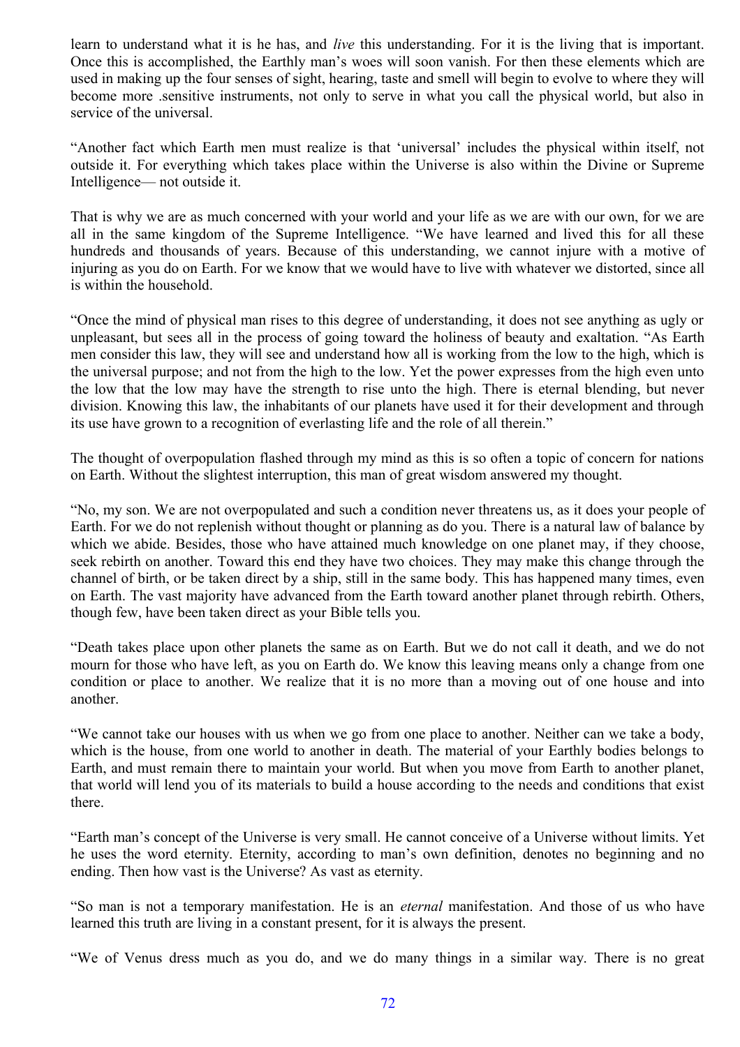learn to understand what it is he has, and *live* this understanding. For it is the living that is important. Once this is accomplished, the Earthly man's woes will soon vanish. For then these elements which are used in making up the four senses of sight, hearing, taste and smell will begin to evolve to where they will become more .sensitive instruments, not only to serve in what you call the physical world, but also in service of the universal.

"Another fact which Earth men must realize is that 'universal' includes the physical within itself, not outside it. For everything which takes place within the Universe is also within the Divine or Supreme Intelligence— not outside it.

That is why we are as much concerned with your world and your life as we are with our own, for we are all in the same kingdom of the Supreme Intelligence. "We have learned and lived this for all these hundreds and thousands of years. Because of this understanding, we cannot injure with a motive of injuring as you do on Earth. For we know that we would have to live with whatever we distorted, since all is within the household.

"Once the mind of physical man rises to this degree of understanding, it does not see anything as ugly or unpleasant, but sees all in the process of going toward the holiness of beauty and exaltation. "As Earth men consider this law, they will see and understand how all is working from the low to the high, which is the universal purpose; and not from the high to the low. Yet the power expresses from the high even unto the low that the low may have the strength to rise unto the high. There is eternal blending, but never division. Knowing this law, the inhabitants of our planets have used it for their development and through its use have grown to a recognition of everlasting life and the role of all therein."

The thought of overpopulation flashed through my mind as this is so often a topic of concern for nations on Earth. Without the slightest interruption, this man of great wisdom answered my thought.

"No, my son. We are not overpopulated and such a condition never threatens us, as it does your people of Earth. For we do not replenish without thought or planning as do you. There is a natural law of balance by which we abide. Besides, those who have attained much knowledge on one planet may, if they choose, seek rebirth on another. Toward this end they have two choices. They may make this change through the channel of birth, or be taken direct by a ship, still in the same body. This has happened many times, even on Earth. The vast majority have advanced from the Earth toward another planet through rebirth. Others, though few, have been taken direct as your Bible tells you.

"Death takes place upon other planets the same as on Earth. But we do not call it death, and we do not mourn for those who have left, as you on Earth do. We know this leaving means only a change from one condition or place to another. We realize that it is no more than a moving out of one house and into another.

"We cannot take our houses with us when we go from one place to another. Neither can we take a body, which is the house, from one world to another in death. The material of your Earthly bodies belongs to Earth, and must remain there to maintain your world. But when you move from Earth to another planet, that world will lend you of its materials to build a house according to the needs and conditions that exist there.

"Earth man's concept of the Universe is very small. He cannot conceive of a Universe without limits. Yet he uses the word eternity. Eternity, according to man's own definition, denotes no beginning and no ending. Then how vast is the Universe? As vast as eternity.

"So man is not a temporary manifestation. He is an *eternal* manifestation. And those of us who have learned this truth are living in a constant present, for it is always the present.

"We of Venus dress much as you do, and we do many things in a similar way. There is no great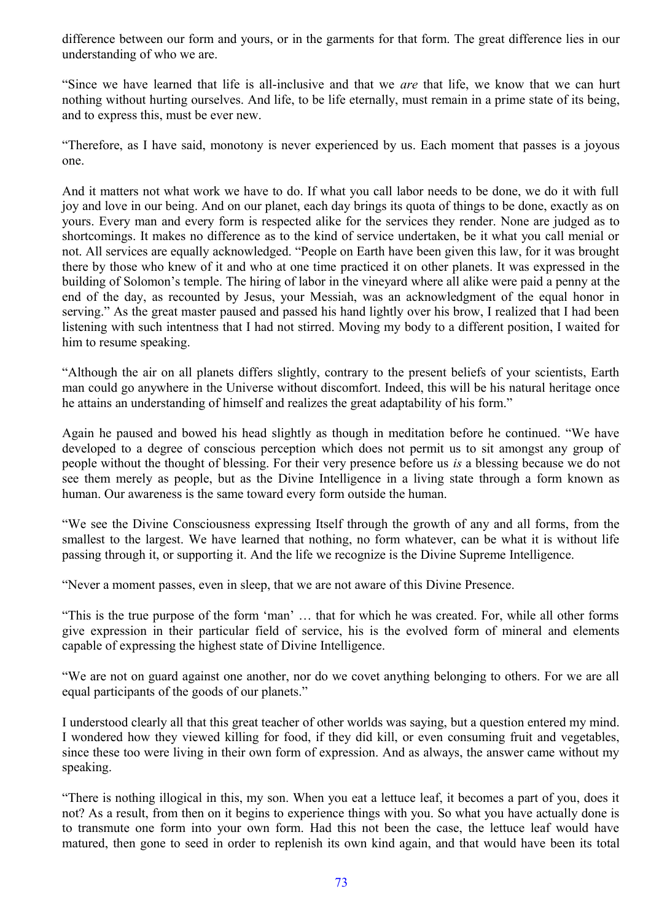difference between our form and yours, or in the garments for that form. The great difference lies in our understanding of who we are.

"Since we have learned that life is all-inclusive and that we *are* that life, we know that we can hurt nothing without hurting ourselves. And life, to be life eternally, must remain in a prime state of its being, and to express this, must be ever new.

"Therefore, as I have said, monotony is never experienced by us. Each moment that passes is a joyous one.

And it matters not what work we have to do. If what you call labor needs to be done, we do it with full joy and love in our being. And on our planet, each day brings its quota of things to be done, exactly as on yours. Every man and every form is respected alike for the services they render. None are judged as to shortcomings. It makes no difference as to the kind of service undertaken, be it what you call menial or not. All services are equally acknowledged. "People on Earth have been given this law, for it was brought there by those who knew of it and who at one time practiced it on other planets. It was expressed in the building of Solomon's temple. The hiring of labor in the vineyard where all alike were paid a penny at the end of the day, as recounted by Jesus, your Messiah, was an acknowledgment of the equal honor in serving." As the great master paused and passed his hand lightly over his brow, I realized that I had been listening with such intentness that I had not stirred. Moving my body to a different position, I waited for him to resume speaking.

"Although the air on all planets differs slightly, contrary to the present beliefs of your scientists, Earth man could go anywhere in the Universe without discomfort. Indeed, this will be his natural heritage once he attains an understanding of himself and realizes the great adaptability of his form."

Again he paused and bowed his head slightly as though in meditation before he continued. "We have developed to a degree of conscious perception which does not permit us to sit amongst any group of people without the thought of blessing. For their very presence before us *is* a blessing because we do not see them merely as people, but as the Divine Intelligence in a living state through a form known as human. Our awareness is the same toward every form outside the human.

"We see the Divine Consciousness expressing Itself through the growth of any and all forms, from the smallest to the largest. We have learned that nothing, no form whatever, can be what it is without life passing through it, or supporting it. And the life we recognize is the Divine Supreme Intelligence.

"Never a moment passes, even in sleep, that we are not aware of this Divine Presence.

"This is the true purpose of the form 'man' … that for which he was created. For, while all other forms give expression in their particular field of service, his is the evolved form of mineral and elements capable of expressing the highest state of Divine Intelligence.

"We are not on guard against one another, nor do we covet anything belonging to others. For we are all equal participants of the goods of our planets."

I understood clearly all that this great teacher of other worlds was saying, but a question entered my mind. I wondered how they viewed killing for food, if they did kill, or even consuming fruit and vegetables, since these too were living in their own form of expression. And as always, the answer came without my speaking.

"There is nothing illogical in this, my son. When you eat a lettuce leaf, it becomes a part of you, does it not? As a result, from then on it begins to experience things with you. So what you have actually done is to transmute one form into your own form. Had this not been the case, the lettuce leaf would have matured, then gone to seed in order to replenish its own kind again, and that would have been its total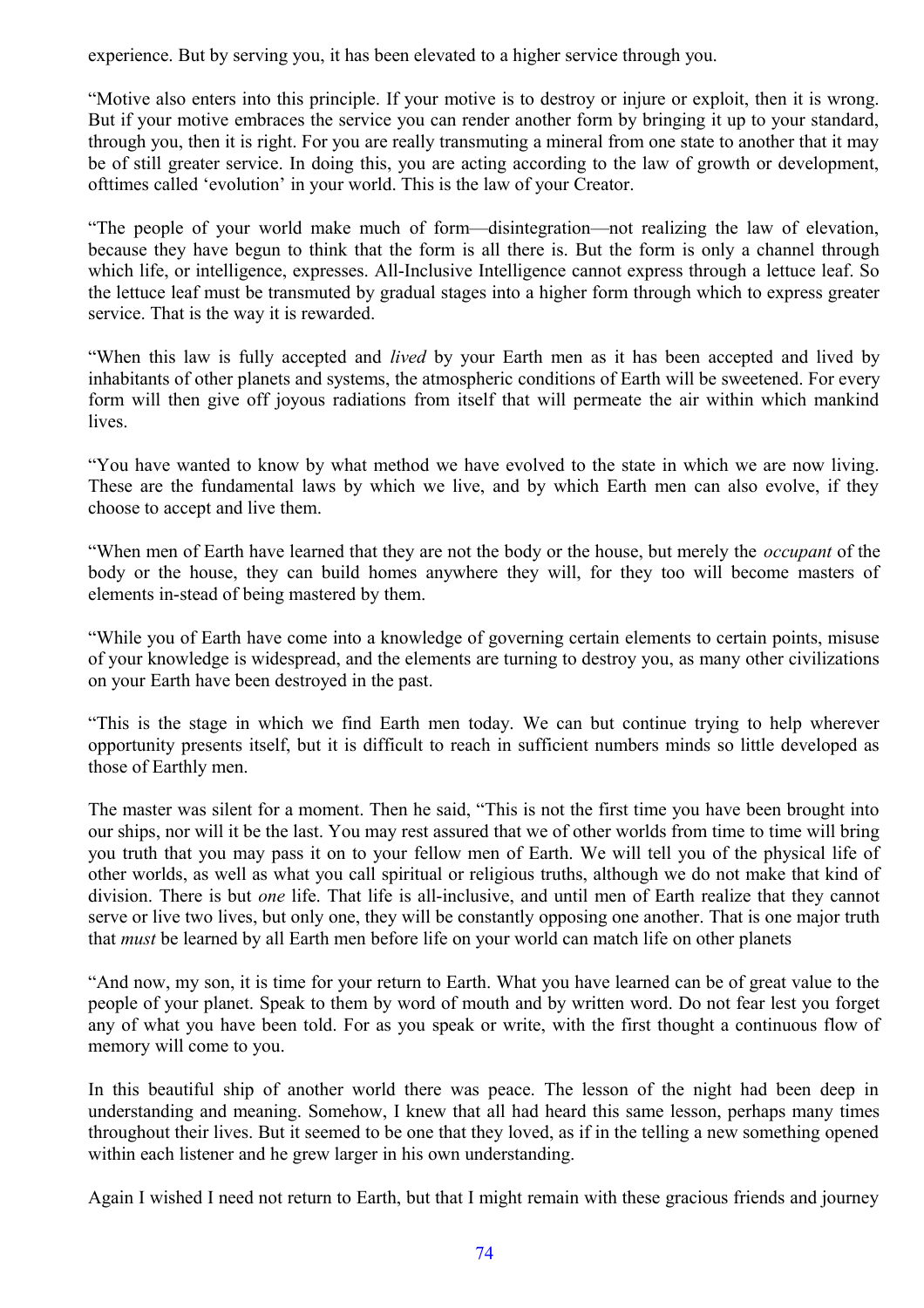experience. But by serving you, it has been elevated to a higher service through you.

"Motive also enters into this principle. If your motive is to destroy or injure or exploit, then it is wrong. But if your motive embraces the service you can render another form by bringing it up to your standard, through you, then it is right. For you are really transmuting a mineral from one state to another that it may be of still greater service. In doing this, you are acting according to the law of growth or development, ofttimes called 'evolution' in your world. This is the law of your Creator.

"The people of your world make much of form—disintegration—not realizing the law of elevation, because they have begun to think that the form is all there is. But the form is only a channel through which life, or intelligence, expresses. All-Inclusive Intelligence cannot express through a lettuce leaf. So the lettuce leaf must be transmuted by gradual stages into a higher form through which to express greater service. That is the way it is rewarded.

"When this law is fully accepted and *lived* by your Earth men as it has been accepted and lived by inhabitants of other planets and systems, the atmospheric conditions of Earth will be sweetened. For every form will then give off joyous radiations from itself that will permeate the air within which mankind lives.

"You have wanted to know by what method we have evolved to the state in which we are now living. These are the fundamental laws by which we live, and by which Earth men can also evolve, if they choose to accept and live them.

"When men of Earth have learned that they are not the body or the house, but merely the *occupant* of the body or the house, they can build homes anywhere they will, for they too will become masters of elements in-stead of being mastered by them.

"While you of Earth have come into a knowledge of governing certain elements to certain points, misuse of your knowledge is widespread, and the elements are turning to destroy you, as many other civilizations on your Earth have been destroyed in the past.

"This is the stage in which we find Earth men today. We can but continue trying to help wherever opportunity presents itself, but it is difficult to reach in sufficient numbers minds so little developed as those of Earthly men.

The master was silent for a moment. Then he said, "This is not the first time you have been brought into our ships, nor will it be the last. You may rest assured that we of other worlds from time to time will bring you truth that you may pass it on to your fellow men of Earth. We will tell you of the physical life of other worlds, as well as what you call spiritual or religious truths, although we do not make that kind of division. There is but *one* life. That life is all-inclusive, and until men of Earth realize that they cannot serve or live two lives, but only one, they will be constantly opposing one another. That is one major truth that *must* be learned by all Earth men before life on your world can match life on other planets

"And now, my son, it is time for your return to Earth. What you have learned can be of great value to the people of your planet. Speak to them by word of mouth and by written word. Do not fear lest you forget any of what you have been told. For as you speak or write, with the first thought a continuous flow of memory will come to you.

In this beautiful ship of another world there was peace. The lesson of the night had been deep in understanding and meaning. Somehow, I knew that all had heard this same lesson, perhaps many times throughout their lives. But it seemed to be one that they loved, as if in the telling a new something opened within each listener and he grew larger in his own understanding.

Again I wished I need not return to Earth, but that I might remain with these gracious friends and journey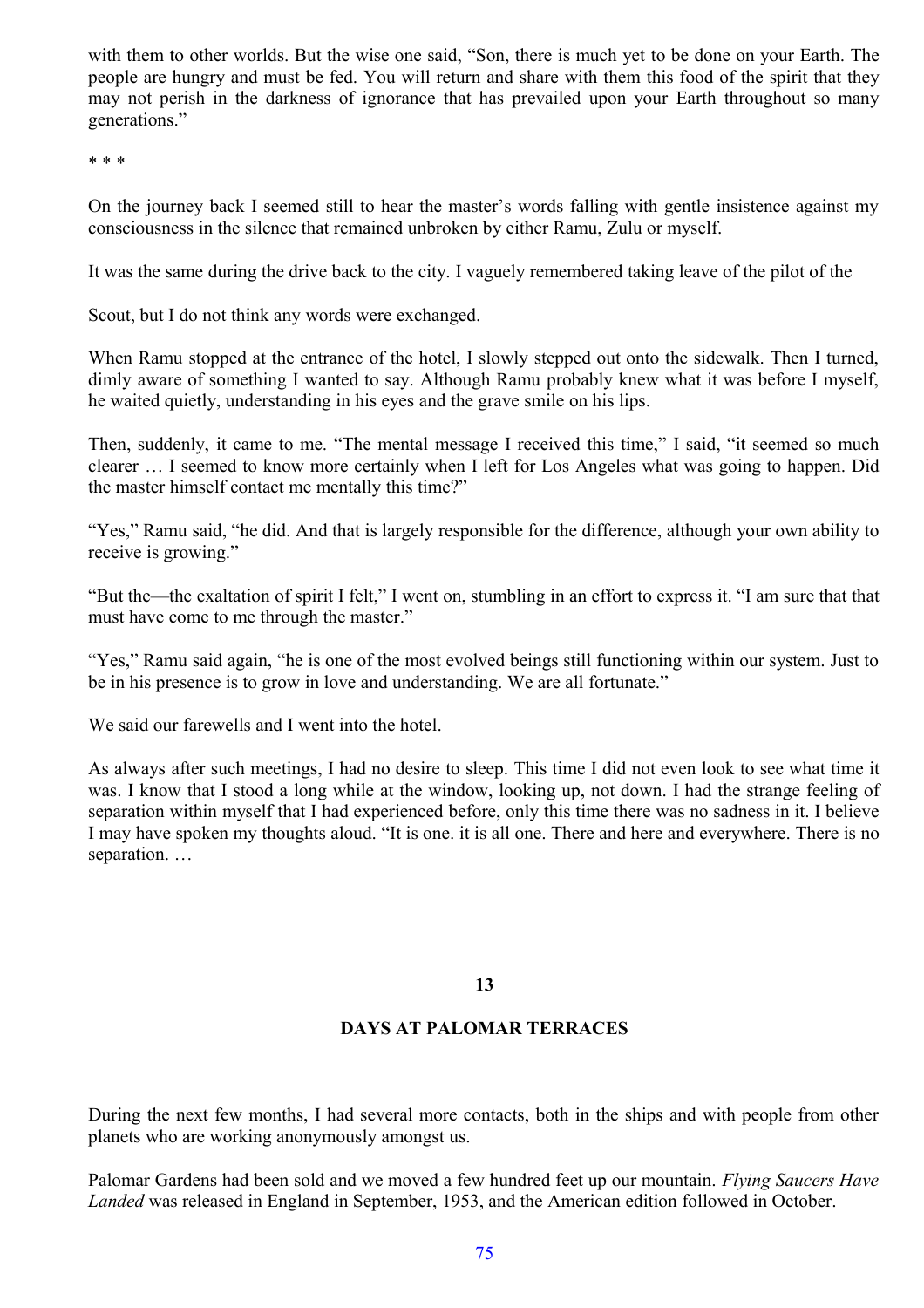with them to other worlds. But the wise one said, “Son, there is much yet to be done on your Earth. The people are hungry and must be fed. You will return and share with them this food of the spirit that they may not perish in the darkness of ignorance that has prevailed upon your Earth throughout so many generations.”

\* \* \*

On the journey back I seemed still to hear the master’s words falling with gentle insistence against my consciousness in the silence that remained unbroken by either Ramu, Zulu or myself.

It was the same during the drive back to the city. I vaguely remembered taking leave of the pilot of the Scout, but I do not think any words were exchanged.

When Ramu stopped at the entrance of the hotel, I slowly stepped out onto the sidewalk. Then I turned, dimly aware of something I wanted to say. Although Ramu probably knew what it was before I myself, he waited quietly, understanding in his eyes and the grave smile on his lips.

Then, suddenly, it came to me. “The mental message I received this time,” I said, “it seemed so much clearer … I seemed to know more certainly when I left for Los Angeles what was going to happen. Did the master himself contact me mentally this time?”

“Yes,” Ramu said, “he did. And that is largely responsible for the difference, although your own ability to receive is growing.”

“But the—the exaltation of spirit I felt,” I went on, stumbling in an effort to express it. “I am sure that that must have come to me through the master.”

“Yes,” Ramu said again, “he is one of the most evolved beings still functioning within our system. Just to be in his presence is to grow in love and understanding. We are all fortunate.”

We said our farewells and I went into the hotel.

As always after such meetings, I had no desire to sleep. This time I did not even look to see what time it was. I know that I stood a long while at the window, looking up, not down. I had the strange feeling of separation within myself that I had experienced before, only this time there was no sadness in it. I believe I may have spoken my thoughts aloud. “It is one. it is all one. There and here and everywhere. There is no separation. …

## 13

## DAYS AT PALOMAR TERRACES

During the next few months, I had several more contacts, both in the ships and with people from other planets who are working anonymously amongst us.

Palomar Gardens had been sold and we moved a few hundred feet up our mountain. *Flying Saucers Have Landed* was released in England in September, 1953, and the American edition followed in October.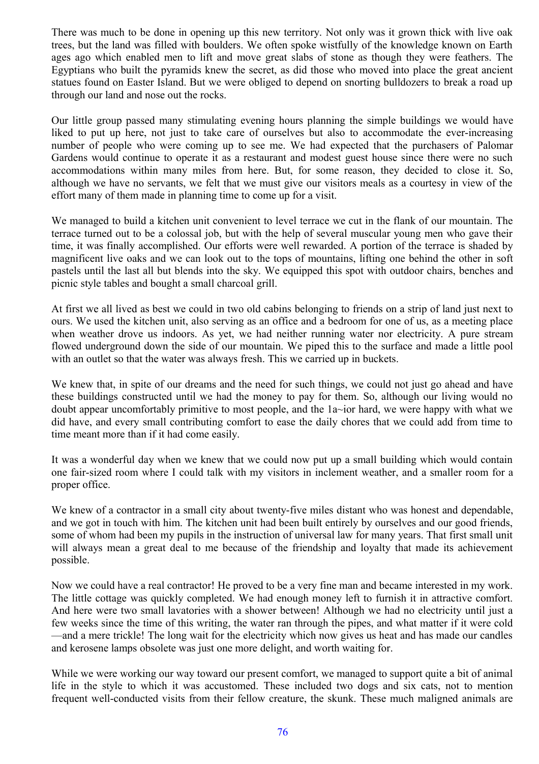There was much to be done in opening up this new territory. Not only was it grown thick with live oak trees, but the land was filled with boulders. We often spoke wistfully of the knowledge known on Earth ages ago which enabled men to lift and move great slabs of stone as though they were feathers. The Egyptians who built the pyramids knew the secret, as did those who moved into place the great ancient statues found on Easter Island. But we were obliged to depend on snorting bulldozers to break a road up through our land and nose out the rocks.

Our little group passed many stimulating evening hours planning the simple buildings we would have liked to put up here, not just to take care of ourselves but also to accommodate the ever-increasing number of people who were coming up to see me. We had expected that the purchasers of Palomar Gardens would continue to operate it as a restaurant and modest guest house since there were no such accommodations within many miles from here. But, for some reason, they decided to close it. So, although we have no servants, we felt that we must give our visitors meals as a courtesy in view of the effort many of them made in planning time to come up for a visit.

We managed to build a kitchen unit convenient to level terrace we cut in the flank of our mountain. The terrace turned out to be a colossal job, but with the help of several muscular young men who gave their time, it was finally accomplished. Our efforts were well rewarded. A portion of the terrace is shaded by magnificent live oaks and we can look out to the tops of mountains, lifting one behind the other in soft pastels until the last all but blends into the sky. We equipped this spot with outdoor chairs, benches and picnic style tables and bought a small charcoal grill.

At first we all lived as best we could in two old cabins belonging to friends on a strip of land just next to ours. We used the kitchen unit, also serving as an office and a bedroom for one of us, as a meeting place when weather drove us indoors. As yet, we had neither running water nor electricity. A pure stream flowed underground down the side of our mountain. We piped this to the surface and made a little pool with an outlet so that the water was always fresh. This we carried up in buckets.

We knew that, in spite of our dreams and the need for such things, we could not just go ahead and have these buildings constructed until we had the money to pay for them. So, although our living would no doubt appear uncomfortably primitive to most people, and the 1a~ior hard, we were happy with what we did have, and every small contributing comfort to ease the daily chores that we could add from time to time meant more than if it had come easily.

It was a wonderful day when we knew that we could now put up a small building which would contain one fair-sized room where I could talk with my visitors in inclement weather, and a smaller room for a proper office.

We knew of a contractor in a small city about twenty-five miles distant who was honest and dependable, and we got in touch with him. The kitchen unit had been built entirely by ourselves and our good friends, some of whom had been my pupils in the instruction of universal law for many years. That first small unit will always mean a great deal to me because of the friendship and loyalty that made its achievement possible.

Now we could have a real contractor! He proved to be a very fine man and became interested in my work. The little cottage was quickly completed. We had enough money left to furnish it in attractive comfort. And here were two small lavatories with a shower between! Although we had no electricity until just a few weeks since the time of this writing, the water ran through the pipes, and what matter if it were cold —and a mere trickle! The long wait for the electricity which now gives us heat and has made our candles and kerosene lamps obsolete was just one more delight, and worth waiting for.

While we were working our way toward our present comfort, we managed to support quite a bit of animal life in the style to which it was accustomed. These included two dogs and six cats, not to mention frequent well-conducted visits from their fellow creature, the skunk. These much maligned animals are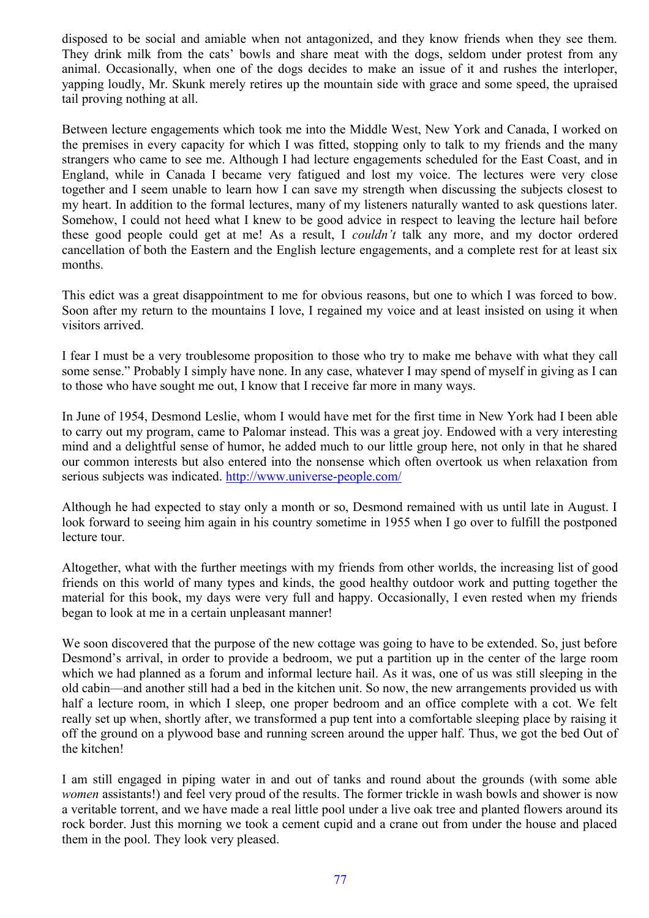disposed to be social and amiable when not antagonized, and they know friends when they see them. They drink milk from the cats' bowls and share meat with the dogs, seldom under protest from any animal. Occasionally, when one of the dogs decides to make an issue of it and rushes the interloper, yapping loudly, Mr. Skunk merely retires up the mountain side with grace and some speed, the upraised tail proving nothing at all.

Between lecture engagements which took me into the Middle West, New York and Canada, I worked on the premises in every capacity for which I was fitted, stopping only to talk to my friends and the many strangers who came to see me. Although I had lecture engagements scheduled for the East Coast, and in England, while in Canada I became very fatigued and lost my voice. The lectures were very close together and I seem unable to learn how I can save my strength when discussing the subjects closest to my heart. In addition to the formal lectures, many of my listeners naturally wanted to ask questions later. Somehow, I could not heed what I knew to be good advice in respect to leaving the lecture hail before these good people could get at me! As a result, I *couldn't* talk any more, and my doctor ordered cancellation of both the Eastern and the English lecture engagements, and a complete rest for at least six months.

This edict was a great disappointment to me for obvious reasons, but one to which I was forced to bow. Soon after my return to the mountains I love, I regained my voice and at least insisted on using it when visitors arrived.

I fear I must be a very troublesome proposition to those who try to make me behave with what they call some sense." Probably I simply have none. In any case, whatever I may spend of myself in giving as I can to those who have sought me out, I know that I receive far more in many ways.

In June of 1954, Desmond Leslie, whom I would have met for the first time in New York had I been able to carry out my program, came to Palomar instead. This was a great joy. Endowed with a very interesting mind and a delightful sense of humor, he added much to our little group here, not only in that he shared our common interests but also entered into the nonsense which often overtook us when relaxation from serious subjects was indicated. http://www.universe-people.com/

Although he had expected to stay only a month or so, Desmond remained with us until late in August. I look forward to seeing him again in his country sometime in 1955 when I go over to fulfill the postponed lecture tour.

Altogether, what with the further meetings with my friends from other worlds, the increasing list of good friends on this world of many types and kinds, the good healthy outdoor work and putting together the material for this book, my days were very full and happy. Occasionally, I even rested when my friends began to look at me in a certain unpleasant manner!

We soon discovered that the purpose of the new cottage was going to have to be extended. So, just before Desmond's arrival, in order to provide a bedroom, we put a partition up in the center of the large room which we had planned as a forum and informal lecture hail. As it was, one of us was still sleeping in the old cabin—and another still had a bed in the kitchen unit. So now, the new arrangements provided us with half a lecture room, in which I sleep, one proper bedroom and an office complete with a cot. We felt really set up when, shortly after, we transformed a pup tent into a comfortable sleeping place by raising it off the ground on a plywood base and running screen around the upper half. Thus, we got the bed Out of the kitchen!

I am still engaged in piping water in and out of tanks and round about the grounds (with some able *women* assistants!) and feel very proud of the results. The former trickle in wash bowls and shower is now a veritable torrent, and we have made a real little pool under a live oak tree and planted flowers around its rock border. Just this morning we took a cement cupid and a crane out from under the house and placed them in the pool. They look very pleased.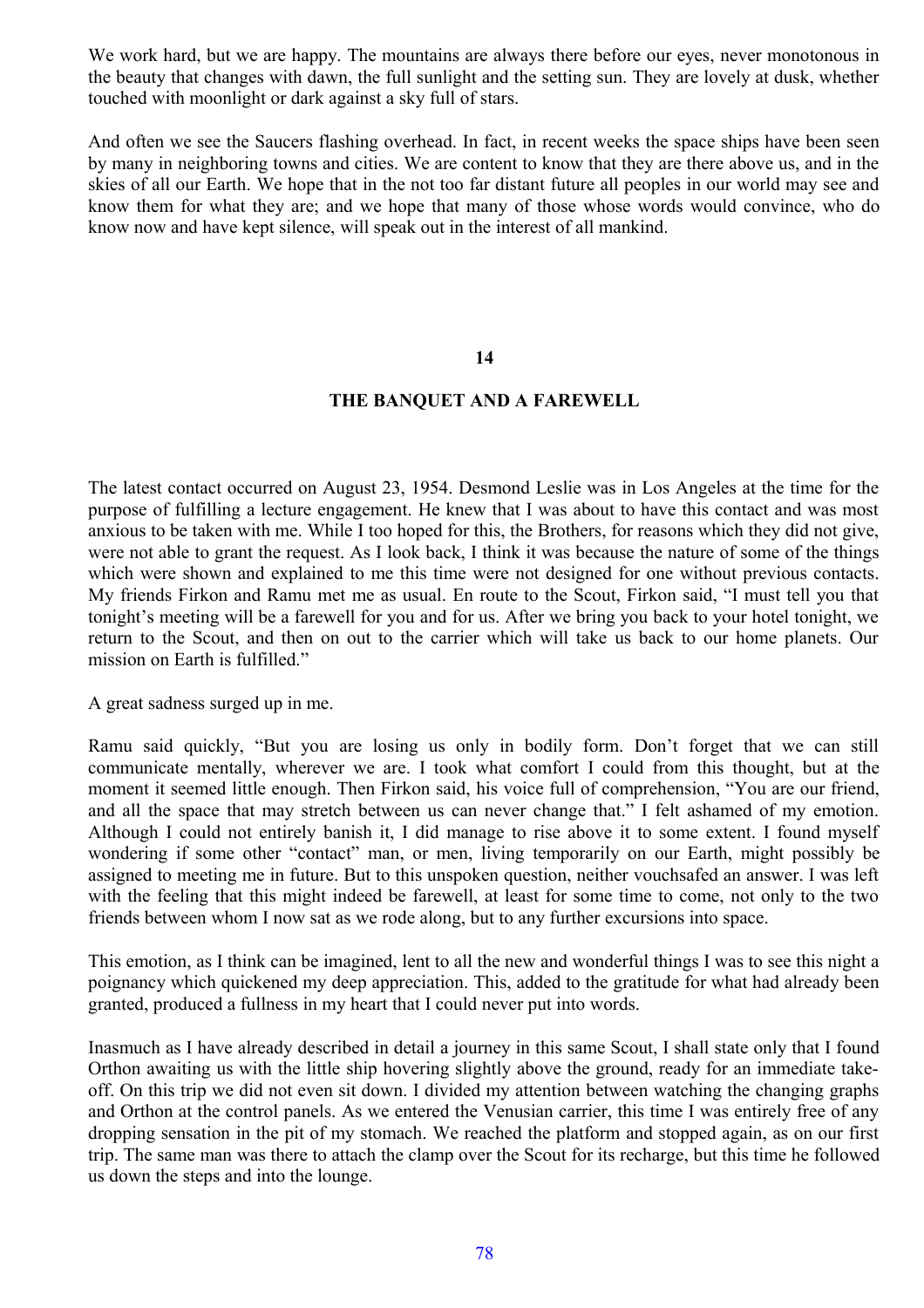We work hard, but we are happy. The mountains are always there before our eyes, never monotonous in the beauty that changes with dawn, the full sunlight and the setting sun. They are lovely at dusk, whether touched with moonlight or dark against a sky full of stars.

And often we see the Saucers flashing overhead. In fact, in recent weeks the space ships have been seen by many in neighboring towns and cities. We are content to know that they are there above us, and in the skies of all our Earth. We hope that in the not too far distant future all peoples in our world may see and know them for what they are; and we hope that many of those whose words would convince, who do know now and have kept silence, will speak out in the interest of all mankind.

## 14

## THE BANQUET AND A FAREWELL

The latest contact occurred on August 23, 1954. Desmond Leslie was in Los Angeles at the time for the purpose of fulfilling a lecture engagement. He knew that I was about to have this contact and was most anxious to be taken with me. While I too hoped for this, the Brothers, for reasons which they did not give, were not able to grant the request. As I look back, I think it was because the nature of some of the things which were shown and explained to me this time were not designed for one without previous contacts. My friends Firkon and Ramu met me as usual. En route to the Scout, Firkon said, "I must tell you that tonight's meeting will be a farewell for you and for us. After we bring you back to your hotel tonight, we return to the Scout, and then on out to the carrier which will take us back to our home planets. Our mission on Earth is fulfilled."

A great sadness surged up in me.

Ramu said quickly, "But you are losing us only in bodily form. Don't forget that we can still communicate mentally, wherever we are. I took what comfort I could from this thought, but at the moment it seemed little enough. Then Firkon said, his voice full of comprehension, "You are our friend, and all the space that may stretch between us can never change that." I felt ashamed of my emotion. Although I could not entirely banish it, I did manage to rise above it to some extent. I found myself wondering if some other "contact" man, or men, living temporarily on our Earth, might possibly be assigned to meeting me in future. But to this unspoken question, neither vouchsafed an answer. I was left with the feeling that this might indeed be farewell, at least for some time to come, not only to the two friends between whom I now sat as we rode along, but to any further excursions into space.

This emotion, as I think can be imagined, lent to all the new and wonderful things I was to see this night a poignancy which quickened my deep appreciation. This, added to the gratitude for what had already been granted, produced a fullness in my heart that I could never put into words.

Inasmuch as I have already described in detail a journey in this same Scout, I shall state only that I found Orthon awaiting us with the little ship hovering slightly above the ground, ready for an immediate take-off. On this trip we did not even sit down. I divided my attention between watching the changing graphs and Orthon at the control panels. As we entered the Venusian carrier, this time I was entirely free of any dropping sensation in the pit of my stomach. We reached the platform and stopped again, as on our first trip. The same man was there to attach the clamp over the Scout for its recharge, but this time he followed us down the steps and into the lounge.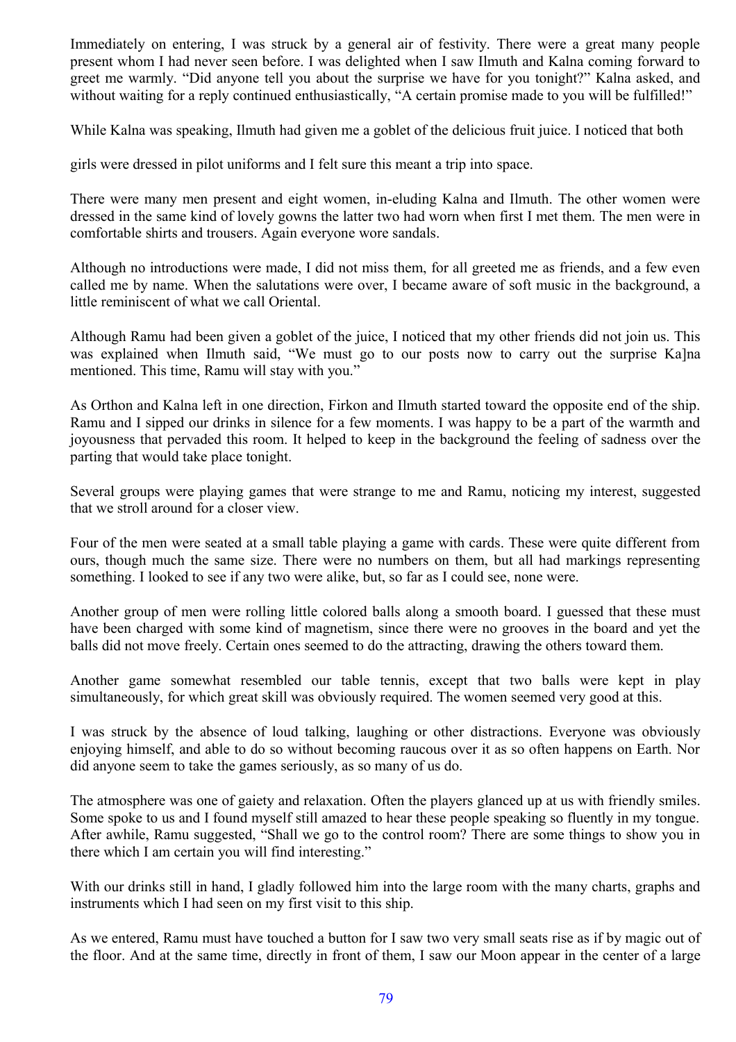Immediately on entering, I was struck by a general air of festivity. There were a great many people present whom I had never seen before. I was delighted when I saw Ilmuth and Kalna coming forward to greet me warmly. "Did anyone tell you about the surprise we have for you tonight?" Kalna asked, and without waiting for a reply continued enthusiastically, "A certain promise made to you will be fulfilled!"

While Kalna was speaking, Ilmuth had given me a goblet of the delicious fruit juice. I noticed that both girls were dressed in pilot uniforms and I felt sure this meant a trip into space.

There were many men present and eight women, in-eluding Kalna and Ilmuth. The other women were dressed in the same kind of lovely gowns the latter two had worn when first I met them. The men were in comfortable shirts and trousers. Again everyone wore sandals.

Although no introductions were made, I did not miss them, for all greeted me as friends, and a few even called me by name. When the salutations were over, I became aware of soft music in the background, a little reminiscent of what we call Oriental.

Although Ramu had been given a goblet of the juice, I noticed that my other friends did not join us. This was explained when Ilmuth said, "We must go to our posts now to carry out the surprise Ka]na mentioned. This time, Ramu will stay with you."

As Orthon and Kalna left in one direction, Firkon and Ilmuth started toward the opposite end of the ship. Ramu and I sipped our drinks in silence for a few moments. I was happy to be a part of the warmth and joyousness that pervaded this room. It helped to keep in the background the feeling of sadness over the parting that would take place tonight.

Several groups were playing games that were strange to me and Ramu, noticing my interest, suggested that we stroll around for a closer view.

Four of the men were seated at a small table playing a game with cards. These were quite different from ours, though much the same size. There were no numbers on them, but all had markings representing something. I looked to see if any two were alike, but, so far as I could see, none were.

Another group of men were rolling little colored balls along a smooth board. I guessed that these must have been charged with some kind of magnetism, since there were no grooves in the board and yet the balls did not move freely. Certain ones seemed to do the attracting, drawing the others toward them.

Another game somewhat resembled our table tennis, except that two balls were kept in play simultaneously, for which great skill was obviously required. The women seemed very good at this.

I was struck by the absence of loud talking, laughing or other distractions. Everyone was obviously enjoying himself, and able to do so without becoming raucous over it as so often happens on Earth. Nor did anyone seem to take the games seriously, as so many of us do.

The atmosphere was one of gaiety and relaxation. Often the players glanced up at us with friendly smiles. Some spoke to us and I found myself still amazed to hear these people speaking so fluently in my tongue. After awhile, Ramu suggested, "Shall we go to the control room? There are some things to show you in there which I am certain you will find interesting."

With our drinks still in hand, I gladly followed him into the large room with the many charts, graphs and instruments which I had seen on my first visit to this ship.

As we entered, Ramu must have touched a button for I saw two very small seats rise as if by magic out of the floor. And at the same time, directly in front of them, I saw our Moon appear in the center of a large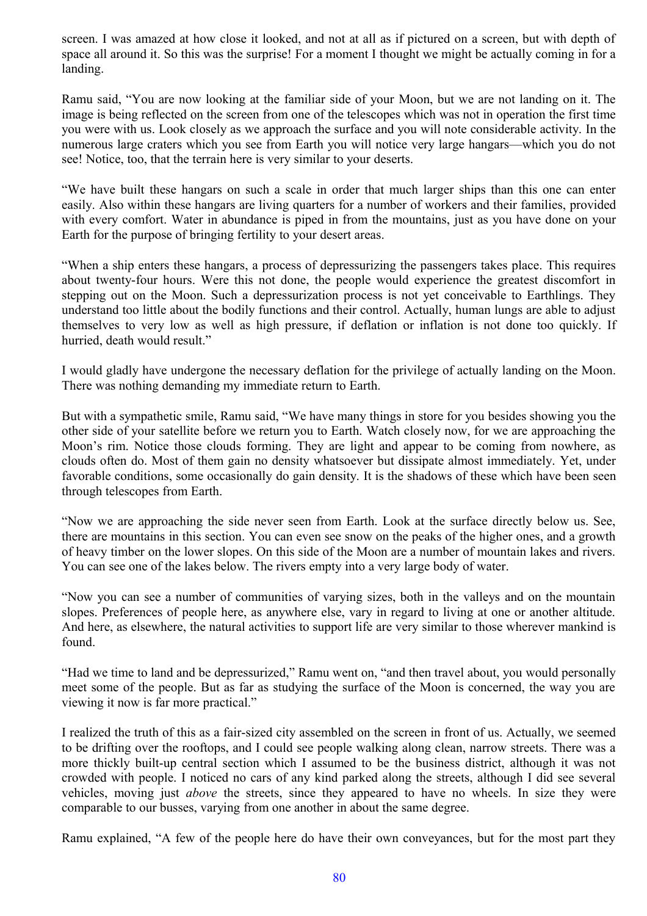screen. I was amazed at how close it looked, and not at all as if pictured on a screen, but with depth of space all around it. So this was the surprise! For a moment I thought we might be actually coming in for a landing.

Ramu said, "You are now looking at the familiar side of your Moon, but we are not landing on it. The image is being reflected on the screen from one of the telescopes which was not in operation the first time you were with us. Look closely as we approach the surface and you will note considerable activity. In the numerous large craters which you see from Earth you will notice very large hangars—which you do not see! Notice, too, that the terrain here is very similar to your deserts.

"We have built these hangars on such a scale in order that much larger ships than this one can enter easily. Also within these hangars are living quarters for a number of workers and their families, provided with every comfort. Water in abundance is piped in from the mountains, just as you have done on your Earth for the purpose of bringing fertility to your desert areas.

"When a ship enters these hangars, a process of depressurizing the passengers takes place. This requires about twenty-four hours. Were this not done, the people would experience the greatest discomfort in stepping out on the Moon. Such a depressurization process is not yet conceivable to Earthlings. They understand too little about the bodily functions and their control. Actually, human lungs are able to adjust themselves to very low as well as high pressure, if deflation or inflation is not done too quickly. If hurried, death would result."

I would gladly have undergone the necessary deflation for the privilege of actually landing on the Moon. There was nothing demanding my immediate return to Earth.

But with a sympathetic smile, Ramu said, "We have many things in store for you besides showing you the other side of your satellite before we return you to Earth. Watch closely now, for we are approaching the Moon's rim. Notice those clouds forming. They are light and appear to be coming from nowhere, as clouds often do. Most of them gain no density whatsoever but dissipate almost immediately. Yet, under favorable conditions, some occasionally do gain density. It is the shadows of these which have been seen through telescopes from Earth.

"Now we are approaching the side never seen from Earth. Look at the surface directly below us. See, there are mountains in this section. You can even see snow on the peaks of the higher ones, and a growth of heavy timber on the lower slopes. On this side of the Moon are a number of mountain lakes and rivers. You can see one of the lakes below. The rivers empty into a very large body of water.

"Now you can see a number of communities of varying sizes, both in the valleys and on the mountain slopes. Preferences of people here, as anywhere else, vary in regard to living at one or another altitude. And here, as elsewhere, the natural activities to support life are very similar to those wherever mankind is found.

"Had we time to land and be depressurized," Ramu went on, "and then travel about, you would personally meet some of the people. But as far as studying the surface of the Moon is concerned, the way you are viewing it now is far more practical."

I realized the truth of this as a fair-sized city assembled on the screen in front of us. Actually, we seemed to be drifting over the rooftops, and I could see people walking along clean, narrow streets. There was a more thickly built-up central section which I assumed to be the business district, although it was not crowded with people. I noticed no cars of any kind parked along the streets, although I did see several vehicles, moving just *above* the streets, since they appeared to have no wheels. In size they were comparable to our busses, varying from one another in about the same degree.

Ramu explained, "A few of the people here do have their own conveyances, but for the most part they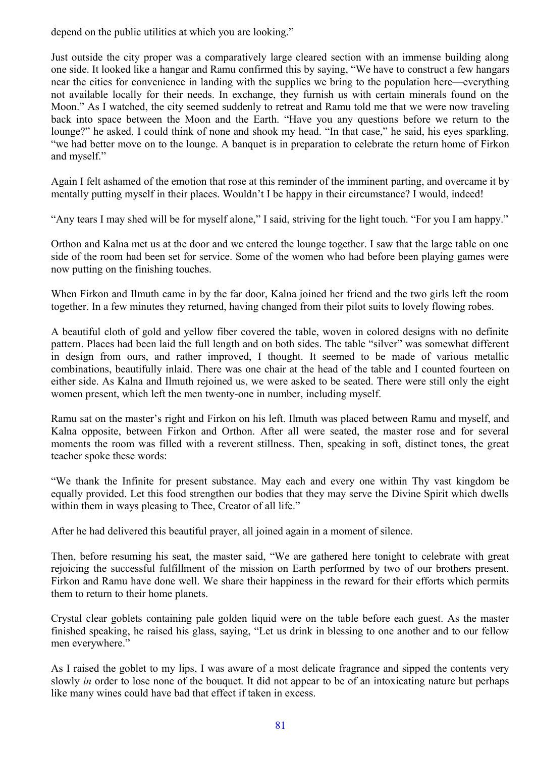depend on the public utilities at which you are looking."

Just outside the city proper was a comparatively large cleared section with an immense building along one side. It looked like a hangar and Ramu confirmed this by saying, "We have to construct a few hangars near the cities for convenience in landing with the supplies we bring to the population here—everything not available locally for their needs. In exchange, they furnish us with certain minerals found on the Moon." As I watched, the city seemed suddenly to retreat and Ramu told me that we were now traveling back into space between the Moon and the Earth. "Have you any questions before we return to the lounge?" he asked. I could think of none and shook my head. "In that case," he said, his eyes sparkling, "we had better move on to the lounge. A banquet is in preparation to celebrate the return home of Firkon and myself."

Again I felt ashamed of the emotion that rose at this reminder of the imminent parting, and overcame it by mentally putting myself in their places. Wouldn't I be happy in their circumstance? I would, indeed!

"Any tears I may shed will be for myself alone," I said, striving for the light touch. "For you I am happy."

Orthon and Kalna met us at the door and we entered the lounge together. I saw that the large table on one side of the room had been set for service. Some of the women who had before been playing games were now putting on the finishing touches.

When Firkon and Ilmuth came in by the far door, Kalna joined her friend and the two girls left the room together. In a few minutes they returned, having changed from their pilot suits to lovely flowing robes.

A beautiful cloth of gold and yellow fiber covered the table, woven in colored designs with no definite pattern. Places had been laid the full length and on both sides. The table "silver" was somewhat different in design from ours, and rather improved, I thought. It seemed to be made of various metallic combinations, beautifully inlaid. There was one chair at the head of the table and I counted fourteen on either side. As Kalna and Ilmuth rejoined us, we were asked to be seated. There were still only the eight women present, which left the men twenty-one in number, including myself.

Ramu sat on the master's right and Firkon on his left. Ilmuth was placed between Ramu and myself, and Kalna opposite, between Firkon and Orthon. After all were seated, the master rose and for several moments the room was filled with a reverent stillness. Then, speaking in soft, distinct tones, the great teacher spoke these words:

"We thank the Infinite for present substance. May each and every one within Thy vast kingdom be equally provided. Let this food strengthen our bodies that they may serve the Divine Spirit which dwells within them in ways pleasing to Thee, Creator of all life."

After he had delivered this beautiful prayer, all joined again in a moment of silence.

Then, before resuming his seat, the master said, "We are gathered here tonight to celebrate with great rejoicing the successful fulfillment of the mission on Earth performed by two of our brothers present. Firkon and Ramu have done well. We share their happiness in the reward for their efforts which permits them to return to their home planets.

Crystal clear goblets containing pale golden liquid were on the table before each guest. As the master finished speaking, he raised his glass, saying, "Let us drink in blessing to one another and to our fellow men everywhere."

As I raised the goblet to my lips, I was aware of a most delicate fragrance and sipped the contents very slowly *in* order to lose none of the bouquet. It did not appear to be of an intoxicating nature but perhaps like many wines could have bad that effect if taken in excess.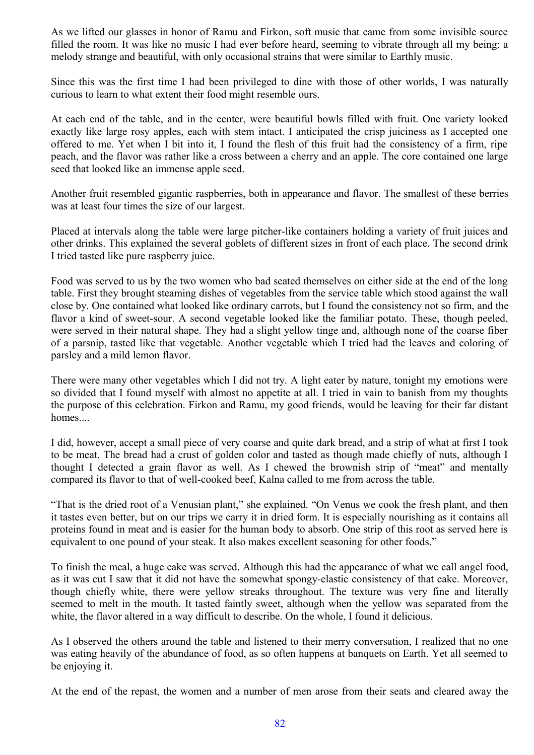As we lifted our glasses in honor of Ramu and Firkon, soft music that came from some invisible source filled the room. It was like no music I had ever before heard, seeming to vibrate through all my being; a melody strange and beautiful, with only occasional strains that were similar to Earthly music.

Since this was the first time I had been privileged to dine with those of other worlds, I was naturally curious to learn to what extent their food might resemble ours.

At each end of the table, and in the center, were beautiful bowls filled with fruit. One variety looked exactly like large rosy apples, each with stem intact. I anticipated the crisp juiciness as I accepted one offered to me. Yet when I bit into it, I found the flesh of this fruit had the consistency of a firm, ripe peach, and the flavor was rather like a cross between a cherry and an apple. The core contained one large seed that looked like an immense apple seed.

Another fruit resembled gigantic raspberries, both in appearance and flavor. The smallest of these berries was at least four times the size of our largest.

Placed at intervals along the table were large pitcher-like containers holding a variety of fruit juices and other drinks. This explained the several goblets of different sizes in front of each place. The second drink I tried tasted like pure raspberry juice.

Food was served to us by the two women who bad seated themselves on either side at the end of the long table. First they brought steaming dishes of vegetables from the service table which stood against the wall close by. One contained what looked like ordinary carrots, but I found the consistency not so firm, and the flavor a kind of sweet-sour. A second vegetable looked like the familiar potato. These, though peeled, were served in their natural shape. They had a slight yellow tinge and, although none of the coarse fiber of a parsnip, tasted like that vegetable. Another vegetable which I tried had the leaves and coloring of parsley and a mild lemon flavor.

There were many other vegetables which I did not try. A light eater by nature, tonight my emotions were so divided that I found myself with almost no appetite at all. I tried in vain to banish from my thoughts the purpose of this celebration. Firkon and Ramu, my good friends, would be leaving for their far distant homes....

I did, however, accept a small piece of very coarse and quite dark bread, and a strip of what at first I took to be meat. The bread had a crust of golden color and tasted as though made chiefly of nuts, although I thought I detected a grain flavor as well. As I chewed the brownish strip of "meat" and mentally compared its flavor to that of well-cooked beef, Kalna called to me from across the table.

"That is the dried root of a Venusian plant," she explained. "On Venus we cook the fresh plant, and then it tastes even better, but on our trips we carry it in dried form. It is especially nourishing as it contains all proteins found in meat and is easier for the human body to absorb. One strip of this root as served here is equivalent to one pound of your steak. It also makes excellent seasoning for other foods."

To finish the meal, a huge cake was served. Although this had the appearance of what we call angel food, as it was cut I saw that it did not have the somewhat spongy-elastic consistency of that cake. Moreover, though chiefly white, there were yellow streaks throughout. The texture was very fine and literally seemed to melt in the mouth. It tasted faintly sweet, although when the yellow was separated from the white, the flavor altered in a way difficult to describe. On the whole, I found it delicious.

As I observed the others around the table and listened to their merry conversation, I realized that no one was eating heavily of the abundance of food, as so often happens at banquets on Earth. Yet all seemed to be enjoying it.

At the end of the repast, the women and a number of men arose from their seats and cleared away the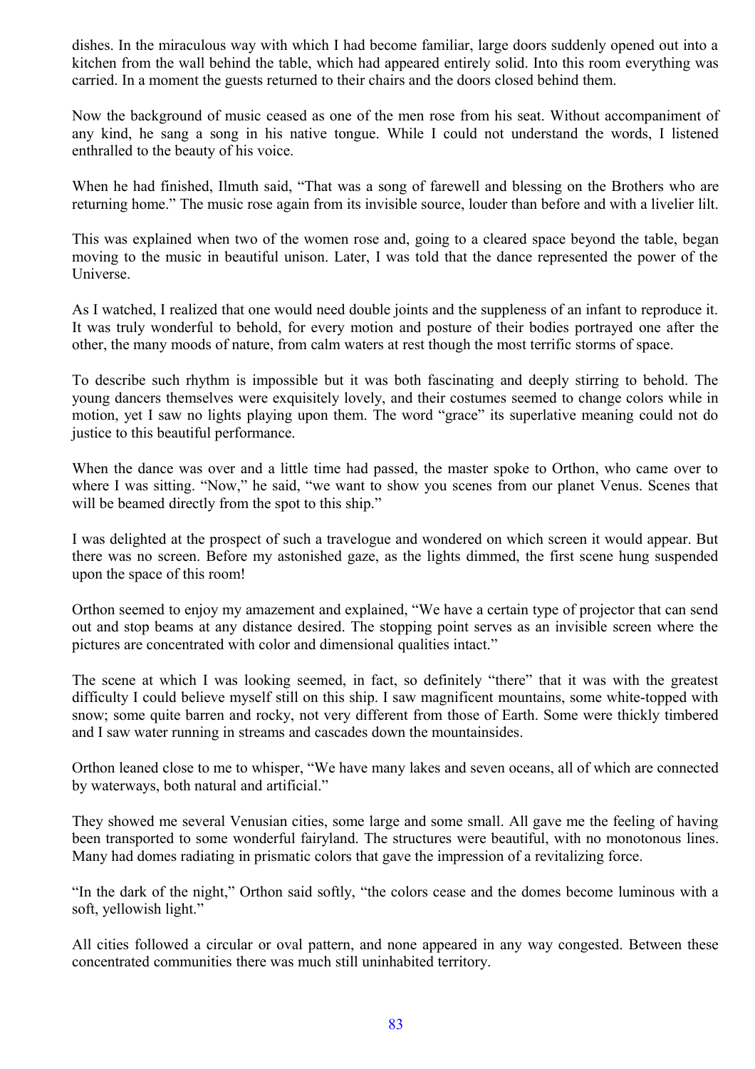dishes. In the miraculous way with which I had become familiar, large doors suddenly opened out into a kitchen from the wall behind the table, which had appeared entirely solid. Into this room everything was carried. In a moment the guests returned to their chairs and the doors closed behind them.

Now the background of music ceased as one of the men rose from his seat. Without accompaniment of any kind, he sang a song in his native tongue. While I could not understand the words, I listened enthralled to the beauty of his voice.

When he had finished, Ilmuth said, "That was a song of farewell and blessing on the Brothers who are returning home." The music rose again from its invisible source, louder than before and with a livelier lilt.

This was explained when two of the women rose and, going to a cleared space beyond the table, began moving to the music in beautiful unison. Later, I was told that the dance represented the power of the Universe.

As I watched, I realized that one would need double joints and the suppleness of an infant to reproduce it. It was truly wonderful to behold, for every motion and posture of their bodies portrayed one after the other, the many moods of nature, from calm waters at rest though the most terrific storms of space.

To describe such rhythm is impossible but it was both fascinating and deeply stirring to behold. The young dancers themselves were exquisitely lovely, and their costumes seemed to change colors while in motion, yet I saw no lights playing upon them. The word "grace" its superlative meaning could not do justice to this beautiful performance.

When the dance was over and a little time had passed, the master spoke to Orthon, who came over to where I was sitting. "Now," he said, "we want to show you scenes from our planet Venus. Scenes that will be beamed directly from the spot to this ship."

I was delighted at the prospect of such a travelogue and wondered on which screen it would appear. But there was no screen. Before my astonished gaze, as the lights dimmed, the first scene hung suspended upon the space of this room!

Orthon seemed to enjoy my amazement and explained, "We have a certain type of projector that can send out and stop beams at any distance desired. The stopping point serves as an invisible screen where the pictures are concentrated with color and dimensional qualities intact."

The scene at which I was looking seemed, in fact, so definitely "there" that it was with the greatest difficulty I could believe myself still on this ship. I saw magnificent mountains, some white-topped with snow; some quite barren and rocky, not very different from those of Earth. Some were thickly timbered and I saw water running in streams and cascades down the mountainsides.

Orthon leaned close to me to whisper, "We have many lakes and seven oceans, all of which are connected by waterways, both natural and artificial."

They showed me several Venusian cities, some large and some small. All gave me the feeling of having been transported to some wonderful fairyland. The structures were beautiful, with no monotonous lines. Many had domes radiating in prismatic colors that gave the impression of a revitalizing force.

"In the dark of the night," Orthon said softly, "the colors cease and the domes become luminous with a soft, yellowish light."

All cities followed a circular or oval pattern, and none appeared in any way congested. Between these concentrated communities there was much still uninhabited territory.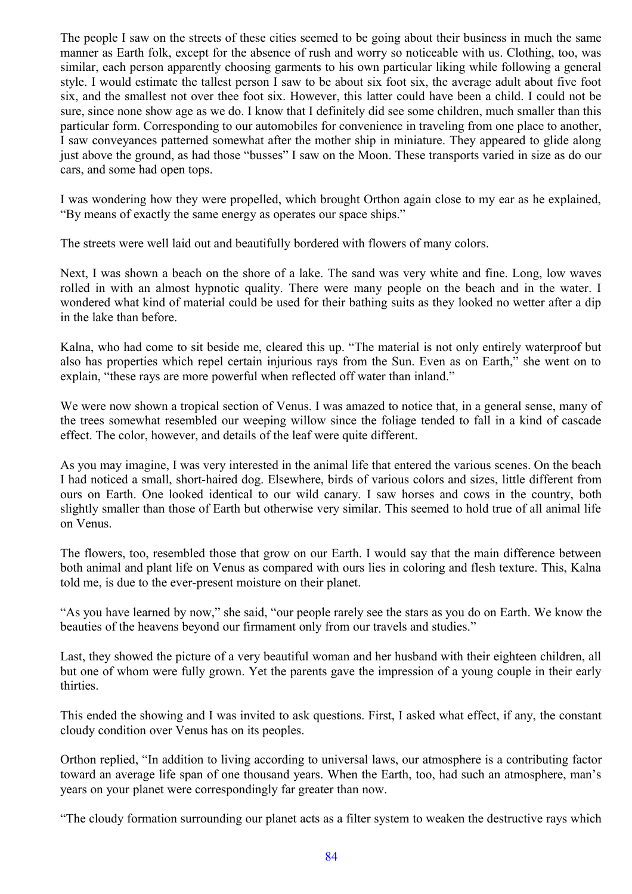The people I saw on the streets of these cities seemed to be going about their business in much the same manner as Earth folk, except for the absence of rush and worry so noticeable with us. Clothing, too, was similar, each person apparently choosing garments to his own particular liking while following a general style. I would estimate the tallest person I saw to be about six foot six, the average adult about five foot six, and the smallest not over thee foot six. However, this latter could have been a child. I could not be sure, since none show age as we do. I know that I definitely did see some children, much smaller than this particular form. Corresponding to our automobiles for convenience in traveling from one place to another, I saw conveyances patterned somewhat after the mother ship in miniature. They appeared to glide along just above the ground, as had those "busses" I saw on the Moon. These transports varied in size as do our cars, and some had open tops.

I was wondering how they were propelled, which brought Orthon again close to my ear as he explained, "By means of exactly the same energy as operates our space ships."

The streets were well laid out and beautifully bordered with flowers of many colors.

Next, I was shown a beach on the shore of a lake. The sand was very white and fine. Long, low waves rolled in with an almost hypnotic quality. There were many people on the beach and in the water. I wondered what kind of material could be used for their bathing suits as they looked no wetter after a dip in the lake than before.

Kalna, who had come to sit beside me, cleared this up. "The material is not only entirely waterproof but also has properties which repel certain injurious rays from the Sun. Even as on Earth," she went on to explain, "these rays are more powerful when reflected off water than inland."

We were now shown a tropical section of Venus. I was amazed to notice that, in a general sense, many of the trees somewhat resembled our weeping willow since the foliage tended to fall in a kind of cascade effect. The color, however, and details of the leaf were quite different.

As you may imagine, I was very interested in the animal life that entered the various scenes. On the beach I had noticed a small, short-haired dog. Elsewhere, birds of various colors and sizes, little different from ours on Earth. One looked identical to our wild canary. I saw horses and cows in the country, both slightly smaller than those of Earth but otherwise very similar. This seemed to hold true of all animal life on Venus.

The flowers, too, resembled those that grow on our Earth. I would say that the main difference between both animal and plant life on Venus as compared with ours lies in coloring and flesh texture. This, Kalna told me, is due to the ever-present moisture on their planet.

"As you have learned by now," she said, "our people rarely see the stars as you do on Earth. We know the beauties of the heavens beyond our firmament only from our travels and studies."

Last, they showed the picture of a very beautiful woman and her husband with their eighteen children, all but one of whom were fully grown. Yet the parents gave the impression of a young couple in their early thirties.

This ended the showing and I was invited to ask questions. First, I asked what effect, if any, the constant cloudy condition over Venus has on its peoples.

Orthon replied, "In addition to living according to universal laws, our atmosphere is a contributing factor toward an average life span of one thousand years. When the Earth, too, had such an atmosphere, man's years on your planet were correspondingly far greater than now.

"The cloudy formation surrounding our planet acts as a filter system to weaken the destructive rays which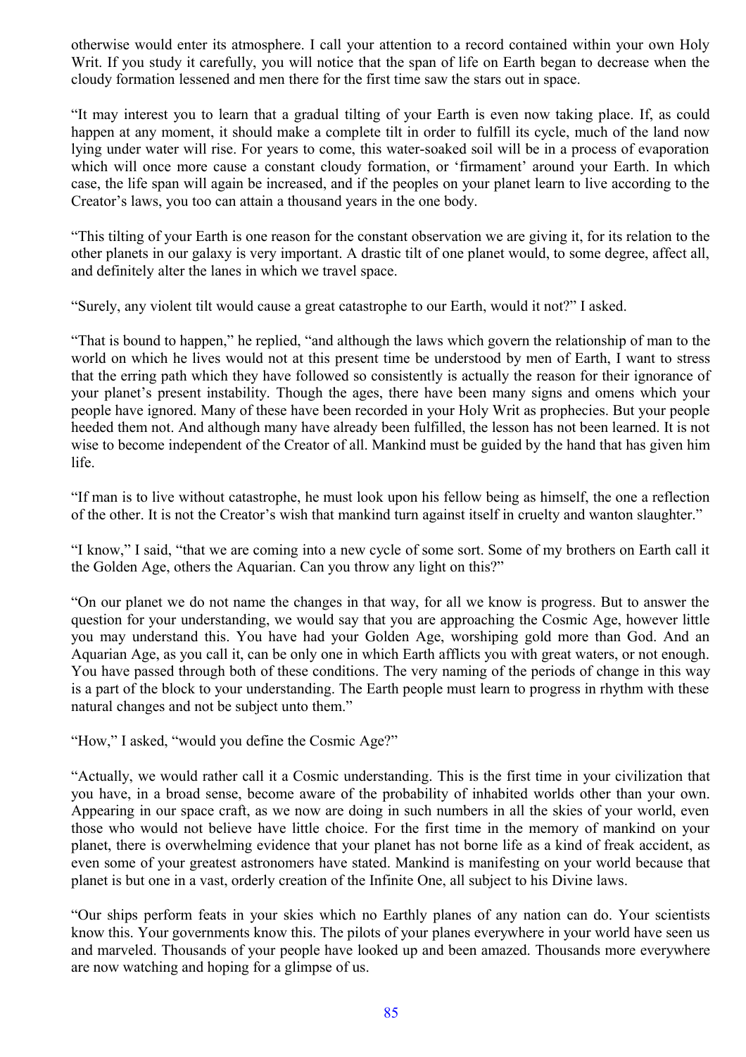otherwise would enter its atmosphere. I call your attention to a record contained within your own Holy Writ. If you study it carefully, you will notice that the span of life on Earth began to decrease when the cloudy formation lessened and men there for the first time saw the stars out in space.

"It may interest you to learn that a gradual tilting of your Earth is even now taking place. If, as could happen at any moment, it should make a complete tilt in order to fulfill its cycle, much of the land now lying under water will rise. For years to come, this water-soaked soil will be in a process of evaporation which will once more cause a constant cloudy formation, or 'firmament' around your Earth. In which case, the life span will again be increased, and if the peoples on your planet learn to live according to the Creator's laws, you too can attain a thousand years in the one body.

"This tilting of your Earth is one reason for the constant observation we are giving it, for its relation to the other planets in our galaxy is very important. A drastic tilt of one planet would, to some degree, affect all, and definitely alter the lanes in which we travel space.

"Surely, any violent tilt would cause a great catastrophe to our Earth, would it not?" I asked.

"That is bound to happen," he replied, "and although the laws which govern the relationship of man to the world on which he lives would not at this present time be understood by men of Earth, I want to stress that the erring path which they have followed so consistently is actually the reason for their ignorance of your planet's present instability. Though the ages, there have been many signs and omens which your people have ignored. Many of these have been recorded in your Holy Writ as prophecies. But your people heeded them not. And although many have already been fulfilled, the lesson has not been learned. It is not wise to become independent of the Creator of all. Mankind must be guided by the hand that has given him life.

"If man is to live without catastrophe, he must look upon his fellow being as himself, the one a reflection of the other. It is not the Creator's wish that mankind turn against itself in cruelty and wanton slaughter."

"I know," I said, "that we are coming into a new cycle of some sort. Some of my brothers on Earth call it the Golden Age, others the Aquarian. Can you throw any light on this?"

"On our planet we do not name the changes in that way, for all we know is progress. But to answer the question for your understanding, we would say that you are approaching the Cosmic Age, however little you may understand this. You have had your Golden Age, worshiping gold more than God. And an Aquarian Age, as you call it, can be only one in which Earth afflicts you with great waters, or not enough. You have passed through both of these conditions. The very naming of the periods of change in this way is a part of the block to your understanding. The Earth people must learn to progress in rhythm with these natural changes and not be subject unto them."

"How," I asked, "would you define the Cosmic Age?"

"Actually, we would rather call it a Cosmic understanding. This is the first time in your civilization that you have, in a broad sense, become aware of the probability of inhabited worlds other than your own. Appearing in our space craft, as we now are doing in such numbers in all the skies of your world, even those who would not believe have little choice. For the first time in the memory of mankind on your planet, there is overwhelming evidence that your planet has not borne life as a kind of freak accident, as even some of your greatest astronomers have stated. Mankind is manifesting on your world because that planet is but one in a vast, orderly creation of the Infinite One, all subject to his Divine laws.

"Our ships perform feats in your skies which no Earthly planes of any nation can do. Your scientists know this. Your governments know this. The pilots of your planes everywhere in your world have seen us and marveled. Thousands of your people have looked up and been amazed. Thousands more everywhere are now watching and hoping for a glimpse of us.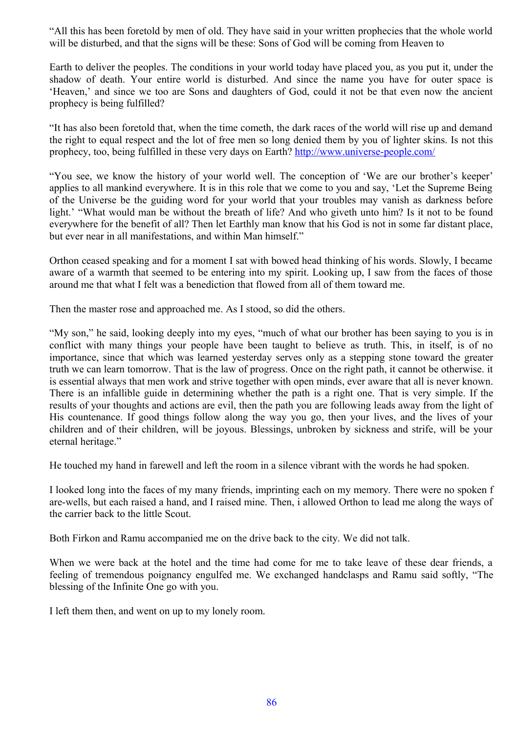"All this has been foretold by men of old. They have said in your written prophecies that the whole world will be disturbed, and that the signs will be these: Sons of God will be coming from Heaven to

Earth to deliver the peoples. The conditions in your world today have placed you, as you put it, under the shadow of death. Your entire world is disturbed. And since the name you have for outer space is 'Heaven,' and since we too are Sons and daughters of God, could it not be that even now the ancient prophecy is being fulfilled?

"It has also been foretold that, when the time cometh, the dark races of the world will rise up and demand the right to equal respect and the lot of free men so long denied them by you of lighter skins. Is not this prophecy, too, being fulfilled in these very days on Earth? http://www.universe-people.com/

"You see, we know the history of your world well. The conception of 'We are our brother's keeper' applies to all mankind everywhere. It is in this role that we come to you and say, 'Let the Supreme Being of the Universe be the guiding word for your world that your troubles may vanish as darkness before light.' "What would man be without the breath of life? And who giveth unto him? Is it not to be found everywhere for the benefit of all? Then let Earthly man know that his God is not in some far distant place, but ever near in all manifestations, and within Man himself."

Orthon ceased speaking and for a moment I sat with bowed head thinking of his words. Slowly, I became aware of a warmth that seemed to be entering into my spirit. Looking up, I saw from the faces of those around me that what I felt was a benediction that flowed from all of them toward me.

Then the master rose and approached me. As I stood, so did the others.

"My son," he said, looking deeply into my eyes, "much of what our brother has been saying to you is in conflict with many things your people have been taught to believe as truth. This, in itself, is of no importance, since that which was learned yesterday serves only as a stepping stone toward the greater truth we can learn tomorrow. That is the law of progress. Once on the right path, it cannot be otherwise. it is essential always that men work and strive together with open minds, ever aware that all is never known. There is an infallible guide in determining whether the path is a right one. That is very simple. If the results of your thoughts and actions are evil, then the path you are following leads away from the light of His countenance. If good things follow along the way you go, then your lives, and the lives of your children and of their children, will be joyous. Blessings, unbroken by sickness and strife, will be your eternal heritage."

He touched my hand in farewell and left the room in a silence vibrant with the words he had spoken.

I looked long into the faces of my many friends, imprinting each on my memory. There were no spoken f are-wells, but each raised a hand, and I raised mine. Then, i allowed Orthon to lead me along the ways of the carrier back to the little Scout.

Both Firkon and Ramu accompanied me on the drive back to the city. We did not talk.

When we were back at the hotel and the time had come for me to take leave of these dear friends, a feeling of tremendous poignancy engulfed me. We exchanged handclasps and Ramu said softly, "The blessing of the Infinite One go with you.

I left them then, and went on up to my lonely room.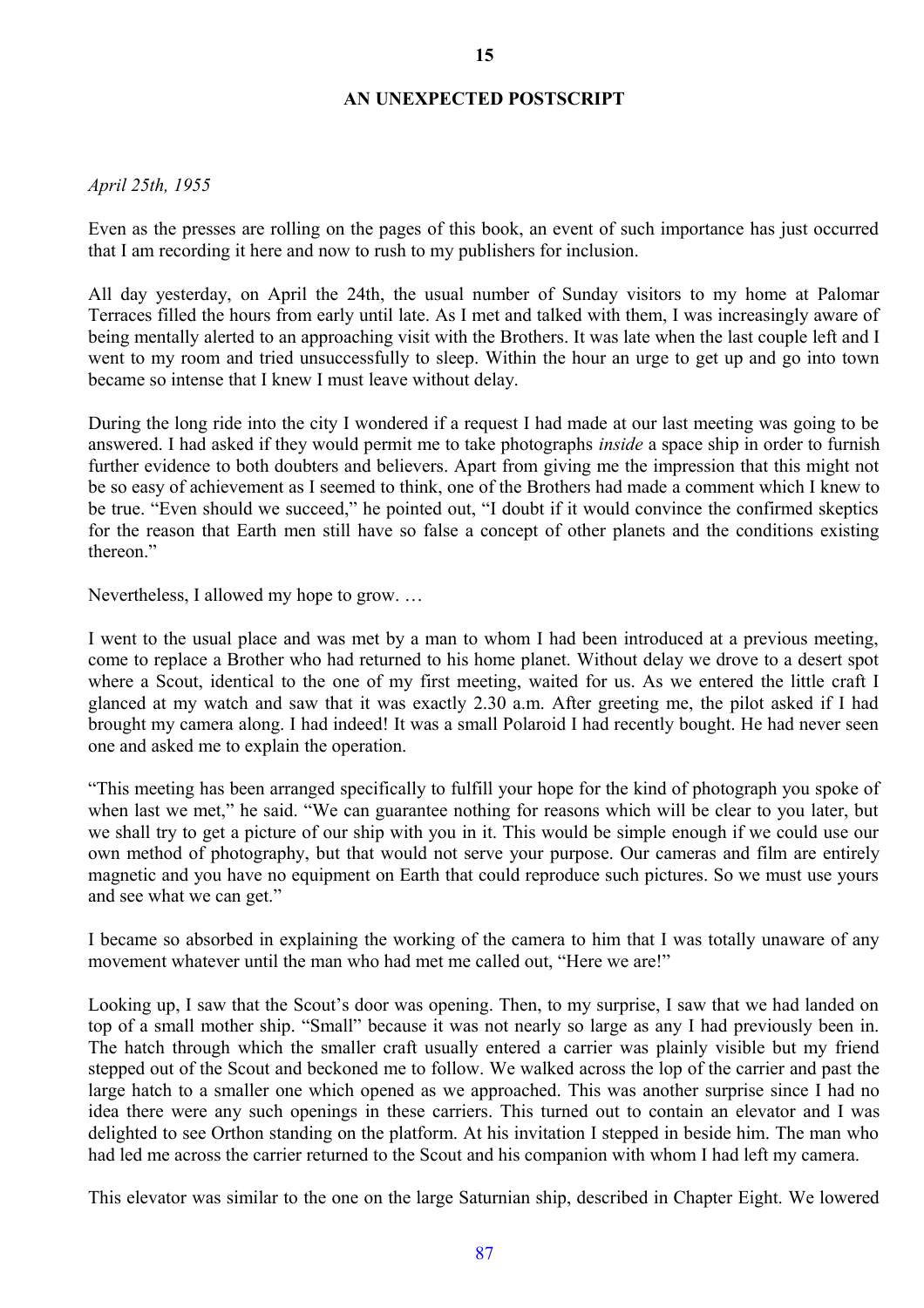# 15

## AN UNEXPECTED POSTSCRIPT

*April 25th, 1955*

Even as the presses are rolling on the pages of this book, an event of such importance has just occurred that I am recording it here and now to rush to my publishers for inclusion.

All day yesterday, on April the 24th, the usual number of Sunday visitors to my home at Palomar Terraces filled the hours from early until late. As I met and talked with them, I was increasingly aware of being mentally alerted to an approaching visit with the Brothers. It was late when the last couple left and I went to my room and tried unsuccessfully to sleep. Within the hour an urge to get up and go into town became so intense that I knew I must leave without delay.

During the long ride into the city I wondered if a request I had made at our last meeting was going to be answered. I had asked if they would permit me to take photographs *inside* a space ship in order to furnish further evidence to both doubters and believers. Apart from giving me the impression that this might not be so easy of achievement as I seemed to think, one of the Brothers had made a comment which I knew to be true. "Even should we succeed," he pointed out, "I doubt if it would convince the confirmed skeptics for the reason that Earth men still have so false a concept of other planets and the conditions existing thereon."

Nevertheless, I allowed my hope to grow. …

I went to the usual place and was met by a man to whom I had been introduced at a previous meeting, come to replace a Brother who had returned to his home planet. Without delay we drove to a desert spot where a Scout, identical to the one of my first meeting, waited for us. As we entered the little craft I glanced at my watch and saw that it was exactly 2.30 a.m. After greeting me, the pilot asked if I had brought my camera along. I had indeed! It was a small Polaroid I had recently bought. He had never seen one and asked me to explain the operation.

"This meeting has been arranged specifically to fulfill your hope for the kind of photograph you spoke of when last we met," he said. "We can guarantee nothing for reasons which will be clear to you later, but we shall try to get a picture of our ship with you in it. This would be simple enough if we could use our own method of photography, but that would not serve your purpose. Our cameras and film are entirely magnetic and you have no equipment on Earth that could reproduce such pictures. So we must use yours and see what we can get."

I became so absorbed in explaining the working of the camera to him that I was totally unaware of any movement whatever until the man who had met me called out, "Here we are!"

Looking up, I saw that the Scout's door was opening. Then, to my surprise, I saw that we had landed on top of a small mother ship. "Small" because it was not nearly so large as any I had previously been in. The hatch through which the smaller craft usually entered a carrier was plainly visible but my friend stepped out of the Scout and beckoned me to follow. We walked across the lop of the carrier and past the large hatch to a smaller one which opened as we approached. This was another surprise since I had no idea there were any such openings in these carriers. This turned out to contain an elevator and I was delighted to see Orthon standing on the platform. At his invitation I stepped in beside him. The man who had led me across the carrier returned to the Scout and his companion with whom I had left my camera.

This elevator was similar to the one on the large Saturnian ship, described in Chapter Eight. We lowered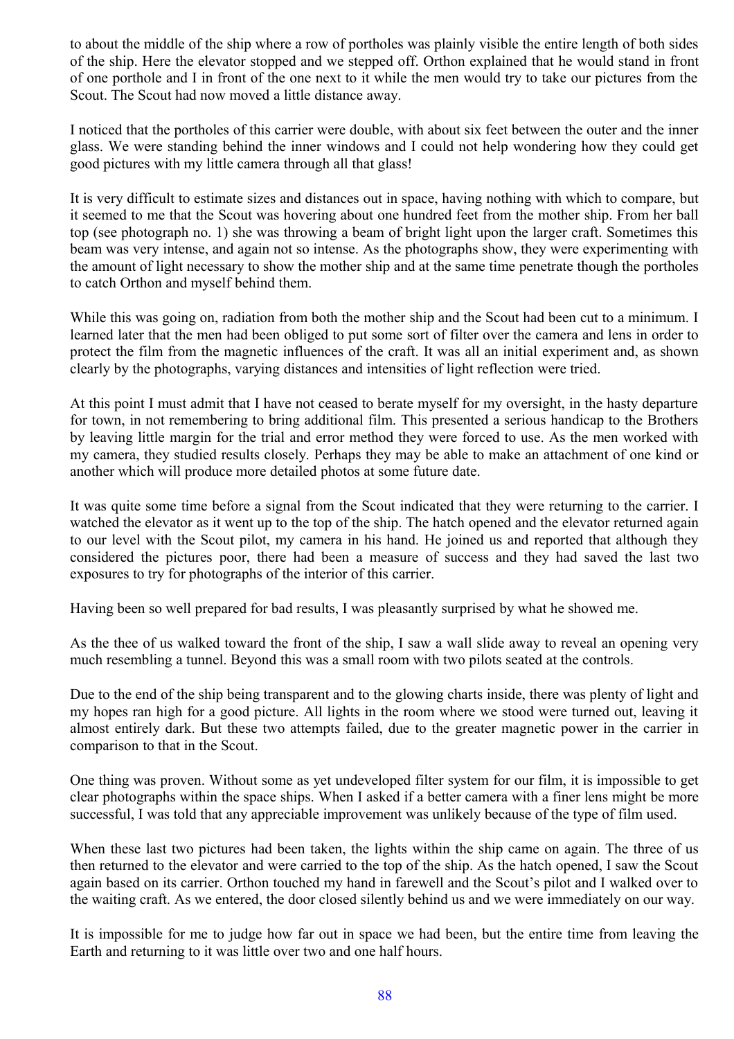to about the middle of the ship where a row of portholes was plainly visible the entire length of both sides of the ship. Here the elevator stopped and we stepped off. Orthon explained that he would stand in front of one porthole and I in front of the one next to it while the men would try to take our pictures from the Scout. The Scout had now moved a little distance away.

I noticed that the portholes of this carrier were double, with about six feet between the outer and the inner glass. We were standing behind the inner windows and I could not help wondering how they could get good pictures with my little camera through all that glass!

It is very difficult to estimate sizes and distances out in space, having nothing with which to compare, but it seemed to me that the Scout was hovering about one hundred feet from the mother ship. From her ball top (see photograph no. 1) she was throwing a beam of bright light upon the larger craft. Sometimes this beam was very intense, and again not so intense. As the photographs show, they were experimenting with the amount of light necessary to show the mother ship and at the same time penetrate though the portholes to catch Orthon and myself behind them.

While this was going on, radiation from both the mother ship and the Scout had been cut to a minimum. I learned later that the men had been obliged to put some sort of filter over the camera and lens in order to protect the film from the magnetic influences of the craft. It was all an initial experiment and, as shown clearly by the photographs, varying distances and intensities of light reflection were tried.

At this point I must admit that I have not ceased to berate myself for my oversight, in the hasty departure for town, in not remembering to bring additional film. This presented a serious handicap to the Brothers by leaving little margin for the trial and error method they were forced to use. As the men worked with my camera, they studied results closely. Perhaps they may be able to make an attachment of one kind or another which will produce more detailed photos at some future date.

It was quite some time before a signal from the Scout indicated that they were returning to the carrier. I watched the elevator as it went up to the top of the ship. The hatch opened and the elevator returned again to our level with the Scout pilot, my camera in his hand. He joined us and reported that although they considered the pictures poor, there had been a measure of success and they had saved the last two exposures to try for photographs of the interior of this carrier.

Having been so well prepared for bad results, I was pleasantly surprised by what he showed me.

As the thee of us walked toward the front of the ship, I saw a wall slide away to reveal an opening very much resembling a tunnel. Beyond this was a small room with two pilots seated at the controls.

Due to the end of the ship being transparent and to the glowing charts inside, there was plenty of light and my hopes ran high for a good picture. All lights in the room where we stood were turned out, leaving it almost entirely dark. But these two attempts failed, due to the greater magnetic power in the carrier in comparison to that in the Scout.

One thing was proven. Without some as yet undeveloped filter system for our film, it is impossible to get clear photographs within the space ships. When I asked if a better camera with a finer lens might be more successful, I was told that any appreciable improvement was unlikely because of the type of film used.

When these last two pictures had been taken, the lights within the ship came on again. The three of us then returned to the elevator and were carried to the top of the ship. As the hatch opened, I saw the Scout again based on its carrier. Orthon touched my hand in farewell and the Scout's pilot and I walked over to the waiting craft. As we entered, the door closed silently behind us and we were immediately on our way.

It is impossible for me to judge how far out in space we had been, but the entire time from leaving the Earth and returning to it was little over two and one half hours.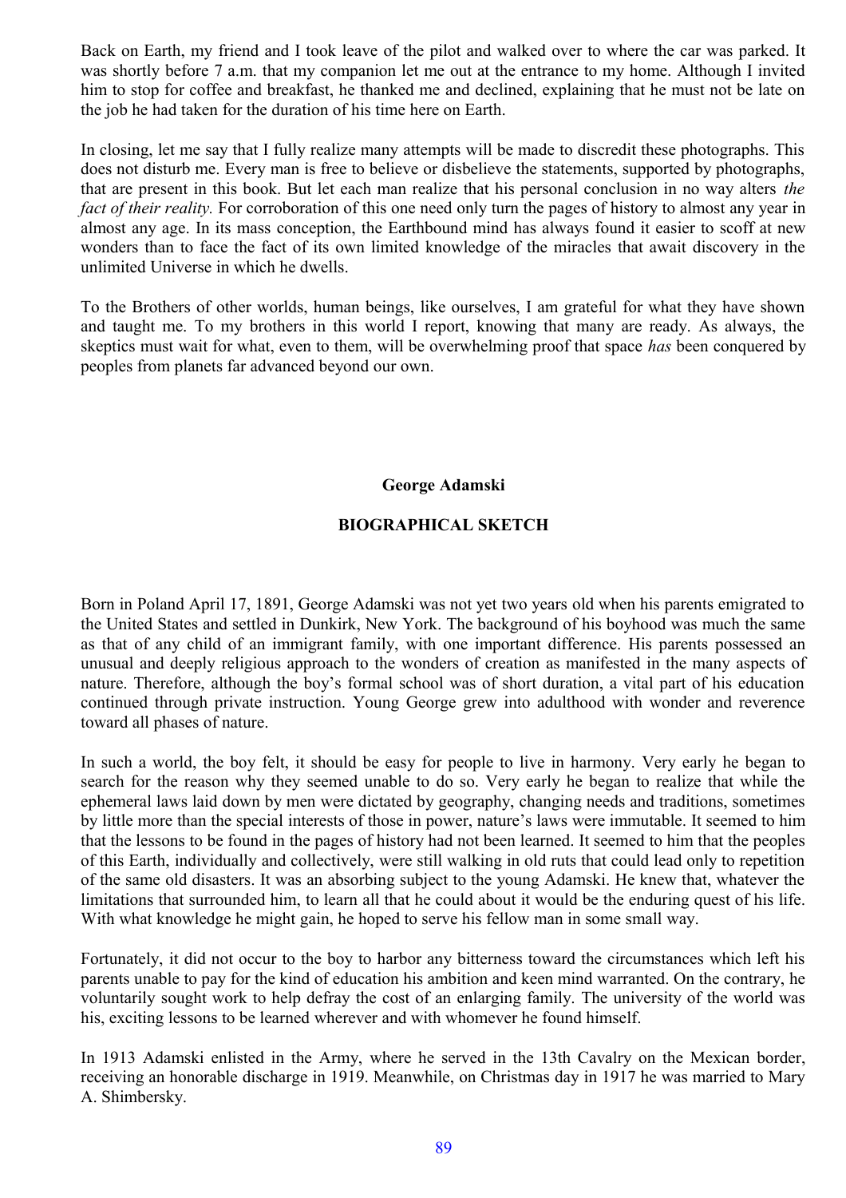Back on Earth, my friend and I took leave of the pilot and walked over to where the car was parked. It was shortly before 7 a.m. that my companion let me out at the entrance to my home. Although I invited him to stop for coffee and breakfast, he thanked me and declined, explaining that he must not be late on the job he had taken for the duration of his time here on Earth.

In closing, let me say that I fully realize many attempts will be made to discredit these photographs. This does not disturb me. Every man is free to believe or disbelieve the statements, supported by photographs, that are present in this book. But let each man realize that his personal conclusion in no way alters *the fact of their reality.* For corroboration of this one need only turn the pages of history to almost any year in almost any age. In its mass conception, the Earthbound mind has always found it easier to scoff at new wonders than to face the fact of its own limited knowledge of the miracles that await discovery in the unlimited Universe in which he dwells.

To the Brothers of other worlds, human beings, like ourselves, I am grateful for what they have shown and taught me. To my brothers in this world I report, knowing that many are ready. As always, the skeptics must wait for what, even to them, will be overwhelming proof that space *has* been conquered by peoples from planets far advanced beyond our own.

## George Adamski

## BIOGRAPHICAL SKETCH

Born in Poland April 17, 1891, George Adamski was not yet two years old when his parents emigrated to the United States and settled in Dunkirk, New York. The background of his boyhood was much the same as that of any child of an immigrant family, with one important difference. His parents possessed an unusual and deeply religious approach to the wonders of creation as manifested in the many aspects of nature. Therefore, although the boy's formal school was of short duration, a vital part of his education continued through private instruction. Young George grew into adulthood with wonder and reverence toward all phases of nature.

In such a world, the boy felt, it should be easy for people to live in harmony. Very early he began to search for the reason why they seemed unable to do so. Very early he began to realize that while the ephemeral laws laid down by men were dictated by geography, changing needs and traditions, sometimes by little more than the special interests of those in power, nature's laws were immutable. It seemed to him that the lessons to be found in the pages of history had not been learned. It seemed to him that the peoples of this Earth, individually and collectively, were still walking in old ruts that could lead only to repetition of the same old disasters. It was an absorbing subject to the young Adamski. He knew that, whatever the limitations that surrounded him, to learn all that he could about it would be the enduring quest of his life. With what knowledge he might gain, he hoped to serve his fellow man in some small way.

Fortunately, it did not occur to the boy to harbor any bitterness toward the circumstances which left his parents unable to pay for the kind of education his ambition and keen mind warranted. On the contrary, he voluntarily sought work to help defray the cost of an enlarging family. The university of the world was his, exciting lessons to be learned wherever and with whomever he found himself.

In 1913 Adamski enlisted in the Army, where he served in the 13th Cavalry on the Mexican border, receiving an honorable discharge in 1919. Meanwhile, on Christmas day in 1917 he was married to Mary A. Shimbersky.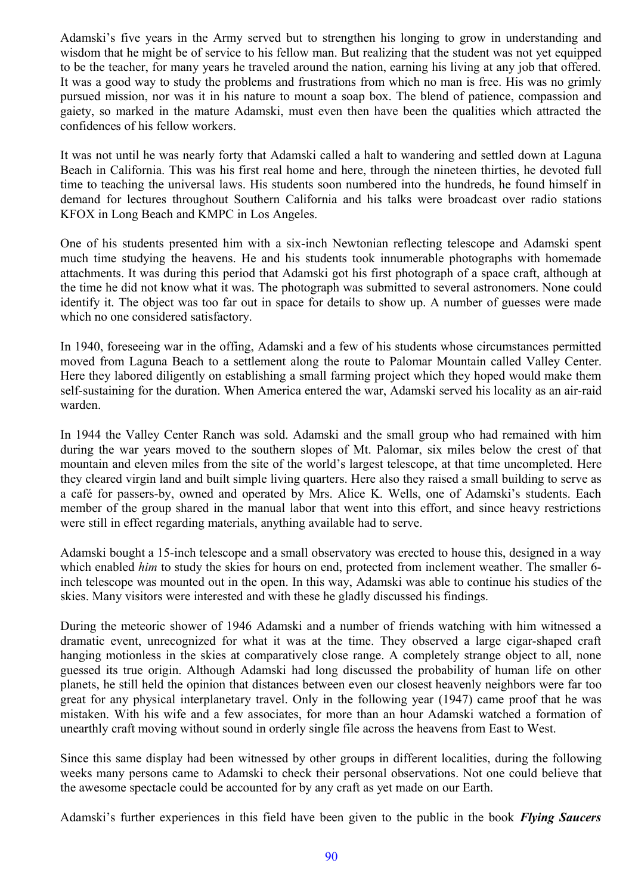Adamski's five years in the Army served but to strengthen his longing to grow in understanding and wisdom that he might be of service to his fellow man. But realizing that the student was not yet equipped to be the teacher, for many years he traveled around the nation, earning his living at any job that offered. It was a good way to study the problems and frustrations from which no man is free. His was no grimly pursued mission, nor was it in his nature to mount a soap box. The blend of patience, compassion and gaiety, so marked in the mature Adamski, must even then have been the qualities which attracted the confidences of his fellow workers.

It was not until he was nearly forty that Adamski called a halt to wandering and settled down at Laguna Beach in California. This was his first real home and here, through the nineteen thirties, he devoted full time to teaching the universal laws. His students soon numbered into the hundreds, he found himself in demand for lectures throughout Southern California and his talks were broadcast over radio stations KFOX in Long Beach and KMPC in Los Angeles.

One of his students presented him with a six-inch Newtonian reflecting telescope and Adamski spent much time studying the heavens. He and his students took innumerable photographs with homemade attachments. It was during this period that Adamski got his first photograph of a space craft, although at the time he did not know what it was. The photograph was submitted to several astronomers. None could identify it. The object was too far out in space for details to show up. A number of guesses were made which no one considered satisfactory.

In 1940, foreseeing war in the offing, Adamski and a few of his students whose circumstances permitted moved from Laguna Beach to a settlement along the route to Palomar Mountain called Valley Center. Here they labored diligently on establishing a small farming project which they hoped would make them self-sustaining for the duration. When America entered the war, Adamski served his locality as an air-raid warden.

In 1944 the Valley Center Ranch was sold. Adamski and the small group who had remained with him during the war years moved to the southern slopes of Mt. Palomar, six miles below the crest of that mountain and eleven miles from the site of the world's largest telescope, at that time uncompleted. Here they cleared virgin land and built simple living quarters. Here also they raised a small building to serve as a café for passers-by, owned and operated by Mrs. Alice K. Wells, one of Adamski's students. Each member of the group shared in the manual labor that went into this effort, and since heavy restrictions were still in effect regarding materials, anything available had to serve.

Adamski bought a 15-inch telescope and a small observatory was erected to house this, designed in a way which enabled *him* to study the skies for hours on end, protected from inclement weather. The smaller 6-inch telescope was mounted out in the open. In this way, Adamski was able to continue his studies of the skies. Many visitors were interested and with these he gladly discussed his findings.

During the meteoric shower of 1946 Adamski and a number of friends watching with him witnessed a dramatic event, unrecognized for what it was at the time. They observed a large cigar-shaped craft hanging motionless in the skies at comparatively close range. A completely strange object to all, none guessed its true origin. Although Adamski had long discussed the probability of human life on other planets, he still held the opinion that distances between even our closest heavenly neighbors were far too great for any physical interplanetary travel. Only in the following year (1947) came proof that he was mistaken. With his wife and a few associates, for more than an hour Adamski watched a formation of unearthly craft moving without sound in orderly single file across the heavens from East to West.

Since this same display had been witnessed by other groups in different localities, during the following weeks many persons came to Adamski to check their personal observations. Not one could believe that the awesome spectacle could be accounted for by any craft as yet made on our Earth.

Adamski's further experiences in this field have been given to the public in the book ***Flying Saucers***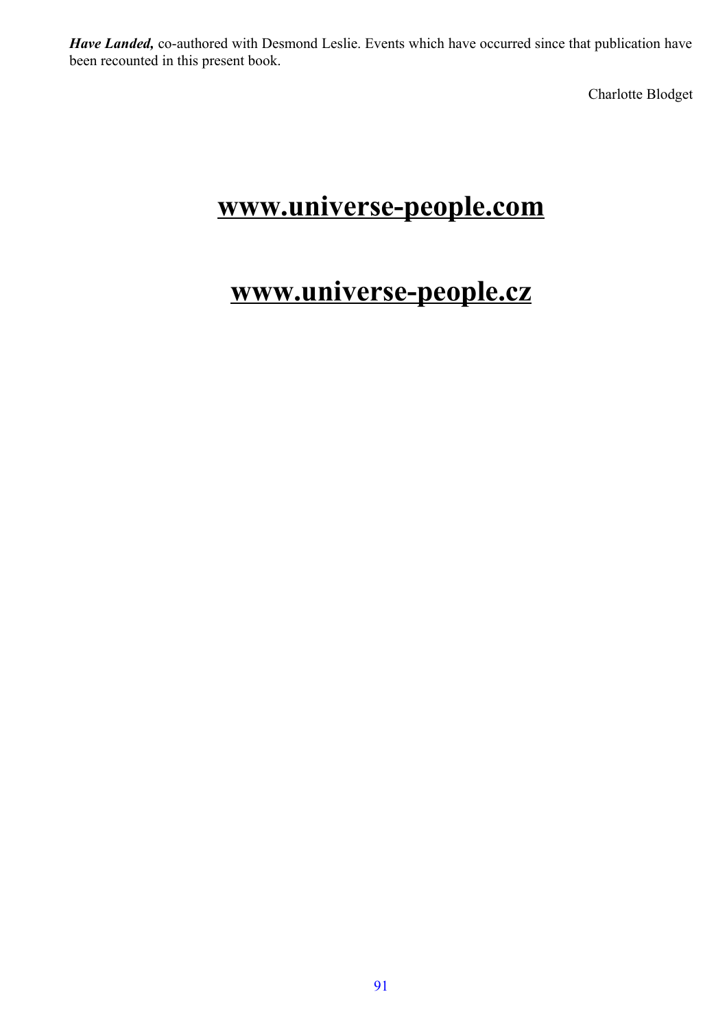***Have Landed,*** co-authored with Desmond Leslie. Events which have occurred since that publication have been recounted in this present book.

Charlotte Blodget

# www.universe-people.com

# www.universe-people.cz